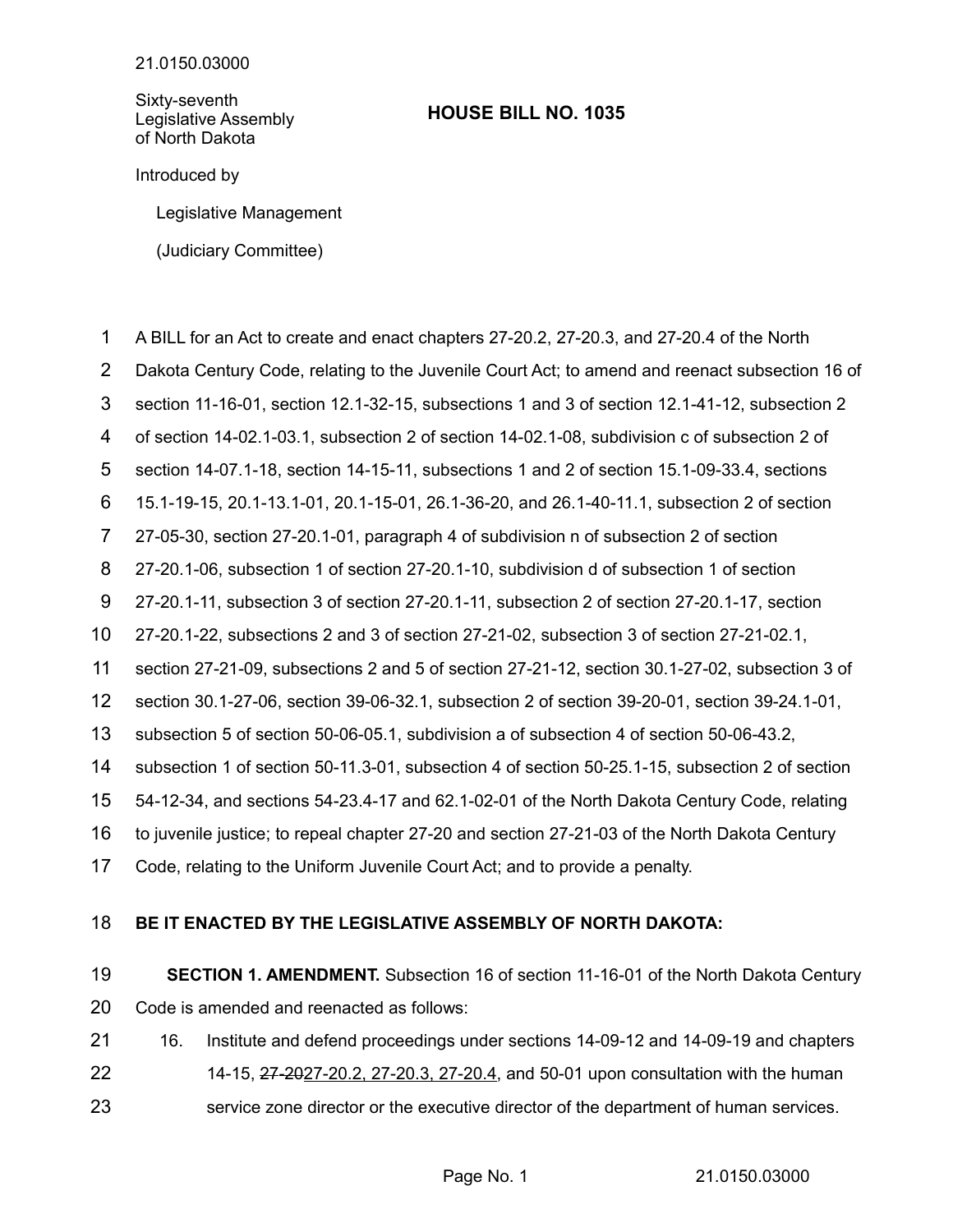21.0150.03000

Sixty-seventh Legislative Assembly of North Dakota

# HOUSE BILL NO. 1035

Introduced by

Legislative Management

(Judiciary Committee)

A BILL for an Act to create and enact chapters 27-20.2, 27-20.3, and 27-20.4 of the North Dakota Century Code, relating to the Juvenile Court Act; to amend and reenact subsection 16 of section 11-16-01, section 12.1-32-15, subsections 1 and 3 of section 12.1-41-12, subsection 2 of section 14-02.1-03.1, subsection 2 of section 14-02.1-08, subdivision c of subsection 2 of section 14-07.1-18, section 14-15-11, subsections 1 and 2 of section 15.1-09-33.4, sections 15.1-19-15, 20.1-13.1-01, 20.1-15-01, 26.1-36-20, and 26.1-40-11.1, subsection 2 of section 27-05-30, section 27-20.1-01, paragraph 4 of subdivision n of subsection 2 of section 27-20.1-06, subsection 1 of section 27-20.1-10, subdivision d of subsection 1 of section 27-20.1-11, subsection 3 of section 27-20.1-11, subsection 2 of section 27-20.1-17, section 27-20.1-22, subsections 2 and 3 of section 27-21-02, subsection 3 of section 27-21-02.1, section 27-21-09, subsections 2 and 5 of section 27-21-12, section 30.1-27-02, subsection 3 of section 30.1-27-06, section 39-06-32.1, subsection 2 of section 39-20-01, section 39-24.1-01, subsection 5 of section 50-06-05.1, subdivision a of subsection 4 of section 50-06-43.2, subsection 1 of section 50-11.3-01, subsection 4 of section 50-25.1-15, subsection 2 of section 54-12-34, and sections 54-23.4-17 and 62.1-02-01 of the North Dakota Century Code, relating to juvenile justice; to repeal chapter 27-20 and section 27-21-03 of the North Dakota Century Code, relating to the Uniform Juvenile Court Act; and to provide a penalty.

**BE IT ENACTED BY THE LEGISLATIVE ASSEMBLY OF NORTH DAKOTA:**

**SECTION 1. AMENDMENT.** Subsection 16 of section 11-16-01 of the North Dakota Century Code is amended and reenacted as follows:

16. Institute and defend proceedings under sections 14-09-12 and 14-09-19 and chapters 14-15, ~~27-20~~27-20.2, 27-20.3, 27-20.4, and 50-01 upon consultation with the human service zone director or the executive director of the department of human services.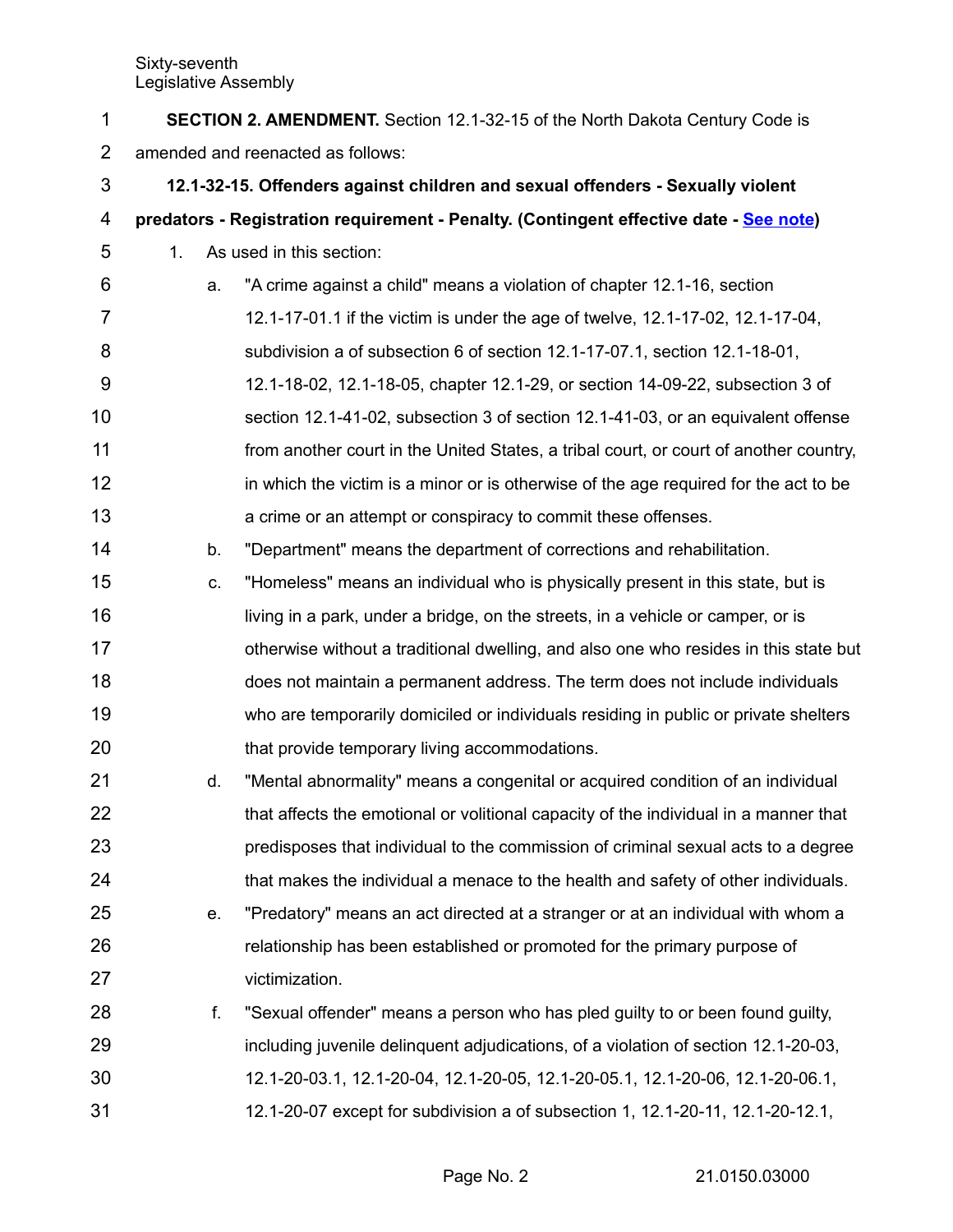**SECTION 2. AMENDMENT.** Section 12.1-32-15 of the North Dakota Century Code is amended and reenacted as follows:

**12.1-32-15. Offenders against children and sexual offenders - Sexually violent predators - Registration requirement - Penalty. (Contingent effective date - See note)**

1. As used in this section:

   a. "A crime against a child" means a violation of chapter 12.1-16, section 12.1-17-01.1 if the victim is under the age of twelve, 12.1-17-02, 12.1-17-04, subdivision a of subsection 6 of section 12.1-17-07.1, section 12.1-18-01, 12.1-18-02, 12.1-18-05, chapter 12.1-29, or section 14-09-22, subsection 3 of section 12.1-41-02, subsection 3 of section 12.1-41-03, or an equivalent offense from another court in the United States, a tribal court, or court of another country, in which the victim is a minor or is otherwise of the age required for the act to be a crime or an attempt or conspiracy to commit these offenses.

   b. "Department" means the department of corrections and rehabilitation.

   c. "Homeless" means an individual who is physically present in this state, but is living in a park, under a bridge, on the streets, in a vehicle or camper, or is otherwise without a traditional dwelling, and also one who resides in this state but does not maintain a permanent address. The term does not include individuals who are temporarily domiciled or individuals residing in public or private shelters that provide temporary living accommodations.

   d. "Mental abnormality" means a congenital or acquired condition of an individual that affects the emotional or volitional capacity of the individual in a manner that predisposes that individual to the commission of criminal sexual acts to a degree that makes the individual a menace to the health and safety of other individuals.

   e. "Predatory" means an act directed at a stranger or at an individual with whom a relationship has been established or promoted for the primary purpose of victimization.

   f. "Sexual offender" means a person who has pled guilty to or been found guilty, including juvenile delinquent adjudications, of a violation of section 12.1-20-03, 12.1-20-03.1, 12.1-20-04, 12.1-20-05, 12.1-20-05.1, 12.1-20-06, 12.1-20-06.1, 12.1-20-07 except for subdivision a of subsection 1, 12.1-20-11, 12.1-20-12.1,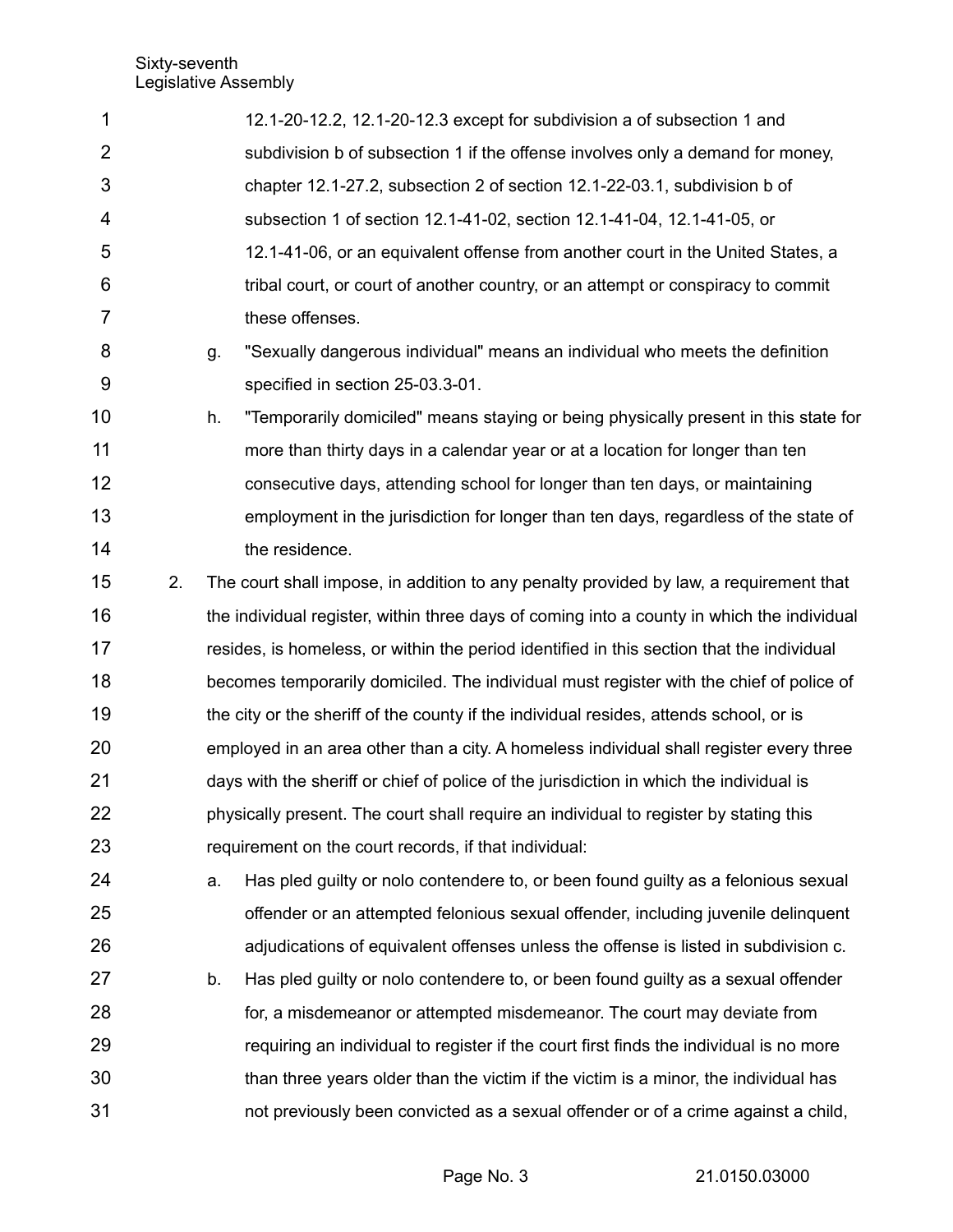12.1-20-12.2, 12.1-20-12.3 except for subdivision a of subsection 1 and subdivision b of subsection 1 if the offense involves only a demand for money, chapter 12.1-27.2, subsection 2 of section 12.1-22-03.1, subdivision b of subsection 1 of section 12.1-41-02, section 12.1-41-04, 12.1-41-05, or 12.1-41-06, or an equivalent offense from another court in the United States, a tribal court, or court of another country, or an attempt or conspiracy to commit these offenses.

g. "Sexually dangerous individual" means an individual who meets the definition specified in section 25-03.3-01.

h. "Temporarily domiciled" means staying or being physically present in this state for more than thirty days in a calendar year or at a location for longer than ten consecutive days, attending school for longer than ten days, or maintaining employment in the jurisdiction for longer than ten days, regardless of the state of the residence.

2. The court shall impose, in addition to any penalty provided by law, a requirement that the individual register, within three days of coming into a county in which the individual resides, is homeless, or within the period identified in this section that the individual becomes temporarily domiciled. The individual must register with the chief of police of the city or the sheriff of the county if the individual resides, attends school, or is employed in an area other than a city. A homeless individual shall register every three days with the sheriff or chief of police of the jurisdiction in which the individual is physically present. The court shall require an individual to register by stating this requirement on the court records, if that individual:

   a. Has pled guilty or nolo contendere to, or been found guilty as a felonious sexual offender or an attempted felonious sexual offender, including juvenile delinquent adjudications of equivalent offenses unless the offense is listed in subdivision c.

   b. Has pled guilty or nolo contendere to, or been found guilty as a sexual offender for, a misdemeanor or attempted misdemeanor. The court may deviate from requiring an individual to register if the court first finds the individual is no more than three years older than the victim if the victim is a minor, the individual has not previously been convicted as a sexual offender or of a crime against a child,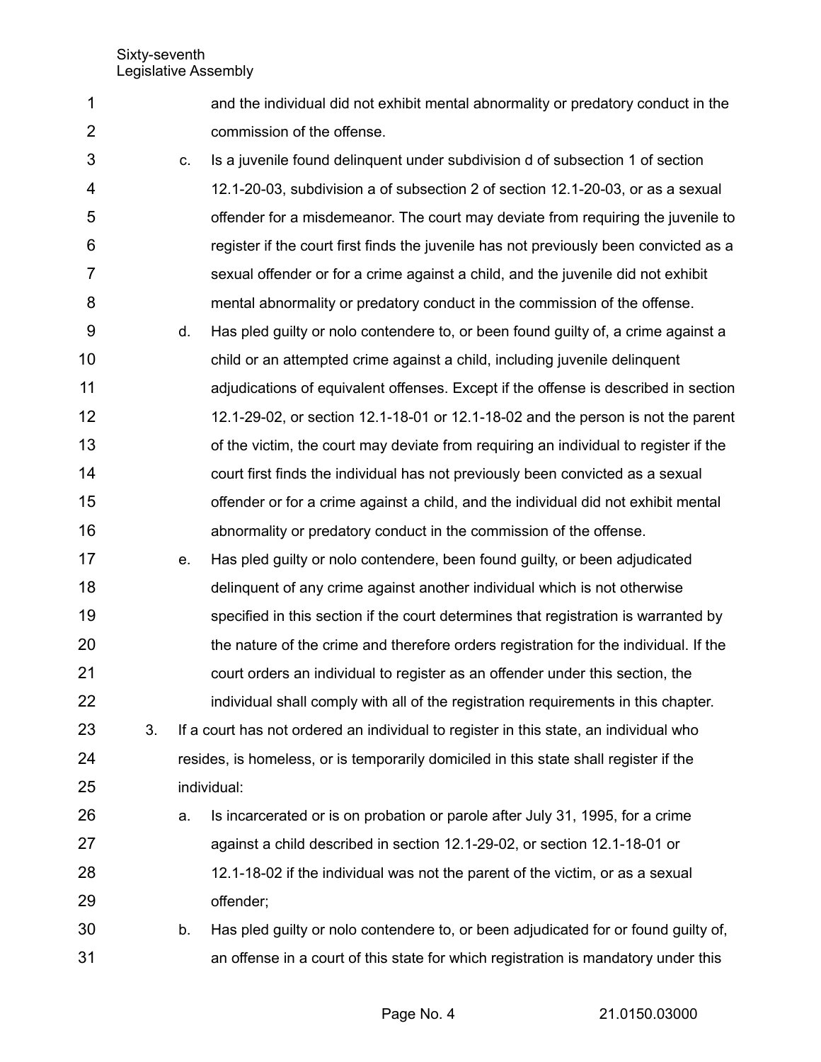and the individual did not exhibit mental abnormality or predatory conduct in the commission of the offense.

c. Is a juvenile found delinquent under subdivision d of subsection 1 of section 12.1-20-03, subdivision a of subsection 2 of section 12.1-20-03, or as a sexual offender for a misdemeanor. The court may deviate from requiring the juvenile to register if the court first finds the juvenile has not previously been convicted as a sexual offender or for a crime against a child, and the juvenile did not exhibit mental abnormality or predatory conduct in the commission of the offense.

d. Has pled guilty or nolo contendere to, or been found guilty of, a crime against a child or an attempted crime against a child, including juvenile delinquent adjudications of equivalent offenses. Except if the offense is described in section 12.1-29-02, or section 12.1-18-01 or 12.1-18-02 and the person is not the parent of the victim, the court may deviate from requiring an individual to register if the court first finds the individual has not previously been convicted as a sexual offender or for a crime against a child, and the individual did not exhibit mental abnormality or predatory conduct in the commission of the offense.

e. Has pled guilty or nolo contendere, been found guilty, or been adjudicated delinquent of any crime against another individual which is not otherwise specified in this section if the court determines that registration is warranted by the nature of the crime and therefore orders registration for the individual. If the court orders an individual to register as an offender under this section, the individual shall comply with all of the registration requirements in this chapter.

3. If a court has not ordered an individual to register in this state, an individual who resides, is homeless, or is temporarily domiciled in this state shall register if the individual:

a. Is incarcerated or is on probation or parole after July 31, 1995, for a crime against a child described in section 12.1-29-02, or section 12.1-18-01 or 12.1-18-02 if the individual was not the parent of the victim, or as a sexual offender;

b. Has pled guilty or nolo contendere to, or been adjudicated for or found guilty of, an offense in a court of this state for which registration is mandatory under this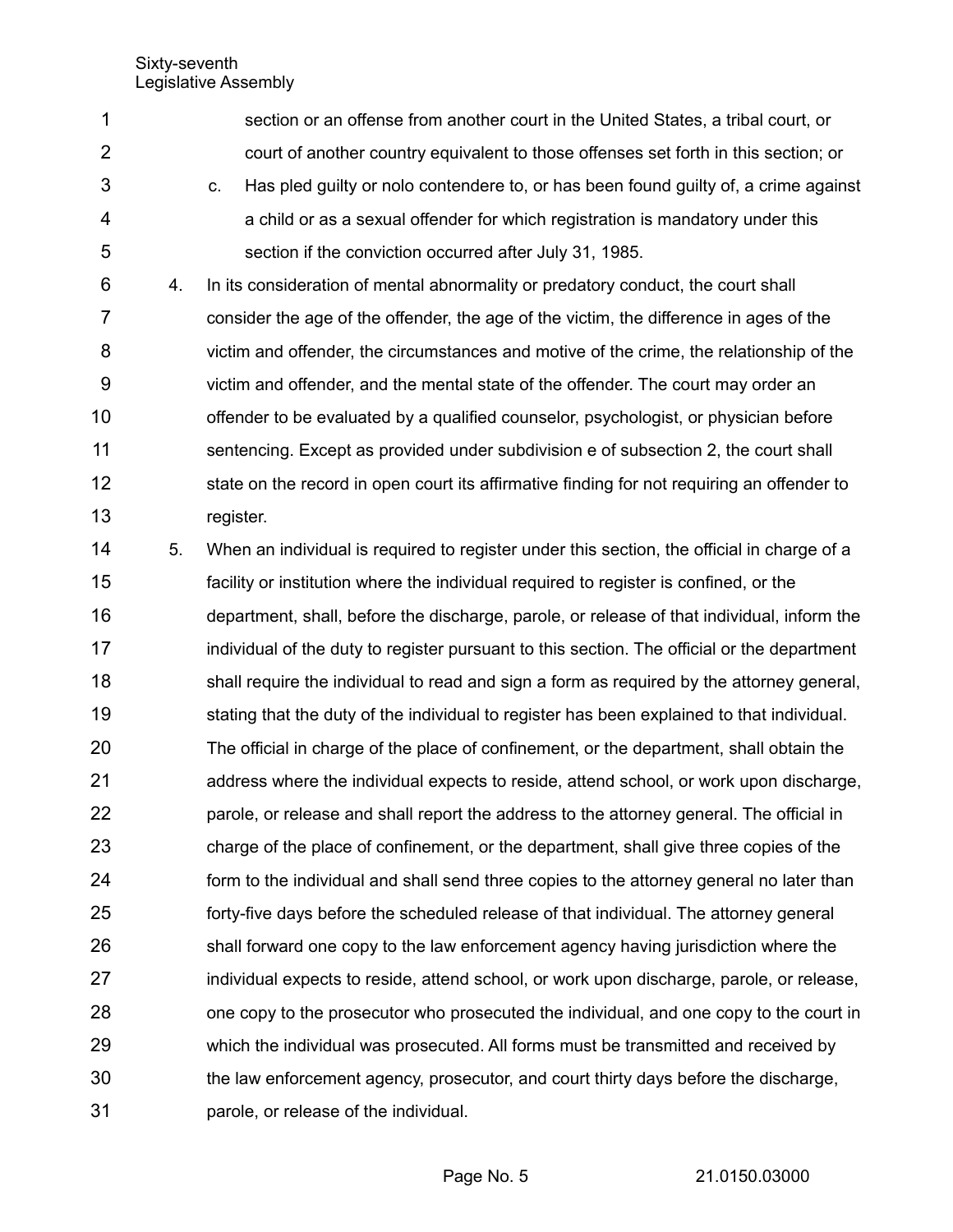section or an offense from another court in the United States, a tribal court, or court of another country equivalent to those offenses set forth in this section; or

c. Has pled guilty or nolo contendere to, or has been found guilty of, a crime against a child or as a sexual offender for which registration is mandatory under this section if the conviction occurred after July 31, 1985.

4. In its consideration of mental abnormality or predatory conduct, the court shall consider the age of the offender, the age of the victim, the difference in ages of the victim and offender, the circumstances and motive of the crime, the relationship of the victim and offender, and the mental state of the offender. The court may order an offender to be evaluated by a qualified counselor, psychologist, or physician before sentencing. Except as provided under subdivision e of subsection 2, the court shall state on the record in open court its affirmative finding for not requiring an offender to register.

5. When an individual is required to register under this section, the official in charge of a facility or institution where the individual required to register is confined, or the department, shall, before the discharge, parole, or release of that individual, inform the individual of the duty to register pursuant to this section. The official or the department shall require the individual to read and sign a form as required by the attorney general, stating that the duty of the individual to register has been explained to that individual. The official in charge of the place of confinement, or the department, shall obtain the address where the individual expects to reside, attend school, or work upon discharge, parole, or release and shall report the address to the attorney general. The official in charge of the place of confinement, or the department, shall give three copies of the form to the individual and shall send three copies to the attorney general no later than forty-five days before the scheduled release of that individual. The attorney general shall forward one copy to the law enforcement agency having jurisdiction where the individual expects to reside, attend school, or work upon discharge, parole, or release, one copy to the prosecutor who prosecuted the individual, and one copy to the court in which the individual was prosecuted. All forms must be transmitted and received by the law enforcement agency, prosecutor, and court thirty days before the discharge, parole, or release of the individual.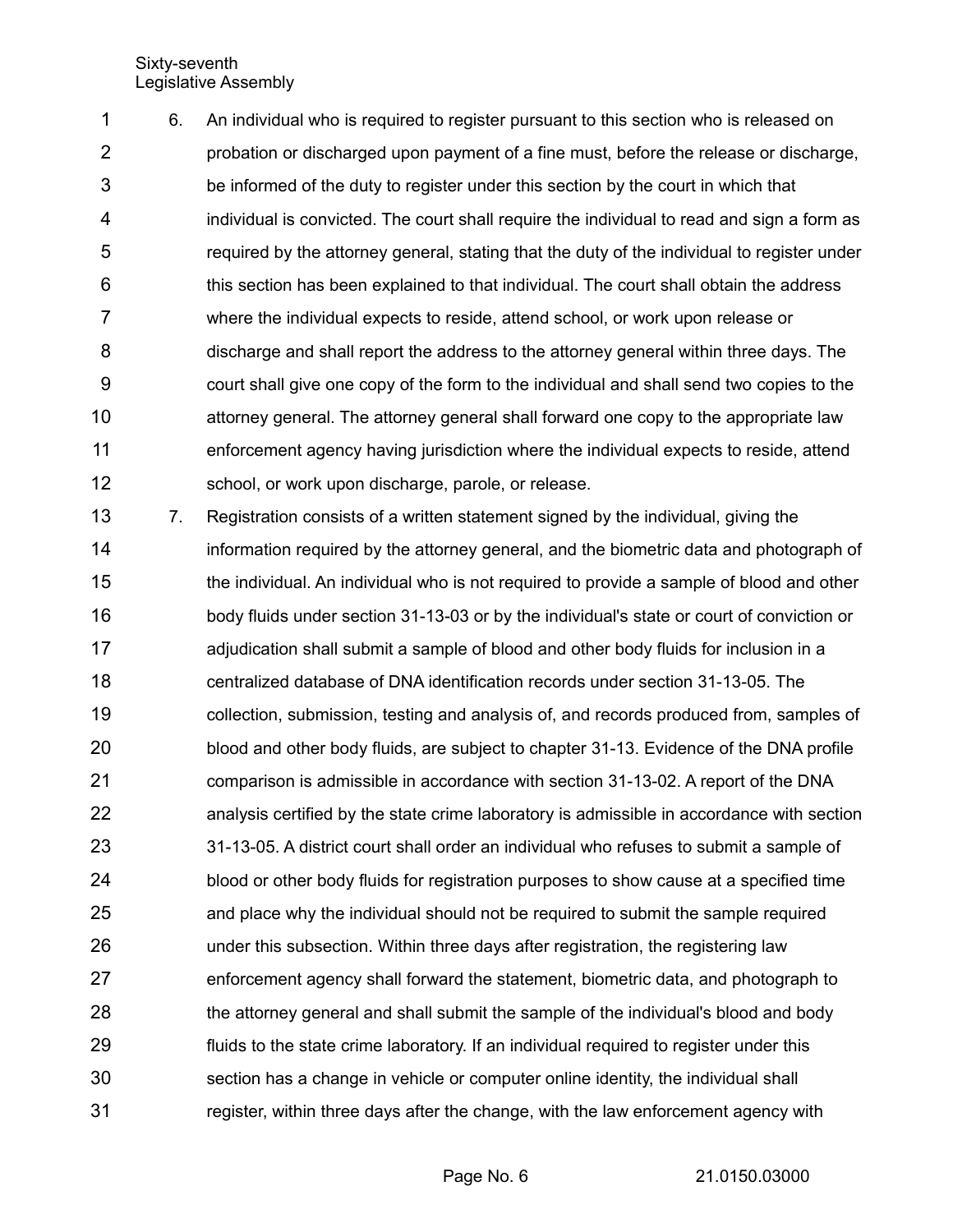6. An individual who is required to register pursuant to this section who is released on probation or discharged upon payment of a fine must, before the release or discharge, be informed of the duty to register under this section by the court in which that individual is convicted. The court shall require the individual to read and sign a form as required by the attorney general, stating that the duty of the individual to register under this section has been explained to that individual. The court shall obtain the address where the individual expects to reside, attend school, or work upon release or discharge and shall report the address to the attorney general within three days. The court shall give one copy of the form to the individual and shall send two copies to the attorney general. The attorney general shall forward one copy to the appropriate law enforcement agency having jurisdiction where the individual expects to reside, attend school, or work upon discharge, parole, or release.

7. Registration consists of a written statement signed by the individual, giving the information required by the attorney general, and the biometric data and photograph of the individual. An individual who is not required to provide a sample of blood and other body fluids under section 31-13-03 or by the individual's state or court of conviction or adjudication shall submit a sample of blood and other body fluids for inclusion in a centralized database of DNA identification records under section 31-13-05. The collection, submission, testing and analysis of, and records produced from, samples of blood and other body fluids, are subject to chapter 31-13. Evidence of the DNA profile comparison is admissible in accordance with section 31-13-02. A report of the DNA analysis certified by the state crime laboratory is admissible in accordance with section 31-13-05. A district court shall order an individual who refuses to submit a sample of blood or other body fluids for registration purposes to show cause at a specified time and place why the individual should not be required to submit the sample required under this subsection. Within three days after registration, the registering law enforcement agency shall forward the statement, biometric data, and photograph to the attorney general and shall submit the sample of the individual's blood and body fluids to the state crime laboratory. If an individual required to register under this section has a change in vehicle or computer online identity, the individual shall register, within three days after the change, with the law enforcement agency with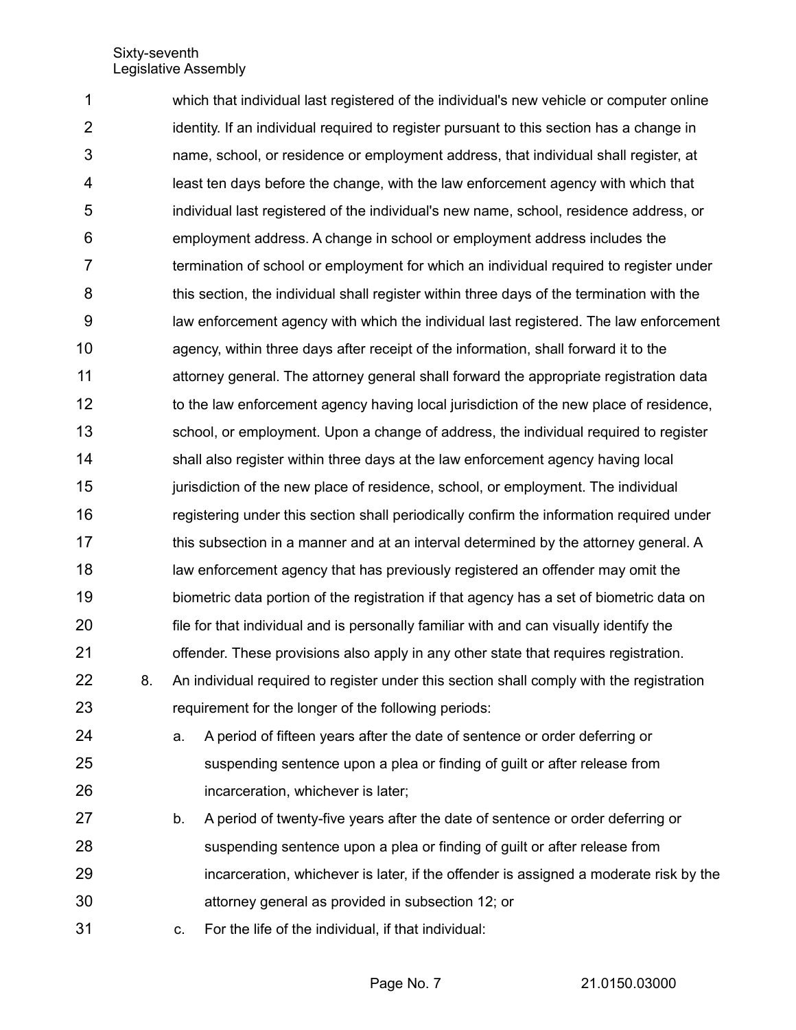which that individual last registered of the individual's new vehicle or computer online identity. If an individual required to register pursuant to this section has a change in name, school, or residence or employment address, that individual shall register, at least ten days before the change, with the law enforcement agency with which that individual last registered of the individual's new name, school, residence address, or employment address. A change in school or employment address includes the termination of school or employment for which an individual required to register under this section, the individual shall register within three days of the termination with the law enforcement agency with which the individual last registered. The law enforcement agency, within three days after receipt of the information, shall forward it to the attorney general. The attorney general shall forward the appropriate registration data to the law enforcement agency having local jurisdiction of the new place of residence, school, or employment. Upon a change of address, the individual required to register shall also register within three days at the law enforcement agency having local jurisdiction of the new place of residence, school, or employment. The individual registering under this section shall periodically confirm the information required under this subsection in a manner and at an interval determined by the attorney general. A law enforcement agency that has previously registered an offender may omit the biometric data portion of the registration if that agency has a set of biometric data on file for that individual and is personally familiar with and can visually identify the offender. These provisions also apply in any other state that requires registration.

8. An individual required to register under this section shall comply with the registration requirement for the longer of the following periods:

   a. A period of fifteen years after the date of sentence or order deferring or suspending sentence upon a plea or finding of guilt or after release from incarceration, whichever is later;

   b. A period of twenty-five years after the date of sentence or order deferring or suspending sentence upon a plea or finding of guilt or after release from incarceration, whichever is later, if the offender is assigned a moderate risk by the attorney general as provided in subsection 12; or

   c. For the life of the individual, if that individual: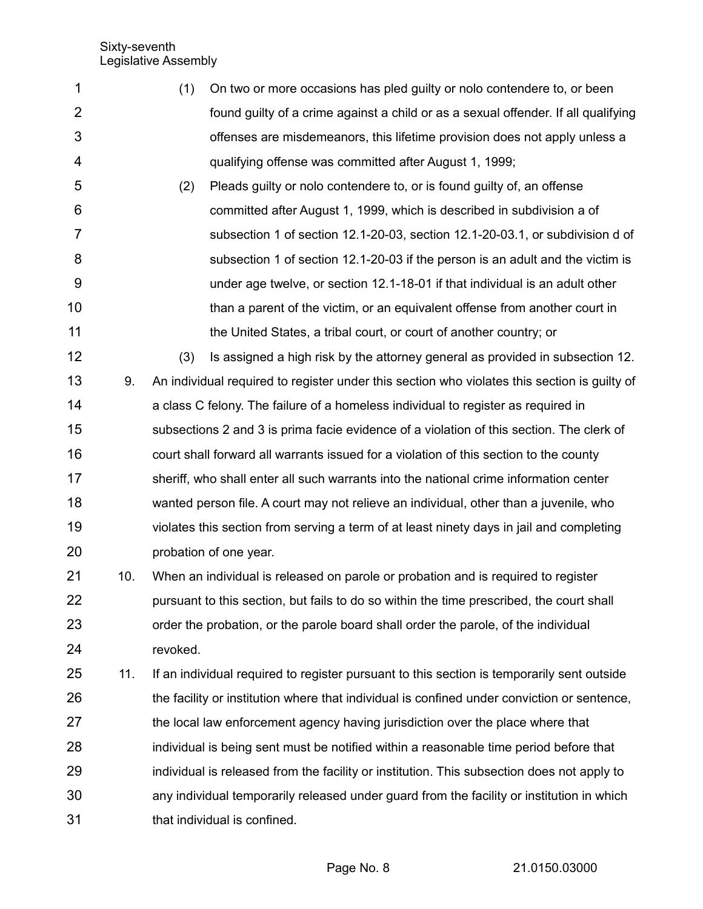(1) On two or more occasions has pled guilty or nolo contendere to, or been found guilty of a crime against a child or as a sexual offender. If all qualifying offenses are misdemeanors, this lifetime provision does not apply unless a qualifying offense was committed after August 1, 1999;

(2) Pleads guilty or nolo contendere to, or is found guilty of, an offense committed after August 1, 1999, which is described in subdivision a of subsection 1 of section 12.1-20-03, section 12.1-20-03.1, or subdivision d of subsection 1 of section 12.1-20-03 if the person is an adult and the victim is under age twelve, or section 12.1-18-01 if that individual is an adult other than a parent of the victim, or an equivalent offense from another court in the United States, a tribal court, or court of another country; or

(3) Is assigned a high risk by the attorney general as provided in subsection 12.

9. An individual required to register under this section who violates this section is guilty of a class C felony. The failure of a homeless individual to register as required in subsections 2 and 3 is prima facie evidence of a violation of this section. The clerk of court shall forward all warrants issued for a violation of this section to the county sheriff, who shall enter all such warrants into the national crime information center wanted person file. A court may not relieve an individual, other than a juvenile, who violates this section from serving a term of at least ninety days in jail and completing probation of one year.

10. When an individual is released on parole or probation and is required to register pursuant to this section, but fails to do so within the time prescribed, the court shall order the probation, or the parole board shall order the parole, of the individual revoked.

11. If an individual required to register pursuant to this section is temporarily sent outside the facility or institution where that individual is confined under conviction or sentence, the local law enforcement agency having jurisdiction over the place where that individual is being sent must be notified within a reasonable time period before that individual is released from the facility or institution. This subsection does not apply to any individual temporarily released under guard from the facility or institution in which that individual is confined.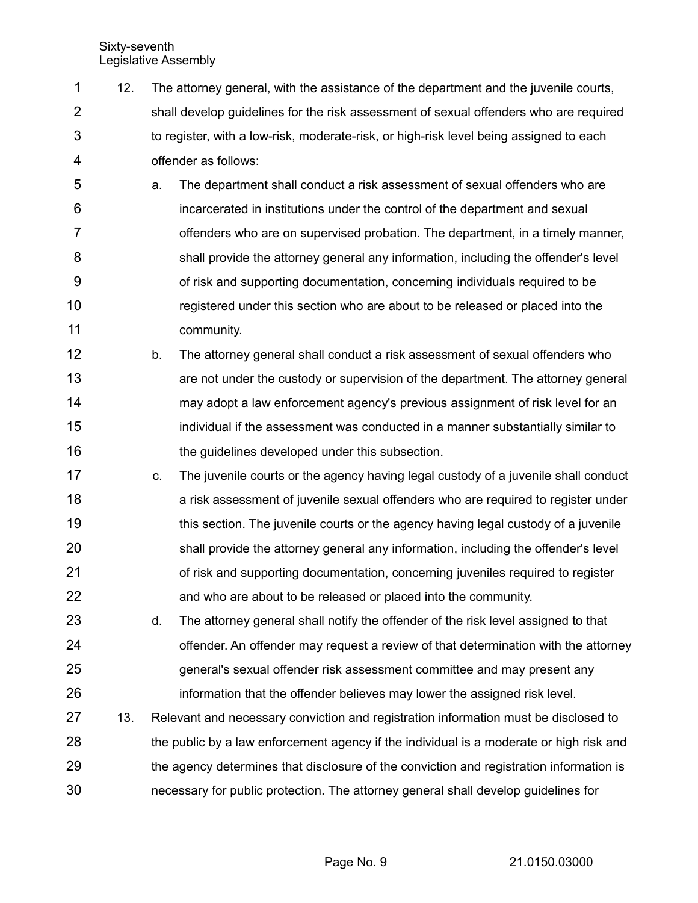12. The attorney general, with the assistance of the department and the juvenile courts, shall develop guidelines for the risk assessment of sexual offenders who are required to register, with a low-risk, moderate-risk, or high-risk level being assigned to each offender as follows:

    a. The department shall conduct a risk assessment of sexual offenders who are incarcerated in institutions under the control of the department and sexual offenders who are on supervised probation. The department, in a timely manner, shall provide the attorney general any information, including the offender's level of risk and supporting documentation, concerning individuals required to be registered under this section who are about to be released or placed into the community.

    b. The attorney general shall conduct a risk assessment of sexual offenders who are not under the custody or supervision of the department. The attorney general may adopt a law enforcement agency's previous assignment of risk level for an individual if the assessment was conducted in a manner substantially similar to the guidelines developed under this subsection.

    c. The juvenile courts or the agency having legal custody of a juvenile shall conduct a risk assessment of juvenile sexual offenders who are required to register under this section. The juvenile courts or the agency having legal custody of a juvenile shall provide the attorney general any information, including the offender's level of risk and supporting documentation, concerning juveniles required to register and who are about to be released or placed into the community.

    d. The attorney general shall notify the offender of the risk level assigned to that offender. An offender may request a review of that determination with the attorney general's sexual offender risk assessment committee and may present any information that the offender believes may lower the assigned risk level.

13. Relevant and necessary conviction and registration information must be disclosed to the public by a law enforcement agency if the individual is a moderate or high risk and the agency determines that disclosure of the conviction and registration information is necessary for public protection. The attorney general shall develop guidelines for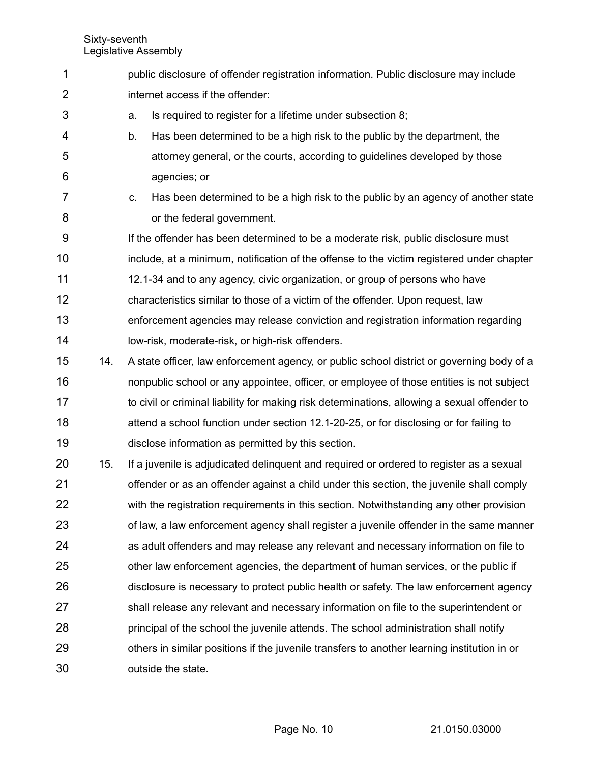public disclosure of offender registration information. Public disclosure may include internet access if the offender:

a. Is required to register for a lifetime under subsection 8;

b. Has been determined to be a high risk to the public by the department, the attorney general, or the courts, according to guidelines developed by those agencies; or

c. Has been determined to be a high risk to the public by an agency of another state or the federal government.

If the offender has been determined to be a moderate risk, public disclosure must include, at a minimum, notification of the offense to the victim registered under chapter 12.1-34 and to any agency, civic organization, or group of persons who have characteristics similar to those of a victim of the offender. Upon request, law enforcement agencies may release conviction and registration information regarding low-risk, moderate-risk, or high-risk offenders.

14. A state officer, law enforcement agency, or public school district or governing body of a nonpublic school or any appointee, officer, or employee of those entities is not subject to civil or criminal liability for making risk determinations, allowing a sexual offender to attend a school function under section 12.1-20-25, or for disclosing or for failing to disclose information as permitted by this section.

15. If a juvenile is adjudicated delinquent and required or ordered to register as a sexual offender or as an offender against a child under this section, the juvenile shall comply with the registration requirements in this section. Notwithstanding any other provision of law, a law enforcement agency shall register a juvenile offender in the same manner as adult offenders and may release any relevant and necessary information on file to other law enforcement agencies, the department of human services, or the public if disclosure is necessary to protect public health or safety. The law enforcement agency shall release any relevant and necessary information on file to the superintendent or principal of the school the juvenile attends. The school administration shall notify others in similar positions if the juvenile transfers to another learning institution in or outside the state.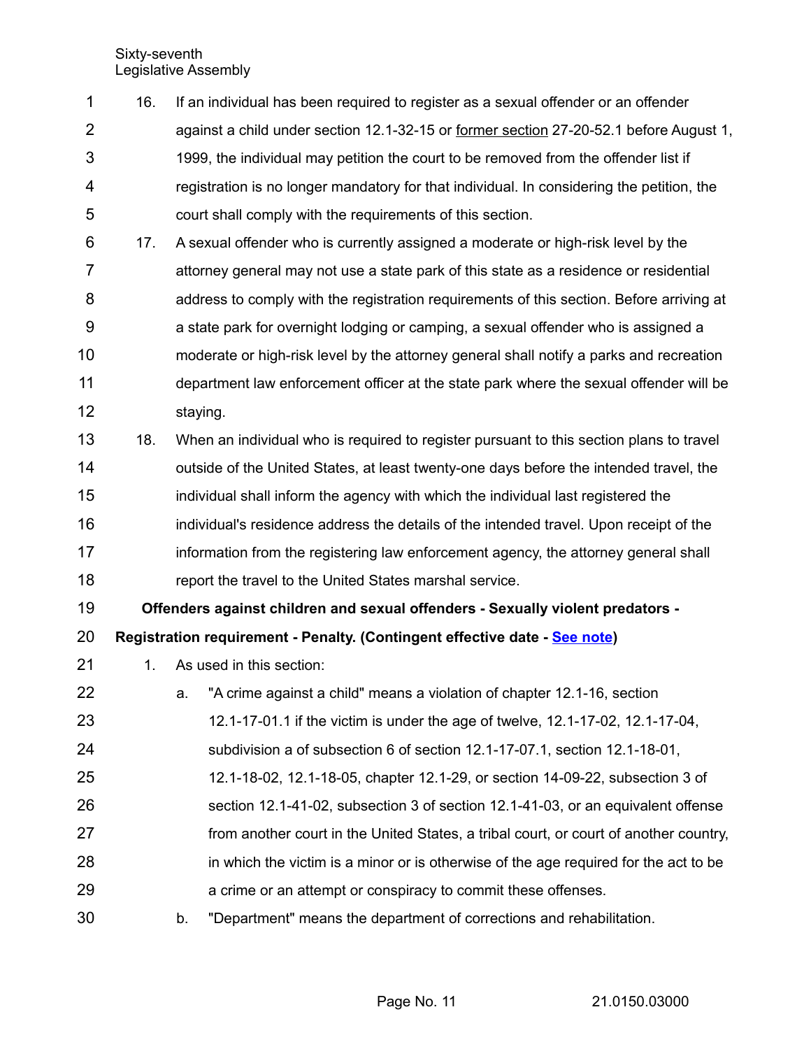16. If an individual has been required to register as a sexual offender or an offender against a child under section 12.1-32-15 or former section 27-20-52.1 before August 1, 1999, the individual may petition the court to be removed from the offender list if registration is no longer mandatory for that individual. In considering the petition, the court shall comply with the requirements of this section.

17. A sexual offender who is currently assigned a moderate or high-risk level by the attorney general may not use a state park of this state as a residence or residential address to comply with the registration requirements of this section. Before arriving at a state park for overnight lodging or camping, a sexual offender who is assigned a moderate or high-risk level by the attorney general shall notify a parks and recreation department law enforcement officer at the state park where the sexual offender will be staying.

18. When an individual who is required to register pursuant to this section plans to travel outside of the United States, at least twenty-one days before the intended travel, the individual shall inform the agency with which the individual last registered the individual's residence address the details of the intended travel. Upon receipt of the information from the registering law enforcement agency, the attorney general shall report the travel to the United States marshal service.

**Offenders against children and sexual offenders - Sexually violent predators - Registration requirement - Penalty. (Contingent effective date - See note)**

1. As used in this section:

   a. "A crime against a child" means a violation of chapter 12.1-16, section 12.1-17-01.1 if the victim is under the age of twelve, 12.1-17-02, 12.1-17-04, subdivision a of subsection 6 of section 12.1-17-07.1, section 12.1-18-01, 12.1-18-02, 12.1-18-05, chapter 12.1-29, or section 14-09-22, subsection 3 of section 12.1-41-02, subsection 3 of section 12.1-41-03, or an equivalent offense from another court in the United States, a tribal court, or court of another country, in which the victim is a minor or is otherwise of the age required for the act to be a crime or an attempt or conspiracy to commit these offenses.

   b. "Department" means the department of corrections and rehabilitation.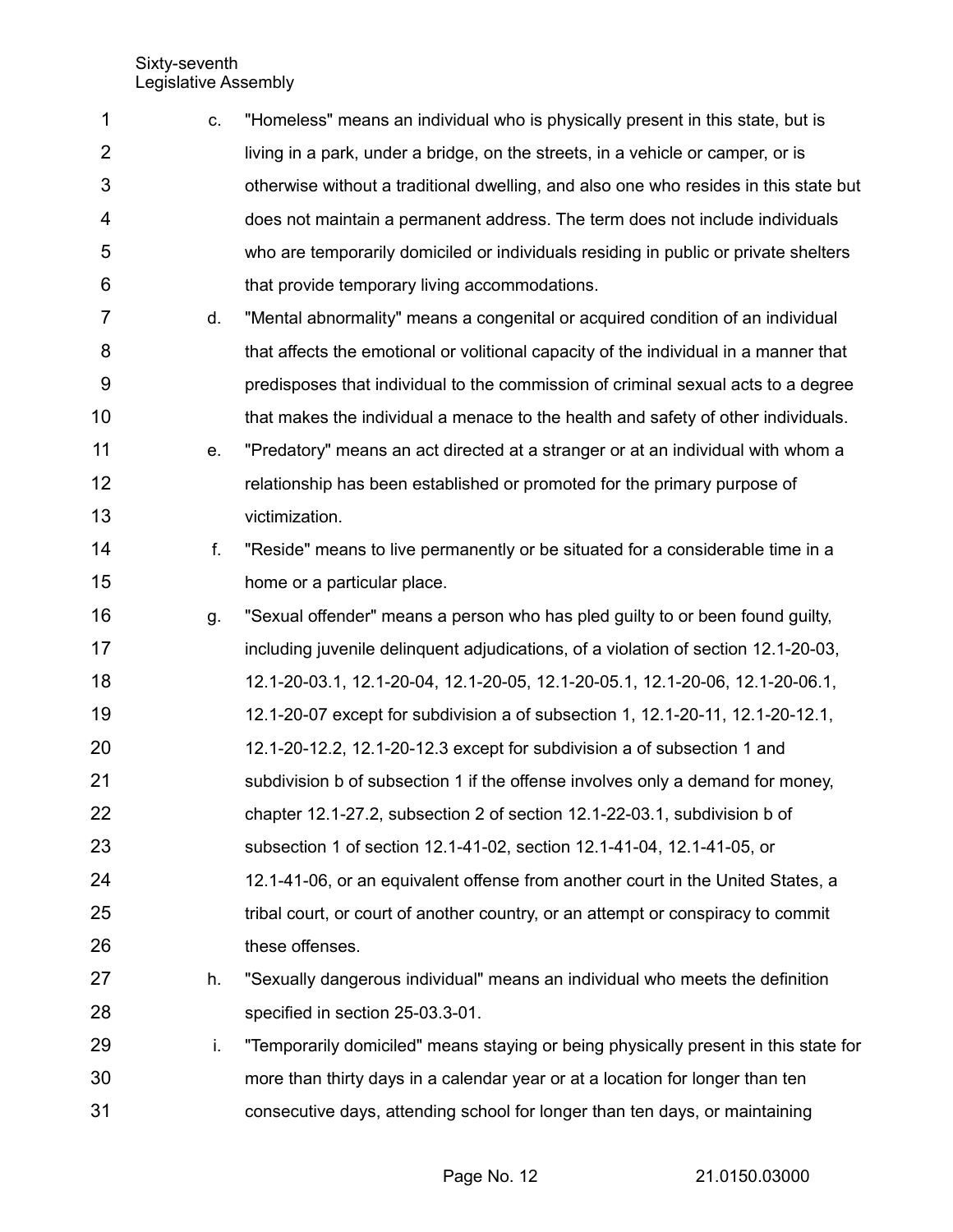c. "Homeless" means an individual who is physically present in this state, but is living in a park, under a bridge, on the streets, in a vehicle or camper, or is otherwise without a traditional dwelling, and also one who resides in this state but does not maintain a permanent address. The term does not include individuals who are temporarily domiciled or individuals residing in public or private shelters that provide temporary living accommodations.

d. "Mental abnormality" means a congenital or acquired condition of an individual that affects the emotional or volitional capacity of the individual in a manner that predisposes that individual to the commission of criminal sexual acts to a degree that makes the individual a menace to the health and safety of other individuals.

e. "Predatory" means an act directed at a stranger or at an individual with whom a relationship has been established or promoted for the primary purpose of victimization.

f. "Reside" means to live permanently or be situated for a considerable time in a home or a particular place.

g. "Sexual offender" means a person who has pled guilty to or been found guilty, including juvenile delinquent adjudications, of a violation of section 12.1-20-03, 12.1-20-03.1, 12.1-20-04, 12.1-20-05, 12.1-20-05.1, 12.1-20-06, 12.1-20-06.1, 12.1-20-07 except for subdivision a of subsection 1, 12.1-20-11, 12.1-20-12.1, 12.1-20-12.2, 12.1-20-12.3 except for subdivision a of subsection 1 and subdivision b of subsection 1 if the offense involves only a demand for money, chapter 12.1-27.2, subsection 2 of section 12.1-22-03.1, subdivision b of subsection 1 of section 12.1-41-02, section 12.1-41-04, 12.1-41-05, or 12.1-41-06, or an equivalent offense from another court in the United States, a tribal court, or court of another country, or an attempt or conspiracy to commit these offenses.

h. "Sexually dangerous individual" means an individual who meets the definition specified in section 25-03.3-01.

i. "Temporarily domiciled" means staying or being physically present in this state for more than thirty days in a calendar year or at a location for longer than ten consecutive days, attending school for longer than ten days, or maintaining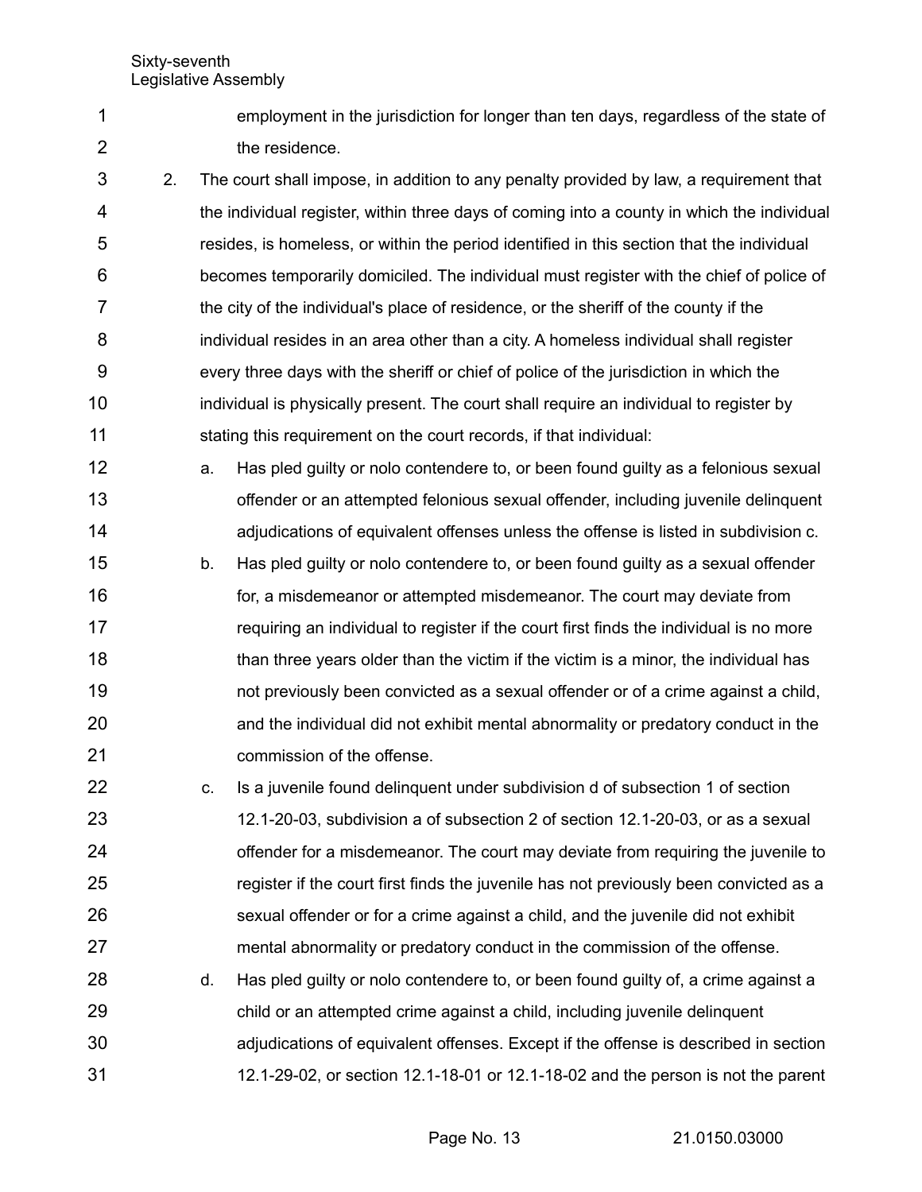employment in the jurisdiction for longer than ten days, regardless of the state of the residence.

2. The court shall impose, in addition to any penalty provided by law, a requirement that the individual register, within three days of coming into a county in which the individual resides, is homeless, or within the period identified in this section that the individual becomes temporarily domiciled. The individual must register with the chief of police of the city of the individual's place of residence, or the sheriff of the county if the individual resides in an area other than a city. A homeless individual shall register every three days with the sheriff or chief of police of the jurisdiction in which the individual is physically present. The court shall require an individual to register by stating this requirement on the court records, if that individual:

   a. Has pled guilty or nolo contendere to, or been found guilty as a felonious sexual offender or an attempted felonious sexual offender, including juvenile delinquent adjudications of equivalent offenses unless the offense is listed in subdivision c.

   b. Has pled guilty or nolo contendere to, or been found guilty as a sexual offender for, a misdemeanor or attempted misdemeanor. The court may deviate from requiring an individual to register if the court first finds the individual is no more than three years older than the victim if the victim is a minor, the individual has not previously been convicted as a sexual offender or of a crime against a child, and the individual did not exhibit mental abnormality or predatory conduct in the commission of the offense.

   c. Is a juvenile found delinquent under subdivision d of subsection 1 of section 12.1-20-03, subdivision a of subsection 2 of section 12.1-20-03, or as a sexual offender for a misdemeanor. The court may deviate from requiring the juvenile to register if the court first finds the juvenile has not previously been convicted as a sexual offender or for a crime against a child, and the juvenile did not exhibit mental abnormality or predatory conduct in the commission of the offense.

   d. Has pled guilty or nolo contendere to, or been found guilty of, a crime against a child or an attempted crime against a child, including juvenile delinquent adjudications of equivalent offenses. Except if the offense is described in section 12.1-29-02, or section 12.1-18-01 or 12.1-18-02 and the person is not the parent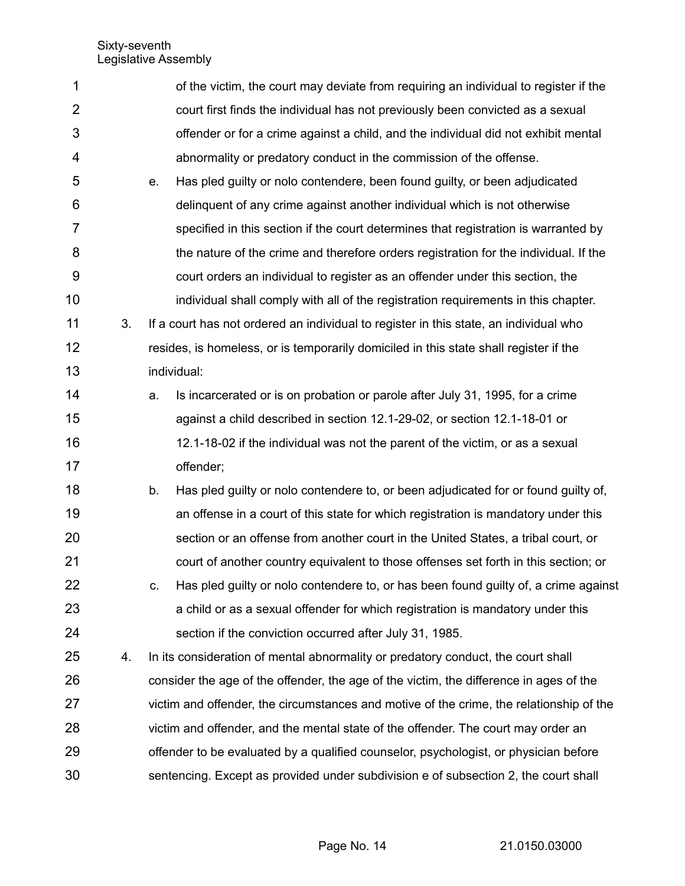of the victim, the court may deviate from requiring an individual to register if the court first finds the individual has not previously been convicted as a sexual offender or for a crime against a child, and the individual did not exhibit mental abnormality or predatory conduct in the commission of the offense.

e. Has pled guilty or nolo contendere, been found guilty, or been adjudicated delinquent of any crime against another individual which is not otherwise specified in this section if the court determines that registration is warranted by the nature of the crime and therefore orders registration for the individual. If the court orders an individual to register as an offender under this section, the individual shall comply with all of the registration requirements in this chapter.

3. If a court has not ordered an individual to register in this state, an individual who resides, is homeless, or is temporarily domiciled in this state shall register if the individual:

   a. Is incarcerated or is on probation or parole after July 31, 1995, for a crime against a child described in section 12.1-29-02, or section 12.1-18-01 or 12.1-18-02 if the individual was not the parent of the victim, or as a sexual offender;

   b. Has pled guilty or nolo contendere to, or been adjudicated for or found guilty of, an offense in a court of this state for which registration is mandatory under this section or an offense from another court in the United States, a tribal court, or court of another country equivalent to those offenses set forth in this section; or

   c. Has pled guilty or nolo contendere to, or has been found guilty of, a crime against a child or as a sexual offender for which registration is mandatory under this section if the conviction occurred after July 31, 1985.

4. In its consideration of mental abnormality or predatory conduct, the court shall consider the age of the offender, the age of the victim, the difference in ages of the victim and offender, the circumstances and motive of the crime, the relationship of the victim and offender, and the mental state of the offender. The court may order an offender to be evaluated by a qualified counselor, psychologist, or physician before sentencing. Except as provided under subdivision e of subsection 2, the court shall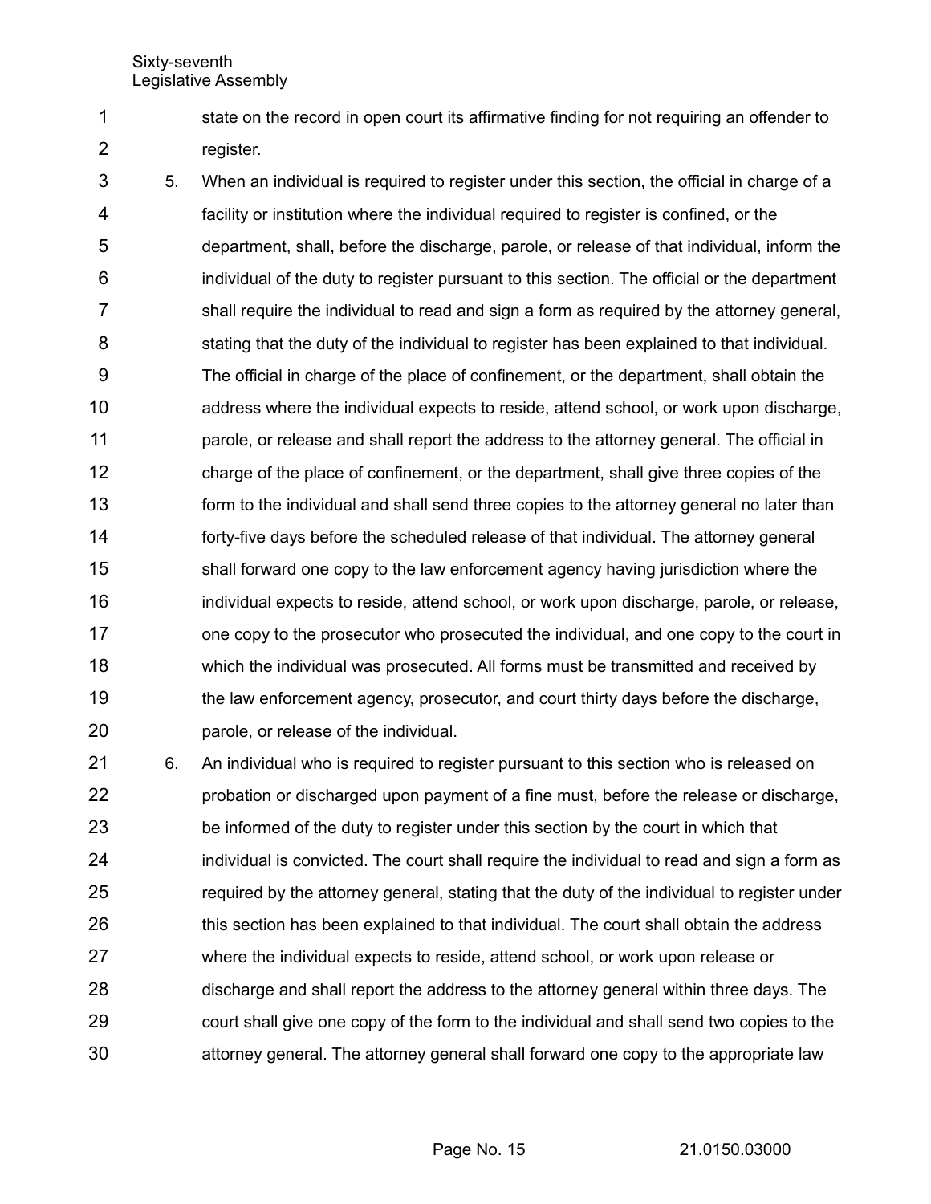state on the record in open court its affirmative finding for not requiring an offender to register.

5. When an individual is required to register under this section, the official in charge of a facility or institution where the individual required to register is confined, or the department, shall, before the discharge, parole, or release of that individual, inform the individual of the duty to register pursuant to this section. The official or the department shall require the individual to read and sign a form as required by the attorney general, stating that the duty of the individual to register has been explained to that individual. The official in charge of the place of confinement, or the department, shall obtain the address where the individual expects to reside, attend school, or work upon discharge, parole, or release and shall report the address to the attorney general. The official in charge of the place of confinement, or the department, shall give three copies of the form to the individual and shall send three copies to the attorney general no later than forty-five days before the scheduled release of that individual. The attorney general shall forward one copy to the law enforcement agency having jurisdiction where the individual expects to reside, attend school, or work upon discharge, parole, or release, one copy to the prosecutor who prosecuted the individual, and one copy to the court in which the individual was prosecuted. All forms must be transmitted and received by the law enforcement agency, prosecutor, and court thirty days before the discharge, parole, or release of the individual.

6. An individual who is required to register pursuant to this section who is released on probation or discharged upon payment of a fine must, before the release or discharge, be informed of the duty to register under this section by the court in which that individual is convicted. The court shall require the individual to read and sign a form as required by the attorney general, stating that the duty of the individual to register under this section has been explained to that individual. The court shall obtain the address where the individual expects to reside, attend school, or work upon release or discharge and shall report the address to the attorney general within three days. The court shall give one copy of the form to the individual and shall send two copies to the attorney general. The attorney general shall forward one copy to the appropriate law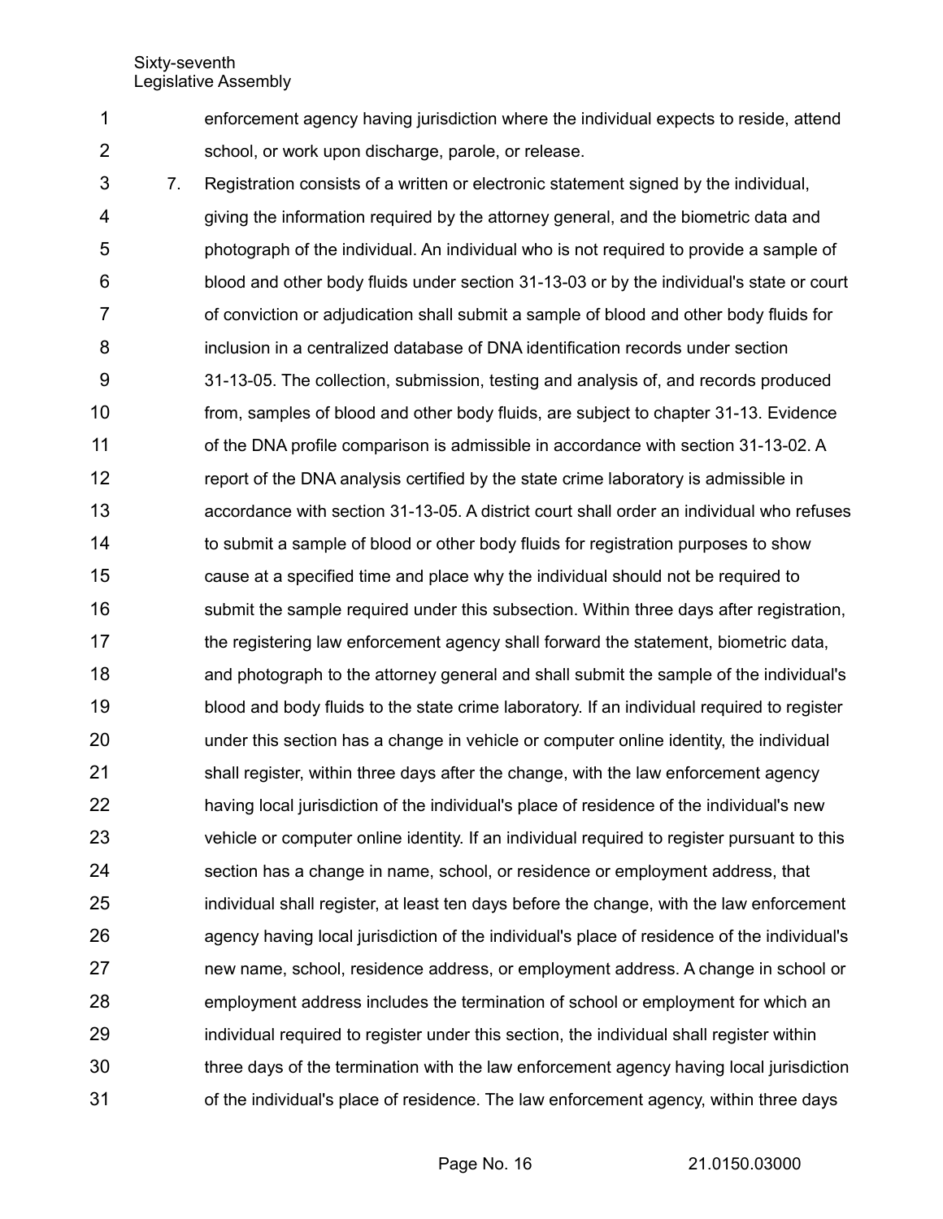enforcement agency having jurisdiction where the individual expects to reside, attend school, or work upon discharge, parole, or release.

7. Registration consists of a written or electronic statement signed by the individual, giving the information required by the attorney general, and the biometric data and photograph of the individual. An individual who is not required to provide a sample of blood and other body fluids under section 31-13-03 or by the individual's state or court of conviction or adjudication shall submit a sample of blood and other body fluids for inclusion in a centralized database of DNA identification records under section 31-13-05. The collection, submission, testing and analysis of, and records produced from, samples of blood and other body fluids, are subject to chapter 31-13. Evidence of the DNA profile comparison is admissible in accordance with section 31-13-02. A report of the DNA analysis certified by the state crime laboratory is admissible in accordance with section 31-13-05. A district court shall order an individual who refuses to submit a sample of blood or other body fluids for registration purposes to show cause at a specified time and place why the individual should not be required to submit the sample required under this subsection. Within three days after registration, the registering law enforcement agency shall forward the statement, biometric data, and photograph to the attorney general and shall submit the sample of the individual's blood and body fluids to the state crime laboratory. If an individual required to register under this section has a change in vehicle or computer online identity, the individual shall register, within three days after the change, with the law enforcement agency having local jurisdiction of the individual's place of residence of the individual's new vehicle or computer online identity. If an individual required to register pursuant to this section has a change in name, school, or residence or employment address, that individual shall register, at least ten days before the change, with the law enforcement agency having local jurisdiction of the individual's place of residence of the individual's new name, school, residence address, or employment address. A change in school or employment address includes the termination of school or employment for which an individual required to register under this section, the individual shall register within three days of the termination with the law enforcement agency having local jurisdiction of the individual's place of residence. The law enforcement agency, within three days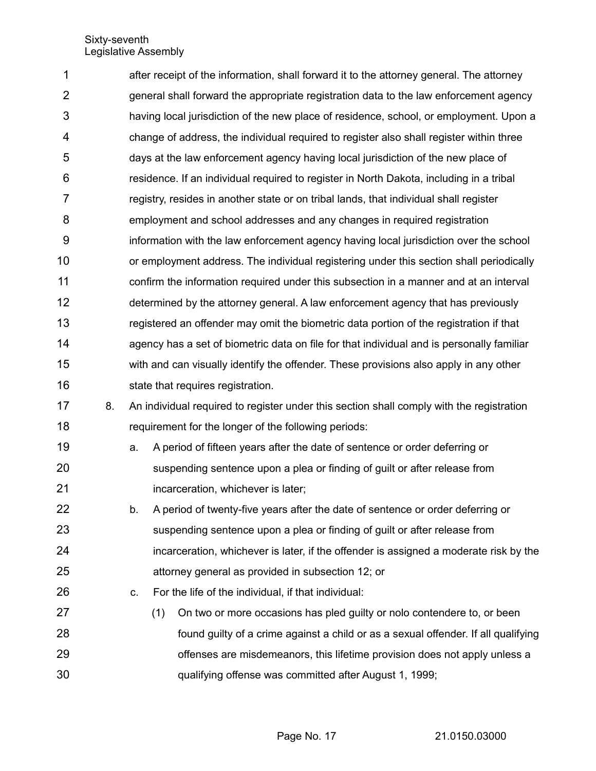after receipt of the information, shall forward it to the attorney general. The attorney general shall forward the appropriate registration data to the law enforcement agency having local jurisdiction of the new place of residence, school, or employment. Upon a change of address, the individual required to register also shall register within three days at the law enforcement agency having local jurisdiction of the new place of residence. If an individual required to register in North Dakota, including in a tribal registry, resides in another state or on tribal lands, that individual shall register employment and school addresses and any changes in required registration information with the law enforcement agency having local jurisdiction over the school or employment address. The individual registering under this section shall periodically confirm the information required under this subsection in a manner and at an interval determined by the attorney general. A law enforcement agency that has previously registered an offender may omit the biometric data portion of the registration if that agency has a set of biometric data on file for that individual and is personally familiar with and can visually identify the offender. These provisions also apply in any other state that requires registration.

8. An individual required to register under this section shall comply with the registration requirement for the longer of the following periods:

   a. A period of fifteen years after the date of sentence or order deferring or suspending sentence upon a plea or finding of guilt or after release from incarceration, whichever is later;

   b. A period of twenty-five years after the date of sentence or order deferring or suspending sentence upon a plea or finding of guilt or after release from incarceration, whichever is later, if the offender is assigned a moderate risk by the attorney general as provided in subsection 12; or

   c. For the life of the individual, if that individual:

      (1) On two or more occasions has pled guilty or nolo contendere to, or been found guilty of a crime against a child or as a sexual offender. If all qualifying offenses are misdemeanors, this lifetime provision does not apply unless a qualifying offense was committed after August 1, 1999;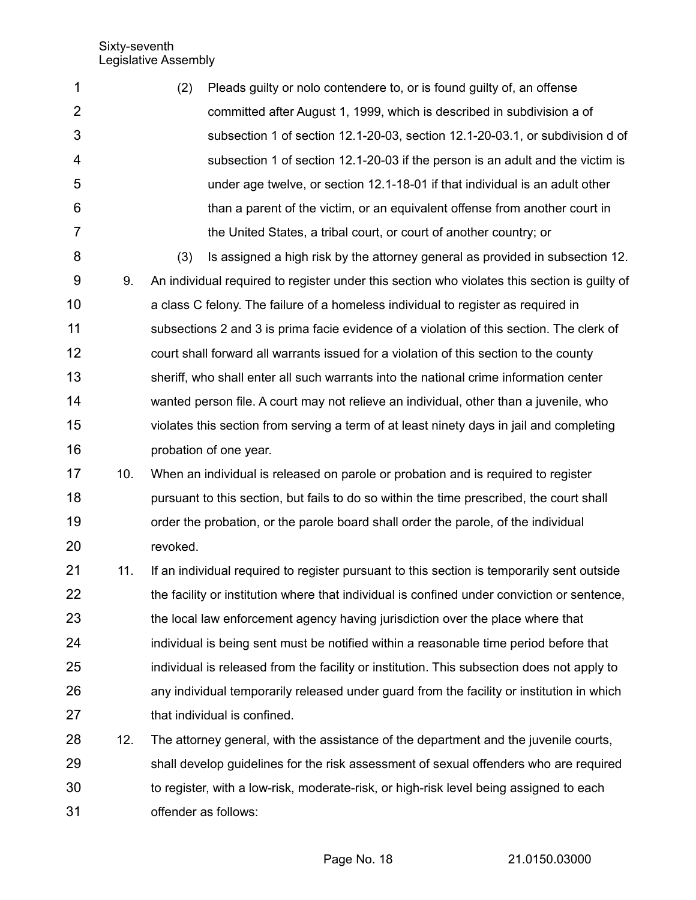(2) Pleads guilty or nolo contendere to, or is found guilty of, an offense committed after August 1, 1999, which is described in subdivision a of subsection 1 of section 12.1-20-03, section 12.1-20-03.1, or subdivision d of subsection 1 of section 12.1-20-03 if the person is an adult and the victim is under age twelve, or section 12.1-18-01 if that individual is an adult other than a parent of the victim, or an equivalent offense from another court in the United States, a tribal court, or court of another country; or

(3) Is assigned a high risk by the attorney general as provided in subsection 12.

9. An individual required to register under this section who violates this section is guilty of a class C felony. The failure of a homeless individual to register as required in subsections 2 and 3 is prima facie evidence of a violation of this section. The clerk of court shall forward all warrants issued for a violation of this section to the county sheriff, who shall enter all such warrants into the national crime information center wanted person file. A court may not relieve an individual, other than a juvenile, who violates this section from serving a term of at least ninety days in jail and completing probation of one year.

10. When an individual is released on parole or probation and is required to register pursuant to this section, but fails to do so within the time prescribed, the court shall order the probation, or the parole board shall order the parole, of the individual revoked.

11. If an individual required to register pursuant to this section is temporarily sent outside the facility or institution where that individual is confined under conviction or sentence, the local law enforcement agency having jurisdiction over the place where that individual is being sent must be notified within a reasonable time period before that individual is released from the facility or institution. This subsection does not apply to any individual temporarily released under guard from the facility or institution in which that individual is confined.

12. The attorney general, with the assistance of the department and the juvenile courts, shall develop guidelines for the risk assessment of sexual offenders who are required to register, with a low-risk, moderate-risk, or high-risk level being assigned to each offender as follows: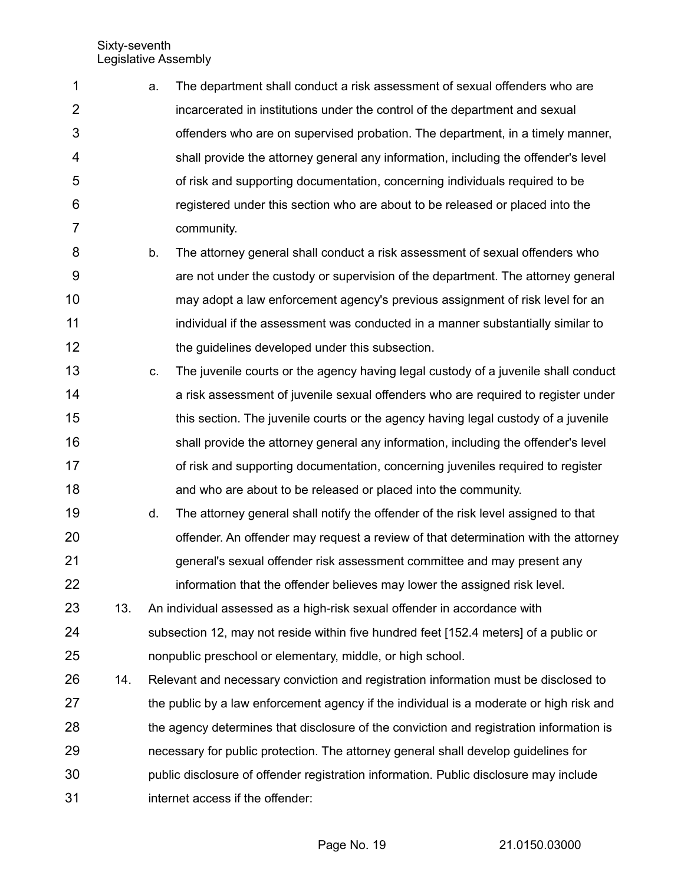a. The department shall conduct a risk assessment of sexual offenders who are incarcerated in institutions under the control of the department and sexual offenders who are on supervised probation. The department, in a timely manner, shall provide the attorney general any information, including the offender's level of risk and supporting documentation, concerning individuals required to be registered under this section who are about to be released or placed into the community.

b. The attorney general shall conduct a risk assessment of sexual offenders who are not under the custody or supervision of the department. The attorney general may adopt a law enforcement agency's previous assignment of risk level for an individual if the assessment was conducted in a manner substantially similar to the guidelines developed under this subsection.

c. The juvenile courts or the agency having legal custody of a juvenile shall conduct a risk assessment of juvenile sexual offenders who are required to register under this section. The juvenile courts or the agency having legal custody of a juvenile shall provide the attorney general any information, including the offender's level of risk and supporting documentation, concerning juveniles required to register and who are about to be released or placed into the community.

d. The attorney general shall notify the offender of the risk level assigned to that offender. An offender may request a review of that determination with the attorney general's sexual offender risk assessment committee and may present any information that the offender believes may lower the assigned risk level.

13. An individual assessed as a high-risk sexual offender in accordance with subsection 12, may not reside within five hundred feet [152.4 meters] of a public or nonpublic preschool or elementary, middle, or high school.

14. Relevant and necessary conviction and registration information must be disclosed to the public by a law enforcement agency if the individual is a moderate or high risk and the agency determines that disclosure of the conviction and registration information is necessary for public protection. The attorney general shall develop guidelines for public disclosure of offender registration information. Public disclosure may include internet access if the offender: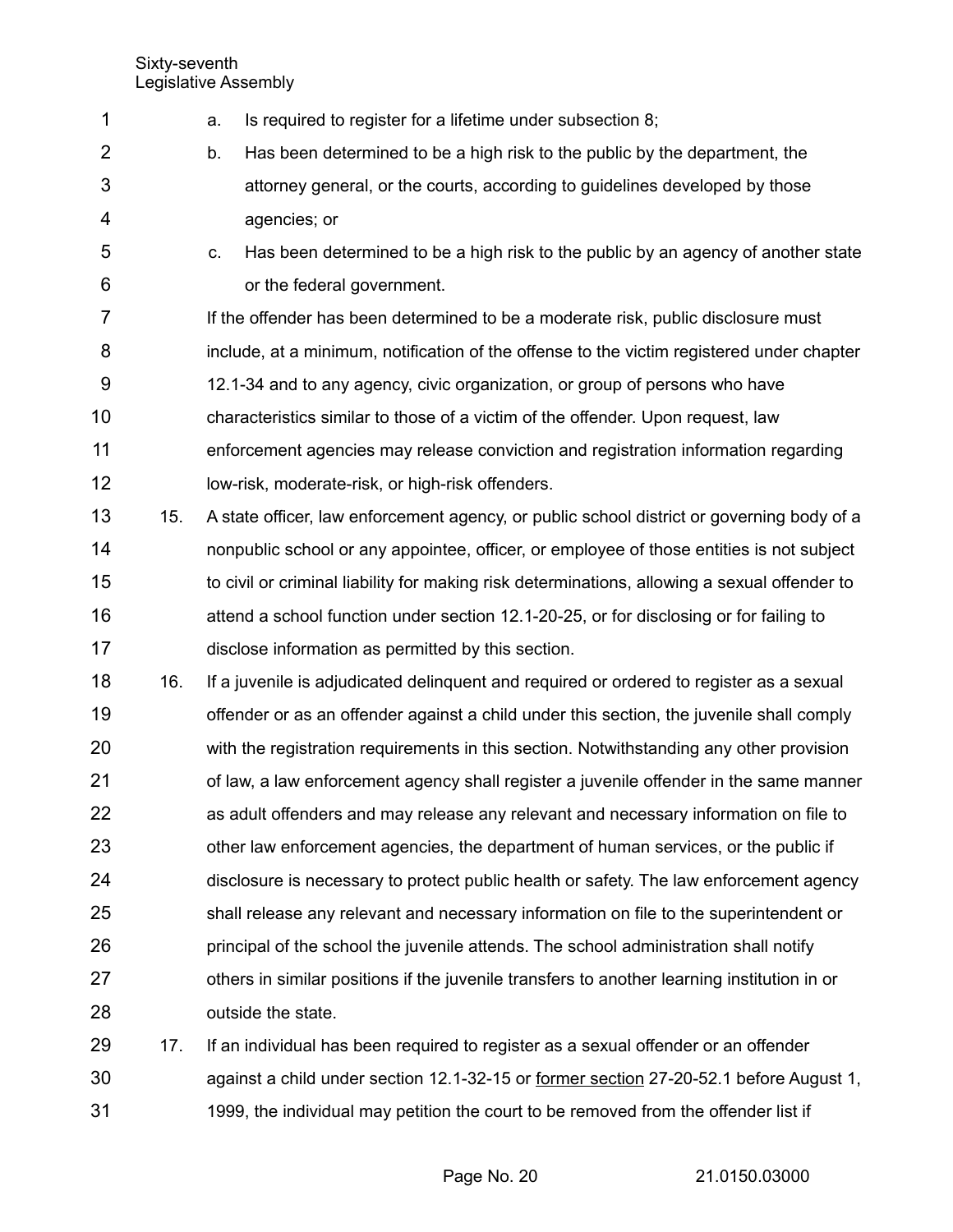a. Is required to register for a lifetime under subsection 8;

b. Has been determined to be a high risk to the public by the department, the attorney general, or the courts, according to guidelines developed by those agencies; or

c. Has been determined to be a high risk to the public by an agency of another state or the federal government.

If the offender has been determined to be a moderate risk, public disclosure must include, at a minimum, notification of the offense to the victim registered under chapter 12.1-34 and to any agency, civic organization, or group of persons who have characteristics similar to those of a victim of the offender. Upon request, law enforcement agencies may release conviction and registration information regarding low-risk, moderate-risk, or high-risk offenders.

15. A state officer, law enforcement agency, or public school district or governing body of a nonpublic school or any appointee, officer, or employee of those entities is not subject to civil or criminal liability for making risk determinations, allowing a sexual offender to attend a school function under section 12.1-20-25, or for disclosing or for failing to disclose information as permitted by this section.

16. If a juvenile is adjudicated delinquent and required or ordered to register as a sexual offender or as an offender against a child under this section, the juvenile shall comply with the registration requirements in this section. Notwithstanding any other provision of law, a law enforcement agency shall register a juvenile offender in the same manner as adult offenders and may release any relevant and necessary information on file to other law enforcement agencies, the department of human services, or the public if disclosure is necessary to protect public health or safety. The law enforcement agency shall release any relevant and necessary information on file to the superintendent or principal of the school the juvenile attends. The school administration shall notify others in similar positions if the juvenile transfers to another learning institution in or outside the state.

17. If an individual has been required to register as a sexual offender or an offender against a child under section 12.1-32-15 or former section 27-20-52.1 before August 1, 1999, the individual may petition the court to be removed from the offender list if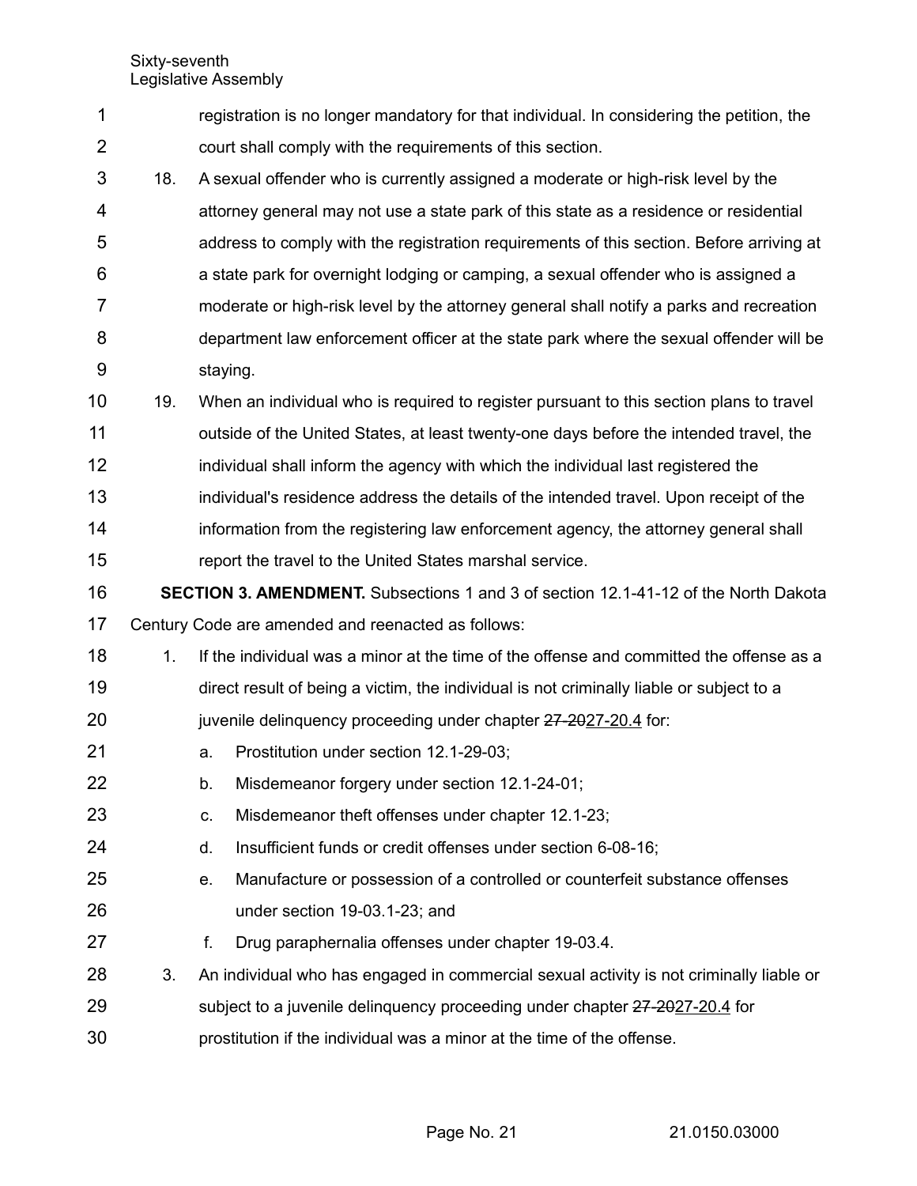registration is no longer mandatory for that individual. In considering the petition, the court shall comply with the requirements of this section.

18. A sexual offender who is currently assigned a moderate or high-risk level by the attorney general may not use a state park of this state as a residence or residential address to comply with the registration requirements of this section. Before arriving at a state park for overnight lodging or camping, a sexual offender who is assigned a moderate or high-risk level by the attorney general shall notify a parks and recreation department law enforcement officer at the state park where the sexual offender will be staying.

19. When an individual who is required to register pursuant to this section plans to travel outside of the United States, at least twenty-one days before the intended travel, the individual shall inform the agency with which the individual last registered the individual's residence address the details of the intended travel. Upon receipt of the information from the registering law enforcement agency, the attorney general shall report the travel to the United States marshal service.

**SECTION 3. AMENDMENT.** Subsections 1 and 3 of section 12.1-41-12 of the North Dakota Century Code are amended and reenacted as follows:

1. If the individual was a minor at the time of the offense and committed the offense as a direct result of being a victim, the individual is not criminally liable or subject to a juvenile delinquency proceeding under chapter ~~27-20~~27-20.4 for:
   a. Prostitution under section 12.1-29-03;
   b. Misdemeanor forgery under section 12.1-24-01;
   c. Misdemeanor theft offenses under chapter 12.1-23;
   d. Insufficient funds or credit offenses under section 6-08-16;
   e. Manufacture or possession of a controlled or counterfeit substance offenses under section 19-03.1-23; and
   f. Drug paraphernalia offenses under chapter 19-03.4.

3. An individual who has engaged in commercial sexual activity is not criminally liable or subject to a juvenile delinquency proceeding under chapter ~~27-20~~27-20.4 for prostitution if the individual was a minor at the time of the offense.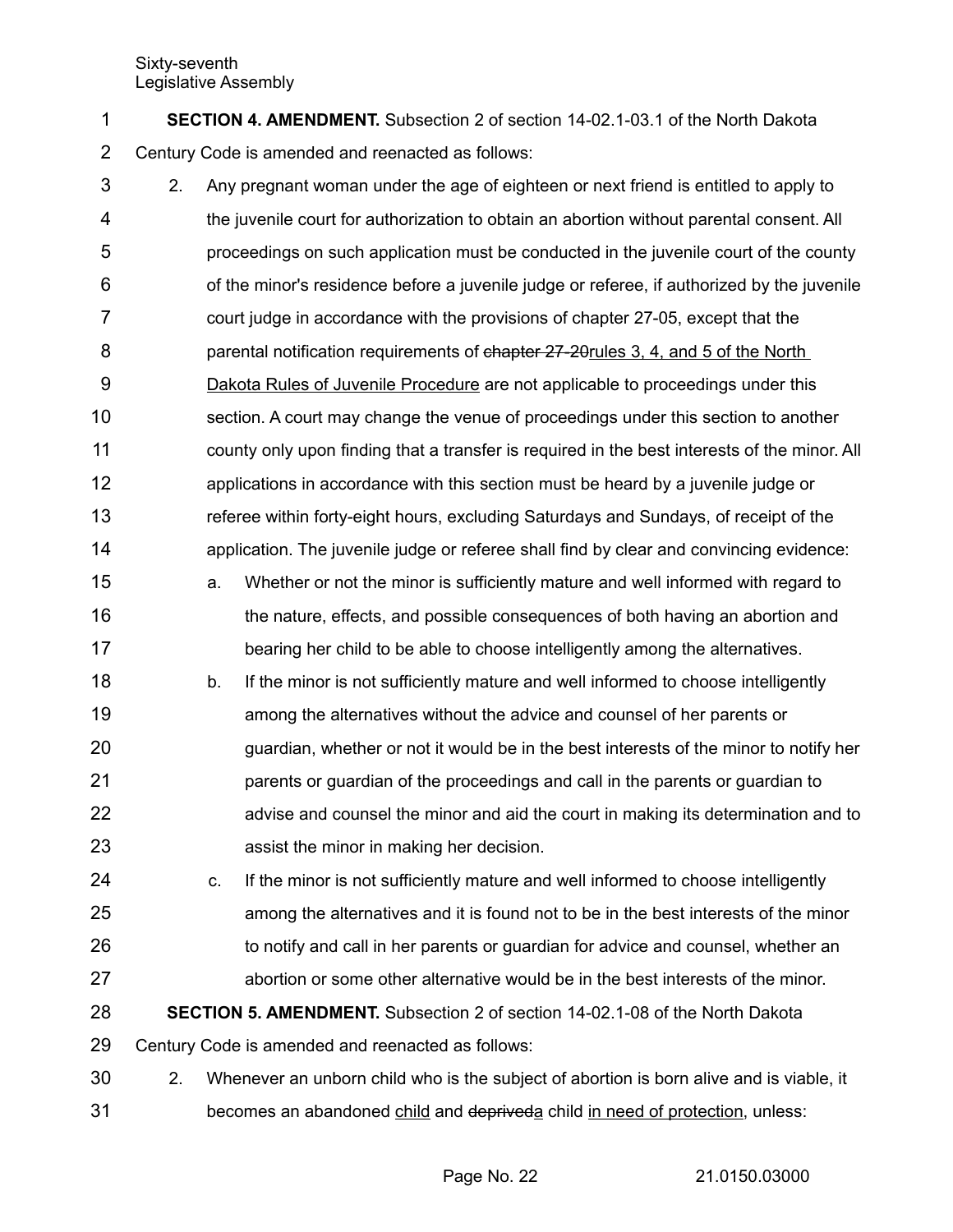**SECTION 4. AMENDMENT.** Subsection 2 of section 14-02.1-03.1 of the North Dakota Century Code is amended and reenacted as follows:

2. Any pregnant woman under the age of eighteen or next friend is entitled to apply to the juvenile court for authorization to obtain an abortion without parental consent. All proceedings on such application must be conducted in the juvenile court of the county of the minor's residence before a juvenile judge or referee, if authorized by the juvenile court judge in accordance with the provisions of chapter 27-05, except that the parental notification requirements of ~~chapter 27-20~~<u>rules 3, 4, and 5 of the North Dakota Rules of Juvenile Procedure</u> are not applicable to proceedings under this section. A court may change the venue of proceedings under this section to another county only upon finding that a transfer is required in the best interests of the minor. All applications in accordance with this section must be heard by a juvenile judge or referee within forty-eight hours, excluding Saturdays and Sundays, of receipt of the application. The juvenile judge or referee shall find by clear and convincing evidence:

   a. Whether or not the minor is sufficiently mature and well informed with regard to the nature, effects, and possible consequences of both having an abortion and bearing her child to be able to choose intelligently among the alternatives.

   b. If the minor is not sufficiently mature and well informed to choose intelligently among the alternatives without the advice and counsel of her parents or guardian, whether or not it would be in the best interests of the minor to notify her parents or guardian of the proceedings and call in the parents or guardian to advise and counsel the minor and aid the court in making its determination and to assist the minor in making her decision.

   c. If the minor is not sufficiently mature and well informed to choose intelligently among the alternatives and it is found not to be in the best interests of the minor to notify and call in her parents or guardian for advice and counsel, whether an abortion or some other alternative would be in the best interests of the minor.

**SECTION 5. AMENDMENT.** Subsection 2 of section 14-02.1-08 of the North Dakota Century Code is amended and reenacted as follows:

2. Whenever an unborn child who is the subject of abortion is born alive and is viable, it becomes an abandoned <u>child</u> and ~~deprived~~<u>a</u> child <u>in need of protection</u>, unless: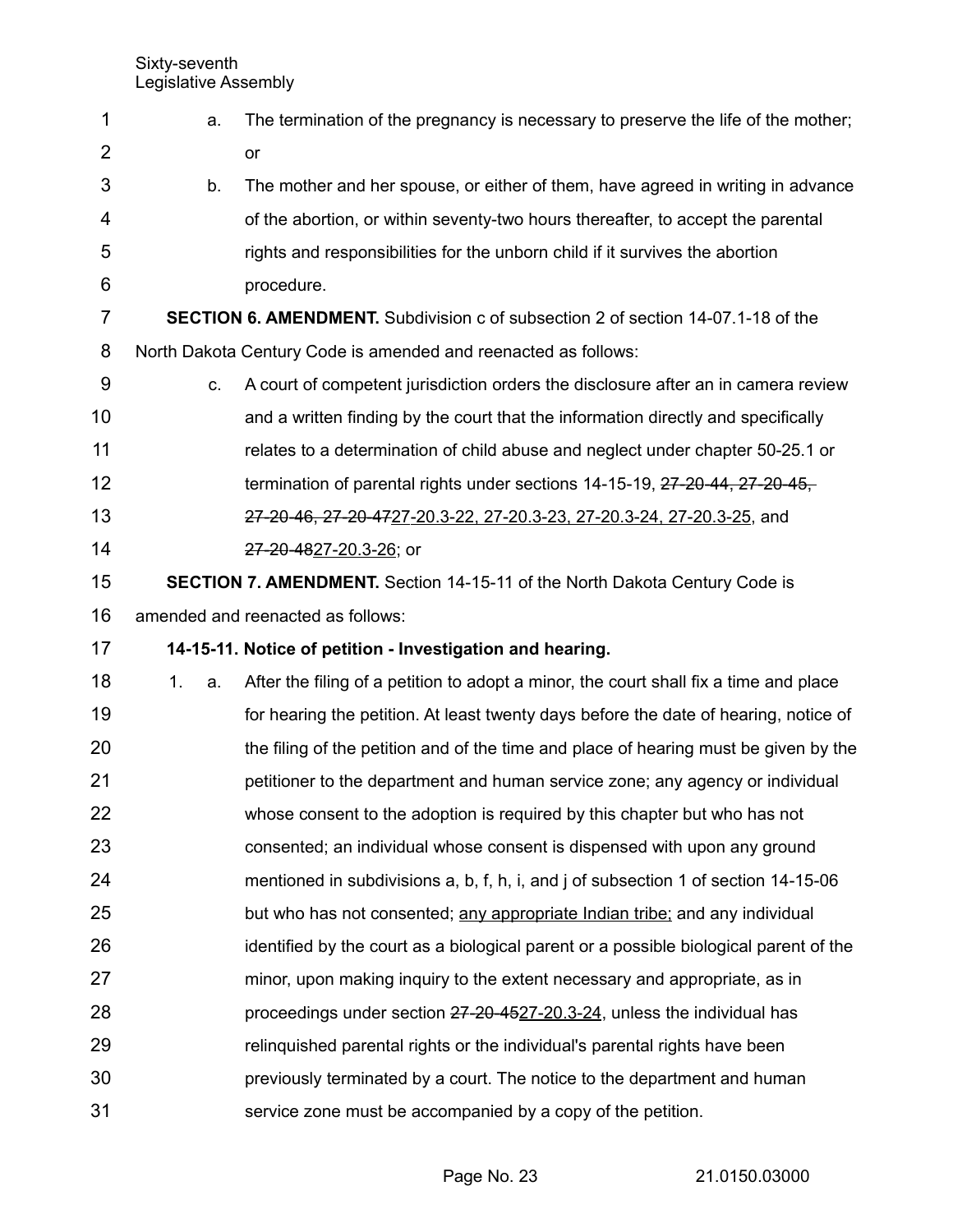a. The termination of the pregnancy is necessary to preserve the life of the mother; or

b. The mother and her spouse, or either of them, have agreed in writing in advance of the abortion, or within seventy-two hours thereafter, to accept the parental rights and responsibilities for the unborn child if it survives the abortion procedure.

**SECTION 6. AMENDMENT.** Subdivision c of subsection 2 of section 14-07.1-18 of the North Dakota Century Code is amended and reenacted as follows:

c. A court of competent jurisdiction orders the disclosure after an in camera review and a written finding by the court that the information directly and specifically relates to a determination of child abuse and neglect under chapter 50-25.1 or termination of parental rights under sections 14-15-19, ~~27-20-44, 27-20-45, 27-20-46, 27-20-47~~27-20.3-22, 27-20.3-23, 27-20.3-24, 27-20.3-25, and ~~27-20-48~~27-20.3-26; or

**SECTION 7. AMENDMENT.** Section 14-15-11 of the North Dakota Century Code is amended and reenacted as follows:

**14-15-11. Notice of petition - Investigation and hearing.**

1. a. After the filing of a petition to adopt a minor, the court shall fix a time and place for hearing the petition. At least twenty days before the date of hearing, notice of the filing of the petition and of the time and place of hearing must be given by the petitioner to the department and human service zone; any agency or individual whose consent to the adoption is required by this chapter but who has not consented; an individual whose consent is dispensed with upon any ground mentioned in subdivisions a, b, f, h, i, and j of subsection 1 of section 14-15-06 but who has not consented; any appropriate Indian tribe; and any individual identified by the court as a biological parent or a possible biological parent of the minor, upon making inquiry to the extent necessary and appropriate, as in proceedings under section ~~27-20-45~~27-20.3-24, unless the individual has relinquished parental rights or the individual's parental rights have been previously terminated by a court. The notice to the department and human service zone must be accompanied by a copy of the petition.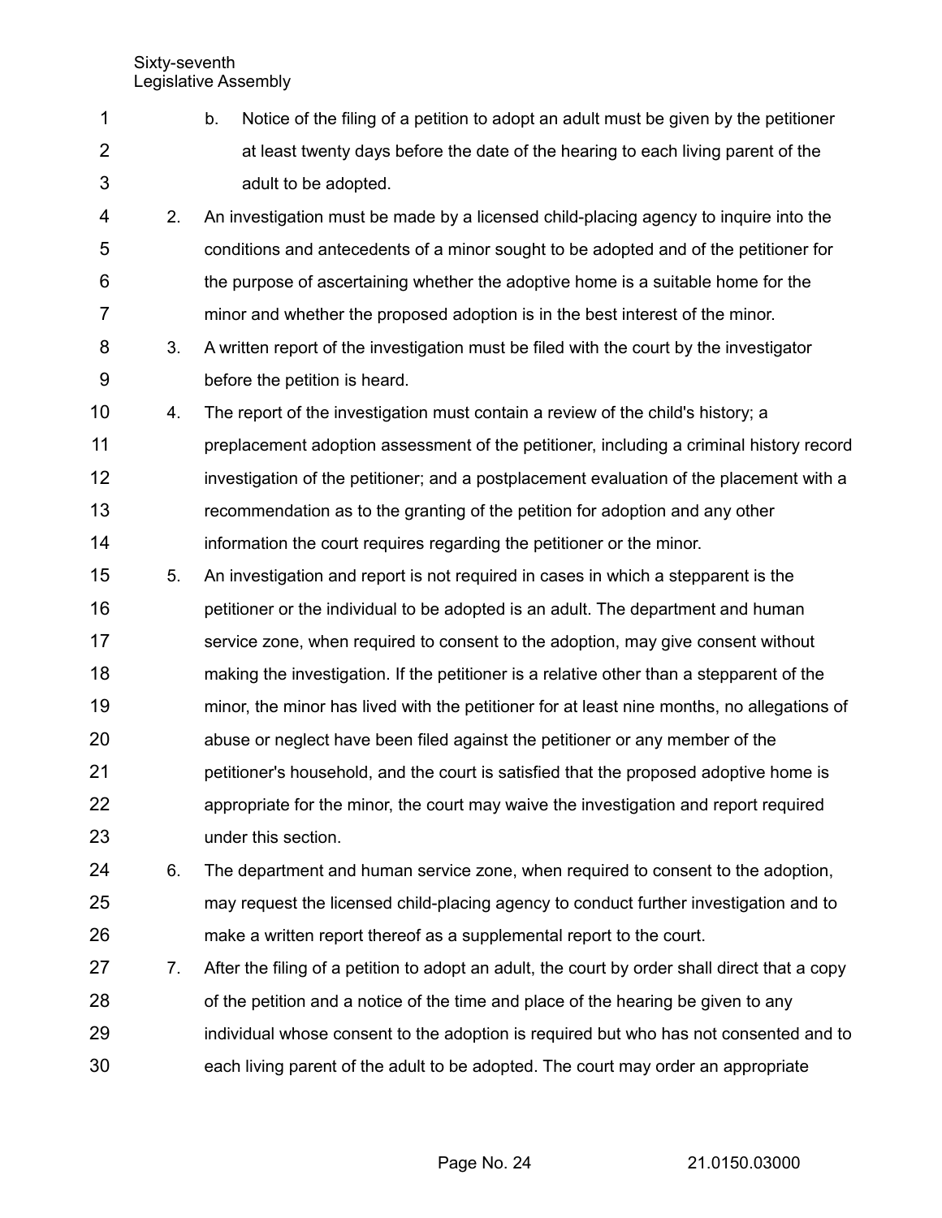b. Notice of the filing of a petition to adopt an adult must be given by the petitioner at least twenty days before the date of the hearing to each living parent of the adult to be adopted.

2. An investigation must be made by a licensed child-placing agency to inquire into the conditions and antecedents of a minor sought to be adopted and of the petitioner for the purpose of ascertaining whether the adoptive home is a suitable home for the minor and whether the proposed adoption is in the best interest of the minor.

3. A written report of the investigation must be filed with the court by the investigator before the petition is heard.

4. The report of the investigation must contain a review of the child's history; a preplacement adoption assessment of the petitioner, including a criminal history record investigation of the petitioner; and a postplacement evaluation of the placement with a recommendation as to the granting of the petition for adoption and any other information the court requires regarding the petitioner or the minor.

5. An investigation and report is not required in cases in which a stepparent is the petitioner or the individual to be adopted is an adult. The department and human service zone, when required to consent to the adoption, may give consent without making the investigation. If the petitioner is a relative other than a stepparent of the minor, the minor has lived with the petitioner for at least nine months, no allegations of abuse or neglect have been filed against the petitioner or any member of the petitioner's household, and the court is satisfied that the proposed adoptive home is appropriate for the minor, the court may waive the investigation and report required under this section.

6. The department and human service zone, when required to consent to the adoption, may request the licensed child-placing agency to conduct further investigation and to make a written report thereof as a supplemental report to the court.

7. After the filing of a petition to adopt an adult, the court by order shall direct that a copy of the petition and a notice of the time and place of the hearing be given to any individual whose consent to the adoption is required but who has not consented and to each living parent of the adult to be adopted. The court may order an appropriate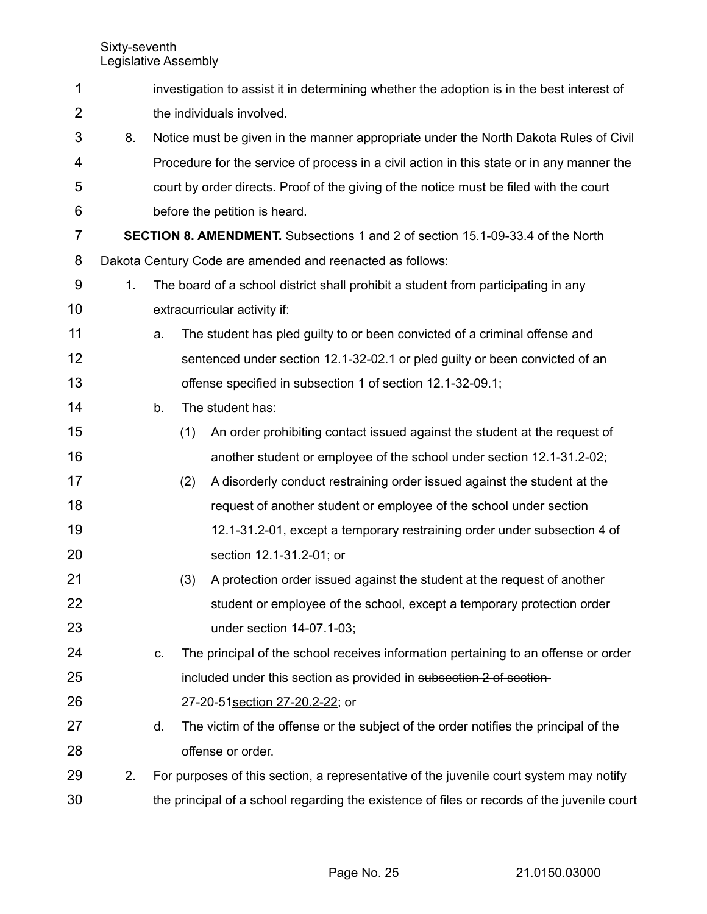investigation to assist it in determining whether the adoption is in the best interest of the individuals involved.

8. Notice must be given in the manner appropriate under the North Dakota Rules of Civil Procedure for the service of process in a civil action in this state or in any manner the court by order directs. Proof of the giving of the notice must be filed with the court before the petition is heard.

**SECTION 8. AMENDMENT.** Subsections 1 and 2 of section 15.1-09-33.4 of the North Dakota Century Code are amended and reenacted as follows:

1. The board of a school district shall prohibit a student from participating in any extracurricular activity if:
   a. The student has pled guilty to or been convicted of a criminal offense and sentenced under section 12.1-32-02.1 or pled guilty or been convicted of an offense specified in subsection 1 of section 12.1-32-09.1;
   b. The student has:
      (1) An order prohibiting contact issued against the student at the request of another student or employee of the school under section 12.1-31.2-02;
      (2) A disorderly conduct restraining order issued against the student at the request of another student or employee of the school under section 12.1-31.2-01, except a temporary restraining order under subsection 4 of section 12.1-31.2-01; or
      (3) A protection order issued against the student at the request of another student or employee of the school, except a temporary protection order under section 14-07.1-03;
   c. The principal of the school receives information pertaining to an offense or order included under this section as provided in ~~subsection 2 of section 27-20-51~~section 27-20.2-22; or
   d. The victim of the offense or the subject of the order notifies the principal of the offense or order.
2. For purposes of this section, a representative of the juvenile court system may notify the principal of a school regarding the existence of files or records of the juvenile court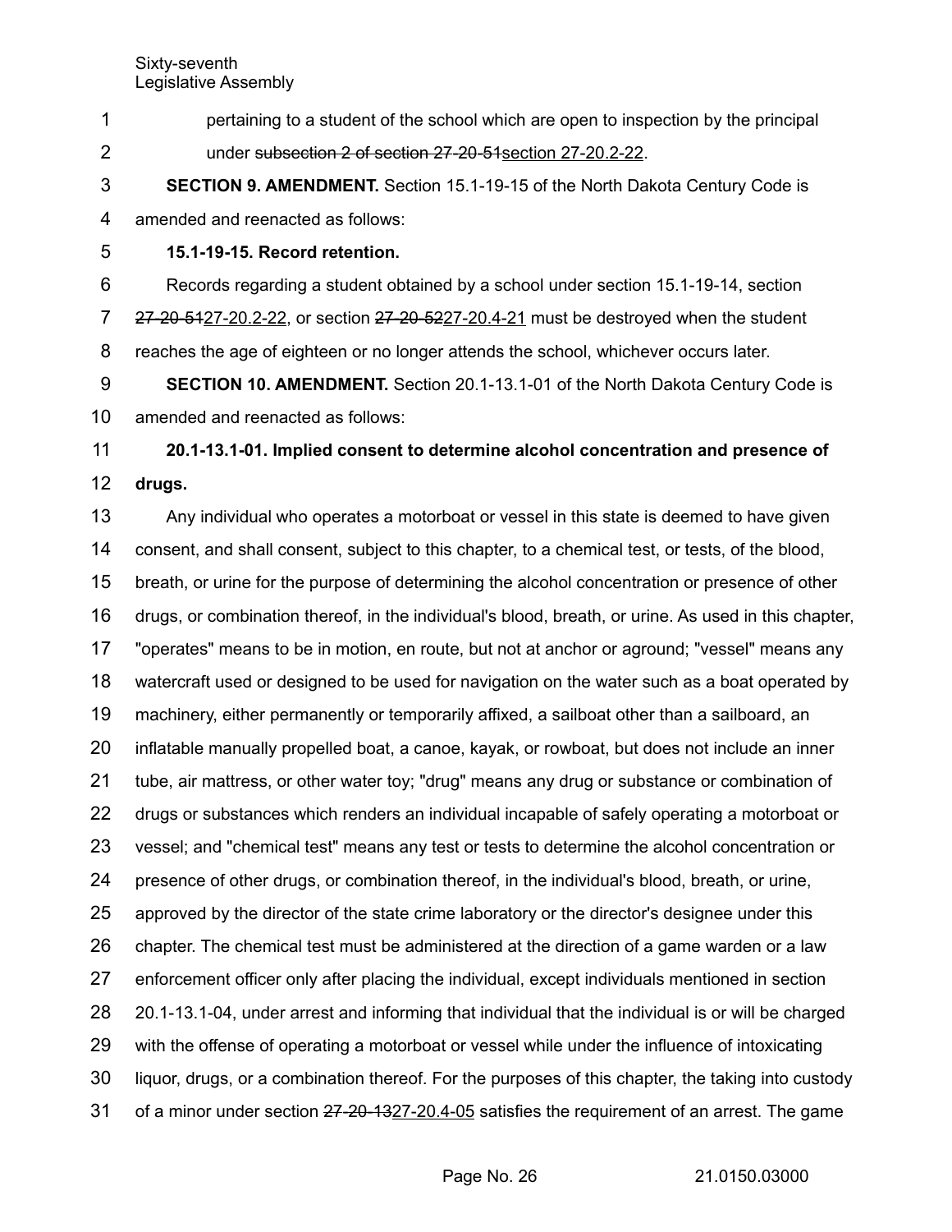pertaining to a student of the school which are open to inspection by the principal under ~~subsection 2 of section 27-20-51~~section 27-20.2-22.

**SECTION 9. AMENDMENT.** Section 15.1-19-15 of the North Dakota Century Code is amended and reenacted as follows:

**15.1-19-15. Record retention.**

Records regarding a student obtained by a school under section 15.1-19-14, section ~~27-20-51~~27-20.2-22, or section ~~27-20-52~~27-20.4-21 must be destroyed when the student reaches the age of eighteen or no longer attends the school, whichever occurs later.

**SECTION 10. AMENDMENT.** Section 20.1-13.1-01 of the North Dakota Century Code is amended and reenacted as follows:

**20.1-13.1-01. Implied consent to determine alcohol concentration and presence of drugs.**

Any individual who operates a motorboat or vessel in this state is deemed to have given consent, and shall consent, subject to this chapter, to a chemical test, or tests, of the blood, breath, or urine for the purpose of determining the alcohol concentration or presence of other drugs, or combination thereof, in the individual's blood, breath, or urine. As used in this chapter, "operates" means to be in motion, en route, but not at anchor or aground; "vessel" means any watercraft used or designed to be used for navigation on the water such as a boat operated by machinery, either permanently or temporarily affixed, a sailboat other than a sailboard, an inflatable manually propelled boat, a canoe, kayak, or rowboat, but does not include an inner tube, air mattress, or other water toy; "drug" means any drug or substance or combination of drugs or substances which renders an individual incapable of safely operating a motorboat or vessel; and "chemical test" means any test or tests to determine the alcohol concentration or presence of other drugs, or combination thereof, in the individual's blood, breath, or urine, approved by the director of the state crime laboratory or the director's designee under this chapter. The chemical test must be administered at the direction of a game warden or a law enforcement officer only after placing the individual, except individuals mentioned in section 20.1-13.1-04, under arrest and informing that individual that the individual is or will be charged with the offense of operating a motorboat or vessel while under the influence of intoxicating liquor, drugs, or a combination thereof. For the purposes of this chapter, the taking into custody of a minor under section ~~27-20-13~~27-20.4-05 satisfies the requirement of an arrest. The game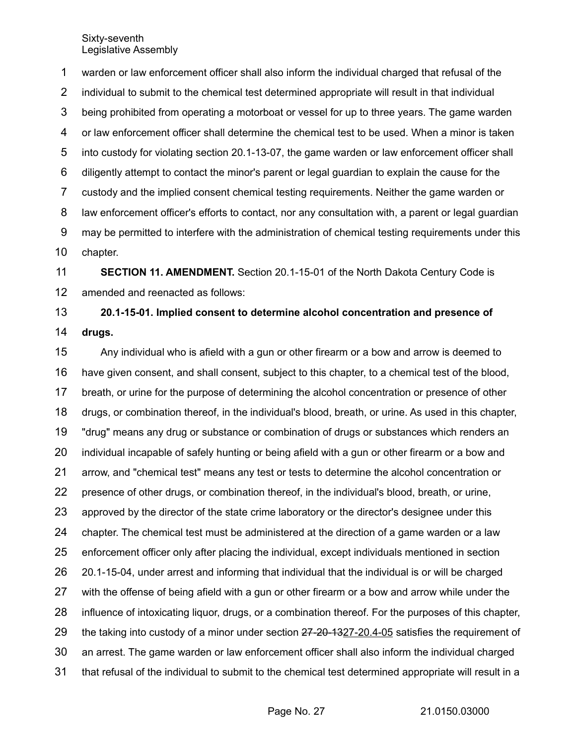warden or law enforcement officer shall also inform the individual charged that refusal of the individual to submit to the chemical test determined appropriate will result in that individual being prohibited from operating a motorboat or vessel for up to three years. The game warden or law enforcement officer shall determine the chemical test to be used. When a minor is taken into custody for violating section 20.1-13-07, the game warden or law enforcement officer shall diligently attempt to contact the minor's parent or legal guardian to explain the cause for the custody and the implied consent chemical testing requirements. Neither the game warden or law enforcement officer's efforts to contact, nor any consultation with, a parent or legal guardian may be permitted to interfere with the administration of chemical testing requirements under this chapter.

**SECTION 11. AMENDMENT.** Section 20.1-15-01 of the North Dakota Century Code is amended and reenacted as follows:

**20.1-15-01. Implied consent to determine alcohol concentration and presence of drugs.**

Any individual who is afield with a gun or other firearm or a bow and arrow is deemed to have given consent, and shall consent, subject to this chapter, to a chemical test of the blood, breath, or urine for the purpose of determining the alcohol concentration or presence of other drugs, or combination thereof, in the individual's blood, breath, or urine. As used in this chapter, "drug" means any drug or substance or combination of drugs or substances which renders an individual incapable of safely hunting or being afield with a gun or other firearm or a bow and arrow, and "chemical test" means any test or tests to determine the alcohol concentration or presence of other drugs, or combination thereof, in the individual's blood, breath, or urine, approved by the director of the state crime laboratory or the director's designee under this chapter. The chemical test must be administered at the direction of a game warden or a law enforcement officer only after placing the individual, except individuals mentioned in section 20.1-15-04, under arrest and informing that individual that the individual is or will be charged with the offense of being afield with a gun or other firearm or a bow and arrow while under the influence of intoxicating liquor, drugs, or a combination thereof. For the purposes of this chapter, the taking into custody of a minor under section ~~27-20-13~~27-20.4-05 satisfies the requirement of an arrest. The game warden or law enforcement officer shall also inform the individual charged that refusal of the individual to submit to the chemical test determined appropriate will result in a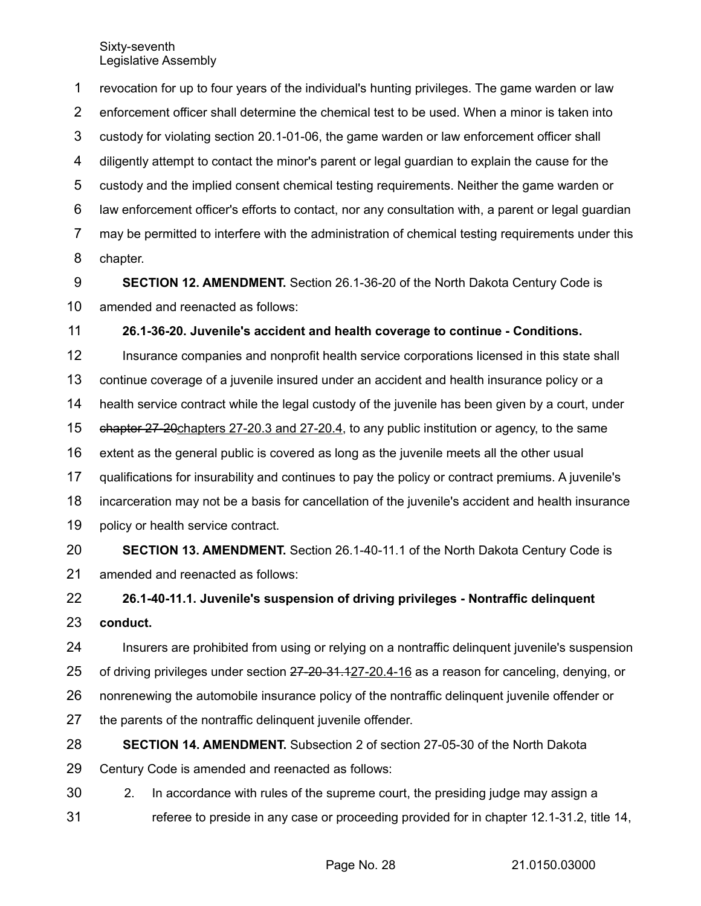revocation for up to four years of the individual's hunting privileges. The game warden or law enforcement officer shall determine the chemical test to be used. When a minor is taken into custody for violating section 20.1-01-06, the game warden or law enforcement officer shall diligently attempt to contact the minor's parent or legal guardian to explain the cause for the custody and the implied consent chemical testing requirements. Neither the game warden or law enforcement officer's efforts to contact, nor any consultation with, a parent or legal guardian may be permitted to interfere with the administration of chemical testing requirements under this chapter.

**SECTION 12. AMENDMENT.** Section 26.1-36-20 of the North Dakota Century Code is amended and reenacted as follows:

**26.1-36-20. Juvenile's accident and health coverage to continue - Conditions.**

Insurance companies and nonprofit health service corporations licensed in this state shall continue coverage of a juvenile insured under an accident and health insurance policy or a health service contract while the legal custody of the juvenile has been given by a court, under ~~chapter 27-20~~chapters 27-20.3 and 27-20.4, to any public institution or agency, to the same extent as the general public is covered as long as the juvenile meets all the other usual qualifications for insurability and continues to pay the policy or contract premiums. A juvenile's incarceration may not be a basis for cancellation of the juvenile's accident and health insurance policy or health service contract.

**SECTION 13. AMENDMENT.** Section 26.1-40-11.1 of the North Dakota Century Code is amended and reenacted as follows:

**26.1-40-11.1. Juvenile's suspension of driving privileges - Nontraffic delinquent conduct.**

Insurers are prohibited from using or relying on a nontraffic delinquent juvenile's suspension of driving privileges under section ~~27-20-31.1~~27-20.4-16 as a reason for canceling, denying, or nonrenewing the automobile insurance policy of the nontraffic delinquent juvenile offender or the parents of the nontraffic delinquent juvenile offender.

**SECTION 14. AMENDMENT.** Subsection 2 of section 27-05-30 of the North Dakota Century Code is amended and reenacted as follows:

2. In accordance with rules of the supreme court, the presiding judge may assign a referee to preside in any case or proceeding provided for in chapter 12.1-31.2, title 14,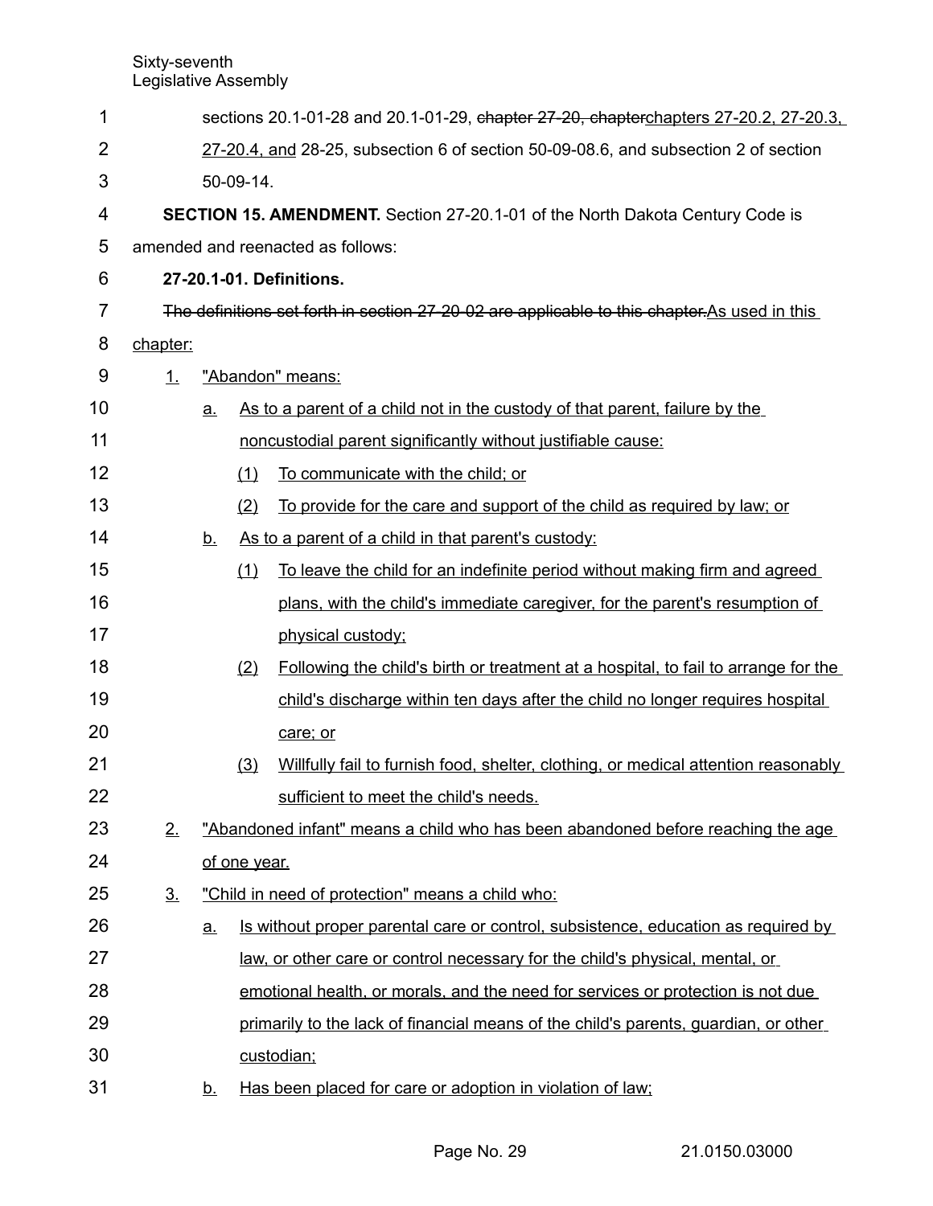sections 20.1-01-28 and 20.1-01-29, ~~chapter 27-20, chapter~~chapters 27-20.2, 27-20.3, 27-20.4, and 28-25, subsection 6 of section 50-09-08.6, and subsection 2 of section 50-09-14.

**SECTION 15. AMENDMENT.** Section 27-20.1-01 of the North Dakota Century Code is amended and reenacted as follows:

**27-20.1-01. Definitions.**

~~The definitions set forth in section 27-20-02 are applicable to this chapter.~~As used in this chapter:

1. "Abandon" means:
   a. As to a parent of a child not in the custody of that parent, failure by the noncustodial parent significantly without justifiable cause:
      (1) To communicate with the child; or
      (2) To provide for the care and support of the child as required by law; or
   b. As to a parent of a child in that parent's custody:
      (1) To leave the child for an indefinite period without making firm and agreed plans, with the child's immediate caregiver, for the parent's resumption of physical custody;
      (2) Following the child's birth or treatment at a hospital, to fail to arrange for the child's discharge within ten days after the child no longer requires hospital care; or
      (3) Willfully fail to furnish food, shelter, clothing, or medical attention reasonably sufficient to meet the child's needs.
2. "Abandoned infant" means a child who has been abandoned before reaching the age of one year.
3. "Child in need of protection" means a child who:
   a. Is without proper parental care or control, subsistence, education as required by law, or other care or control necessary for the child's physical, mental, or emotional health, or morals, and the need for services or protection is not due primarily to the lack of financial means of the child's parents, guardian, or other custodian;
   b. Has been placed for care or adoption in violation of law;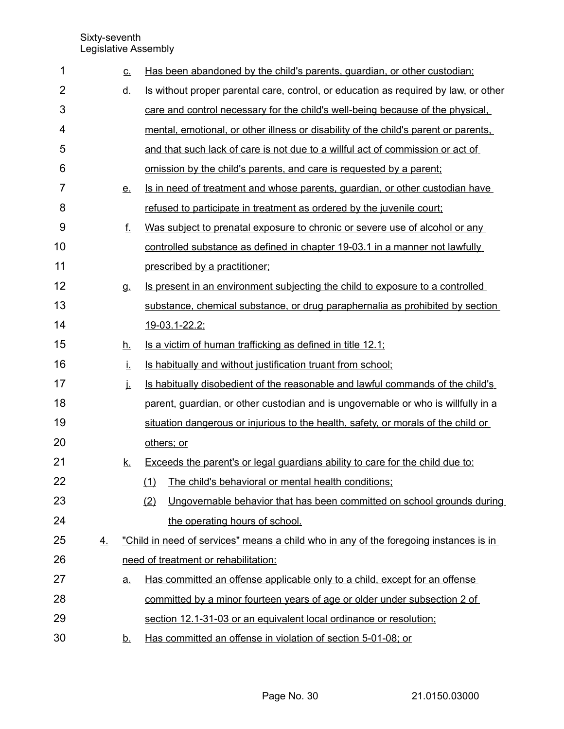c. Has been abandoned by the child's parents, guardian, or other custodian;

d. Is without proper parental care, control, or education as required by law, or other care and control necessary for the child's well-being because of the physical, mental, emotional, or other illness or disability of the child's parent or parents, and that such lack of care is not due to a willful act of commission or act of omission by the child's parents, and care is requested by a parent;

e. Is in need of treatment and whose parents, guardian, or other custodian have refused to participate in treatment as ordered by the juvenile court;

f. Was subject to prenatal exposure to chronic or severe use of alcohol or any controlled substance as defined in chapter 19-03.1 in a manner not lawfully prescribed by a practitioner;

g. Is present in an environment subjecting the child to exposure to a controlled substance, chemical substance, or drug paraphernalia as prohibited by section 19-03.1-22.2;

h. Is a victim of human trafficking as defined in title 12.1;

i. Is habitually and without justification truant from school;

j. Is habitually disobedient of the reasonable and lawful commands of the child's parent, guardian, or other custodian and is ungovernable or who is willfully in a situation dangerous or injurious to the health, safety, or morals of the child or others; or

k. Exceeds the parent's or legal guardians ability to care for the child due to:

(1) The child's behavioral or mental health conditions;

(2) Ungovernable behavior that has been committed on school grounds during the operating hours of school.

4. "Child in need of services" means a child who in any of the foregoing instances is in need of treatment or rehabilitation:

a. Has committed an offense applicable only to a child, except for an offense committed by a minor fourteen years of age or older under subsection 2 of section 12.1-31-03 or an equivalent local ordinance or resolution;

b. Has committed an offense in violation of section 5-01-08; or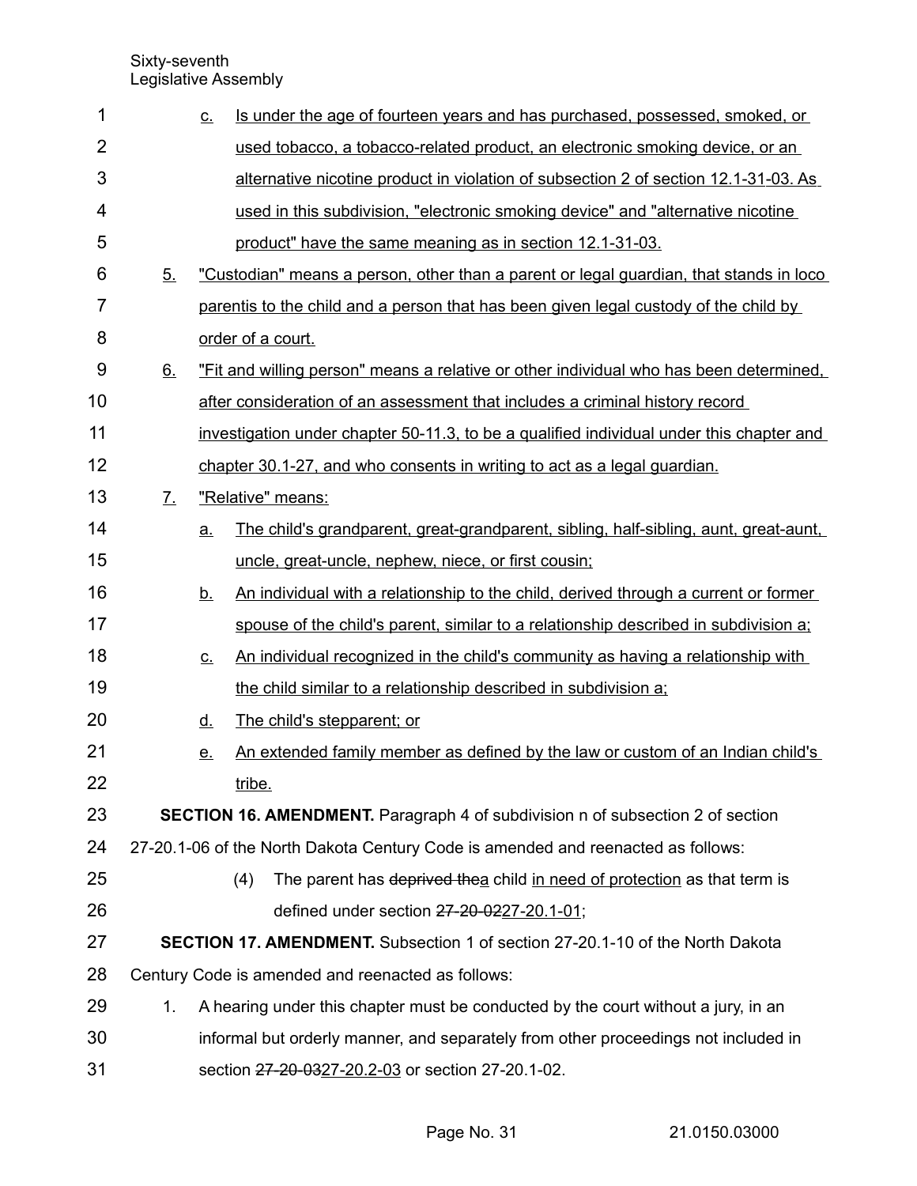c. Is under the age of fourteen years and has purchased, possessed, smoked, or used tobacco, a tobacco-related product, an electronic smoking device, or an alternative nicotine product in violation of subsection 2 of section 12.1-31-03. As used in this subdivision, "electronic smoking device" and "alternative nicotine product" have the same meaning as in section 12.1-31-03.

5. "Custodian" means a person, other than a parent or legal guardian, that stands in loco parentis to the child and a person that has been given legal custody of the child by order of a court.

6. "Fit and willing person" means a relative or other individual who has been determined, after consideration of an assessment that includes a criminal history record investigation under chapter 50-11.3, to be a qualified individual under this chapter and chapter 30.1-27, and who consents in writing to act as a legal guardian.

7. "Relative" means:

   a. The child's grandparent, great-grandparent, sibling, half-sibling, aunt, great-aunt, uncle, great-uncle, nephew, niece, or first cousin;

   b. An individual with a relationship to the child, derived through a current or former spouse of the child's parent, similar to a relationship described in subdivision a;

   c. An individual recognized in the child's community as having a relationship with the child similar to a relationship described in subdivision a;

   d. The child's stepparent; or

   e. An extended family member as defined by the law or custom of an Indian child's tribe.

**SECTION 16. AMENDMENT.** Paragraph 4 of subdivision n of subsection 2 of section 27-20.1-06 of the North Dakota Century Code is amended and reenacted as follows:

(4) The parent has ~~deprived the~~a child in need of protection as that term is defined under section ~~27-20-02~~27-20.1-01;

**SECTION 17. AMENDMENT.** Subsection 1 of section 27-20.1-10 of the North Dakota Century Code is amended and reenacted as follows:

1. A hearing under this chapter must be conducted by the court without a jury, in an informal but orderly manner, and separately from other proceedings not included in section ~~27-20-03~~27-20.2-03 or section 27-20.1-02.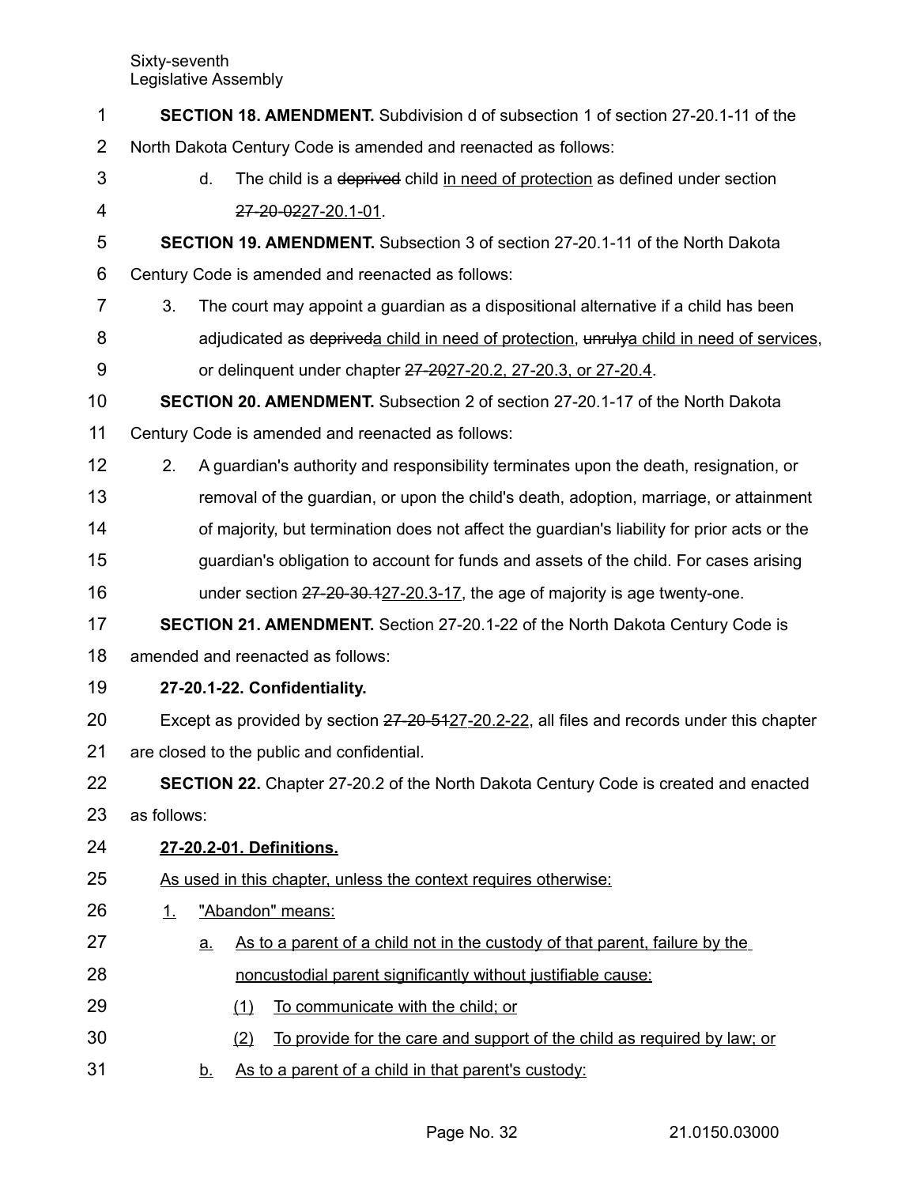**SECTION 18. AMENDMENT.** Subdivision d of subsection 1 of section 27-20.1-11 of the North Dakota Century Code is amended and reenacted as follows:

d. The child is a ~~deprived~~ child in need of protection as defined under section ~~27-20-02~~27-20.1-01.

**SECTION 19. AMENDMENT.** Subsection 3 of section 27-20.1-11 of the North Dakota Century Code is amended and reenacted as follows:

3. The court may appoint a guardian as a dispositional alternative if a child has been adjudicated as ~~deprived~~a child in need of protection, ~~unruly~~a child in need of services, or delinquent under chapter ~~27-20~~27-20.2, 27-20.3, or 27-20.4.

**SECTION 20. AMENDMENT.** Subsection 2 of section 27-20.1-17 of the North Dakota Century Code is amended and reenacted as follows:

2. A guardian's authority and responsibility terminates upon the death, resignation, or removal of the guardian, or upon the child's death, adoption, marriage, or attainment of majority, but termination does not affect the guardian's liability for prior acts or the guardian's obligation to account for funds and assets of the child. For cases arising under section ~~27-20-30.1~~27-20.3-17, the age of majority is age twenty-one.

**SECTION 21. AMENDMENT.** Section 27-20.1-22 of the North Dakota Century Code is amended and reenacted as follows:

**27-20.1-22. Confidentiality.**

Except as provided by section ~~27-20-51~~27-20.2-22, all files and records under this chapter are closed to the public and confidential.

**SECTION 22.** Chapter 27-20.2 of the North Dakota Century Code is created and enacted as follows:

**27-20.2-01. Definitions.**

As used in this chapter, unless the context requires otherwise:

1. "Abandon" means:

   a. As to a parent of a child not in the custody of that parent, failure by the noncustodial parent significantly without justifiable cause:

      (1) To communicate with the child; or

      (2) To provide for the care and support of the child as required by law; or

   b. As to a parent of a child in that parent's custody: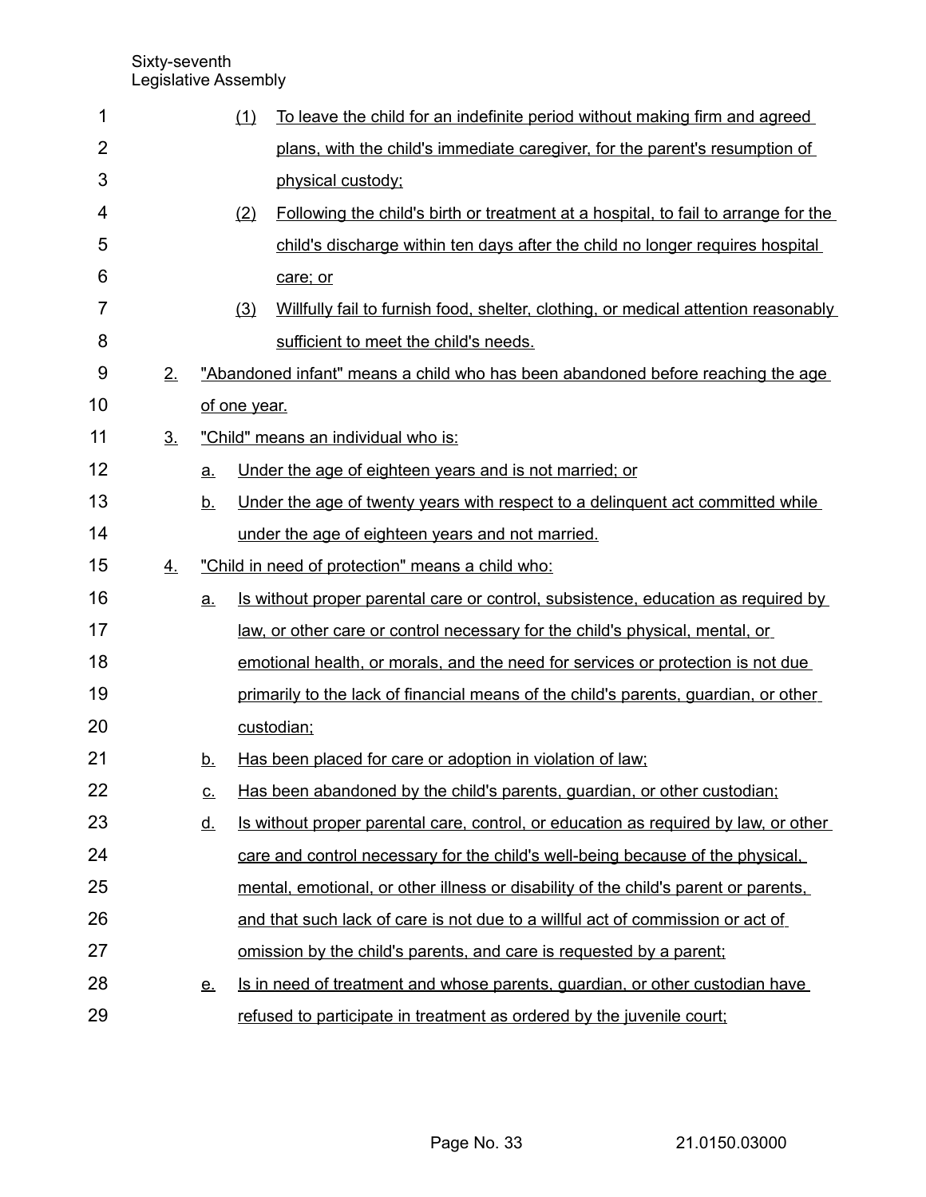(1) To leave the child for an indefinite period without making firm and agreed plans, with the child's immediate caregiver, for the parent's resumption of physical custody;

(2) Following the child's birth or treatment at a hospital, to fail to arrange for the child's discharge within ten days after the child no longer requires hospital care; or

(3) Willfully fail to furnish food, shelter, clothing, or medical attention reasonably sufficient to meet the child's needs.

2. "Abandoned infant" means a child who has been abandoned before reaching the age of one year.

3. "Child" means an individual who is:

a. Under the age of eighteen years and is not married; or

b. Under the age of twenty years with respect to a delinquent act committed while under the age of eighteen years and not married.

4. "Child in need of protection" means a child who:

a. Is without proper parental care or control, subsistence, education as required by law, or other care or control necessary for the child's physical, mental, or emotional health, or morals, and the need for services or protection is not due primarily to the lack of financial means of the child's parents, guardian, or other custodian;

b. Has been placed for care or adoption in violation of law;

c. Has been abandoned by the child's parents, guardian, or other custodian;

d. Is without proper parental care, control, or education as required by law, or other care and control necessary for the child's well-being because of the physical, mental, emotional, or other illness or disability of the child's parent or parents, and that such lack of care is not due to a willful act of commission or act of omission by the child's parents, and care is requested by a parent;

e. Is in need of treatment and whose parents, guardian, or other custodian have refused to participate in treatment as ordered by the juvenile court;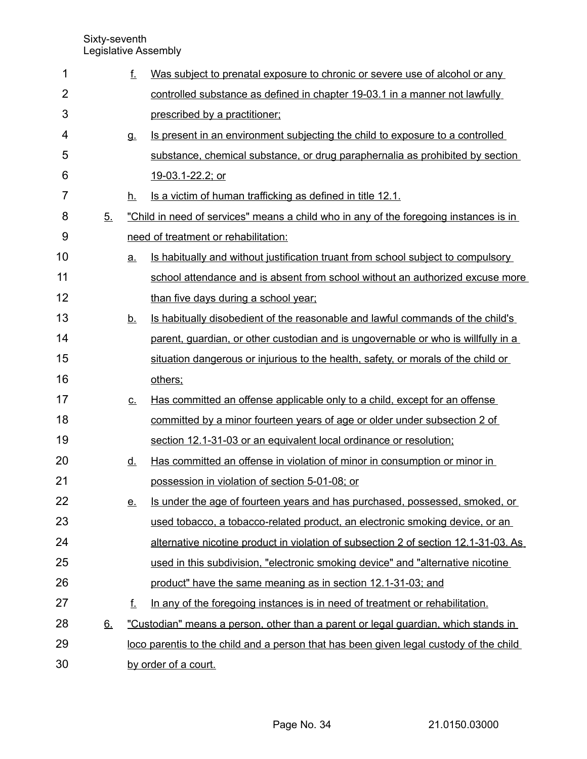f. Was subject to prenatal exposure to chronic or severe use of alcohol or any controlled substance as defined in chapter 19-03.1 in a manner not lawfully prescribed by a practitioner;

g. Is present in an environment subjecting the child to exposure to a controlled substance, chemical substance, or drug paraphernalia as prohibited by section 19-03.1-22.2; or

h. Is a victim of human trafficking as defined in title 12.1.

5. "Child in need of services" means a child who in any of the foregoing instances is in need of treatment or rehabilitation:

a. Is habitually and without justification truant from school subject to compulsory school attendance and is absent from school without an authorized excuse more than five days during a school year;

b. Is habitually disobedient of the reasonable and lawful commands of the child's parent, guardian, or other custodian and is ungovernable or who is willfully in a situation dangerous or injurious to the health, safety, or morals of the child or others;

c. Has committed an offense applicable only to a child, except for an offense committed by a minor fourteen years of age or older under subsection 2 of section 12.1-31-03 or an equivalent local ordinance or resolution;

d. Has committed an offense in violation of minor in consumption or minor in possession in violation of section 5-01-08; or

e. Is under the age of fourteen years and has purchased, possessed, smoked, or used tobacco, a tobacco-related product, an electronic smoking device, or an alternative nicotine product in violation of subsection 2 of section 12.1-31-03. As used in this subdivision, "electronic smoking device" and "alternative nicotine product" have the same meaning as in section 12.1-31-03; and

f. In any of the foregoing instances is in need of treatment or rehabilitation.

6. "Custodian" means a person, other than a parent or legal guardian, which stands in loco parentis to the child and a person that has been given legal custody of the child by order of a court.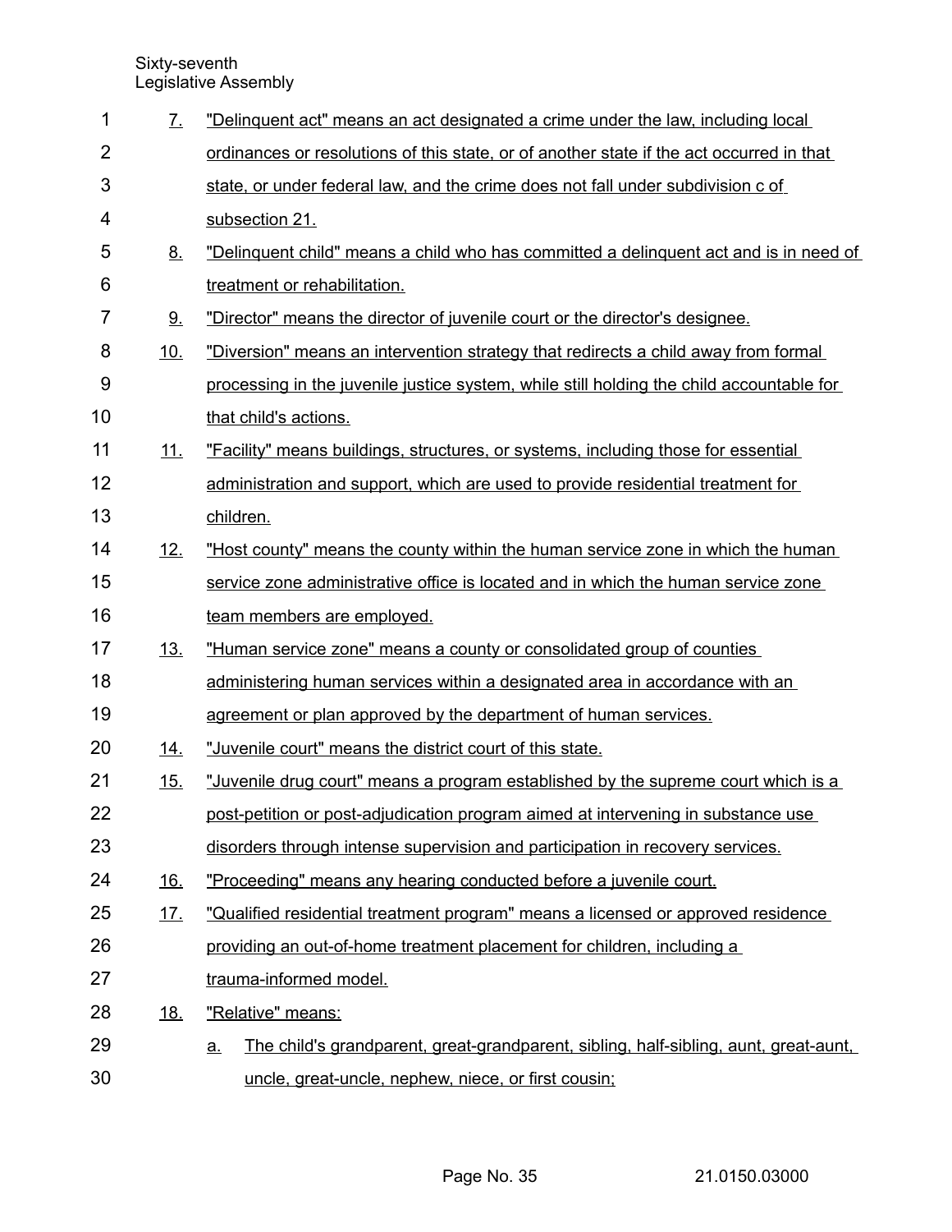7. "Delinquent act" means an act designated a crime under the law, including local ordinances or resolutions of this state, or of another state if the act occurred in that state, or under federal law, and the crime does not fall under subdivision c of subsection 21.

8. "Delinquent child" means a child who has committed a delinquent act and is in need of treatment or rehabilitation.

9. "Director" means the director of juvenile court or the director's designee.

10. "Diversion" means an intervention strategy that redirects a child away from formal processing in the juvenile justice system, while still holding the child accountable for that child's actions.

11. "Facility" means buildings, structures, or systems, including those for essential administration and support, which are used to provide residential treatment for children.

12. "Host county" means the county within the human service zone in which the human service zone administrative office is located and in which the human service zone team members are employed.

13. "Human service zone" means a county or consolidated group of counties administering human services within a designated area in accordance with an agreement or plan approved by the department of human services.

14. "Juvenile court" means the district court of this state.

15. "Juvenile drug court" means a program established by the supreme court which is a post-petition or post-adjudication program aimed at intervening in substance use disorders through intense supervision and participation in recovery services.

16. "Proceeding" means any hearing conducted before a juvenile court.

17. "Qualified residential treatment program" means a licensed or approved residence providing an out-of-home treatment placement for children, including a trauma-informed model.

18. "Relative" means:

    a. The child's grandparent, great-grandparent, sibling, half-sibling, aunt, great-aunt, uncle, great-uncle, nephew, niece, or first cousin;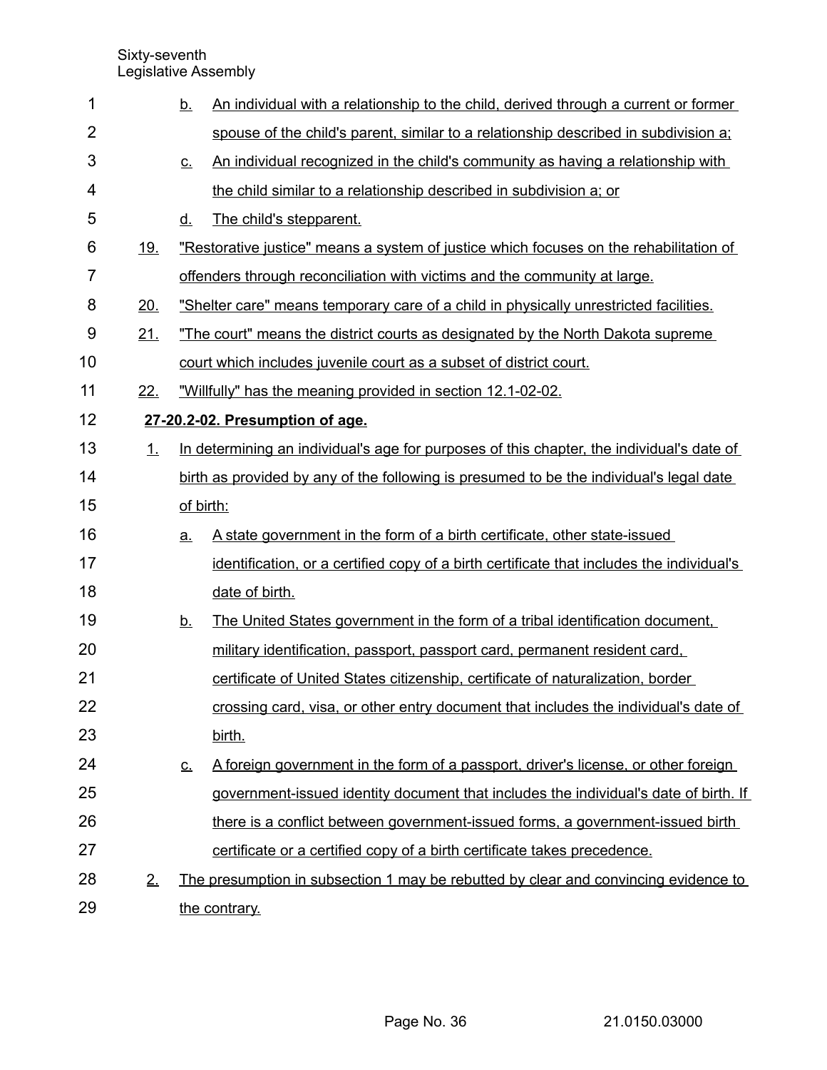b. An individual with a relationship to the child, derived through a current or former spouse of the child's parent, similar to a relationship described in subdivision a;

c. An individual recognized in the child's community as having a relationship with the child similar to a relationship described in subdivision a; or

d. The child's stepparent.

19. "Restorative justice" means a system of justice which focuses on the rehabilitation of offenders through reconciliation with victims and the community at large.

20. "Shelter care" means temporary care of a child in physically unrestricted facilities.

21. "The court" means the district courts as designated by the North Dakota supreme court which includes juvenile court as a subset of district court.

22. "Willfully" has the meaning provided in section 12.1-02-02.

**27-20.2-02. Presumption of age.**

1. In determining an individual's age for purposes of this chapter, the individual's date of birth as provided by any of the following is presumed to be the individual's legal date of birth:

   a. A state government in the form of a birth certificate, other state-issued identification, or a certified copy of a birth certificate that includes the individual's date of birth.

   b. The United States government in the form of a tribal identification document, military identification, passport, passport card, permanent resident card, certificate of United States citizenship, certificate of naturalization, border crossing card, visa, or other entry document that includes the individual's date of birth.

   c. A foreign government in the form of a passport, driver's license, or other foreign government-issued identity document that includes the individual's date of birth. If there is a conflict between government-issued forms, a government-issued birth certificate or a certified copy of a birth certificate takes precedence.

2. The presumption in subsection 1 may be rebutted by clear and convincing evidence to the contrary.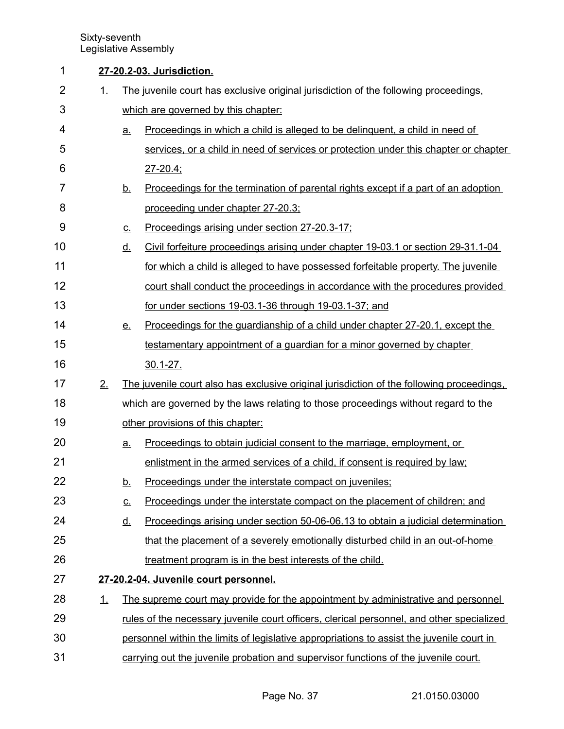**27-20.2-03. Jurisdiction.**

1. The juvenile court has exclusive original jurisdiction of the following proceedings, which are governed by this chapter:
   a. Proceedings in which a child is alleged to be delinquent, a child in need of services, or a child in need of services or protection under this chapter or chapter 27-20.4;
   b. Proceedings for the termination of parental rights except if a part of an adoption proceeding under chapter 27-20.3;
   c. Proceedings arising under section 27-20.3-17;
   d. Civil forfeiture proceedings arising under chapter 19-03.1 or section 29-31.1-04 for which a child is alleged to have possessed forfeitable property. The juvenile court shall conduct the proceedings in accordance with the procedures provided for under sections 19-03.1-36 through 19-03.1-37; and
   e. Proceedings for the guardianship of a child under chapter 27-20.1, except the testamentary appointment of a guardian for a minor governed by chapter 30.1-27.
2. The juvenile court also has exclusive original jurisdiction of the following proceedings, which are governed by the laws relating to those proceedings without regard to the other provisions of this chapter:
   a. Proceedings to obtain judicial consent to the marriage, employment, or enlistment in the armed services of a child, if consent is required by law;
   b. Proceedings under the interstate compact on juveniles;
   c. Proceedings under the interstate compact on the placement of children; and
   d. Proceedings arising under section 50-06-06.13 to obtain a judicial determination that the placement of a severely emotionally disturbed child in an out-of-home treatment program is in the best interests of the child.

**27-20.2-04. Juvenile court personnel.**

1. The supreme court may provide for the appointment by administrative and personnel rules of the necessary juvenile court officers, clerical personnel, and other specialized personnel within the limits of legislative appropriations to assist the juvenile court in carrying out the juvenile probation and supervisor functions of the juvenile court.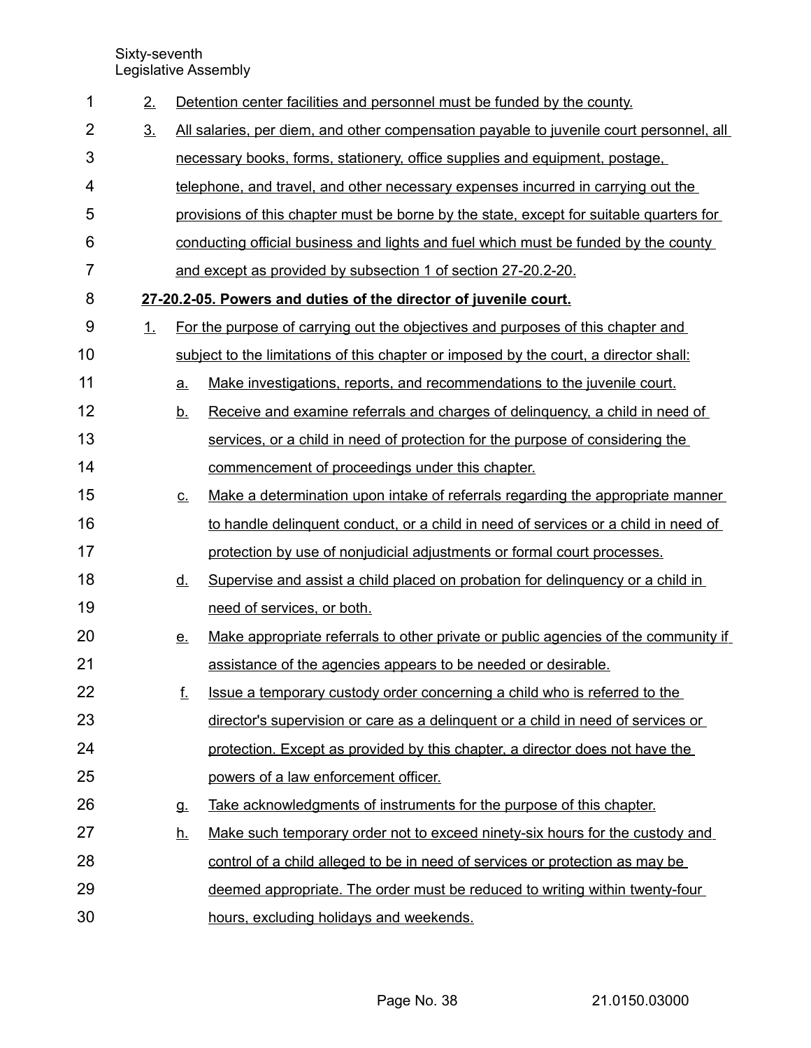2. Detention center facilities and personnel must be funded by the county.

3. All salaries, per diem, and other compensation payable to juvenile court personnel, all necessary books, forms, stationery, office supplies and equipment, postage, telephone, and travel, and other necessary expenses incurred in carrying out the provisions of this chapter must be borne by the state, except for suitable quarters for conducting official business and lights and fuel which must be funded by the county and except as provided by subsection 1 of section 27-20.2-20.

**27-20.2-05. Powers and duties of the director of juvenile court.**

1. For the purpose of carrying out the objectives and purposes of this chapter and subject to the limitations of this chapter or imposed by the court, a director shall:

   a. Make investigations, reports, and recommendations to the juvenile court.

   b. Receive and examine referrals and charges of delinquency, a child in need of services, or a child in need of protection for the purpose of considering the commencement of proceedings under this chapter.

   c. Make a determination upon intake of referrals regarding the appropriate manner to handle delinquent conduct, or a child in need of services or a child in need of protection by use of nonjudicial adjustments or formal court processes.

   d. Supervise and assist a child placed on probation for delinquency or a child in need of services, or both.

   e. Make appropriate referrals to other private or public agencies of the community if assistance of the agencies appears to be needed or desirable.

   f. Issue a temporary custody order concerning a child who is referred to the director's supervision or care as a delinquent or a child in need of services or protection. Except as provided by this chapter, a director does not have the powers of a law enforcement officer.

   g. Take acknowledgments of instruments for the purpose of this chapter.

   h. Make such temporary order not to exceed ninety-six hours for the custody and control of a child alleged to be in need of services or protection as may be deemed appropriate. The order must be reduced to writing within twenty-four hours, excluding holidays and weekends.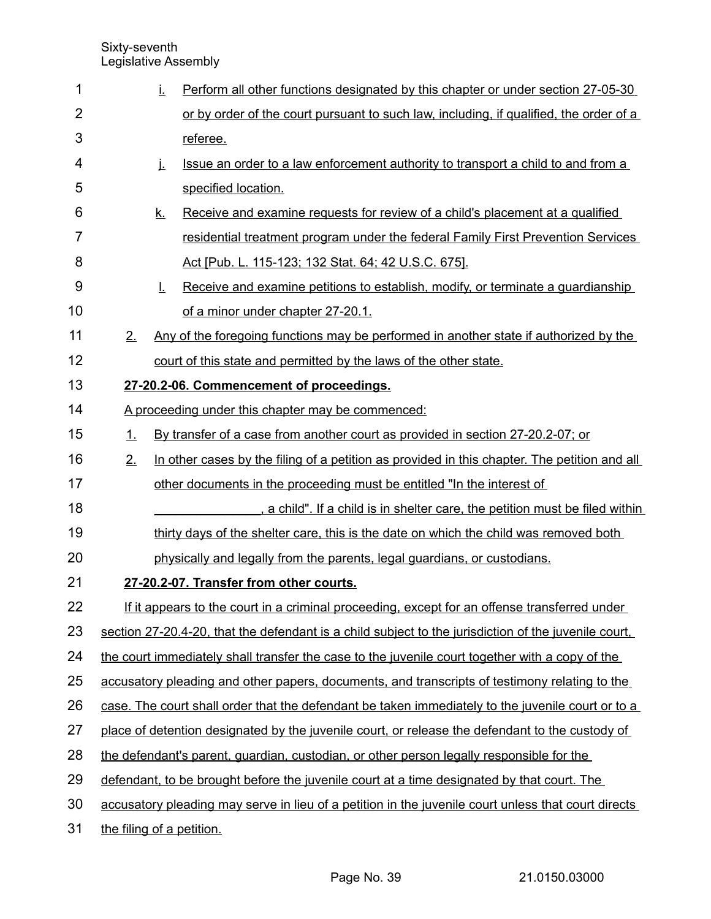i. Perform all other functions designated by this chapter or under section 27-05-30 or by order of the court pursuant to such law, including, if qualified, the order of a referee.

j. Issue an order to a law enforcement authority to transport a child to and from a specified location.

k. Receive and examine requests for review of a child's placement at a qualified residential treatment program under the federal Family First Prevention Services Act [Pub. L. 115-123; 132 Stat. 64; 42 U.S.C. 675].

l. Receive and examine petitions to establish, modify, or terminate a guardianship of a minor under chapter 27-20.1.

2. Any of the foregoing functions may be performed in another state if authorized by the court of this state and permitted by the laws of the other state.

**27-20.2-06. Commencement of proceedings.**

A proceeding under this chapter may be commenced:

1. By transfer of a case from another court as provided in section 27-20.2-07; or
2. In other cases by the filing of a petition as provided in this chapter. The petition and all other documents in the proceeding must be entitled "In the interest of _______________, a child". If a child is in shelter care, the petition must be filed within thirty days of the shelter care, this is the date on which the child was removed both physically and legally from the parents, legal guardians, or custodians.

**27-20.2-07. Transfer from other courts.**

If it appears to the court in a criminal proceeding, except for an offense transferred under section 27-20.4-20, that the defendant is a child subject to the jurisdiction of the juvenile court, the court immediately shall transfer the case to the juvenile court together with a copy of the accusatory pleading and other papers, documents, and transcripts of testimony relating to the case. The court shall order that the defendant be taken immediately to the juvenile court or to a place of detention designated by the juvenile court, or release the defendant to the custody of the defendant's parent, guardian, custodian, or other person legally responsible for the defendant, to be brought before the juvenile court at a time designated by that court. The accusatory pleading may serve in lieu of a petition in the juvenile court unless that court directs the filing of a petition.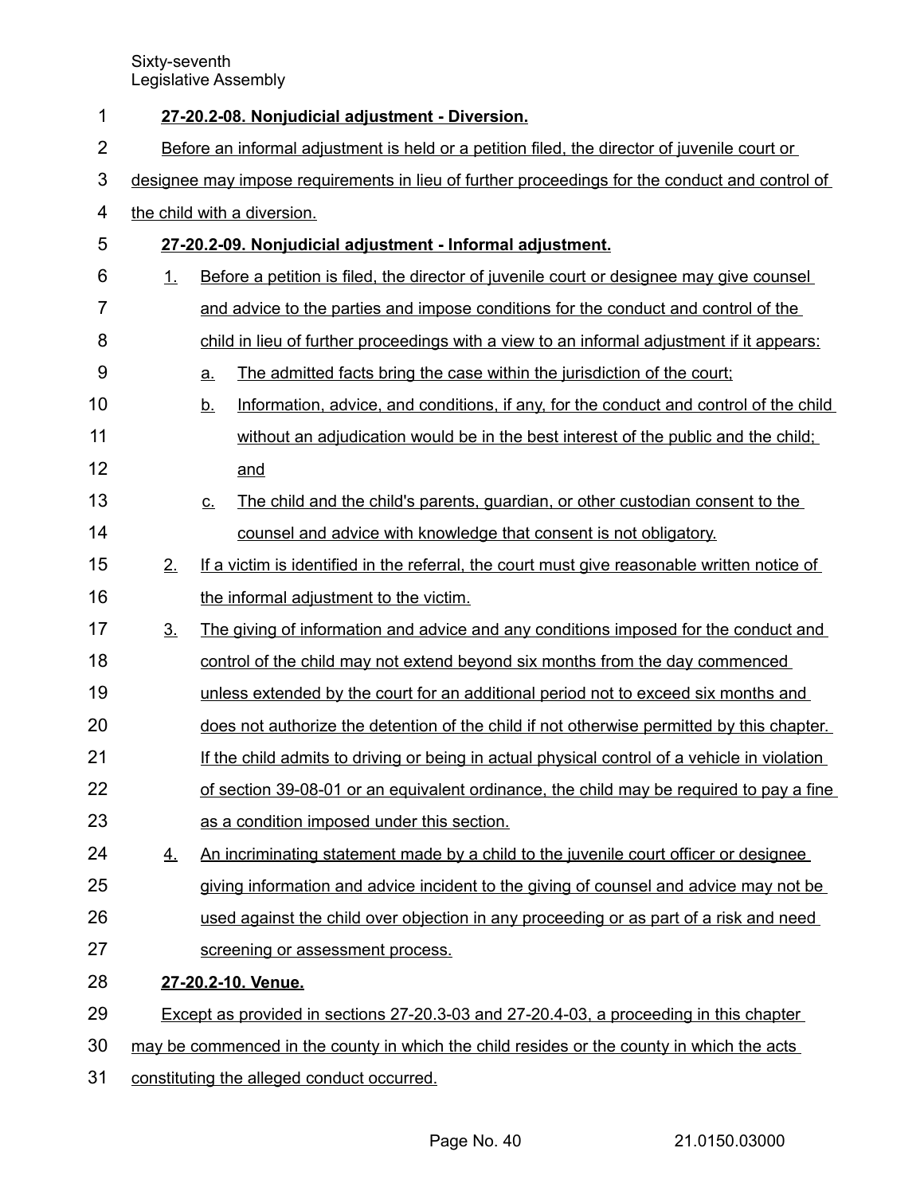**27-20.2-08. Nonjudicial adjustment - Diversion.**

Before an informal adjustment is held or a petition filed, the director of juvenile court or designee may impose requirements in lieu of further proceedings for the conduct and control of the child with a diversion.

**27-20.2-09. Nonjudicial adjustment - Informal adjustment.**

1. Before a petition is filed, the director of juvenile court or designee may give counsel and advice to the parties and impose conditions for the conduct and control of the child in lieu of further proceedings with a view to an informal adjustment if it appears:
   a. The admitted facts bring the case within the jurisdiction of the court;
   b. Information, advice, and conditions, if any, for the conduct and control of the child without an adjudication would be in the best interest of the public and the child; and
   c. The child and the child's parents, guardian, or other custodian consent to the counsel and advice with knowledge that consent is not obligatory.
2. If a victim is identified in the referral, the court must give reasonable written notice of the informal adjustment to the victim.
3. The giving of information and advice and any conditions imposed for the conduct and control of the child may not extend beyond six months from the day commenced unless extended by the court for an additional period not to exceed six months and does not authorize the detention of the child if not otherwise permitted by this chapter. If the child admits to driving or being in actual physical control of a vehicle in violation of section 39-08-01 or an equivalent ordinance, the child may be required to pay a fine as a condition imposed under this section.
4. An incriminating statement made by a child to the juvenile court officer or designee giving information and advice incident to the giving of counsel and advice may not be used against the child over objection in any proceeding or as part of a risk and need screening or assessment process.

**27-20.2-10. Venue.**

Except as provided in sections 27-20.3-03 and 27-20.4-03, a proceeding in this chapter may be commenced in the county in which the child resides or the county in which the acts constituting the alleged conduct occurred.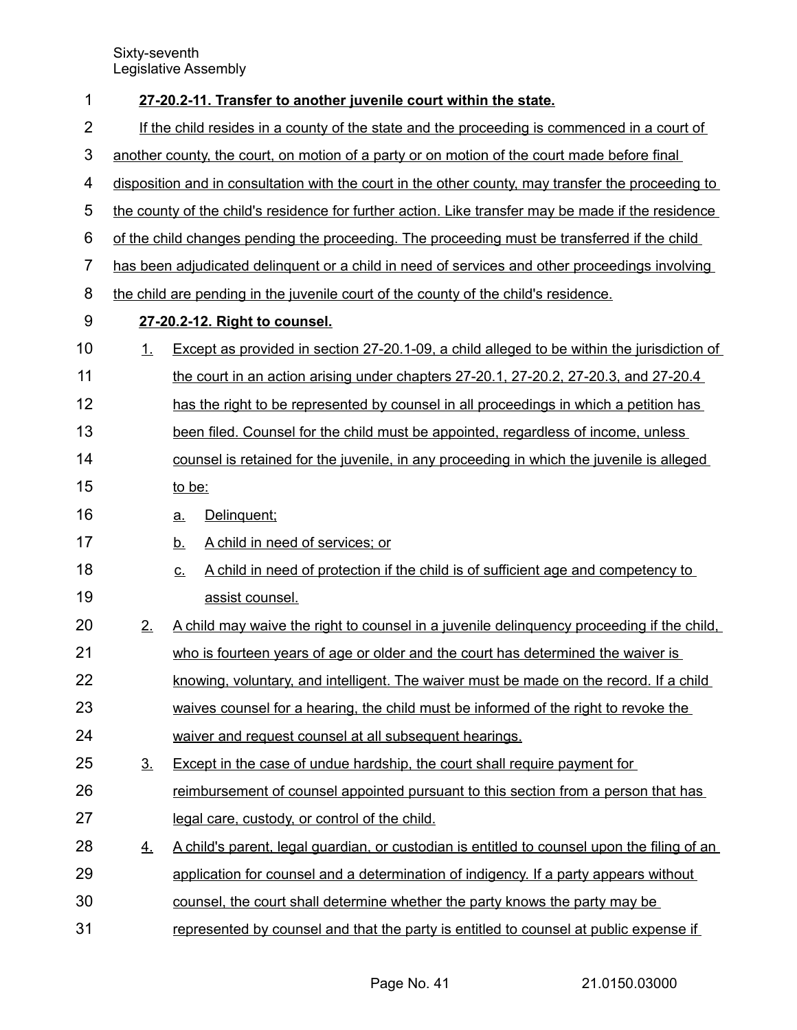**27-20.2-11. Transfer to another juvenile court within the state.**

If the child resides in a county of the state and the proceeding is commenced in a court of another county, the court, on motion of a party or on motion of the court made before final disposition and in consultation with the court in the other county, may transfer the proceeding to the county of the child's residence for further action. Like transfer may be made if the residence of the child changes pending the proceeding. The proceeding must be transferred if the child has been adjudicated delinquent or a child in need of services and other proceedings involving the child are pending in the juvenile court of the county of the child's residence.

**27-20.2-12. Right to counsel.**

1. Except as provided in section 27-20.1-09, a child alleged to be within the jurisdiction of the court in an action arising under chapters 27-20.1, 27-20.2, 27-20.3, and 27-20.4 has the right to be represented by counsel in all proceedings in which a petition has been filed. Counsel for the child must be appointed, regardless of income, unless counsel is retained for the juvenile, in any proceeding in which the juvenile is alleged to be:
   a. Delinquent;
   b. A child in need of services; or
   c. A child in need of protection if the child is of sufficient age and competency to assist counsel.
2. A child may waive the right to counsel in a juvenile delinquency proceeding if the child, who is fourteen years of age or older and the court has determined the waiver is knowing, voluntary, and intelligent. The waiver must be made on the record. If a child waives counsel for a hearing, the child must be informed of the right to revoke the waiver and request counsel at all subsequent hearings.
3. Except in the case of undue hardship, the court shall require payment for reimbursement of counsel appointed pursuant to this section from a person that has legal care, custody, or control of the child.
4. A child's parent, legal guardian, or custodian is entitled to counsel upon the filing of an application for counsel and a determination of indigency. If a party appears without counsel, the court shall determine whether the party knows the party may be represented by counsel and that the party is entitled to counsel at public expense if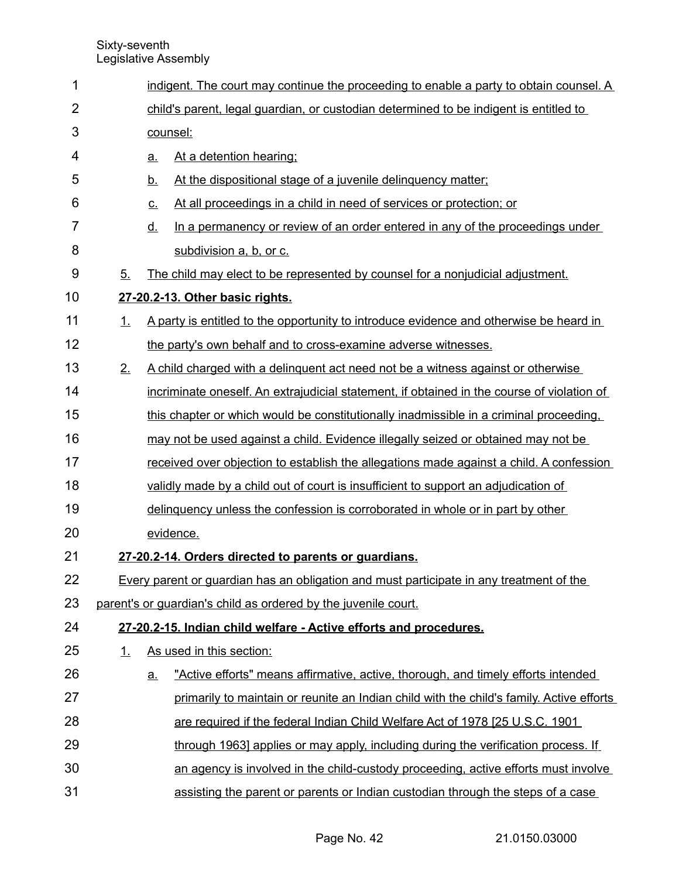indigent. The court may continue the proceeding to enable a party to obtain counsel. A child's parent, legal guardian, or custodian determined to be indigent is entitled to counsel:

a. At a detention hearing;

b. At the dispositional stage of a juvenile delinquency matter;

c. At all proceedings in a child in need of services or protection; or

d. In a permanency or review of an order entered in any of the proceedings under subdivision a, b, or c.

5. The child may elect to be represented by counsel for a nonjudicial adjustment.

**27-20.2-13. Other basic rights.**

1. A party is entitled to the opportunity to introduce evidence and otherwise be heard in the party's own behalf and to cross-examine adverse witnesses.

2. A child charged with a delinquent act need not be a witness against or otherwise incriminate oneself. An extrajudicial statement, if obtained in the course of violation of this chapter or which would be constitutionally inadmissible in a criminal proceeding, may not be used against a child. Evidence illegally seized or obtained may not be received over objection to establish the allegations made against a child. A confession validly made by a child out of court is insufficient to support an adjudication of delinquency unless the confession is corroborated in whole or in part by other evidence.

**27-20.2-14. Orders directed to parents or guardians.**

Every parent or guardian has an obligation and must participate in any treatment of the parent's or guardian's child as ordered by the juvenile court.

**27-20.2-15. Indian child welfare - Active efforts and procedures.**

1. As used in this section:

a. "Active efforts" means affirmative, active, thorough, and timely efforts intended primarily to maintain or reunite an Indian child with the child's family. Active efforts are required if the federal Indian Child Welfare Act of 1978 [25 U.S.C. 1901 through 1963] applies or may apply, including during the verification process. If an agency is involved in the child-custody proceeding, active efforts must involve assisting the parent or parents or Indian custodian through the steps of a case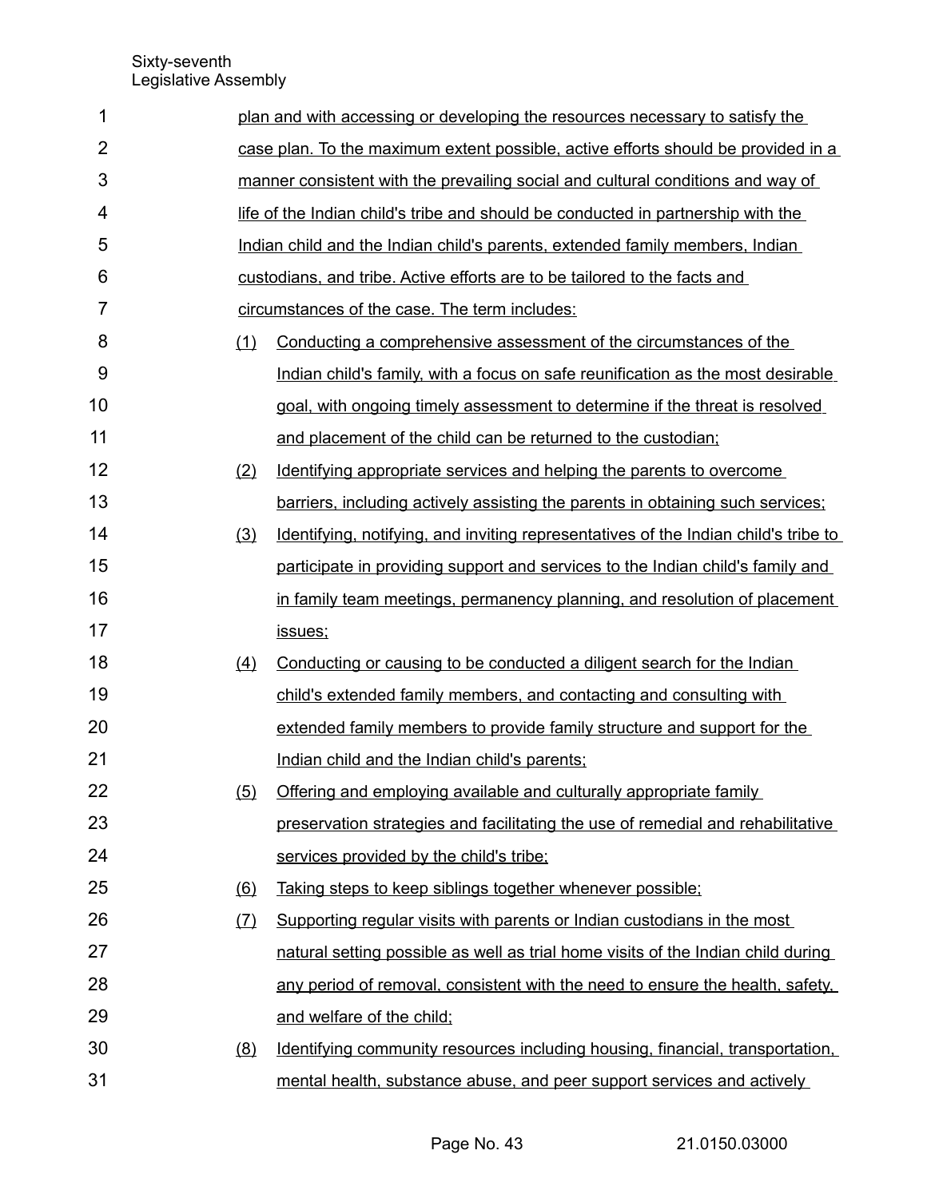plan and with accessing or developing the resources necessary to satisfy the case plan. To the maximum extent possible, active efforts should be provided in a manner consistent with the prevailing social and cultural conditions and way of life of the Indian child's tribe and should be conducted in partnership with the Indian child and the Indian child's parents, extended family members, Indian custodians, and tribe. Active efforts are to be tailored to the facts and circumstances of the case. The term includes:

(1) Conducting a comprehensive assessment of the circumstances of the Indian child's family, with a focus on safe reunification as the most desirable goal, with ongoing timely assessment to determine if the threat is resolved and placement of the child can be returned to the custodian;

(2) Identifying appropriate services and helping the parents to overcome barriers, including actively assisting the parents in obtaining such services;

(3) Identifying, notifying, and inviting representatives of the Indian child's tribe to participate in providing support and services to the Indian child's family and in family team meetings, permanency planning, and resolution of placement issues;

(4) Conducting or causing to be conducted a diligent search for the Indian child's extended family members, and contacting and consulting with extended family members to provide family structure and support for the Indian child and the Indian child's parents;

(5) Offering and employing available and culturally appropriate family preservation strategies and facilitating the use of remedial and rehabilitative services provided by the child's tribe;

(6) Taking steps to keep siblings together whenever possible;

(7) Supporting regular visits with parents or Indian custodians in the most natural setting possible as well as trial home visits of the Indian child during any period of removal, consistent with the need to ensure the health, safety, and welfare of the child;

(8) Identifying community resources including housing, financial, transportation, mental health, substance abuse, and peer support services and actively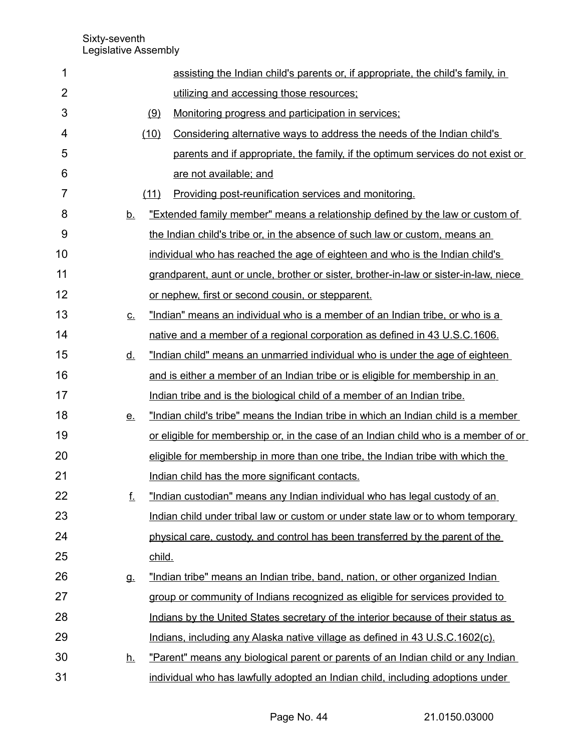assisting the Indian child's parents or, if appropriate, the child's family, in utilizing and accessing those resources;

(9) Monitoring progress and participation in services;

(10) Considering alternative ways to address the needs of the Indian child's parents and if appropriate, the family, if the optimum services do not exist or are not available; and

(11) Providing post-reunification services and monitoring.

b. "Extended family member" means a relationship defined by the law or custom of the Indian child's tribe or, in the absence of such law or custom, means an individual who has reached the age of eighteen and who is the Indian child's grandparent, aunt or uncle, brother or sister, brother-in-law or sister-in-law, niece or nephew, first or second cousin, or stepparent.

c. "Indian" means an individual who is a member of an Indian tribe, or who is a native and a member of a regional corporation as defined in 43 U.S.C.1606.

d. "Indian child" means an unmarried individual who is under the age of eighteen and is either a member of an Indian tribe or is eligible for membership in an Indian tribe and is the biological child of a member of an Indian tribe.

e. "Indian child's tribe" means the Indian tribe in which an Indian child is a member or eligible for membership or, in the case of an Indian child who is a member of or eligible for membership in more than one tribe, the Indian tribe with which the Indian child has the more significant contacts.

f. "Indian custodian" means any Indian individual who has legal custody of an Indian child under tribal law or custom or under state law or to whom temporary physical care, custody, and control has been transferred by the parent of the child.

g. "Indian tribe" means an Indian tribe, band, nation, or other organized Indian group or community of Indians recognized as eligible for services provided to Indians by the United States secretary of the interior because of their status as Indians, including any Alaska native village as defined in 43 U.S.C.1602(c).

h. "Parent" means any biological parent or parents of an Indian child or any Indian individual who has lawfully adopted an Indian child, including adoptions under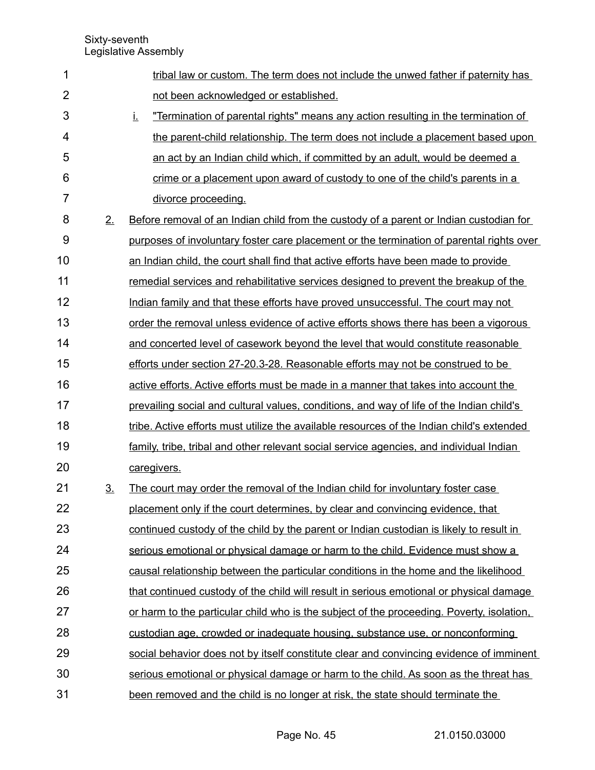tribal law or custom. The term does not include the unwed father if paternity has not been acknowledged or established.

i. "Termination of parental rights" means any action resulting in the termination of the parent-child relationship. The term does not include a placement based upon an act by an Indian child which, if committed by an adult, would be deemed a crime or a placement upon award of custody to one of the child's parents in a divorce proceeding.

2. Before removal of an Indian child from the custody of a parent or Indian custodian for purposes of involuntary foster care placement or the termination of parental rights over an Indian child, the court shall find that active efforts have been made to provide remedial services and rehabilitative services designed to prevent the breakup of the Indian family and that these efforts have proved unsuccessful. The court may not order the removal unless evidence of active efforts shows there has been a vigorous and concerted level of casework beyond the level that would constitute reasonable efforts under section 27-20.3-28. Reasonable efforts may not be construed to be active efforts. Active efforts must be made in a manner that takes into account the prevailing social and cultural values, conditions, and way of life of the Indian child's tribe. Active efforts must utilize the available resources of the Indian child's extended family, tribe, tribal and other relevant social service agencies, and individual Indian caregivers.

3. The court may order the removal of the Indian child for involuntary foster case placement only if the court determines, by clear and convincing evidence, that continued custody of the child by the parent or Indian custodian is likely to result in serious emotional or physical damage or harm to the child. Evidence must show a causal relationship between the particular conditions in the home and the likelihood that continued custody of the child will result in serious emotional or physical damage or harm to the particular child who is the subject of the proceeding. Poverty, isolation, custodian age, crowded or inadequate housing, substance use, or nonconforming social behavior does not by itself constitute clear and convincing evidence of imminent serious emotional or physical damage or harm to the child. As soon as the threat has been removed and the child is no longer at risk, the state should terminate the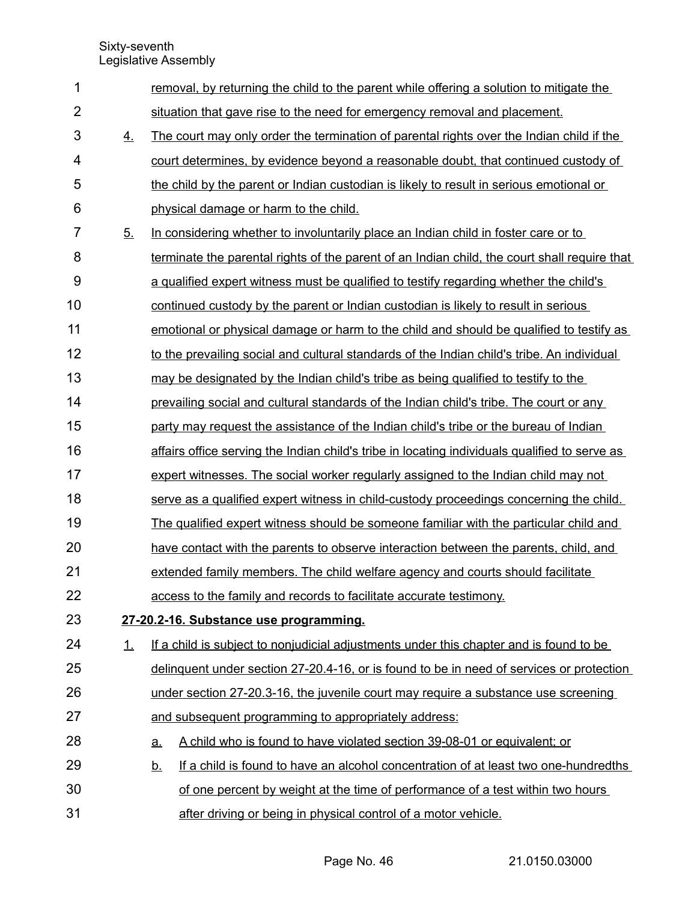removal, by returning the child to the parent while offering a solution to mitigate the situation that gave rise to the need for emergency removal and placement.

4. The court may only order the termination of parental rights over the Indian child if the court determines, by evidence beyond a reasonable doubt, that continued custody of the child by the parent or Indian custodian is likely to result in serious emotional or physical damage or harm to the child.

5. In considering whether to involuntarily place an Indian child in foster care or to terminate the parental rights of the parent of an Indian child, the court shall require that a qualified expert witness must be qualified to testify regarding whether the child's continued custody by the parent or Indian custodian is likely to result in serious emotional or physical damage or harm to the child and should be qualified to testify as to the prevailing social and cultural standards of the Indian child's tribe. An individual may be designated by the Indian child's tribe as being qualified to testify to the prevailing social and cultural standards of the Indian child's tribe. The court or any party may request the assistance of the Indian child's tribe or the bureau of Indian affairs office serving the Indian child's tribe in locating individuals qualified to serve as expert witnesses. The social worker regularly assigned to the Indian child may not serve as a qualified expert witness in child-custody proceedings concerning the child. The qualified expert witness should be someone familiar with the particular child and have contact with the parents to observe interaction between the parents, child, and extended family members. The child welfare agency and courts should facilitate access to the family and records to facilitate accurate testimony.

**27-20.2-16. Substance use programming.**

1. If a child is subject to nonjudicial adjustments under this chapter and is found to be delinquent under section 27-20.4-16, or is found to be in need of services or protection under section 27-20.3-16, the juvenile court may require a substance use screening and subsequent programming to appropriately address:
   a. A child who is found to have violated section 39-08-01 or equivalent; or
   b. If a child is found to have an alcohol concentration of at least two one-hundredths of one percent by weight at the time of performance of a test within two hours after driving or being in physical control of a motor vehicle.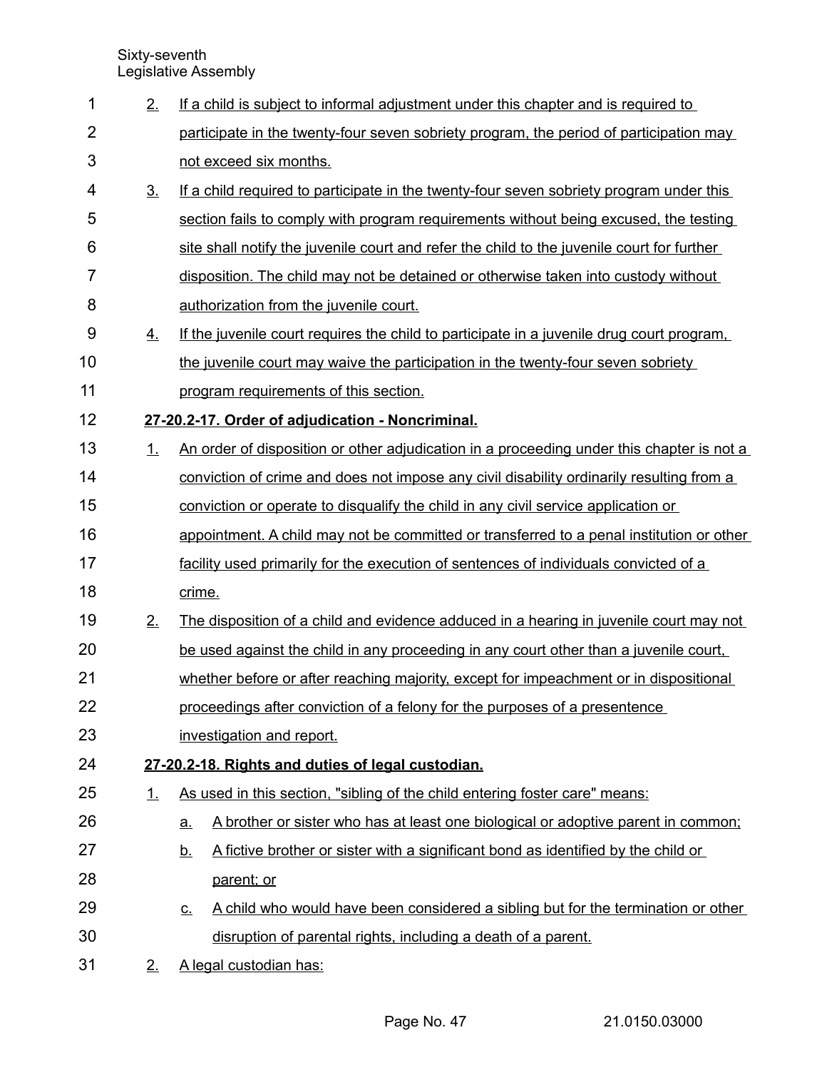2. If a child is subject to informal adjustment under this chapter and is required to participate in the twenty-four seven sobriety program, the period of participation may not exceed six months.

3. If a child required to participate in the twenty-four seven sobriety program under this section fails to comply with program requirements without being excused, the testing site shall notify the juvenile court and refer the child to the juvenile court for further disposition. The child may not be detained or otherwise taken into custody without authorization from the juvenile court.

4. If the juvenile court requires the child to participate in a juvenile drug court program, the juvenile court may waive the participation in the twenty-four seven sobriety program requirements of this section.

**27-20.2-17. Order of adjudication - Noncriminal.**

1. An order of disposition or other adjudication in a proceeding under this chapter is not a conviction of crime and does not impose any civil disability ordinarily resulting from a conviction or operate to disqualify the child in any civil service application or appointment. A child may not be committed or transferred to a penal institution or other facility used primarily for the execution of sentences of individuals convicted of a crime.

2. The disposition of a child and evidence adduced in a hearing in juvenile court may not be used against the child in any proceeding in any court other than a juvenile court, whether before or after reaching majority, except for impeachment or in dispositional proceedings after conviction of a felony for the purposes of a presentence investigation and report.

**27-20.2-18. Rights and duties of legal custodian.**

1. As used in this section, "sibling of the child entering foster care" means:
   a. A brother or sister who has at least one biological or adoptive parent in common;
   b. A fictive brother or sister with a significant bond as identified by the child or parent; or
   c. A child who would have been considered a sibling but for the termination or other disruption of parental rights, including a death of a parent.

2. A legal custodian has: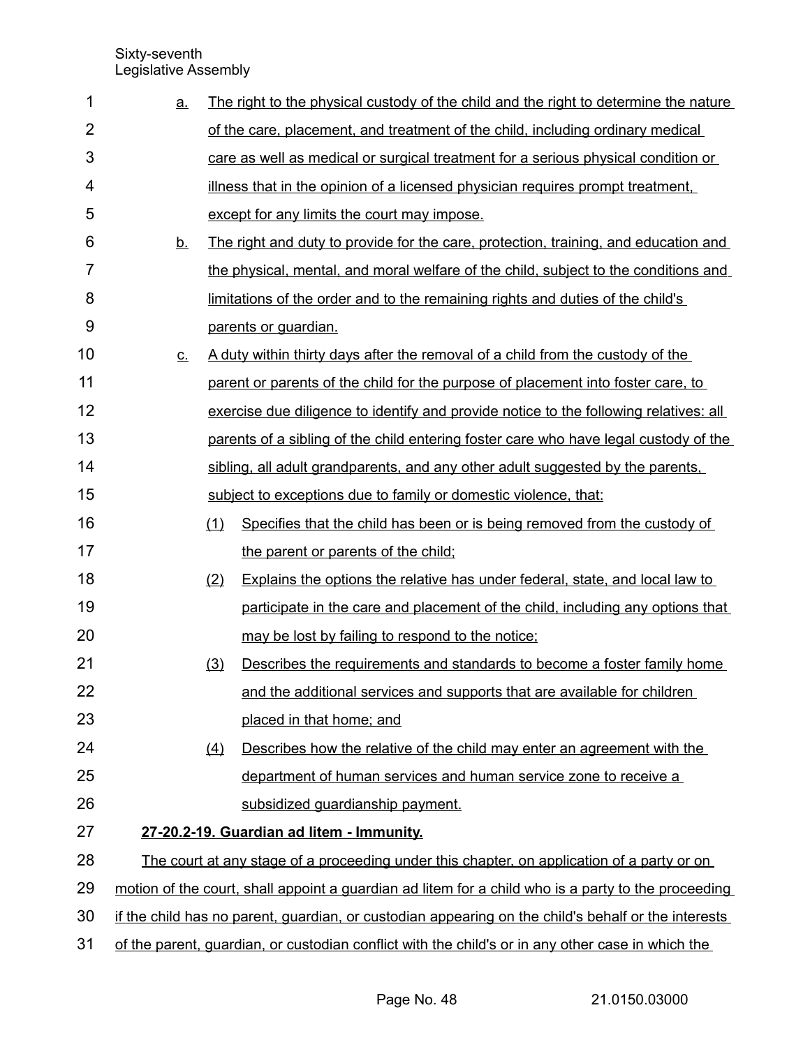a. The right to the physical custody of the child and the right to determine the nature of the care, placement, and treatment of the child, including ordinary medical care as well as medical or surgical treatment for a serious physical condition or illness that in the opinion of a licensed physician requires prompt treatment, except for any limits the court may impose.

b. The right and duty to provide for the care, protection, training, and education and the physical, mental, and moral welfare of the child, subject to the conditions and limitations of the order and to the remaining rights and duties of the child's parents or guardian.

c. A duty within thirty days after the removal of a child from the custody of the parent or parents of the child for the purpose of placement into foster care, to exercise due diligence to identify and provide notice to the following relatives: all parents of a sibling of the child entering foster care who have legal custody of the sibling, all adult grandparents, and any other adult suggested by the parents, subject to exceptions due to family or domestic violence, that:

  (1) Specifies that the child has been or is being removed from the custody of the parent or parents of the child;

  (2) Explains the options the relative has under federal, state, and local law to participate in the care and placement of the child, including any options that may be lost by failing to respond to the notice;

  (3) Describes the requirements and standards to become a foster family home and the additional services and supports that are available for children placed in that home; and

  (4) Describes how the relative of the child may enter an agreement with the department of human services and human service zone to receive a subsidized guardianship payment.

**27-20.2-19. Guardian ad litem - Immunity.**

The court at any stage of a proceeding under this chapter, on application of a party or on motion of the court, shall appoint a guardian ad litem for a child who is a party to the proceeding if the child has no parent, guardian, or custodian appearing on the child's behalf or the interests of the parent, guardian, or custodian conflict with the child's or in any other case in which the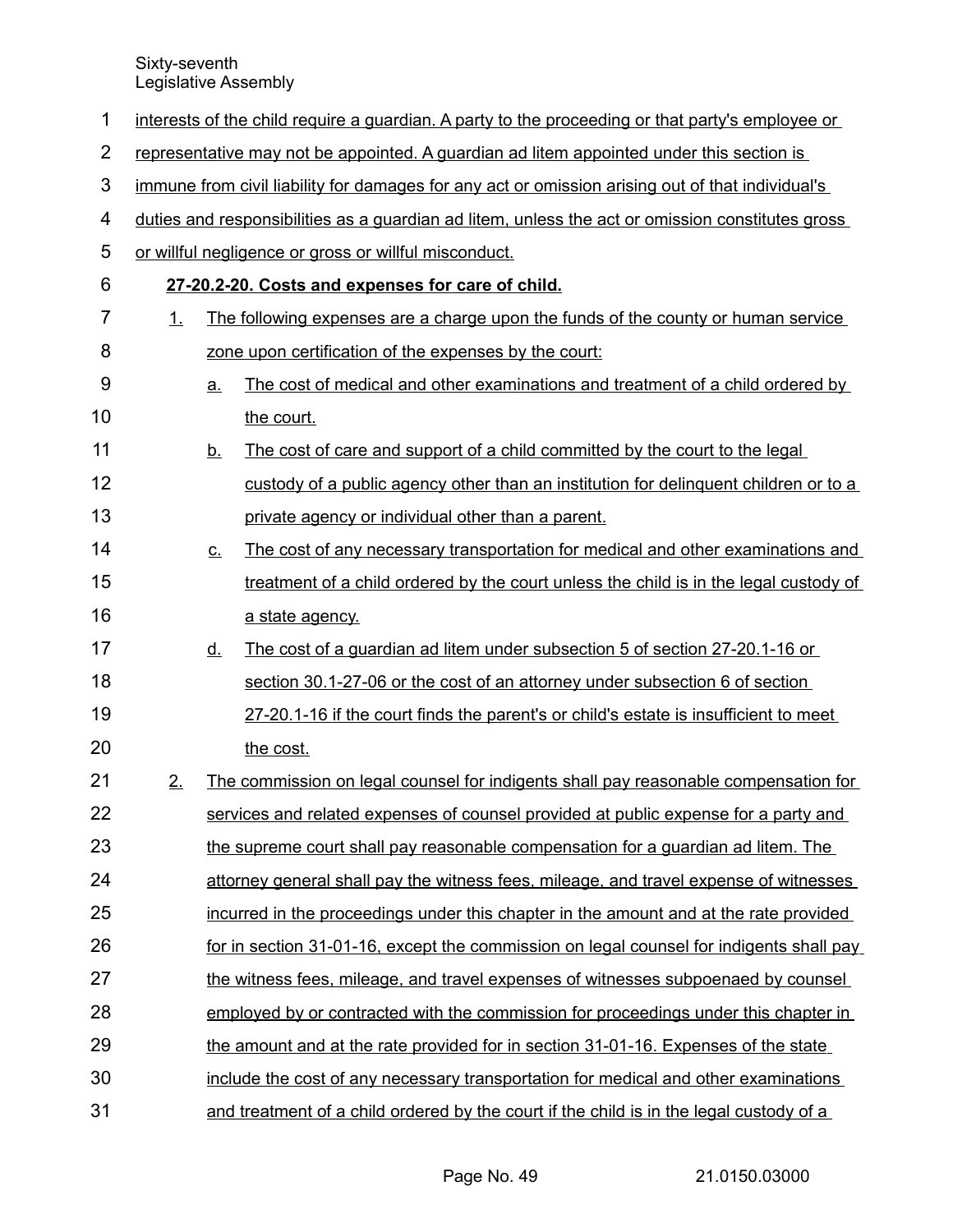interests of the child require a guardian. A party to the proceeding or that party's employee or representative may not be appointed. A guardian ad litem appointed under this section is immune from civil liability for damages for any act or omission arising out of that individual's duties and responsibilities as a guardian ad litem, unless the act or omission constitutes gross or willful negligence or gross or willful misconduct.

**27-20.2-20. Costs and expenses for care of child.**

1. The following expenses are a charge upon the funds of the county or human service zone upon certification of the expenses by the court:
   a. The cost of medical and other examinations and treatment of a child ordered by the court.
   b. The cost of care and support of a child committed by the court to the legal custody of a public agency other than an institution for delinquent children or to a private agency or individual other than a parent.
   c. The cost of any necessary transportation for medical and other examinations and treatment of a child ordered by the court unless the child is in the legal custody of a state agency.
   d. The cost of a guardian ad litem under subsection 5 of section 27-20.1-16 or section 30.1-27-06 or the cost of an attorney under subsection 6 of section 27-20.1-16 if the court finds the parent's or child's estate is insufficient to meet the cost.
2. The commission on legal counsel for indigents shall pay reasonable compensation for services and related expenses of counsel provided at public expense for a party and the supreme court shall pay reasonable compensation for a guardian ad litem. The attorney general shall pay the witness fees, mileage, and travel expense of witnesses incurred in the proceedings under this chapter in the amount and at the rate provided for in section 31-01-16, except the commission on legal counsel for indigents shall pay the witness fees, mileage, and travel expenses of witnesses subpoenaed by counsel employed by or contracted with the commission for proceedings under this chapter in the amount and at the rate provided for in section 31-01-16. Expenses of the state include the cost of any necessary transportation for medical and other examinations and treatment of a child ordered by the court if the child is in the legal custody of a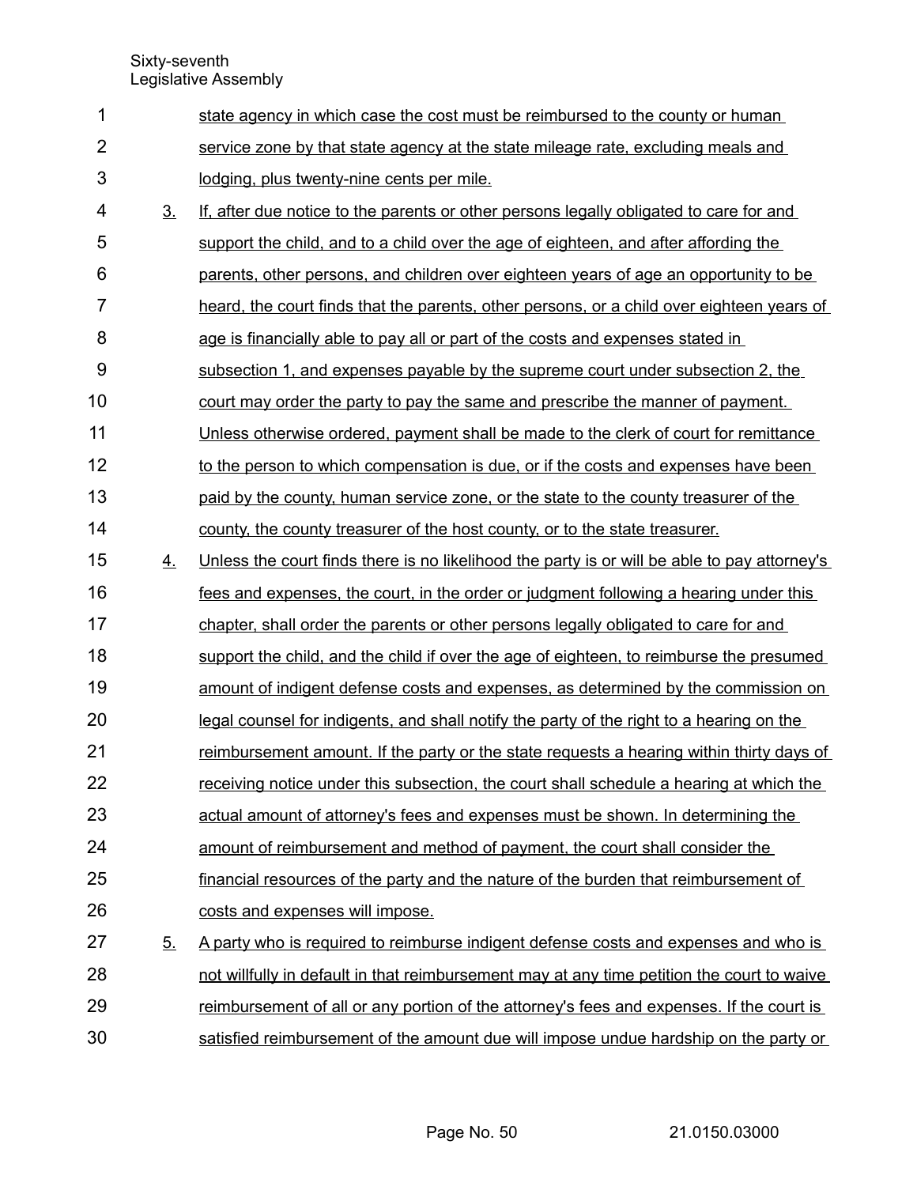state agency in which case the cost must be reimbursed to the county or human service zone by that state agency at the state mileage rate, excluding meals and lodging, plus twenty-nine cents per mile.

3. If, after due notice to the parents or other persons legally obligated to care for and support the child, and to a child over the age of eighteen, and after affording the parents, other persons, and children over eighteen years of age an opportunity to be heard, the court finds that the parents, other persons, or a child over eighteen years of age is financially able to pay all or part of the costs and expenses stated in subsection 1, and expenses payable by the supreme court under subsection 2, the court may order the party to pay the same and prescribe the manner of payment. Unless otherwise ordered, payment shall be made to the clerk of court for remittance to the person to which compensation is due, or if the costs and expenses have been paid by the county, human service zone, or the state to the county treasurer of the county, the county treasurer of the host county, or to the state treasurer.

4. Unless the court finds there is no likelihood the party is or will be able to pay attorney's fees and expenses, the court, in the order or judgment following a hearing under this chapter, shall order the parents or other persons legally obligated to care for and support the child, and the child if over the age of eighteen, to reimburse the presumed amount of indigent defense costs and expenses, as determined by the commission on legal counsel for indigents, and shall notify the party of the right to a hearing on the reimbursement amount. If the party or the state requests a hearing within thirty days of receiving notice under this subsection, the court shall schedule a hearing at which the actual amount of attorney's fees and expenses must be shown. In determining the amount of reimbursement and method of payment, the court shall consider the financial resources of the party and the nature of the burden that reimbursement of costs and expenses will impose.

5. A party who is required to reimburse indigent defense costs and expenses and who is not willfully in default in that reimbursement may at any time petition the court to waive reimbursement of all or any portion of the attorney's fees and expenses. If the court is satisfied reimbursement of the amount due will impose undue hardship on the party or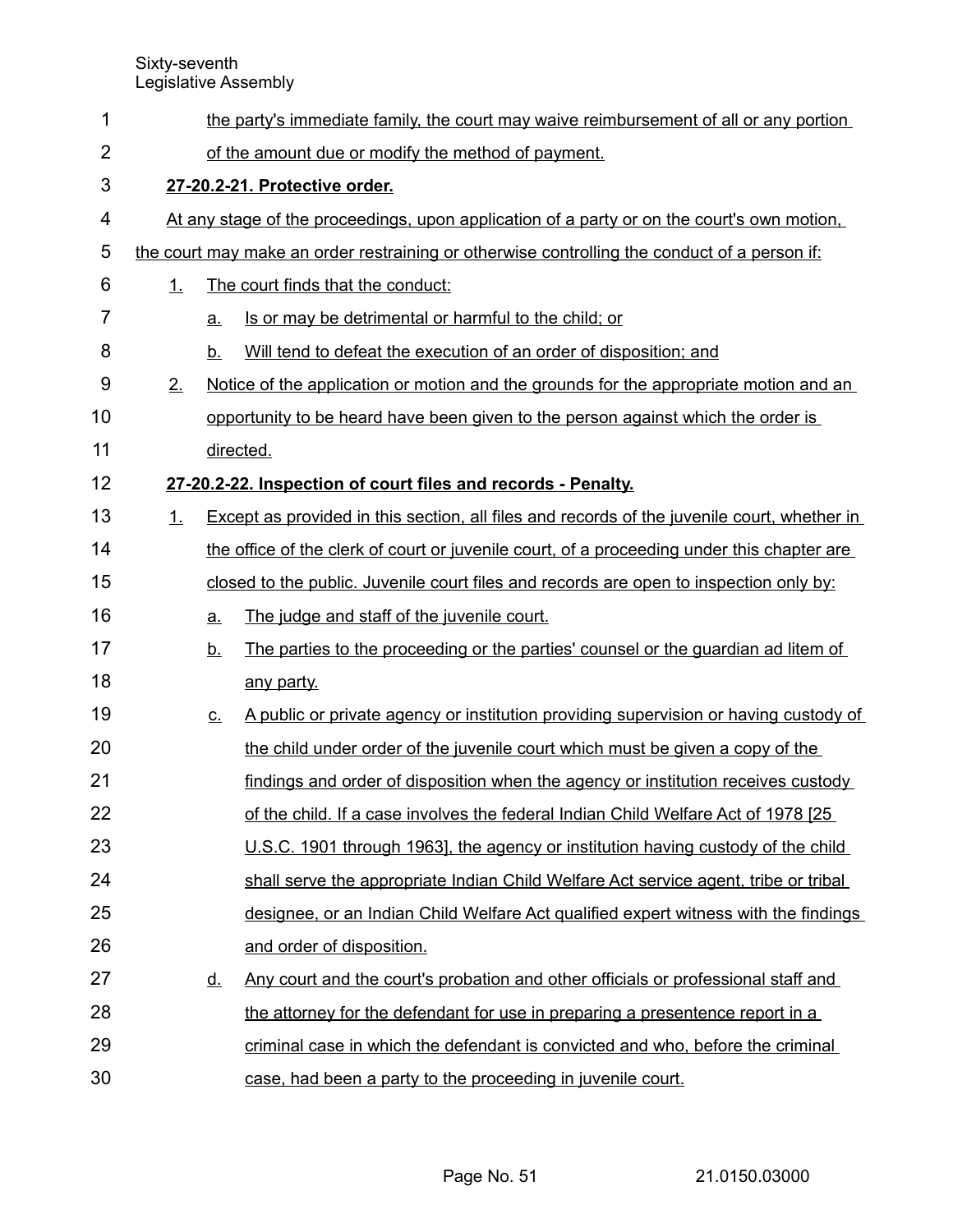the party's immediate family, the court may waive reimbursement of all or any portion of the amount due or modify the method of payment.

**27-20.2-21. Protective order.**

At any stage of the proceedings, upon application of a party or on the court's own motion, the court may make an order restraining or otherwise controlling the conduct of a person if:

1. The court finds that the conduct:
   a. Is or may be detrimental or harmful to the child; or
   b. Will tend to defeat the execution of an order of disposition; and
2. Notice of the application or motion and the grounds for the appropriate motion and an opportunity to be heard have been given to the person against which the order is directed.

**27-20.2-22. Inspection of court files and records - Penalty.**

1. Except as provided in this section, all files and records of the juvenile court, whether in the office of the clerk of court or juvenile court, of a proceeding under this chapter are closed to the public. Juvenile court files and records are open to inspection only by:
   a. The judge and staff of the juvenile court.
   b. The parties to the proceeding or the parties' counsel or the guardian ad litem of any party.
   c. A public or private agency or institution providing supervision or having custody of the child under order of the juvenile court which must be given a copy of the findings and order of disposition when the agency or institution receives custody of the child. If a case involves the federal Indian Child Welfare Act of 1978 [25 U.S.C. 1901 through 1963], the agency or institution having custody of the child shall serve the appropriate Indian Child Welfare Act service agent, tribe or tribal designee, or an Indian Child Welfare Act qualified expert witness with the findings and order of disposition.
   d. Any court and the court's probation and other officials or professional staff and the attorney for the defendant for use in preparing a presentence report in a criminal case in which the defendant is convicted and who, before the criminal case, had been a party to the proceeding in juvenile court.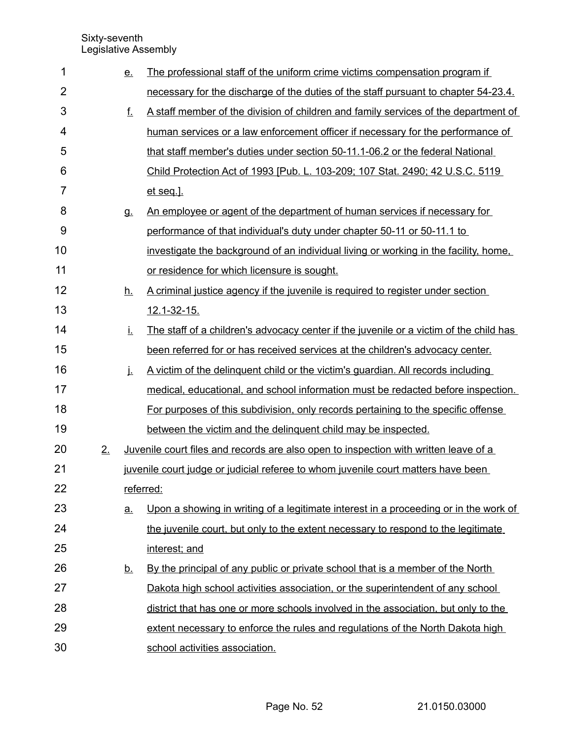e. The professional staff of the uniform crime victims compensation program if necessary for the discharge of the duties of the staff pursuant to chapter 54-23.4.

f. A staff member of the division of children and family services of the department of human services or a law enforcement officer if necessary for the performance of that staff member's duties under section 50-11.1-06.2 or the federal National Child Protection Act of 1993 [Pub. L. 103-209; 107 Stat. 2490; 42 U.S.C. 5119 et seq.].

g. An employee or agent of the department of human services if necessary for performance of that individual's duty under chapter 50-11 or 50-11.1 to investigate the background of an individual living or working in the facility, home, or residence for which licensure is sought.

h. A criminal justice agency if the juvenile is required to register under section 12.1-32-15.

i. The staff of a children's advocacy center if the juvenile or a victim of the child has been referred for or has received services at the children's advocacy center.

j. A victim of the delinquent child or the victim's guardian. All records including medical, educational, and school information must be redacted before inspection. For purposes of this subdivision, only records pertaining to the specific offense between the victim and the delinquent child may be inspected.

2. Juvenile court files and records are also open to inspection with written leave of a juvenile court judge or judicial referee to whom juvenile court matters have been referred:

   a. Upon a showing in writing of a legitimate interest in a proceeding or in the work of the juvenile court, but only to the extent necessary to respond to the legitimate interest; and

   b. By the principal of any public or private school that is a member of the North Dakota high school activities association, or the superintendent of any school district that has one or more schools involved in the association, but only to the extent necessary to enforce the rules and regulations of the North Dakota high school activities association.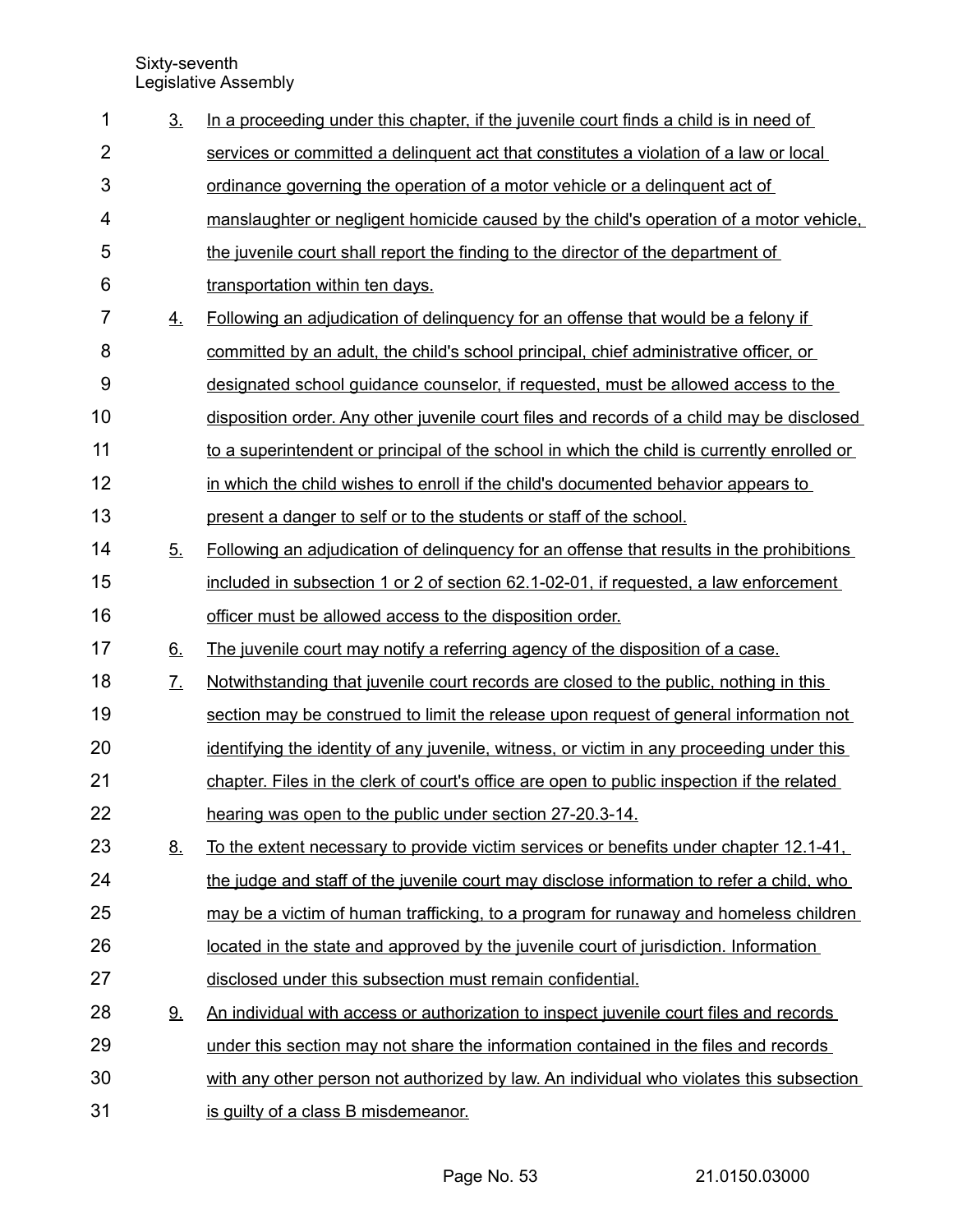3. In a proceeding under this chapter, if the juvenile court finds a child is in need of services or committed a delinquent act that constitutes a violation of a law or local ordinance governing the operation of a motor vehicle or a delinquent act of manslaughter or negligent homicide caused by the child's operation of a motor vehicle, the juvenile court shall report the finding to the director of the department of transportation within ten days.

4. Following an adjudication of delinquency for an offense that would be a felony if committed by an adult, the child's school principal, chief administrative officer, or designated school guidance counselor, if requested, must be allowed access to the disposition order. Any other juvenile court files and records of a child may be disclosed to a superintendent or principal of the school in which the child is currently enrolled or in which the child wishes to enroll if the child's documented behavior appears to present a danger to self or to the students or staff of the school.

5. Following an adjudication of delinquency for an offense that results in the prohibitions included in subsection 1 or 2 of section 62.1-02-01, if requested, a law enforcement officer must be allowed access to the disposition order.

6. The juvenile court may notify a referring agency of the disposition of a case.

7. Notwithstanding that juvenile court records are closed to the public, nothing in this section may be construed to limit the release upon request of general information not identifying the identity of any juvenile, witness, or victim in any proceeding under this chapter. Files in the clerk of court's office are open to public inspection if the related hearing was open to the public under section 27-20.3-14.

8. To the extent necessary to provide victim services or benefits under chapter 12.1-41, the judge and staff of the juvenile court may disclose information to refer a child, who may be a victim of human trafficking, to a program for runaway and homeless children located in the state and approved by the juvenile court of jurisdiction. Information disclosed under this subsection must remain confidential.

9. An individual with access or authorization to inspect juvenile court files and records under this section may not share the information contained in the files and records with any other person not authorized by law. An individual who violates this subsection is guilty of a class B misdemeanor.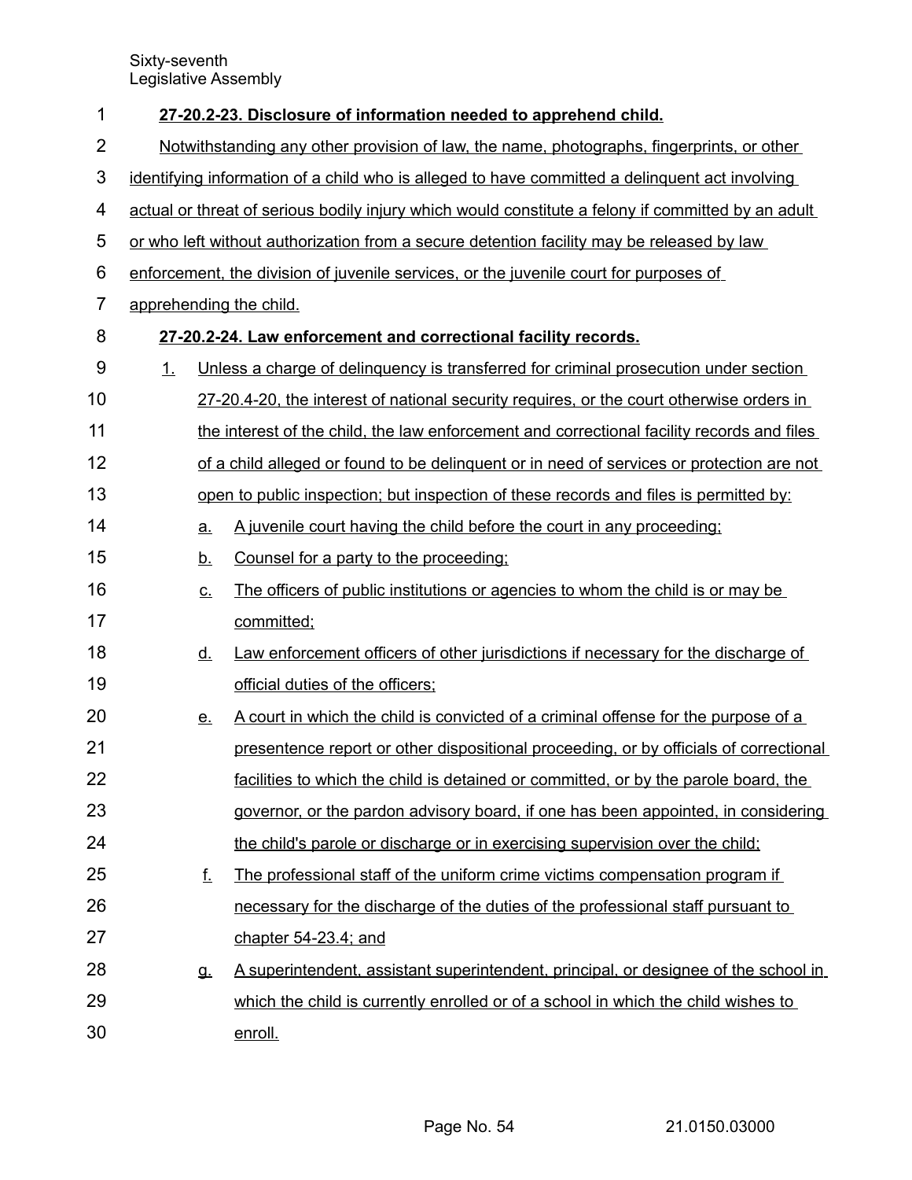**27-20.2-23. Disclosure of information needed to apprehend child.**

Notwithstanding any other provision of law, the name, photographs, fingerprints, or other identifying information of a child who is alleged to have committed a delinquent act involving actual or threat of serious bodily injury which would constitute a felony if committed by an adult or who left without authorization from a secure detention facility may be released by law enforcement, the division of juvenile services, or the juvenile court for purposes of apprehending the child.

**27-20.2-24. Law enforcement and correctional facility records.**

1. Unless a charge of delinquency is transferred for criminal prosecution under section 27-20.4-20, the interest of national security requires, or the court otherwise orders in the interest of the child, the law enforcement and correctional facility records and files of a child alleged or found to be delinquent or in need of services or protection are not open to public inspection; but inspection of these records and files is permitted by:
   a. A juvenile court having the child before the court in any proceeding;
   b. Counsel for a party to the proceeding;
   c. The officers of public institutions or agencies to whom the child is or may be committed;
   d. Law enforcement officers of other jurisdictions if necessary for the discharge of official duties of the officers;
   e. A court in which the child is convicted of a criminal offense for the purpose of a presentence report or other dispositional proceeding, or by officials of correctional facilities to which the child is detained or committed, or by the parole board, the governor, or the pardon advisory board, if one has been appointed, in considering the child's parole or discharge or in exercising supervision over the child;
   f. The professional staff of the uniform crime victims compensation program if necessary for the discharge of the duties of the professional staff pursuant to chapter 54-23.4; and
   g. A superintendent, assistant superintendent, principal, or designee of the school in which the child is currently enrolled or of a school in which the child wishes to enroll.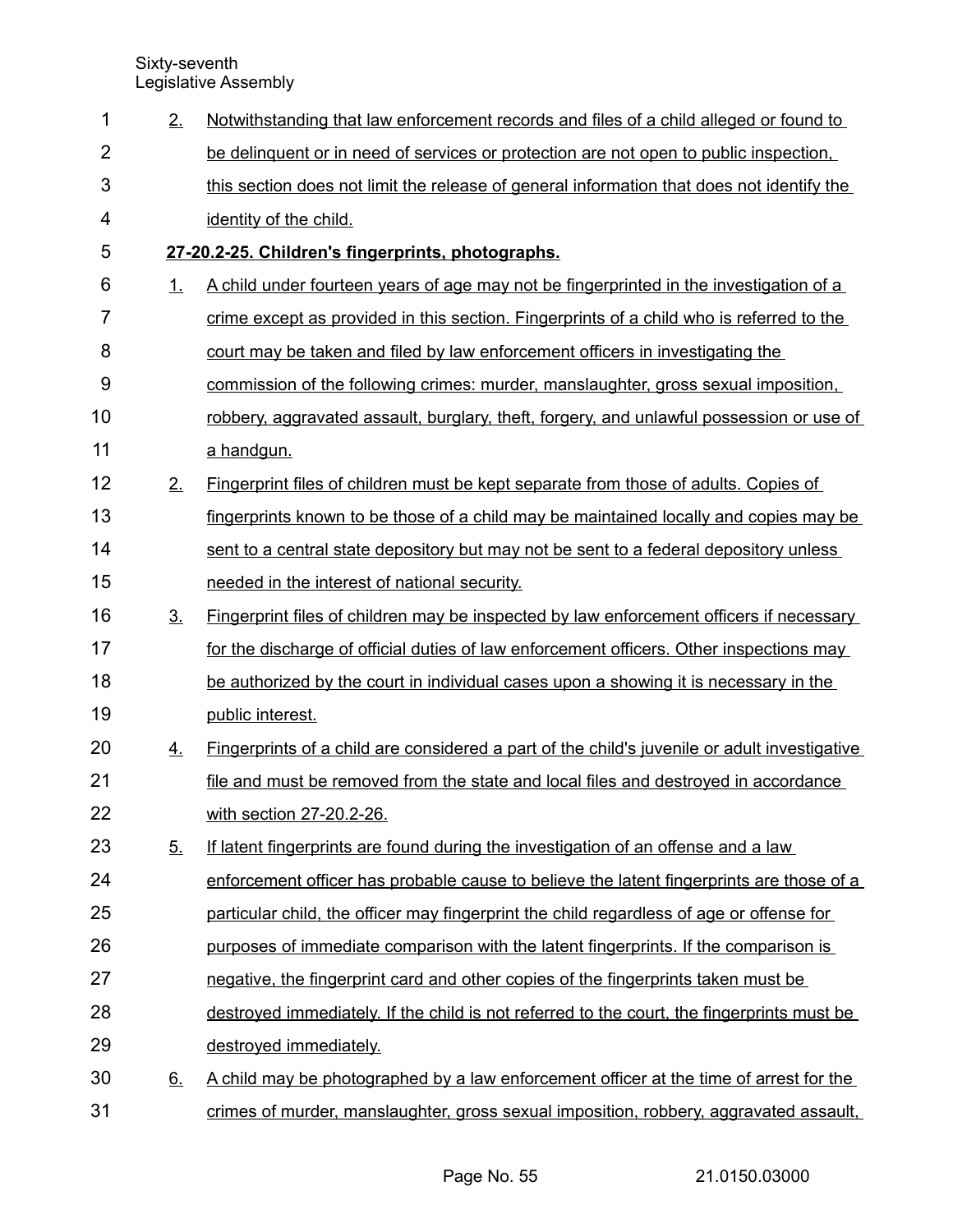2. Notwithstanding that law enforcement records and files of a child alleged or found to be delinquent or in need of services or protection are not open to public inspection, this section does not limit the release of general information that does not identify the identity of the child.

**27-20.2-25. Children's fingerprints, photographs.**

1. A child under fourteen years of age may not be fingerprinted in the investigation of a crime except as provided in this section. Fingerprints of a child who is referred to the court may be taken and filed by law enforcement officers in investigating the commission of the following crimes: murder, manslaughter, gross sexual imposition, robbery, aggravated assault, burglary, theft, forgery, and unlawful possession or use of a handgun.
2. Fingerprint files of children must be kept separate from those of adults. Copies of fingerprints known to be those of a child may be maintained locally and copies may be sent to a central state depository but may not be sent to a federal depository unless needed in the interest of national security.
3. Fingerprint files of children may be inspected by law enforcement officers if necessary for the discharge of official duties of law enforcement officers. Other inspections may be authorized by the court in individual cases upon a showing it is necessary in the public interest.
4. Fingerprints of a child are considered a part of the child's juvenile or adult investigative file and must be removed from the state and local files and destroyed in accordance with section 27-20.2-26.
5. If latent fingerprints are found during the investigation of an offense and a law enforcement officer has probable cause to believe the latent fingerprints are those of a particular child, the officer may fingerprint the child regardless of age or offense for purposes of immediate comparison with the latent fingerprints. If the comparison is negative, the fingerprint card and other copies of the fingerprints taken must be destroyed immediately. If the child is not referred to the court, the fingerprints must be destroyed immediately.
6. A child may be photographed by a law enforcement officer at the time of arrest for the crimes of murder, manslaughter, gross sexual imposition, robbery, aggravated assault,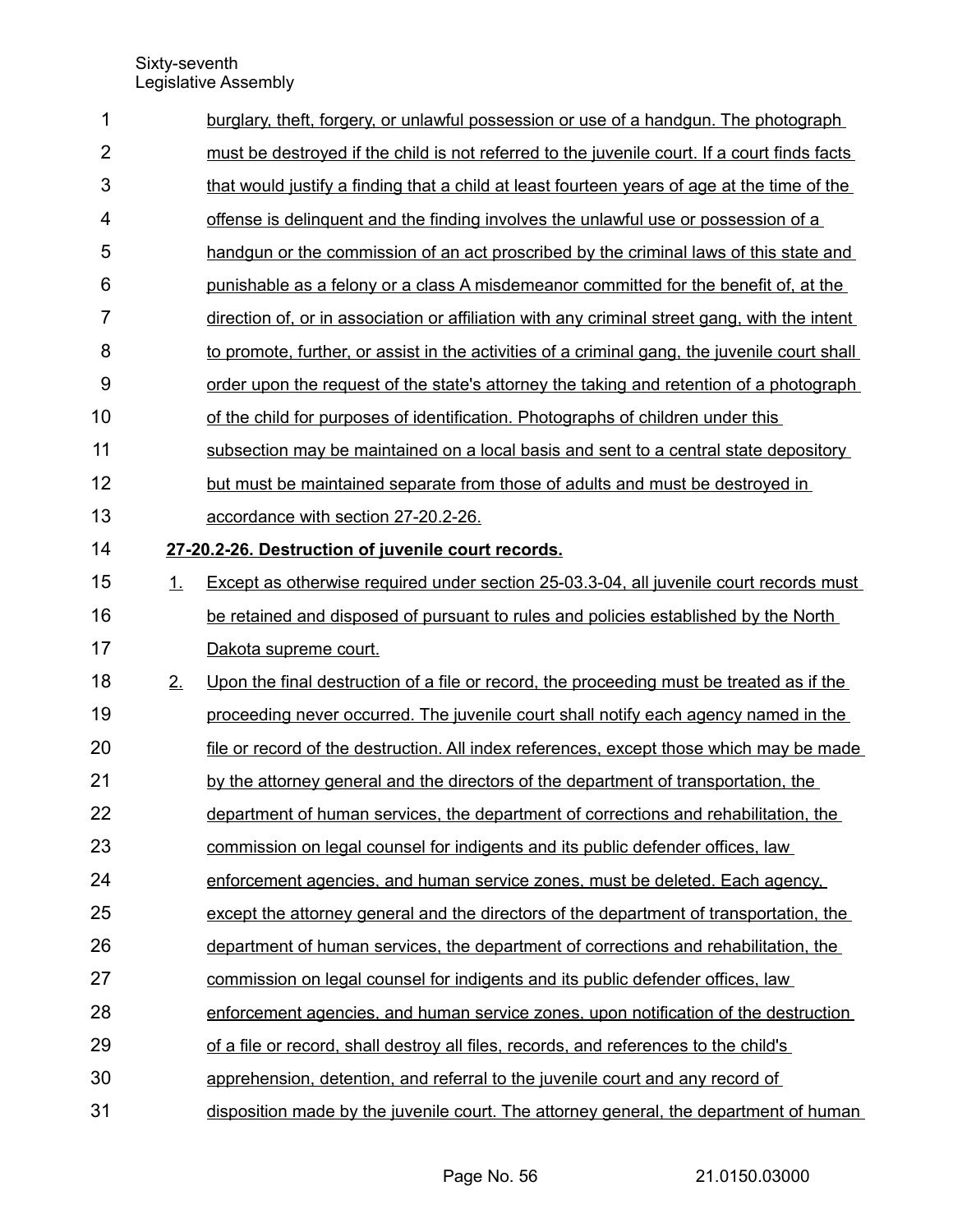burglary, theft, forgery, or unlawful possession or use of a handgun. The photograph must be destroyed if the child is not referred to the juvenile court. If a court finds facts that would justify a finding that a child at least fourteen years of age at the time of the offense is delinquent and the finding involves the unlawful use or possession of a handgun or the commission of an act proscribed by the criminal laws of this state and punishable as a felony or a class A misdemeanor committed for the benefit of, at the direction of, or in association or affiliation with any criminal street gang, with the intent to promote, further, or assist in the activities of a criminal gang, the juvenile court shall order upon the request of the state's attorney the taking and retention of a photograph of the child for purposes of identification. Photographs of children under this subsection may be maintained on a local basis and sent to a central state depository but must be maintained separate from those of adults and must be destroyed in accordance with section 27-20.2-26.

**27-20.2-26. Destruction of juvenile court records.**

1. Except as otherwise required under section 25-03.3-04, all juvenile court records must be retained and disposed of pursuant to rules and policies established by the North Dakota supreme court.

2. Upon the final destruction of a file or record, the proceeding must be treated as if the proceeding never occurred. The juvenile court shall notify each agency named in the file or record of the destruction. All index references, except those which may be made by the attorney general and the directors of the department of transportation, the department of human services, the department of corrections and rehabilitation, the commission on legal counsel for indigents and its public defender offices, law enforcement agencies, and human service zones, must be deleted. Each agency, except the attorney general and the directors of the department of transportation, the department of human services, the department of corrections and rehabilitation, the commission on legal counsel for indigents and its public defender offices, law enforcement agencies, and human service zones, upon notification of the destruction of a file or record, shall destroy all files, records, and references to the child's apprehension, detention, and referral to the juvenile court and any record of disposition made by the juvenile court. The attorney general, the department of human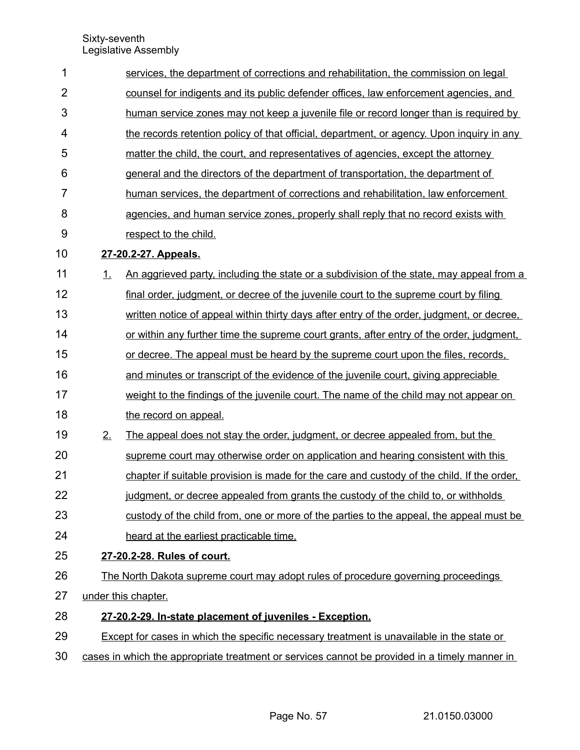services, the department of corrections and rehabilitation, the commission on legal counsel for indigents and its public defender offices, law enforcement agencies, and human service zones may not keep a juvenile file or record longer than is required by the records retention policy of that official, department, or agency. Upon inquiry in any matter the child, the court, and representatives of agencies, except the attorney general and the directors of the department of transportation, the department of human services, the department of corrections and rehabilitation, law enforcement agencies, and human service zones, properly shall reply that no record exists with respect to the child.

**27-20.2-27. Appeals.**

1. An aggrieved party, including the state or a subdivision of the state, may appeal from a final order, judgment, or decree of the juvenile court to the supreme court by filing written notice of appeal within thirty days after entry of the order, judgment, or decree, or within any further time the supreme court grants, after entry of the order, judgment, or decree. The appeal must be heard by the supreme court upon the files, records, and minutes or transcript of the evidence of the juvenile court, giving appreciable weight to the findings of the juvenile court. The name of the child may not appear on the record on appeal.
2. The appeal does not stay the order, judgment, or decree appealed from, but the supreme court may otherwise order on application and hearing consistent with this chapter if suitable provision is made for the care and custody of the child. If the order, judgment, or decree appealed from grants the custody of the child to, or withholds custody of the child from, one or more of the parties to the appeal, the appeal must be heard at the earliest practicable time.

**27-20.2-28. Rules of court.**

The North Dakota supreme court may adopt rules of procedure governing proceedings under this chapter.

**27-20.2-29. In-state placement of juveniles - Exception.**

Except for cases in which the specific necessary treatment is unavailable in the state or cases in which the appropriate treatment or services cannot be provided in a timely manner in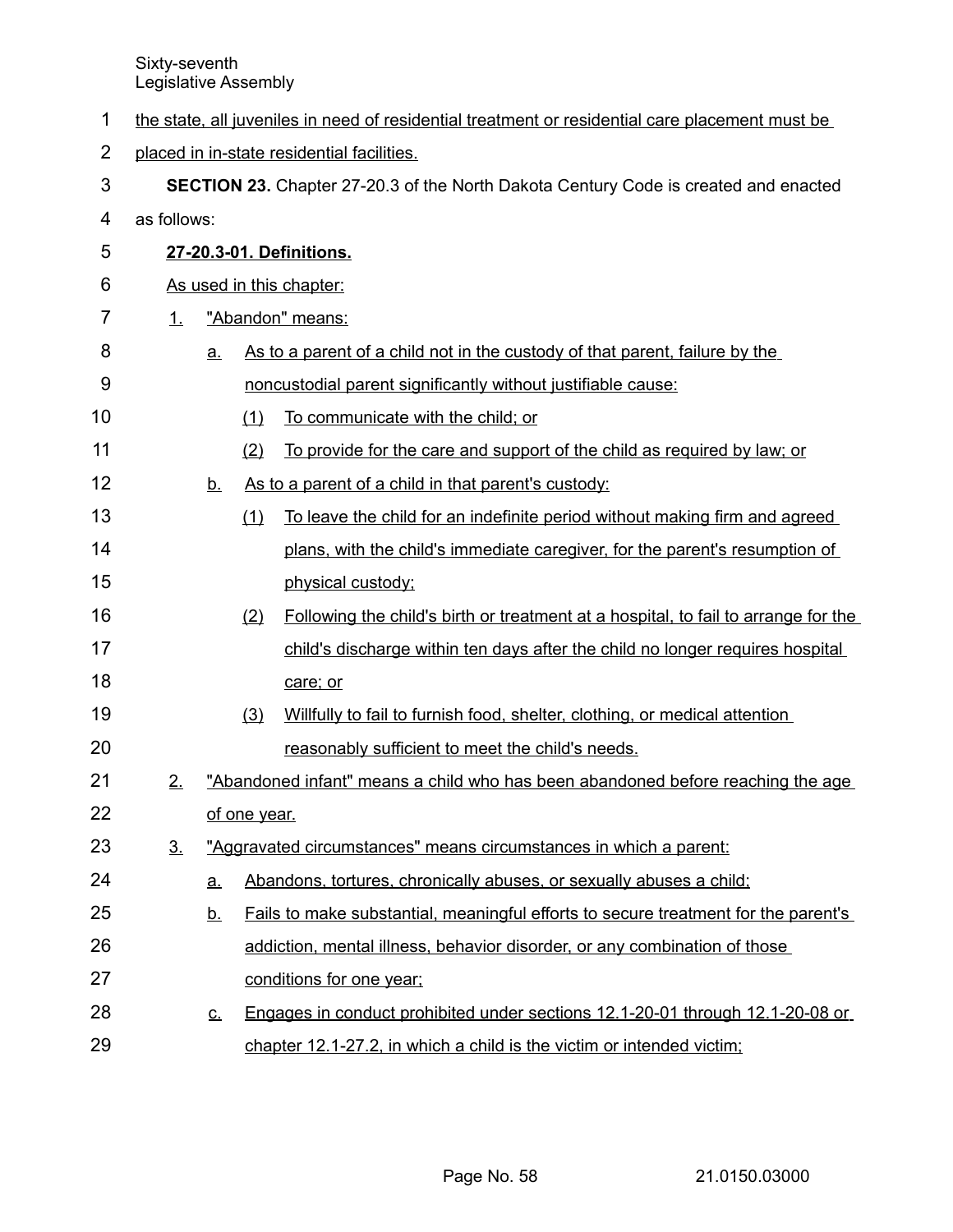the state, all juveniles in need of residential treatment or residential care placement must be placed in in-state residential facilities.

**SECTION 23.** Chapter 27-20.3 of the North Dakota Century Code is created and enacted as follows:

**27-20.3-01. Definitions.**

As used in this chapter:

1. "Abandon" means:
   a. As to a parent of a child not in the custody of that parent, failure by the noncustodial parent significantly without justifiable cause:
      (1) To communicate with the child; or
      (2) To provide for the care and support of the child as required by law; or
   b. As to a parent of a child in that parent's custody:
      (1) To leave the child for an indefinite period without making firm and agreed plans, with the child's immediate caregiver, for the parent's resumption of physical custody;
      (2) Following the child's birth or treatment at a hospital, to fail to arrange for the child's discharge within ten days after the child no longer requires hospital care; or
      (3) Willfully to fail to furnish food, shelter, clothing, or medical attention reasonably sufficient to meet the child's needs.
2. "Abandoned infant" means a child who has been abandoned before reaching the age of one year.
3. "Aggravated circumstances" means circumstances in which a parent:
   a. Abandons, tortures, chronically abuses, or sexually abuses a child;
   b. Fails to make substantial, meaningful efforts to secure treatment for the parent's addiction, mental illness, behavior disorder, or any combination of those conditions for one year;
   c. Engages in conduct prohibited under sections 12.1-20-01 through 12.1-20-08 or chapter 12.1-27.2, in which a child is the victim or intended victim;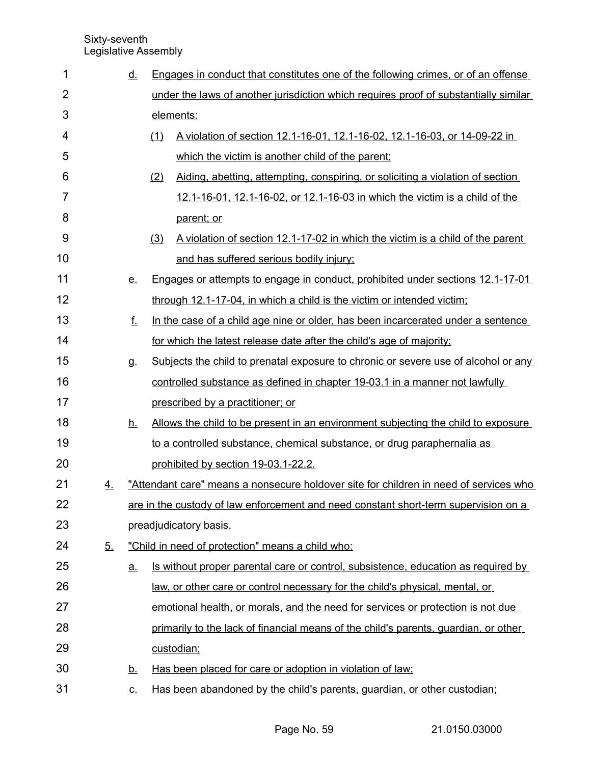d. Engages in conduct that constitutes one of the following crimes, or of an offense under the laws of another jurisdiction which requires proof of substantially similar elements:

   (1) A violation of section 12.1-16-01, 12.1-16-02, 12.1-16-03, or 14-09-22 in which the victim is another child of the parent;

   (2) Aiding, abetting, attempting, conspiring, or soliciting a violation of section 12.1-16-01, 12.1-16-02, or 12.1-16-03 in which the victim is a child of the parent; or

   (3) A violation of section 12.1-17-02 in which the victim is a child of the parent and has suffered serious bodily injury;

e. Engages or attempts to engage in conduct, prohibited under sections 12.1-17-01 through 12.1-17-04, in which a child is the victim or intended victim;

f. In the case of a child age nine or older, has been incarcerated under a sentence for which the latest release date after the child's age of majority;

g. Subjects the child to prenatal exposure to chronic or severe use of alcohol or any controlled substance as defined in chapter 19-03.1 in a manner not lawfully prescribed by a practitioner; or

h. Allows the child to be present in an environment subjecting the child to exposure to a controlled substance, chemical substance, or drug paraphernalia as prohibited by section 19-03.1-22.2.

4. "Attendant care" means a nonsecure holdover site for children in need of services who are in the custody of law enforcement and need constant short-term supervision on a preadjudicatory basis.

5. "Child in need of protection" means a child who:

   a. Is without proper parental care or control, subsistence, education as required by law, or other care or control necessary for the child's physical, mental, or emotional health, or morals, and the need for services or protection is not due primarily to the lack of financial means of the child's parents, guardian, or other custodian;

   b. Has been placed for care or adoption in violation of law;

   c. Has been abandoned by the child's parents, guardian, or other custodian;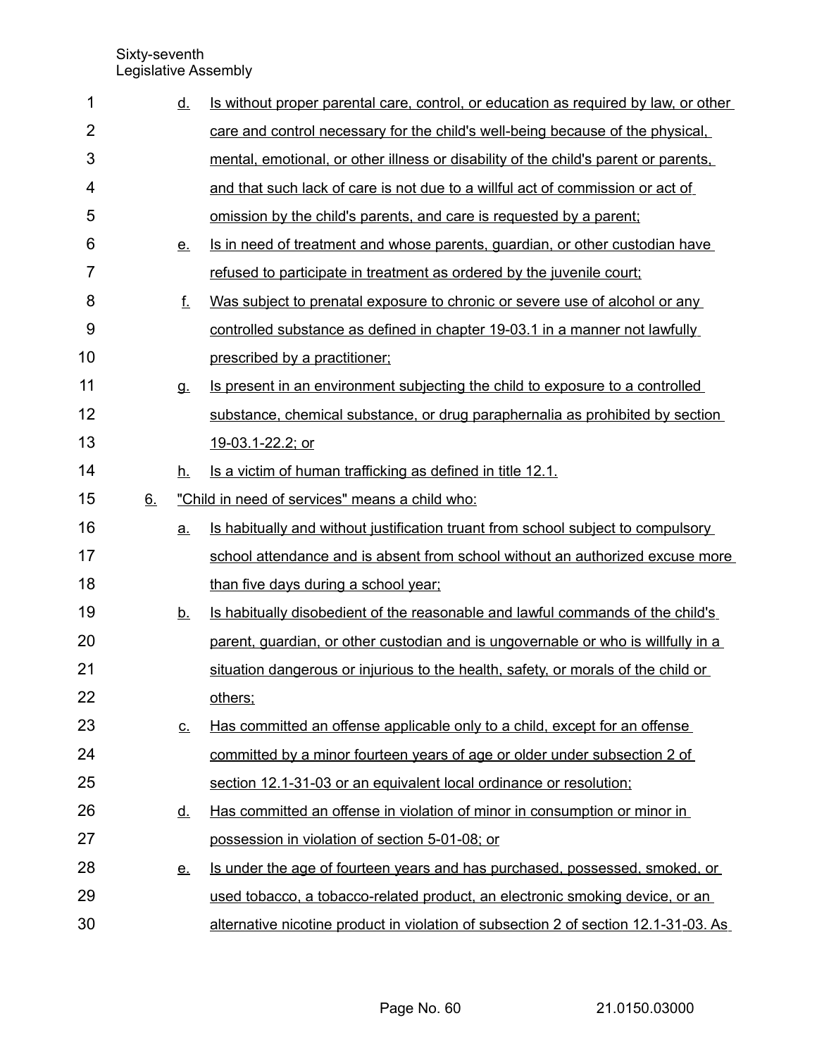d. Is without proper parental care, control, or education as required by law, or other care and control necessary for the child's well-being because of the physical, mental, emotional, or other illness or disability of the child's parent or parents, and that such lack of care is not due to a willful act of commission or act of omission by the child's parents, and care is requested by a parent;

e. Is in need of treatment and whose parents, guardian, or other custodian have refused to participate in treatment as ordered by the juvenile court;

f. Was subject to prenatal exposure to chronic or severe use of alcohol or any controlled substance as defined in chapter 19-03.1 in a manner not lawfully prescribed by a practitioner;

g. Is present in an environment subjecting the child to exposure to a controlled substance, chemical substance, or drug paraphernalia as prohibited by section 19-03.1-22.2; or

h. Is a victim of human trafficking as defined in title 12.1.

6. "Child in need of services" means a child who:

a. Is habitually and without justification truant from school subject to compulsory school attendance and is absent from school without an authorized excuse more than five days during a school year;

b. Is habitually disobedient of the reasonable and lawful commands of the child's parent, guardian, or other custodian and is ungovernable or who is willfully in a situation dangerous or injurious to the health, safety, or morals of the child or others;

c. Has committed an offense applicable only to a child, except for an offense committed by a minor fourteen years of age or older under subsection 2 of section 12.1-31-03 or an equivalent local ordinance or resolution;

d. Has committed an offense in violation of minor in consumption or minor in possession in violation of section 5-01-08; or

e. Is under the age of fourteen years and has purchased, possessed, smoked, or used tobacco, a tobacco-related product, an electronic smoking device, or an alternative nicotine product in violation of subsection 2 of section 12.1-31-03. As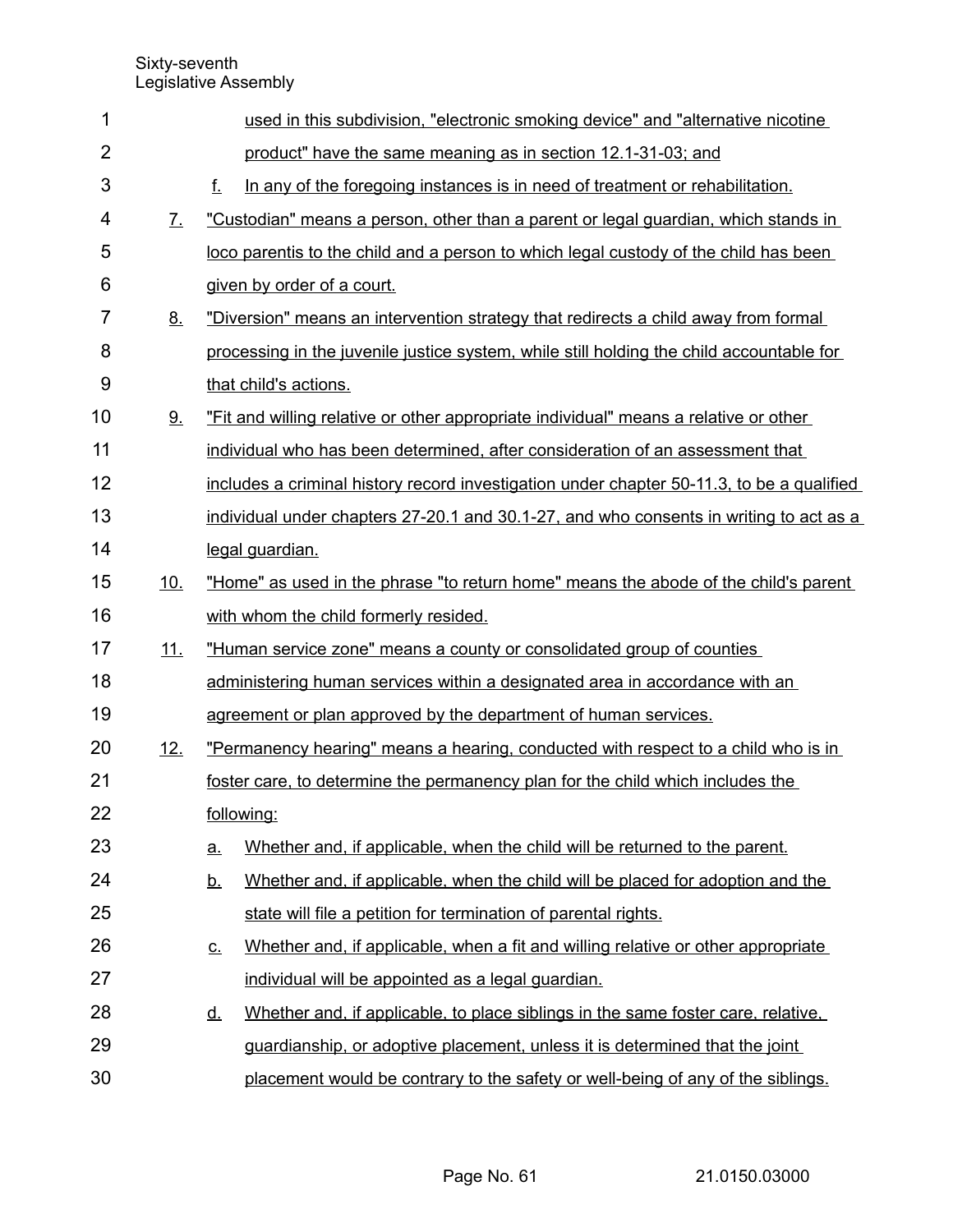used in this subdivision, "electronic smoking device" and "alternative nicotine product" have the same meaning as in section 12.1-31-03; and

f. In any of the foregoing instances is in need of treatment or rehabilitation.

7. "Custodian" means a person, other than a parent or legal guardian, which stands in loco parentis to the child and a person to which legal custody of the child has been given by order of a court.

8. "Diversion" means an intervention strategy that redirects a child away from formal processing in the juvenile justice system, while still holding the child accountable for that child's actions.

9. "Fit and willing relative or other appropriate individual" means a relative or other individual who has been determined, after consideration of an assessment that includes a criminal history record investigation under chapter 50-11.3, to be a qualified individual under chapters 27-20.1 and 30.1-27, and who consents in writing to act as a legal guardian.

10. "Home" as used in the phrase "to return home" means the abode of the child's parent with whom the child formerly resided.

11. "Human service zone" means a county or consolidated group of counties administering human services within a designated area in accordance with an agreement or plan approved by the department of human services.

12. "Permanency hearing" means a hearing, conducted with respect to a child who is in foster care, to determine the permanency plan for the child which includes the following:

a. Whether and, if applicable, when the child will be returned to the parent.

b. Whether and, if applicable, when the child will be placed for adoption and the state will file a petition for termination of parental rights.

c. Whether and, if applicable, when a fit and willing relative or other appropriate individual will be appointed as a legal guardian.

d. Whether and, if applicable, to place siblings in the same foster care, relative, guardianship, or adoptive placement, unless it is determined that the joint placement would be contrary to the safety or well-being of any of the siblings.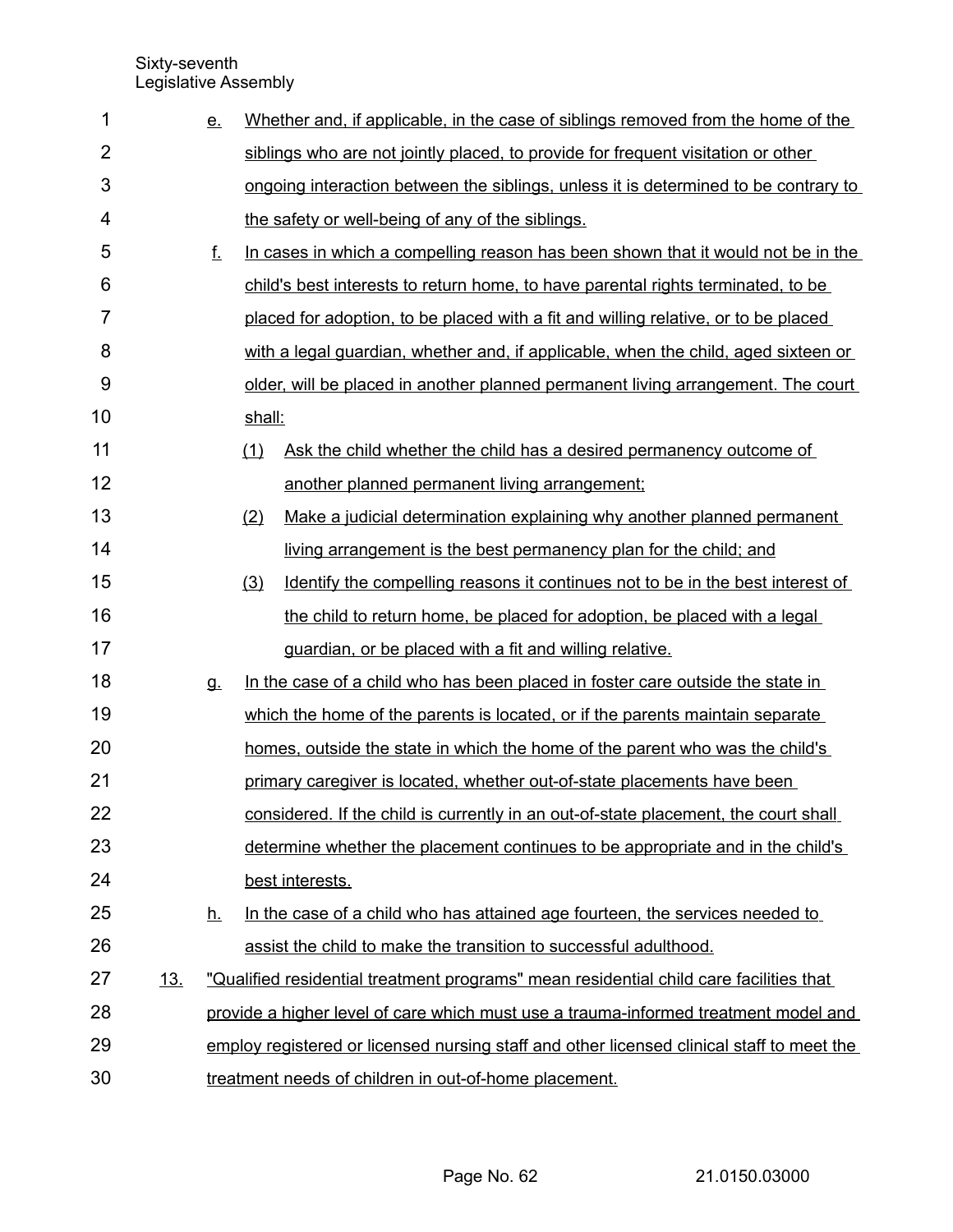e. Whether and, if applicable, in the case of siblings removed from the home of the siblings who are not jointly placed, to provide for frequent visitation or other ongoing interaction between the siblings, unless it is determined to be contrary to the safety or well-being of any of the siblings.

f. In cases in which a compelling reason has been shown that it would not be in the child's best interests to return home, to have parental rights terminated, to be placed for adoption, to be placed with a fit and willing relative, or to be placed with a legal guardian, whether and, if applicable, when the child, aged sixteen or older, will be placed in another planned permanent living arrangement. The court shall:

(1) Ask the child whether the child has a desired permanency outcome of another planned permanent living arrangement;

(2) Make a judicial determination explaining why another planned permanent living arrangement is the best permanency plan for the child; and

(3) Identify the compelling reasons it continues not to be in the best interest of the child to return home, be placed for adoption, be placed with a legal guardian, or be placed with a fit and willing relative.

g. In the case of a child who has been placed in foster care outside the state in which the home of the parents is located, or if the parents maintain separate homes, outside the state in which the home of the parent who was the child's primary caregiver is located, whether out-of-state placements have been considered. If the child is currently in an out-of-state placement, the court shall determine whether the placement continues to be appropriate and in the child's best interests.

h. In the case of a child who has attained age fourteen, the services needed to assist the child to make the transition to successful adulthood.

13. "Qualified residential treatment programs" mean residential child care facilities that provide a higher level of care which must use a trauma-informed treatment model and employ registered or licensed nursing staff and other licensed clinical staff to meet the treatment needs of children in out-of-home placement.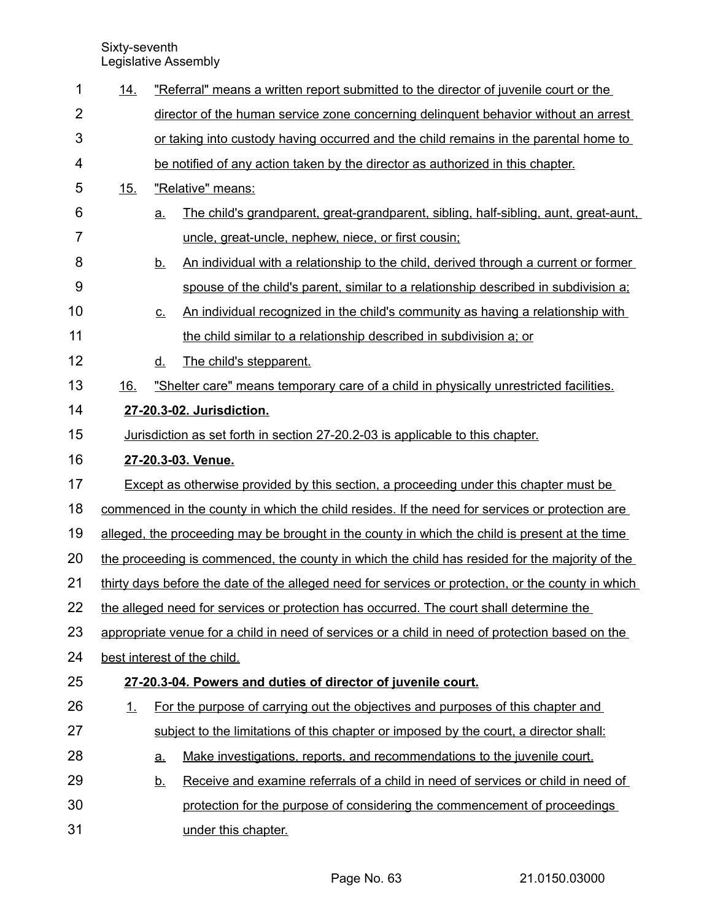14. "Referral" means a written report submitted to the director of juvenile court or the director of the human service zone concerning delinquent behavior without an arrest or taking into custody having occurred and the child remains in the parental home to be notified of any action taken by the director as authorized in this chapter.

15. "Relative" means:

    a. The child's grandparent, great-grandparent, sibling, half-sibling, aunt, great-aunt, uncle, great-uncle, nephew, niece, or first cousin;

    b. An individual with a relationship to the child, derived through a current or former spouse of the child's parent, similar to a relationship described in subdivision a;

    c. An individual recognized in the child's community as having a relationship with the child similar to a relationship described in subdivision a; or

    d. The child's stepparent.

16. "Shelter care" means temporary care of a child in physically unrestricted facilities.

**27-20.3-02. Jurisdiction.**

Jurisdiction as set forth in section 27-20.2-03 is applicable to this chapter.

**27-20.3-03. Venue.**

Except as otherwise provided by this section, a proceeding under this chapter must be commenced in the county in which the child resides. If the need for services or protection are alleged, the proceeding may be brought in the county in which the child is present at the time the proceeding is commenced, the county in which the child has resided for the majority of the thirty days before the date of the alleged need for services or protection, or the county in which the alleged need for services or protection has occurred. The court shall determine the appropriate venue for a child in need of services or a child in need of protection based on the best interest of the child.

**27-20.3-04. Powers and duties of director of juvenile court.**

1. For the purpose of carrying out the objectives and purposes of this chapter and subject to the limitations of this chapter or imposed by the court, a director shall:

    a. Make investigations, reports, and recommendations to the juvenile court.

    b. Receive and examine referrals of a child in need of services or child in need of protection for the purpose of considering the commencement of proceedings under this chapter.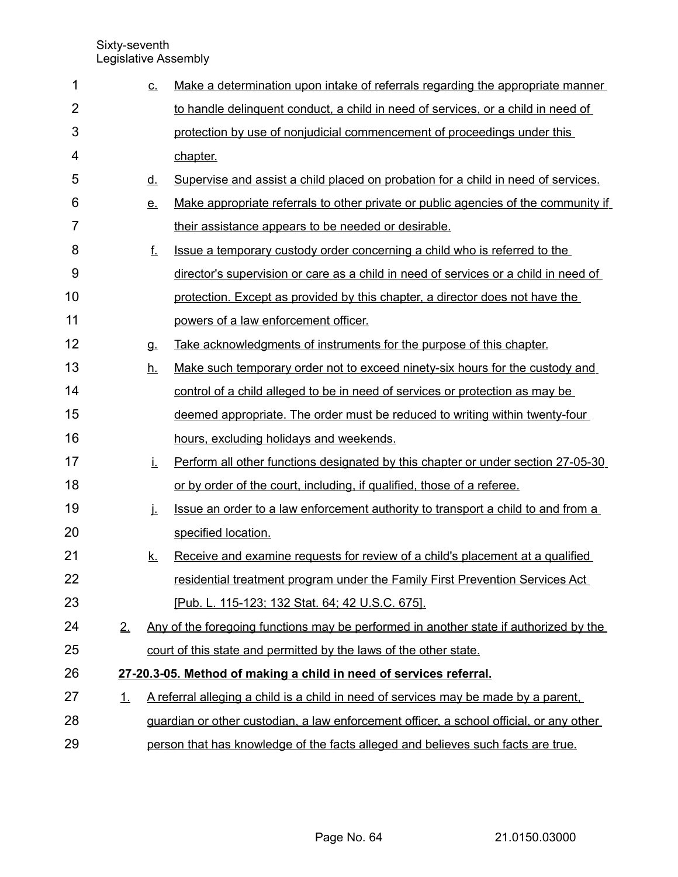c. Make a determination upon intake of referrals regarding the appropriate manner to handle delinquent conduct, a child in need of services, or a child in need of protection by use of nonjudicial commencement of proceedings under this chapter.

d. Supervise and assist a child placed on probation for a child in need of services.

e. Make appropriate referrals to other private or public agencies of the community if their assistance appears to be needed or desirable.

f. Issue a temporary custody order concerning a child who is referred to the director's supervision or care as a child in need of services or a child in need of protection. Except as provided by this chapter, a director does not have the powers of a law enforcement officer.

g. Take acknowledgments of instruments for the purpose of this chapter.

h. Make such temporary order not to exceed ninety-six hours for the custody and control of a child alleged to be in need of services or protection as may be deemed appropriate. The order must be reduced to writing within twenty-four hours, excluding holidays and weekends.

i. Perform all other functions designated by this chapter or under section 27-05-30 or by order of the court, including, if qualified, those of a referee.

j. Issue an order to a law enforcement authority to transport a child to and from a specified location.

k. Receive and examine requests for review of a child's placement at a qualified residential treatment program under the Family First Prevention Services Act [Pub. L. 115-123; 132 Stat. 64; 42 U.S.C. 675].

2. Any of the foregoing functions may be performed in another state if authorized by the court of this state and permitted by the laws of the other state.

**27-20.3-05. Method of making a child in need of services referral.**

1. A referral alleging a child is a child in need of services may be made by a parent, guardian or other custodian, a law enforcement officer, a school official, or any other person that has knowledge of the facts alleged and believes such facts are true.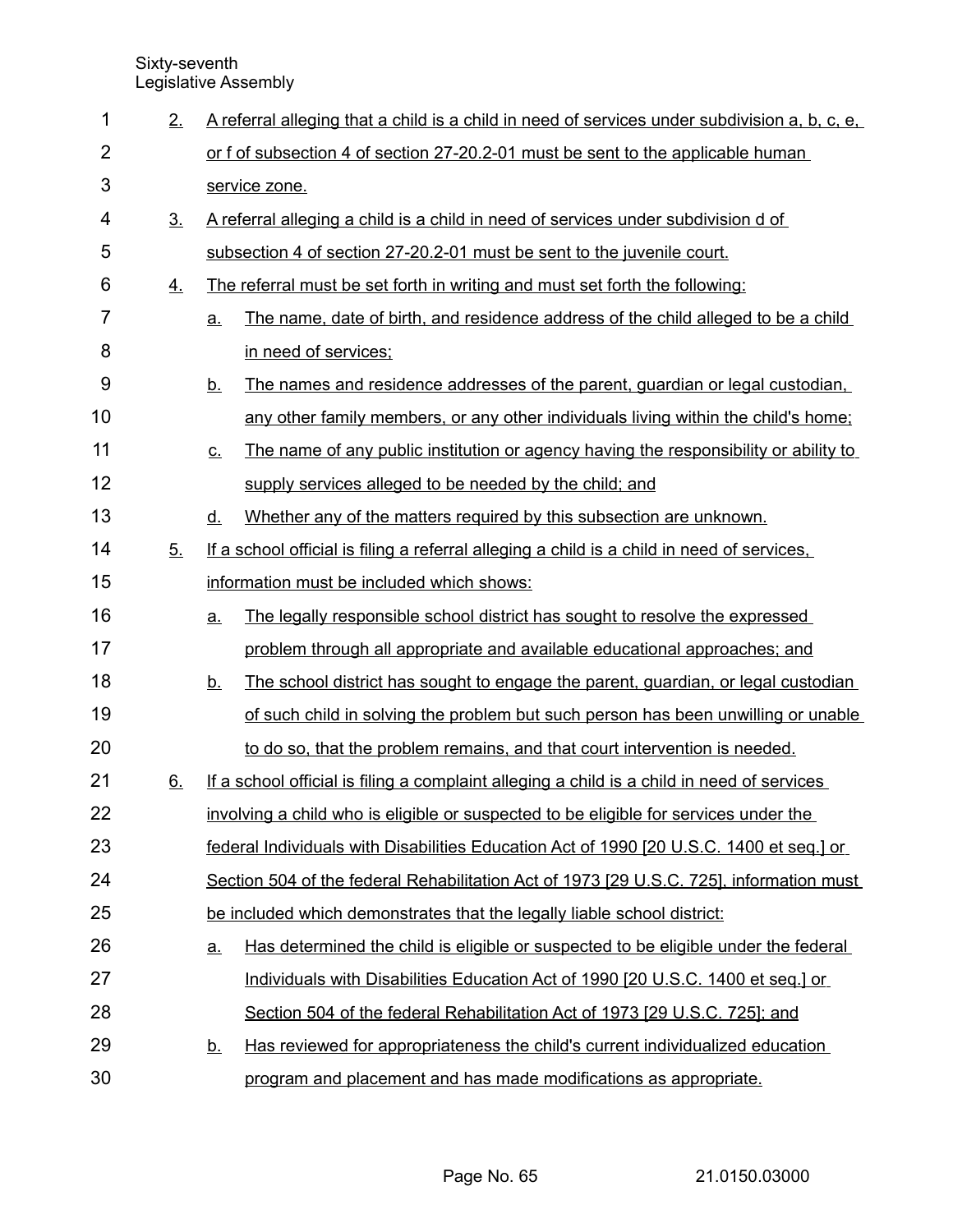2. A referral alleging that a child is a child in need of services under subdivision a, b, c, e, or f of subsection 4 of section 27-20.2-01 must be sent to the applicable human service zone.

3. A referral alleging a child is a child in need of services under subdivision d of subsection 4 of section 27-20.2-01 must be sent to the juvenile court.

4. The referral must be set forth in writing and must set forth the following:

   a. The name, date of birth, and residence address of the child alleged to be a child in need of services;

   b. The names and residence addresses of the parent, guardian or legal custodian, any other family members, or any other individuals living within the child's home;

   c. The name of any public institution or agency having the responsibility or ability to supply services alleged to be needed by the child; and

   d. Whether any of the matters required by this subsection are unknown.

5. If a school official is filing a referral alleging a child is a child in need of services, information must be included which shows:

   a. The legally responsible school district has sought to resolve the expressed problem through all appropriate and available educational approaches; and

   b. The school district has sought to engage the parent, guardian, or legal custodian of such child in solving the problem but such person has been unwilling or unable to do so, that the problem remains, and that court intervention is needed.

6. If a school official is filing a complaint alleging a child is a child in need of services involving a child who is eligible or suspected to be eligible for services under the federal Individuals with Disabilities Education Act of 1990 [20 U.S.C. 1400 et seq.] or Section 504 of the federal Rehabilitation Act of 1973 [29 U.S.C. 725], information must be included which demonstrates that the legally liable school district:

   a. Has determined the child is eligible or suspected to be eligible under the federal Individuals with Disabilities Education Act of 1990 [20 U.S.C. 1400 et seq.] or Section 504 of the federal Rehabilitation Act of 1973 [29 U.S.C. 725]; and

   b. Has reviewed for appropriateness the child's current individualized education program and placement and has made modifications as appropriate.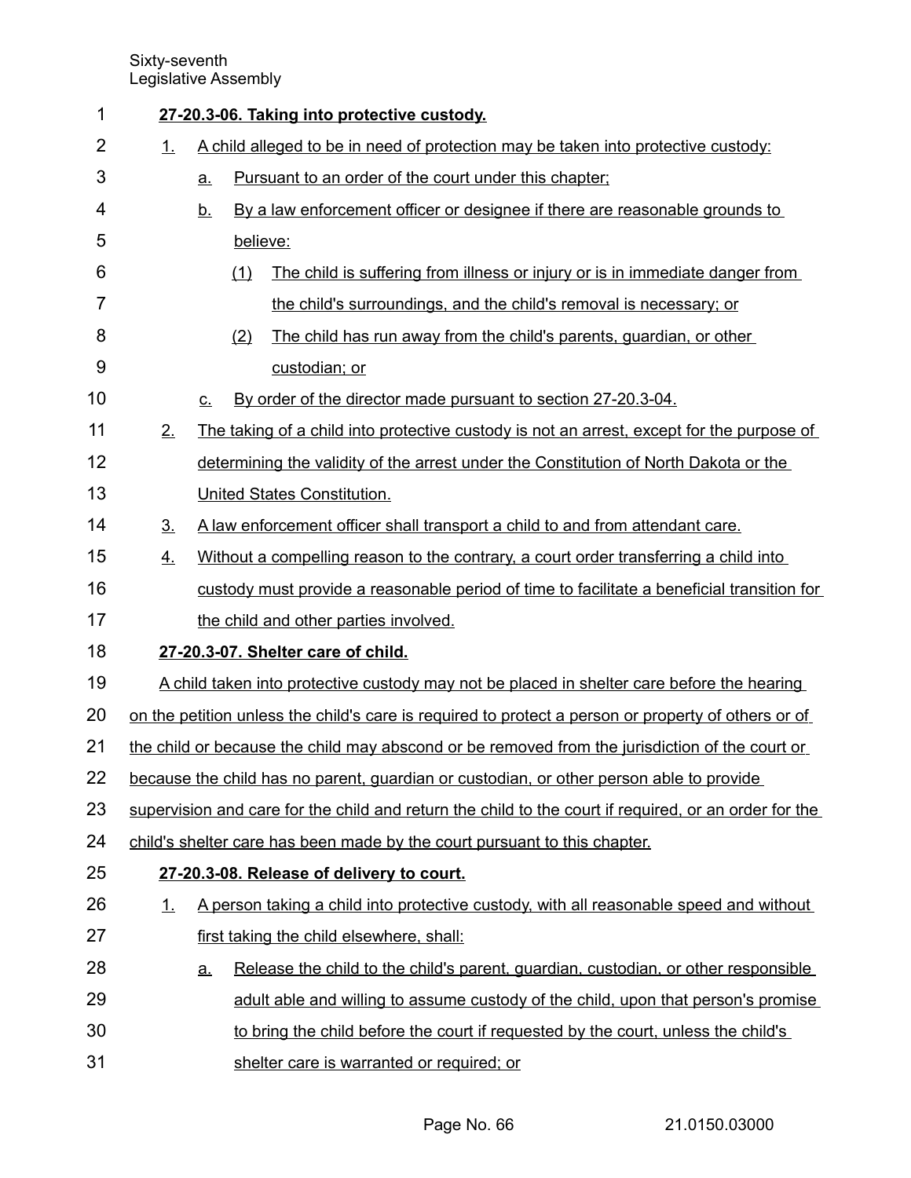**27-20.3-06. Taking into protective custody.**

1. A child alleged to be in need of protection may be taken into protective custody:
   a. Pursuant to an order of the court under this chapter;
   b. By a law enforcement officer or designee if there are reasonable grounds to believe:
      (1) The child is suffering from illness or injury or is in immediate danger from the child's surroundings, and the child's removal is necessary; or
      (2) The child has run away from the child's parents, guardian, or other custodian; or
   c. By order of the director made pursuant to section 27-20.3-04.
2. The taking of a child into protective custody is not an arrest, except for the purpose of determining the validity of the arrest under the Constitution of North Dakota or the United States Constitution.
3. A law enforcement officer shall transport a child to and from attendant care.
4. Without a compelling reason to the contrary, a court order transferring a child into custody must provide a reasonable period of time to facilitate a beneficial transition for the child and other parties involved.

**27-20.3-07. Shelter care of child.**

A child taken into protective custody may not be placed in shelter care before the hearing on the petition unless the child's care is required to protect a person or property of others or of the child or because the child may abscond or be removed from the jurisdiction of the court or because the child has no parent, guardian or custodian, or other person able to provide supervision and care for the child and return the child to the court if required, or an order for the child's shelter care has been made by the court pursuant to this chapter.

**27-20.3-08. Release of delivery to court.**

1. A person taking a child into protective custody, with all reasonable speed and without first taking the child elsewhere, shall:
   a. Release the child to the child's parent, guardian, custodian, or other responsible adult able and willing to assume custody of the child, upon that person's promise to bring the child before the court if requested by the court, unless the child's shelter care is warranted or required; or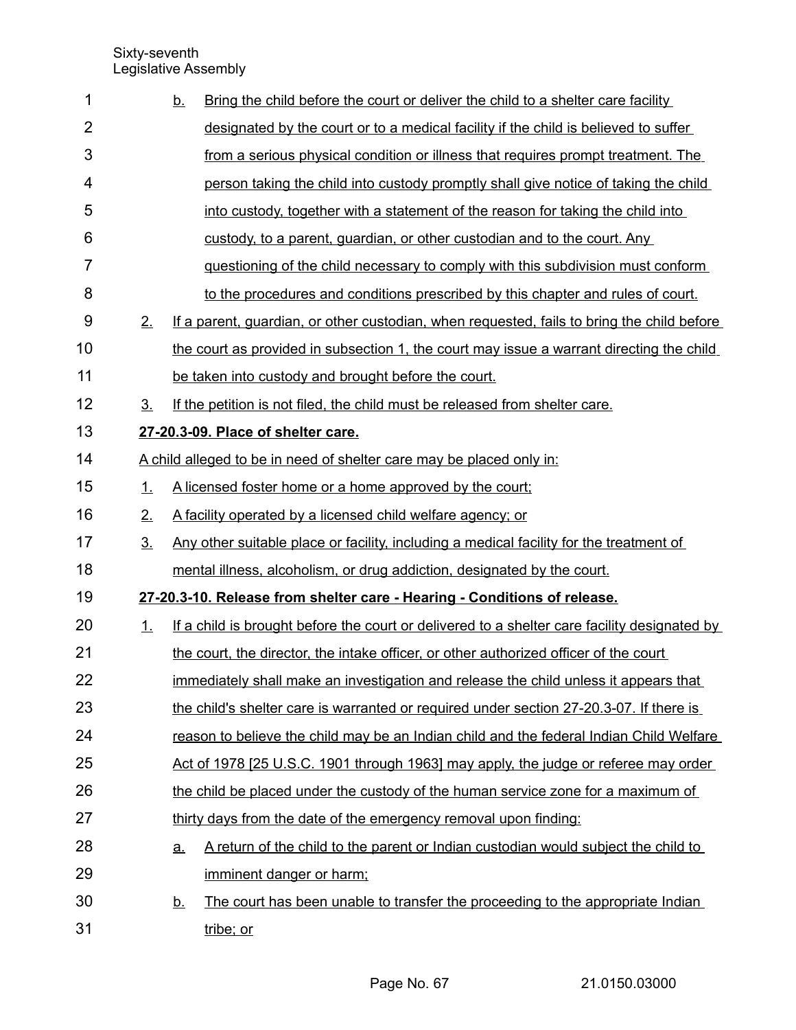b. Bring the child before the court or deliver the child to a shelter care facility designated by the court or to a medical facility if the child is believed to suffer from a serious physical condition or illness that requires prompt treatment. The person taking the child into custody promptly shall give notice of taking the child into custody, together with a statement of the reason for taking the child into custody, to a parent, guardian, or other custodian and to the court. Any questioning of the child necessary to comply with this subdivision must conform to the procedures and conditions prescribed by this chapter and rules of court.

2. If a parent, guardian, or other custodian, when requested, fails to bring the child before the court as provided in subsection 1, the court may issue a warrant directing the child be taken into custody and brought before the court.

3. If the petition is not filed, the child must be released from shelter care.

**27-20.3-09. Place of shelter care.**

A child alleged to be in need of shelter care may be placed only in:

1. A licensed foster home or a home approved by the court;
2. A facility operated by a licensed child welfare agency; or
3. Any other suitable place or facility, including a medical facility for the treatment of mental illness, alcoholism, or drug addiction, designated by the court.

**27-20.3-10. Release from shelter care - Hearing - Conditions of release.**

1. If a child is brought before the court or delivered to a shelter care facility designated by the court, the director, the intake officer, or other authorized officer of the court immediately shall make an investigation and release the child unless it appears that the child's shelter care is warranted or required under section 27-20.3-07. If there is reason to believe the child may be an Indian child and the federal Indian Child Welfare Act of 1978 [25 U.S.C. 1901 through 1963] may apply, the judge or referee may order the child be placed under the custody of the human service zone for a maximum of thirty days from the date of the emergency removal upon finding:

   a. A return of the child to the parent or Indian custodian would subject the child to imminent danger or harm;

   b. The court has been unable to transfer the proceeding to the appropriate Indian tribe; or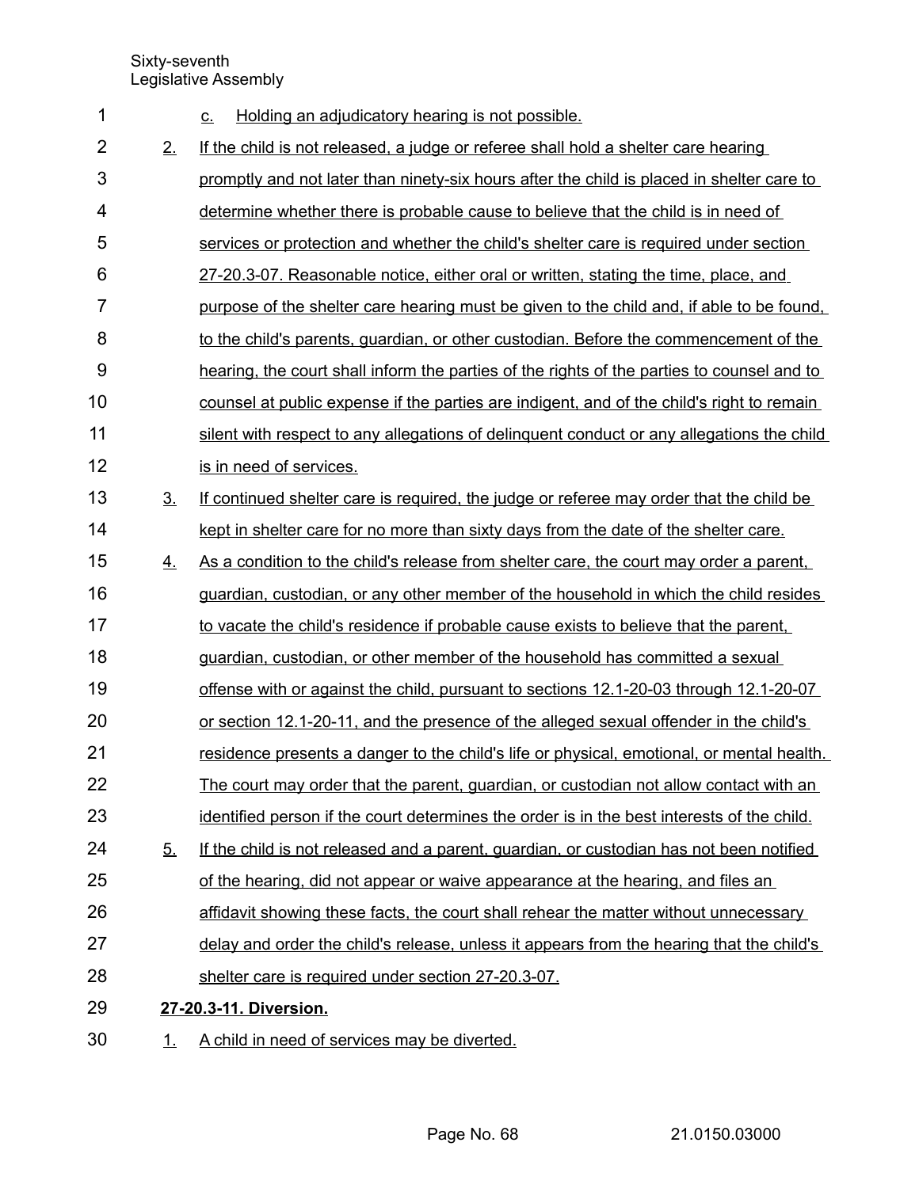c. Holding an adjudicatory hearing is not possible.

2. If the child is not released, a judge or referee shall hold a shelter care hearing promptly and not later than ninety-six hours after the child is placed in shelter care to determine whether there is probable cause to believe that the child is in need of services or protection and whether the child's shelter care is required under section 27-20.3-07. Reasonable notice, either oral or written, stating the time, place, and purpose of the shelter care hearing must be given to the child and, if able to be found, to the child's parents, guardian, or other custodian. Before the commencement of the hearing, the court shall inform the parties of the rights of the parties to counsel and to counsel at public expense if the parties are indigent, and of the child's right to remain silent with respect to any allegations of delinquent conduct or any allegations the child is in need of services.

3. If continued shelter care is required, the judge or referee may order that the child be kept in shelter care for no more than sixty days from the date of the shelter care.

4. As a condition to the child's release from shelter care, the court may order a parent, guardian, custodian, or any other member of the household in which the child resides to vacate the child's residence if probable cause exists to believe that the parent, guardian, custodian, or other member of the household has committed a sexual offense with or against the child, pursuant to sections 12.1-20-03 through 12.1-20-07 or section 12.1-20-11, and the presence of the alleged sexual offender in the child's residence presents a danger to the child's life or physical, emotional, or mental health. The court may order that the parent, guardian, or custodian not allow contact with an identified person if the court determines the order is in the best interests of the child.

5. If the child is not released and a parent, guardian, or custodian has not been notified of the hearing, did not appear or waive appearance at the hearing, and files an affidavit showing these facts, the court shall rehear the matter without unnecessary delay and order the child's release, unless it appears from the hearing that the child's shelter care is required under section 27-20.3-07.

**27-20.3-11. Diversion.**

1. A child in need of services may be diverted.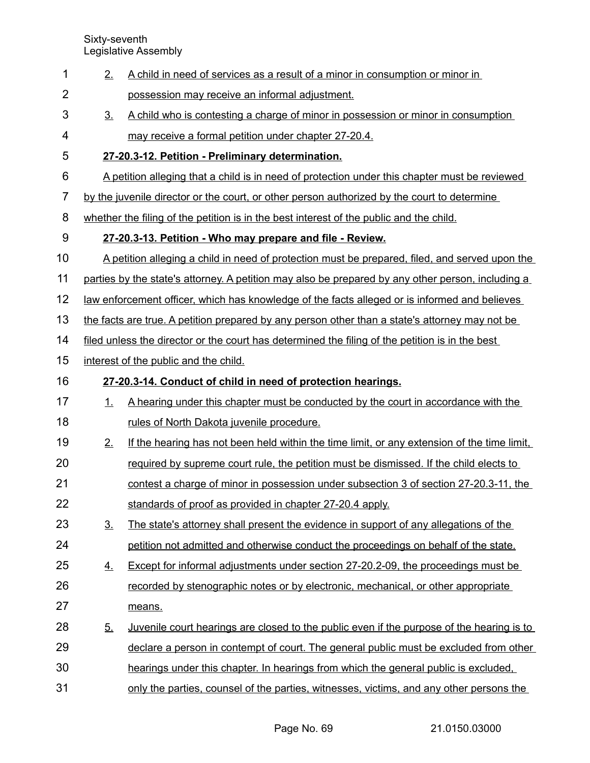2. A child in need of services as a result of a minor in consumption or minor in possession may receive an informal adjustment.

3. A child who is contesting a charge of minor in possession or minor in consumption may receive a formal petition under chapter 27-20.4.

**27-20.3-12. Petition - Preliminary determination.**

A petition alleging that a child is in need of protection under this chapter must be reviewed by the juvenile director or the court, or other person authorized by the court to determine whether the filing of the petition is in the best interest of the public and the child.

**27-20.3-13. Petition - Who may prepare and file - Review.**

A petition alleging a child in need of protection must be prepared, filed, and served upon the parties by the state's attorney. A petition may also be prepared by any other person, including a law enforcement officer, which has knowledge of the facts alleged or is informed and believes the facts are true. A petition prepared by any person other than a state's attorney may not be filed unless the director or the court has determined the filing of the petition is in the best interest of the public and the child.

**27-20.3-14. Conduct of child in need of protection hearings.**

1. A hearing under this chapter must be conducted by the court in accordance with the rules of North Dakota juvenile procedure.

2. If the hearing has not been held within the time limit, or any extension of the time limit, required by supreme court rule, the petition must be dismissed. If the child elects to contest a charge of minor in possession under subsection 3 of section 27-20.3-11, the standards of proof as provided in chapter 27-20.4 apply.

3. The state's attorney shall present the evidence in support of any allegations of the petition not admitted and otherwise conduct the proceedings on behalf of the state.

4. Except for informal adjustments under section 27-20.2-09, the proceedings must be recorded by stenographic notes or by electronic, mechanical, or other appropriate means.

5. Juvenile court hearings are closed to the public even if the purpose of the hearing is to declare a person in contempt of court. The general public must be excluded from other hearings under this chapter. In hearings from which the general public is excluded, only the parties, counsel of the parties, witnesses, victims, and any other persons the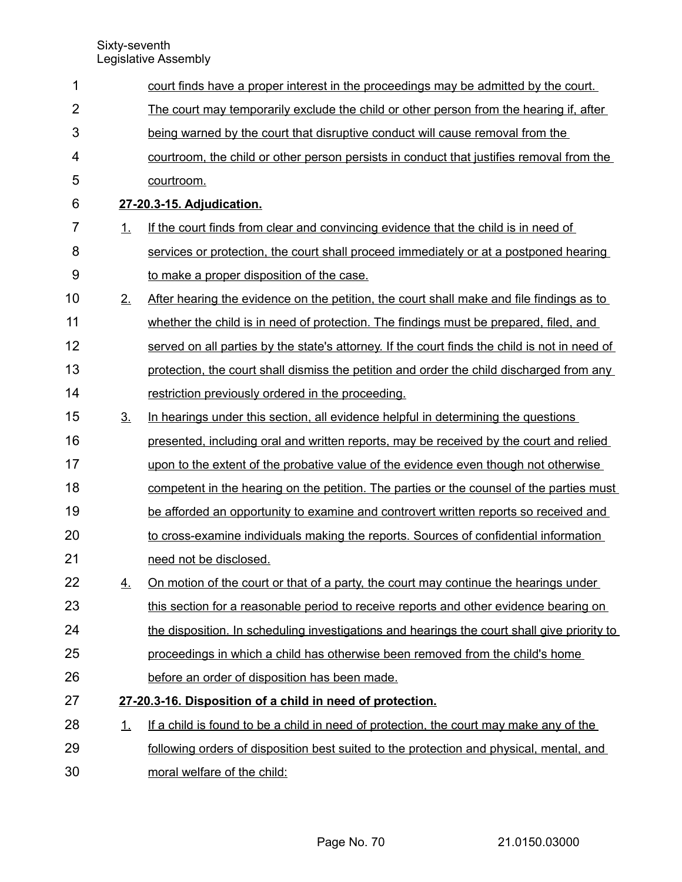court finds have a proper interest in the proceedings may be admitted by the court. The court may temporarily exclude the child or other person from the hearing if, after being warned by the court that disruptive conduct will cause removal from the courtroom, the child or other person persists in conduct that justifies removal from the courtroom.

**27-20.3-15. Adjudication.**

1. If the court finds from clear and convincing evidence that the child is in need of services or protection, the court shall proceed immediately or at a postponed hearing to make a proper disposition of the case.
2. After hearing the evidence on the petition, the court shall make and file findings as to whether the child is in need of protection. The findings must be prepared, filed, and served on all parties by the state's attorney. If the court finds the child is not in need of protection, the court shall dismiss the petition and order the child discharged from any restriction previously ordered in the proceeding.
3. In hearings under this section, all evidence helpful in determining the questions presented, including oral and written reports, may be received by the court and relied upon to the extent of the probative value of the evidence even though not otherwise competent in the hearing on the petition. The parties or the counsel of the parties must be afforded an opportunity to examine and controvert written reports so received and to cross-examine individuals making the reports. Sources of confidential information need not be disclosed.
4. On motion of the court or that of a party, the court may continue the hearings under this section for a reasonable period to receive reports and other evidence bearing on the disposition. In scheduling investigations and hearings the court shall give priority to proceedings in which a child has otherwise been removed from the child's home before an order of disposition has been made.

**27-20.3-16. Disposition of a child in need of protection.**

1. If a child is found to be a child in need of protection, the court may make any of the following orders of disposition best suited to the protection and physical, mental, and moral welfare of the child: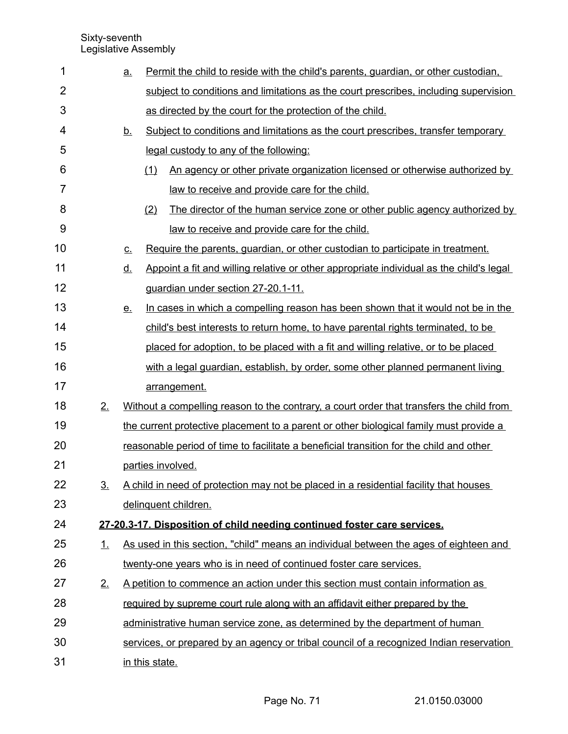a. Permit the child to reside with the child's parents, guardian, or other custodian, subject to conditions and limitations as the court prescribes, including supervision as directed by the court for the protection of the child.

b. Subject to conditions and limitations as the court prescribes, transfer temporary legal custody to any of the following:

   (1) An agency or other private organization licensed or otherwise authorized by law to receive and provide care for the child.

   (2) The director of the human service zone or other public agency authorized by law to receive and provide care for the child.

c. Require the parents, guardian, or other custodian to participate in treatment.

d. Appoint a fit and willing relative or other appropriate individual as the child's legal guardian under section 27-20.1-11.

e. In cases in which a compelling reason has been shown that it would not be in the child's best interests to return home, to have parental rights terminated, to be placed for adoption, to be placed with a fit and willing relative, or to be placed with a legal guardian, establish, by order, some other planned permanent living arrangement.

2. Without a compelling reason to the contrary, a court order that transfers the child from the current protective placement to a parent or other biological family must provide a reasonable period of time to facilitate a beneficial transition for the child and other parties involved.

3. A child in need of protection may not be placed in a residential facility that houses delinquent children.

**27-20.3-17. Disposition of child needing continued foster care services.**

1. As used in this section, "child" means an individual between the ages of eighteen and twenty-one years who is in need of continued foster care services.

2. A petition to commence an action under this section must contain information as required by supreme court rule along with an affidavit either prepared by the administrative human service zone, as determined by the department of human services, or prepared by an agency or tribal council of a recognized Indian reservation in this state.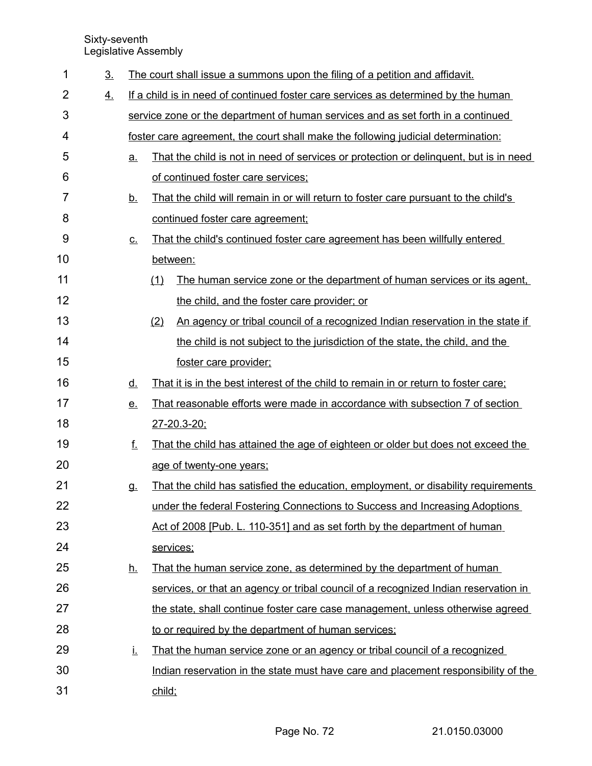3. The court shall issue a summons upon the filing of a petition and affidavit.

4. If a child is in need of continued foster care services as determined by the human service zone or the department of human services and as set forth in a continued foster care agreement, the court shall make the following judicial determination:

   a. That the child is not in need of services or protection or delinquent, but is in need of continued foster care services;

   b. That the child will remain in or will return to foster care pursuant to the child's continued foster care agreement;

   c. That the child's continued foster care agreement has been willfully entered between:

      (1) The human service zone or the department of human services or its agent, the child, and the foster care provider; or

      (2) An agency or tribal council of a recognized Indian reservation in the state if the child is not subject to the jurisdiction of the state, the child, and the foster care provider;

   d. That it is in the best interest of the child to remain in or return to foster care;

   e. That reasonable efforts were made in accordance with subsection 7 of section 27-20.3-20;

   f. That the child has attained the age of eighteen or older but does not exceed the age of twenty-one years;

   g. That the child has satisfied the education, employment, or disability requirements under the federal Fostering Connections to Success and Increasing Adoptions Act of 2008 [Pub. L. 110-351] and as set forth by the department of human services;

   h. That the human service zone, as determined by the department of human services, or that an agency or tribal council of a recognized Indian reservation in the state, shall continue foster care case management, unless otherwise agreed to or required by the department of human services;

   i. That the human service zone or an agency or tribal council of a recognized Indian reservation in the state must have care and placement responsibility of the child;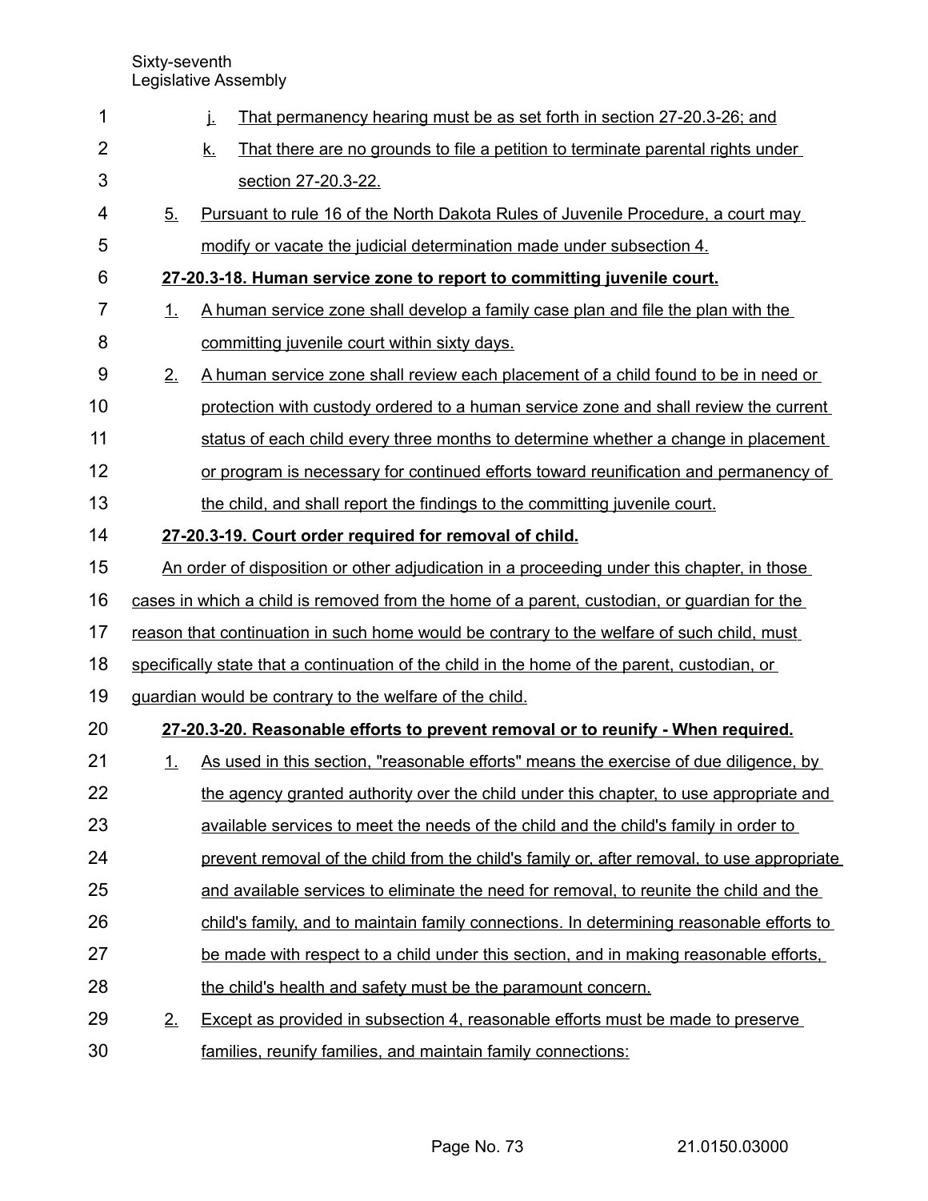j. That permanency hearing must be as set forth in section 27-20.3-26; and

k. That there are no grounds to file a petition to terminate parental rights under section 27-20.3-22.

5. Pursuant to rule 16 of the North Dakota Rules of Juvenile Procedure, a court may modify or vacate the judicial determination made under subsection 4.

**27-20.3-18. Human service zone to report to committing juvenile court.**

1. A human service zone shall develop a family case plan and file the plan with the committing juvenile court within sixty days.

2. A human service zone shall review each placement of a child found to be in need or protection with custody ordered to a human service zone and shall review the current status of each child every three months to determine whether a change in placement or program is necessary for continued efforts toward reunification and permanency of the child, and shall report the findings to the committing juvenile court.

**27-20.3-19. Court order required for removal of child.**

An order of disposition or other adjudication in a proceeding under this chapter, in those cases in which a child is removed from the home of a parent, custodian, or guardian for the reason that continuation in such home would be contrary to the welfare of such child, must specifically state that a continuation of the child in the home of the parent, custodian, or guardian would be contrary to the welfare of the child.

**27-20.3-20. Reasonable efforts to prevent removal or to reunify - When required.**

1. As used in this section, "reasonable efforts" means the exercise of due diligence, by the agency granted authority over the child under this chapter, to use appropriate and available services to meet the needs of the child and the child's family in order to prevent removal of the child from the child's family or, after removal, to use appropriate and available services to eliminate the need for removal, to reunite the child and the child's family, and to maintain family connections. In determining reasonable efforts to be made with respect to a child under this section, and in making reasonable efforts, the child's health and safety must be the paramount concern.

2. Except as provided in subsection 4, reasonable efforts must be made to preserve families, reunify families, and maintain family connections: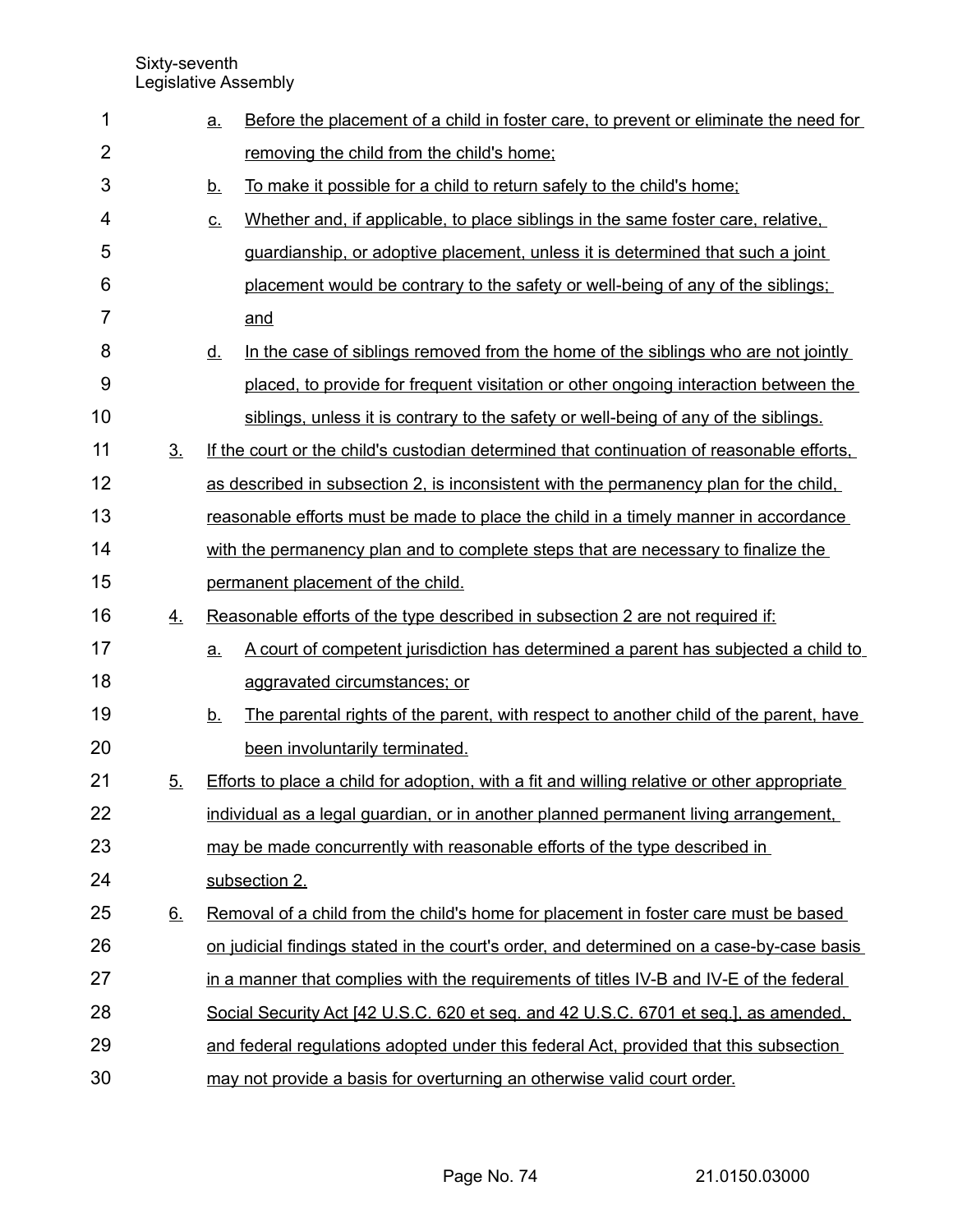a. Before the placement of a child in foster care, to prevent or eliminate the need for removing the child from the child's home;

b. To make it possible for a child to return safely to the child's home;

c. Whether and, if applicable, to place siblings in the same foster care, relative, guardianship, or adoptive placement, unless it is determined that such a joint placement would be contrary to the safety or well-being of any of the siblings; and

d. In the case of siblings removed from the home of the siblings who are not jointly placed, to provide for frequent visitation or other ongoing interaction between the siblings, unless it is contrary to the safety or well-being of any of the siblings.

3. If the court or the child's custodian determined that continuation of reasonable efforts, as described in subsection 2, is inconsistent with the permanency plan for the child, reasonable efforts must be made to place the child in a timely manner in accordance with the permanency plan and to complete steps that are necessary to finalize the permanent placement of the child.

4. Reasonable efforts of the type described in subsection 2 are not required if:

   a. A court of competent jurisdiction has determined a parent has subjected a child to aggravated circumstances; or

   b. The parental rights of the parent, with respect to another child of the parent, have been involuntarily terminated.

5. Efforts to place a child for adoption, with a fit and willing relative or other appropriate individual as a legal guardian, or in another planned permanent living arrangement, may be made concurrently with reasonable efforts of the type described in subsection 2.

6. Removal of a child from the child's home for placement in foster care must be based on judicial findings stated in the court's order, and determined on a case-by-case basis in a manner that complies with the requirements of titles IV-B and IV-E of the federal Social Security Act [42 U.S.C. 620 et seq. and 42 U.S.C. 6701 et seq.], as amended, and federal regulations adopted under this federal Act, provided that this subsection may not provide a basis for overturning an otherwise valid court order.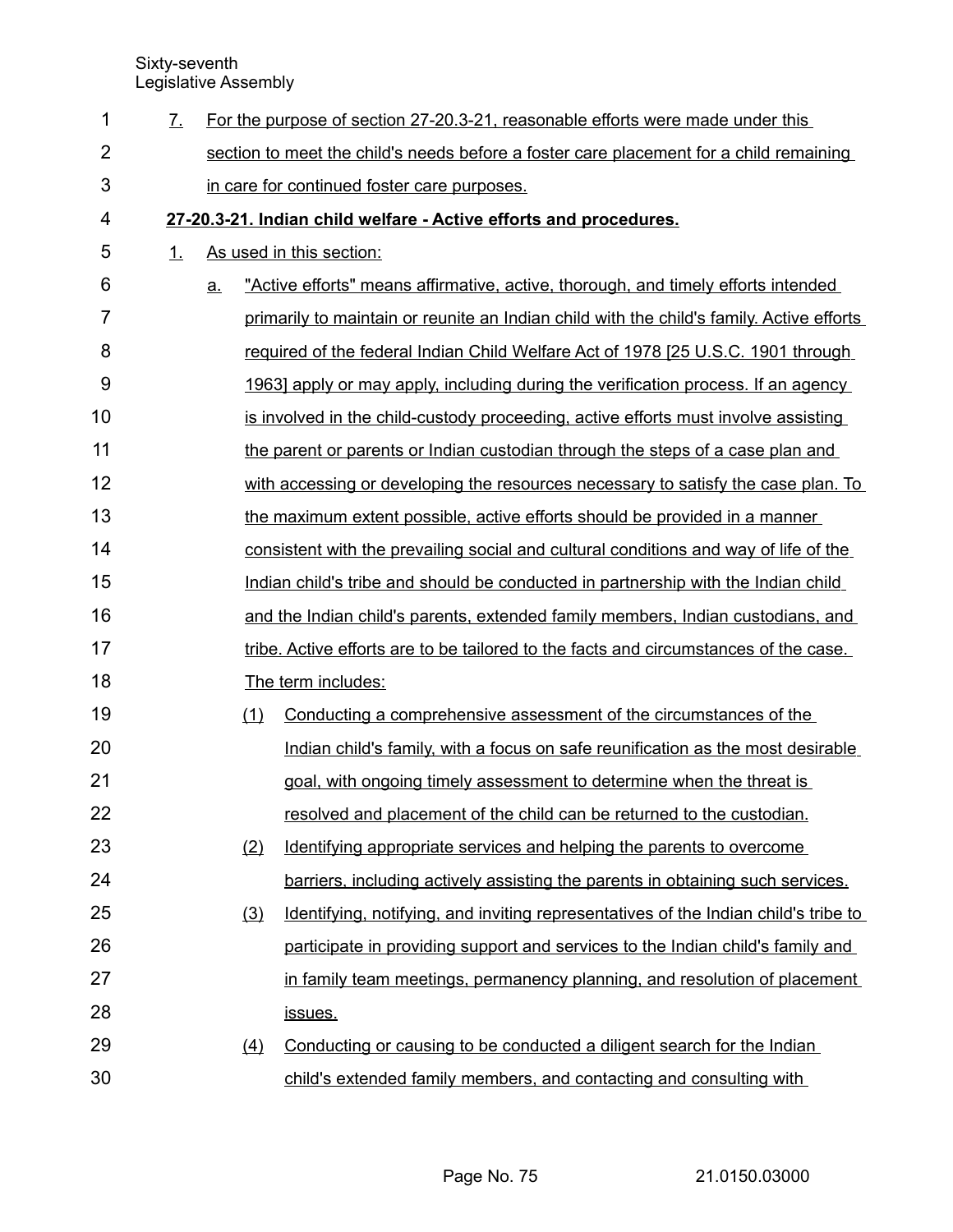7. For the purpose of section 27-20.3-21, reasonable efforts were made under this section to meet the child's needs before a foster care placement for a child remaining in care for continued foster care purposes.

**27-20.3-21. Indian child welfare - Active efforts and procedures.**

1. As used in this section:

   a. "Active efforts" means affirmative, active, thorough, and timely efforts intended primarily to maintain or reunite an Indian child with the child's family. Active efforts required of the federal Indian Child Welfare Act of 1978 [25 U.S.C. 1901 through 1963] apply or may apply, including during the verification process. If an agency is involved in the child-custody proceeding, active efforts must involve assisting the parent or parents or Indian custodian through the steps of a case plan and with accessing or developing the resources necessary to satisfy the case plan. To the maximum extent possible, active efforts should be provided in a manner consistent with the prevailing social and cultural conditions and way of life of the Indian child's tribe and should be conducted in partnership with the Indian child and the Indian child's parents, extended family members, Indian custodians, and tribe. Active efforts are to be tailored to the facts and circumstances of the case. The term includes:

      (1) Conducting a comprehensive assessment of the circumstances of the Indian child's family, with a focus on safe reunification as the most desirable goal, with ongoing timely assessment to determine when the threat is resolved and placement of the child can be returned to the custodian.

      (2) Identifying appropriate services and helping the parents to overcome barriers, including actively assisting the parents in obtaining such services.

      (3) Identifying, notifying, and inviting representatives of the Indian child's tribe to participate in providing support and services to the Indian child's family and in family team meetings, permanency planning, and resolution of placement issues.

      (4) Conducting or causing to be conducted a diligent search for the Indian child's extended family members, and contacting and consulting with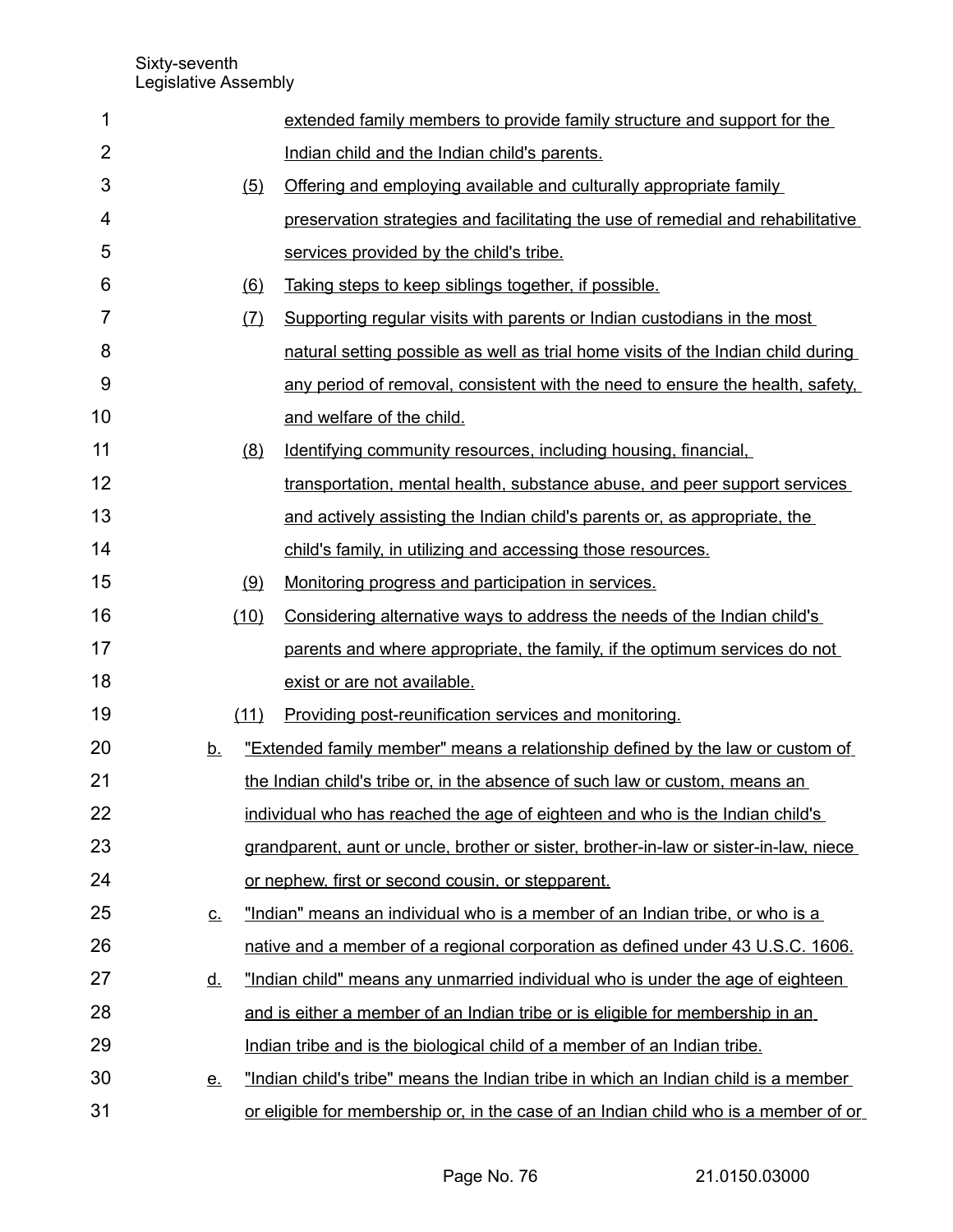extended family members to provide family structure and support for the Indian child and the Indian child's parents.

(5) Offering and employing available and culturally appropriate family preservation strategies and facilitating the use of remedial and rehabilitative services provided by the child's tribe.

(6) Taking steps to keep siblings together, if possible.

(7) Supporting regular visits with parents or Indian custodians in the most natural setting possible as well as trial home visits of the Indian child during any period of removal, consistent with the need to ensure the health, safety, and welfare of the child.

(8) Identifying community resources, including housing, financial, transportation, mental health, substance abuse, and peer support services and actively assisting the Indian child's parents or, as appropriate, the child's family, in utilizing and accessing those resources.

(9) Monitoring progress and participation in services.

(10) Considering alternative ways to address the needs of the Indian child's parents and where appropriate, the family, if the optimum services do not exist or are not available.

(11) Providing post-reunification services and monitoring.

b. "Extended family member" means a relationship defined by the law or custom of the Indian child's tribe or, in the absence of such law or custom, means an individual who has reached the age of eighteen and who is the Indian child's grandparent, aunt or uncle, brother or sister, brother-in-law or sister-in-law, niece or nephew, first or second cousin, or stepparent.

c. "Indian" means an individual who is a member of an Indian tribe, or who is a native and a member of a regional corporation as defined under 43 U.S.C. 1606.

d. "Indian child" means any unmarried individual who is under the age of eighteen and is either a member of an Indian tribe or is eligible for membership in an Indian tribe and is the biological child of a member of an Indian tribe.

e. "Indian child's tribe" means the Indian tribe in which an Indian child is a member or eligible for membership or, in the case of an Indian child who is a member of or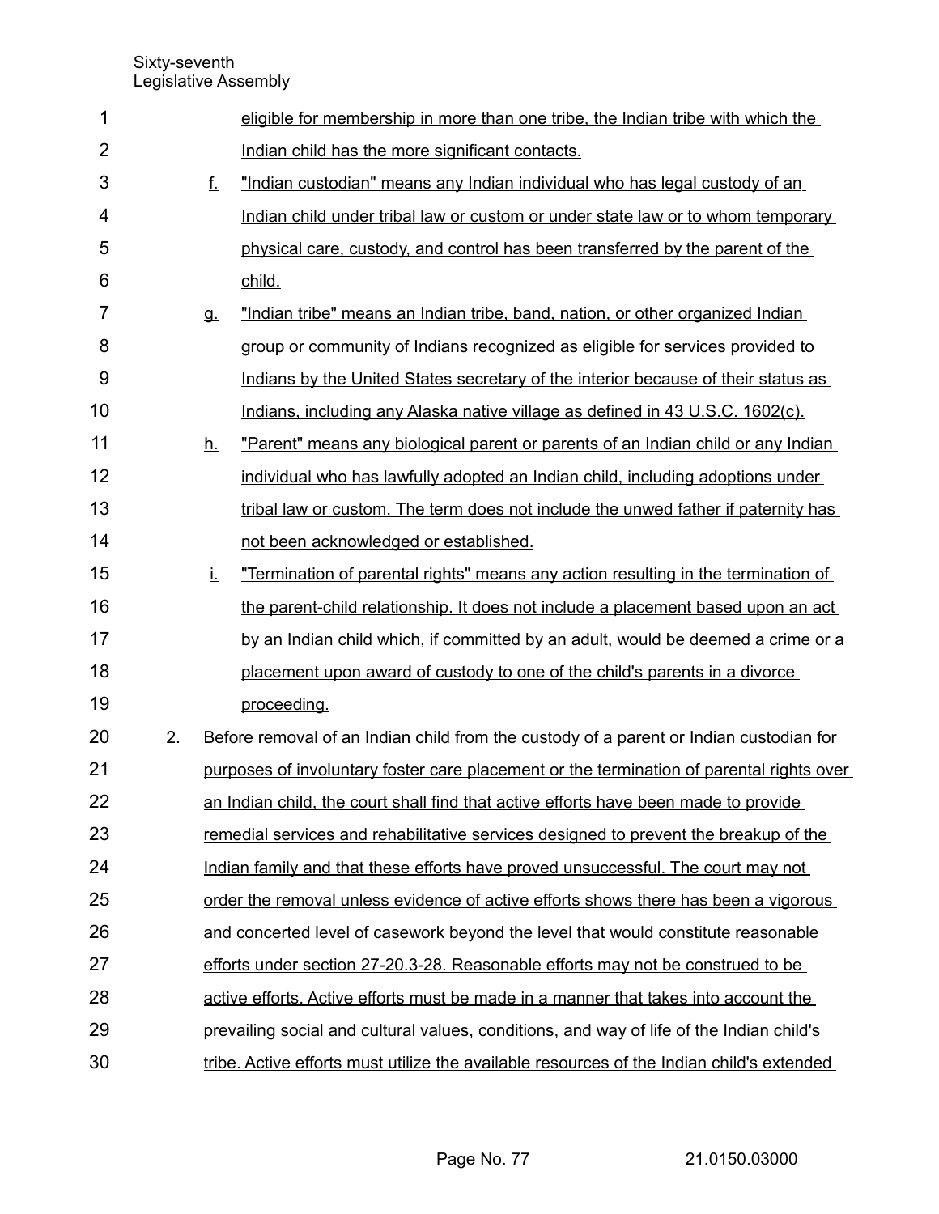eligible for membership in more than one tribe, the Indian tribe with which the Indian child has the more significant contacts.

f. "Indian custodian" means any Indian individual who has legal custody of an Indian child under tribal law or custom or under state law or to whom temporary physical care, custody, and control has been transferred by the parent of the child.

g. "Indian tribe" means an Indian tribe, band, nation, or other organized Indian group or community of Indians recognized as eligible for services provided to Indians by the United States secretary of the interior because of their status as Indians, including any Alaska native village as defined in 43 U.S.C. 1602(c).

h. "Parent" means any biological parent or parents of an Indian child or any Indian individual who has lawfully adopted an Indian child, including adoptions under tribal law or custom. The term does not include the unwed father if paternity has not been acknowledged or established.

i. "Termination of parental rights" means any action resulting in the termination of the parent-child relationship. It does not include a placement based upon an act by an Indian child which, if committed by an adult, would be deemed a crime or a placement upon award of custody to one of the child's parents in a divorce proceeding.

2. Before removal of an Indian child from the custody of a parent or Indian custodian for purposes of involuntary foster care placement or the termination of parental rights over an Indian child, the court shall find that active efforts have been made to provide remedial services and rehabilitative services designed to prevent the breakup of the Indian family and that these efforts have proved unsuccessful. The court may not order the removal unless evidence of active efforts shows there has been a vigorous and concerted level of casework beyond the level that would constitute reasonable efforts under section 27-20.3-28. Reasonable efforts may not be construed to be active efforts. Active efforts must be made in a manner that takes into account the prevailing social and cultural values, conditions, and way of life of the Indian child's tribe. Active efforts must utilize the available resources of the Indian child's extended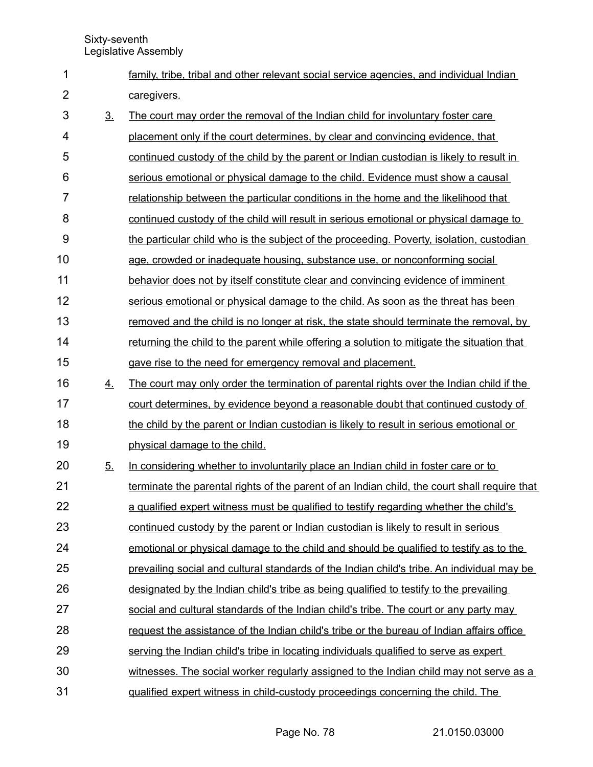family, tribe, tribal and other relevant social service agencies, and individual Indian caregivers.

3. The court may order the removal of the Indian child for involuntary foster care placement only if the court determines, by clear and convincing evidence, that continued custody of the child by the parent or Indian custodian is likely to result in serious emotional or physical damage to the child. Evidence must show a causal relationship between the particular conditions in the home and the likelihood that continued custody of the child will result in serious emotional or physical damage to the particular child who is the subject of the proceeding. Poverty, isolation, custodian age, crowded or inadequate housing, substance use, or nonconforming social behavior does not by itself constitute clear and convincing evidence of imminent serious emotional or physical damage to the child. As soon as the threat has been removed and the child is no longer at risk, the state should terminate the removal, by returning the child to the parent while offering a solution to mitigate the situation that gave rise to the need for emergency removal and placement.

4. The court may only order the termination of parental rights over the Indian child if the court determines, by evidence beyond a reasonable doubt that continued custody of the child by the parent or Indian custodian is likely to result in serious emotional or physical damage to the child.

5. In considering whether to involuntarily place an Indian child in foster care or to terminate the parental rights of the parent of an Indian child, the court shall require that a qualified expert witness must be qualified to testify regarding whether the child's continued custody by the parent or Indian custodian is likely to result in serious emotional or physical damage to the child and should be qualified to testify as to the prevailing social and cultural standards of the Indian child's tribe. An individual may be designated by the Indian child's tribe as being qualified to testify to the prevailing social and cultural standards of the Indian child's tribe. The court or any party may request the assistance of the Indian child's tribe or the bureau of Indian affairs office serving the Indian child's tribe in locating individuals qualified to serve as expert witnesses. The social worker regularly assigned to the Indian child may not serve as a qualified expert witness in child-custody proceedings concerning the child. The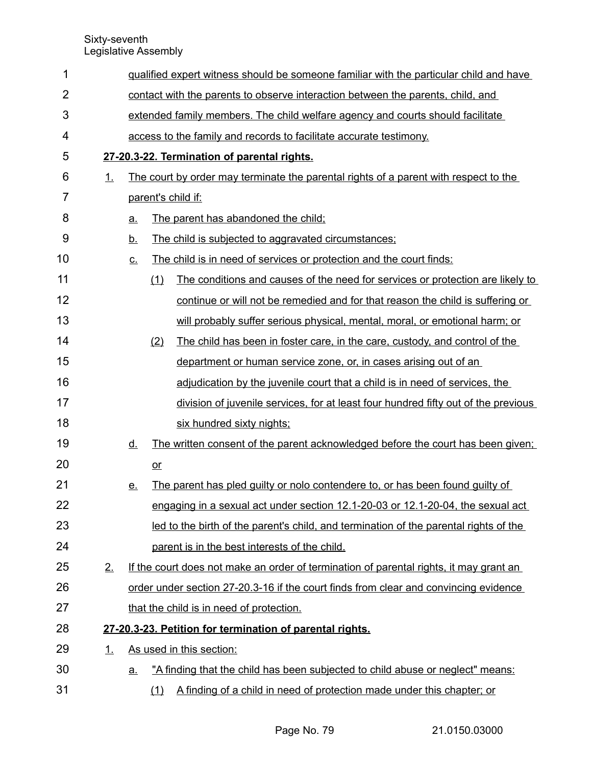qualified expert witness should be someone familiar with the particular child and have contact with the parents to observe interaction between the parents, child, and extended family members. The child welfare agency and courts should facilitate access to the family and records to facilitate accurate testimony.

**27-20.3-22. Termination of parental rights.**

1. The court by order may terminate the parental rights of a parent with respect to the parent's child if:
   a. The parent has abandoned the child;
   b. The child is subjected to aggravated circumstances;
   c. The child is in need of services or protection and the court finds:
      (1) The conditions and causes of the need for services or protection are likely to continue or will not be remedied and for that reason the child is suffering or will probably suffer serious physical, mental, moral, or emotional harm; or
      (2) The child has been in foster care, in the care, custody, and control of the department or human service zone, or, in cases arising out of an adjudication by the juvenile court that a child is in need of services, the division of juvenile services, for at least four hundred fifty out of the previous six hundred sixty nights;
   d. The written consent of the parent acknowledged before the court has been given; or
   e. The parent has pled guilty or nolo contendere to, or has been found guilty of engaging in a sexual act under section 12.1-20-03 or 12.1-20-04, the sexual act led to the birth of the parent's child, and termination of the parental rights of the parent is in the best interests of the child.
2. If the court does not make an order of termination of parental rights, it may grant an order under section 27-20.3-16 if the court finds from clear and convincing evidence that the child is in need of protection.

**27-20.3-23. Petition for termination of parental rights.**

1. As used in this section:
   a. "A finding that the child has been subjected to child abuse or neglect" means:
      (1) A finding of a child in need of protection made under this chapter; or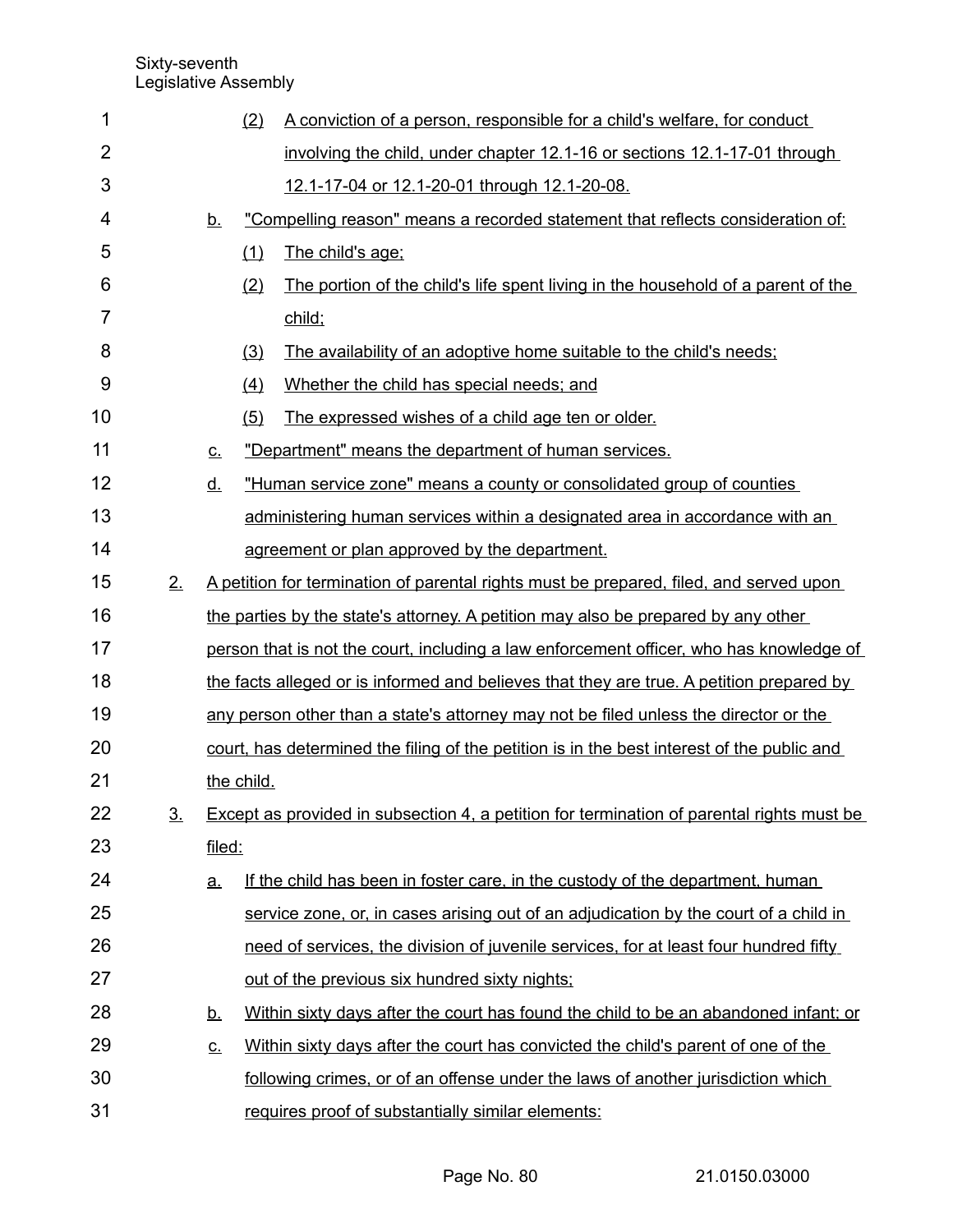(2) A conviction of a person, responsible for a child's welfare, for conduct involving the child, under chapter 12.1-16 or sections 12.1-17-01 through 12.1-17-04 or 12.1-20-01 through 12.1-20-08.

b. "Compelling reason" means a recorded statement that reflects consideration of:

(1) The child's age;

(2) The portion of the child's life spent living in the household of a parent of the child;

(3) The availability of an adoptive home suitable to the child's needs;

(4) Whether the child has special needs; and

(5) The expressed wishes of a child age ten or older.

c. "Department" means the department of human services.

d. "Human service zone" means a county or consolidated group of counties administering human services within a designated area in accordance with an agreement or plan approved by the department.

2. A petition for termination of parental rights must be prepared, filed, and served upon the parties by the state's attorney. A petition may also be prepared by any other person that is not the court, including a law enforcement officer, who has knowledge of the facts alleged or is informed and believes that they are true. A petition prepared by any person other than a state's attorney may not be filed unless the director or the court, has determined the filing of the petition is in the best interest of the public and the child.

3. Except as provided in subsection 4, a petition for termination of parental rights must be filed:

a. If the child has been in foster care, in the custody of the department, human service zone, or, in cases arising out of an adjudication by the court of a child in need of services, the division of juvenile services, for at least four hundred fifty out of the previous six hundred sixty nights;

b. Within sixty days after the court has found the child to be an abandoned infant; or

c. Within sixty days after the court has convicted the child's parent of one of the following crimes, or of an offense under the laws of another jurisdiction which requires proof of substantially similar elements: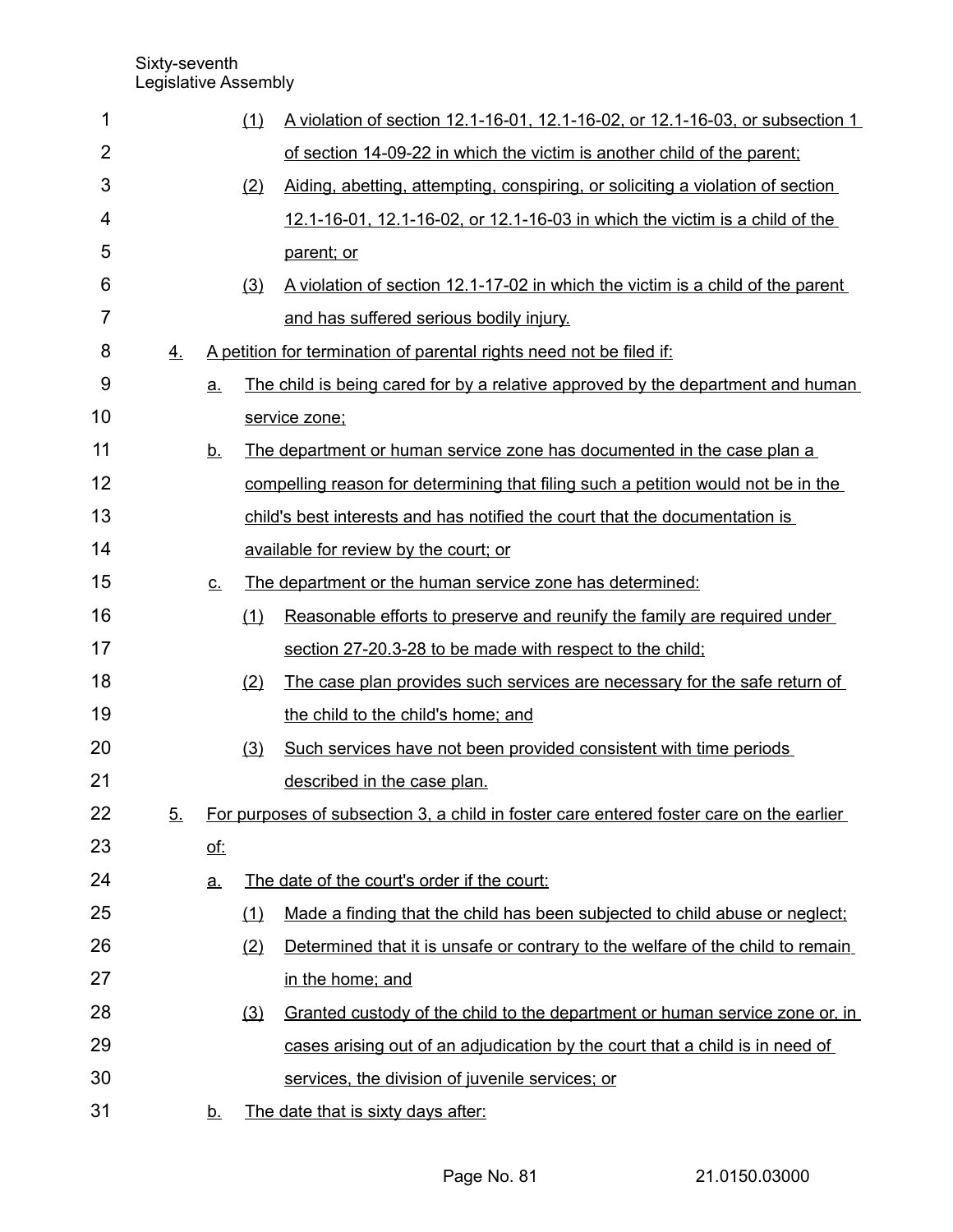(1) A violation of section 12.1-16-01, 12.1-16-02, or 12.1-16-03, or subsection 1 of section 14-09-22 in which the victim is another child of the parent;

(2) Aiding, abetting, attempting, conspiring, or soliciting a violation of section 12.1-16-01, 12.1-16-02, or 12.1-16-03 in which the victim is a child of the parent; or

(3) A violation of section 12.1-17-02 in which the victim is a child of the parent and has suffered serious bodily injury.

4. A petition for termination of parental rights need not be filed if:

a. The child is being cared for by a relative approved by the department and human service zone;

b. The department or human service zone has documented in the case plan a compelling reason for determining that filing such a petition would not be in the child's best interests and has notified the court that the documentation is available for review by the court; or

c. The department or the human service zone has determined:

(1) Reasonable efforts to preserve and reunify the family are required under section 27-20.3-28 to be made with respect to the child;

(2) The case plan provides such services are necessary for the safe return of the child to the child's home; and

(3) Such services have not been provided consistent with time periods described in the case plan.

5. For purposes of subsection 3, a child in foster care entered foster care on the earlier of:

a. The date of the court's order if the court:

(1) Made a finding that the child has been subjected to child abuse or neglect;

(2) Determined that it is unsafe or contrary to the welfare of the child to remain in the home; and

(3) Granted custody of the child to the department or human service zone or, in cases arising out of an adjudication by the court that a child is in need of services, the division of juvenile services; or

b. The date that is sixty days after: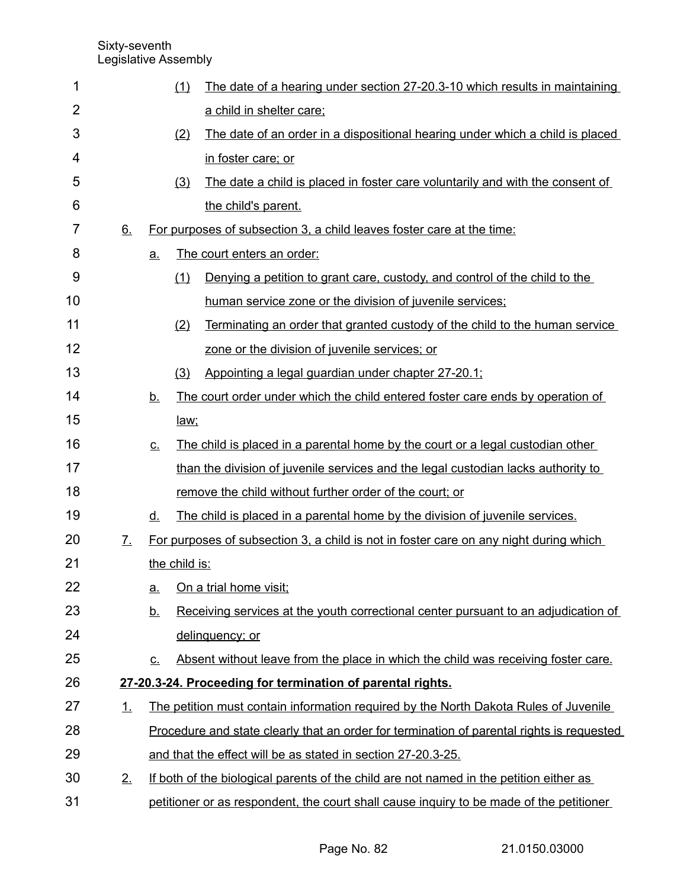(1) The date of a hearing under section 27-20.3-10 which results in maintaining a child in shelter care;

(2) The date of an order in a dispositional hearing under which a child is placed in foster care; or

(3) The date a child is placed in foster care voluntarily and with the consent of the child's parent.

6. For purposes of subsection 3, a child leaves foster care at the time:

a. The court enters an order:

(1) Denying a petition to grant care, custody, and control of the child to the human service zone or the division of juvenile services;

(2) Terminating an order that granted custody of the child to the human service zone or the division of juvenile services; or

(3) Appointing a legal guardian under chapter 27-20.1;

b. The court order under which the child entered foster care ends by operation of law;

c. The child is placed in a parental home by the court or a legal custodian other than the division of juvenile services and the legal custodian lacks authority to remove the child without further order of the court; or

d. The child is placed in a parental home by the division of juvenile services.

7. For purposes of subsection 3, a child is not in foster care on any night during which the child is:

a. On a trial home visit;

b. Receiving services at the youth correctional center pursuant to an adjudication of delinquency; or

c. Absent without leave from the place in which the child was receiving foster care.

**27-20.3-24. Proceeding for termination of parental rights.**

1. The petition must contain information required by the North Dakota Rules of Juvenile Procedure and state clearly that an order for termination of parental rights is requested and that the effect will be as stated in section 27-20.3-25.

2. If both of the biological parents of the child are not named in the petition either as petitioner or as respondent, the court shall cause inquiry to be made of the petitioner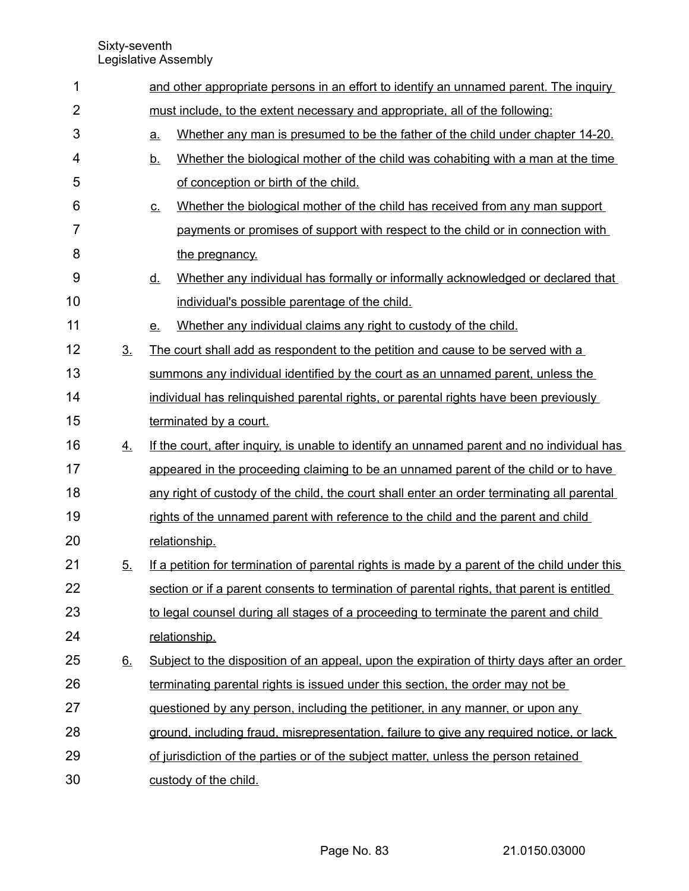and other appropriate persons in an effort to identify an unnamed parent. The inquiry must include, to the extent necessary and appropriate, all of the following:

a. Whether any man is presumed to be the father of the child under chapter 14-20.

b. Whether the biological mother of the child was cohabiting with a man at the time of conception or birth of the child.

c. Whether the biological mother of the child has received from any man support payments or promises of support with respect to the child or in connection with the pregnancy.

d. Whether any individual has formally or informally acknowledged or declared that individual's possible parentage of the child.

e. Whether any individual claims any right to custody of the child.

3. The court shall add as respondent to the petition and cause to be served with a summons any individual identified by the court as an unnamed parent, unless the individual has relinquished parental rights, or parental rights have been previously terminated by a court.

4. If the court, after inquiry, is unable to identify an unnamed parent and no individual has appeared in the proceeding claiming to be an unnamed parent of the child or to have any right of custody of the child, the court shall enter an order terminating all parental rights of the unnamed parent with reference to the child and the parent and child relationship.

5. If a petition for termination of parental rights is made by a parent of the child under this section or if a parent consents to termination of parental rights, that parent is entitled to legal counsel during all stages of a proceeding to terminate the parent and child relationship.

6. Subject to the disposition of an appeal, upon the expiration of thirty days after an order terminating parental rights is issued under this section, the order may not be questioned by any person, including the petitioner, in any manner, or upon any ground, including fraud, misrepresentation, failure to give any required notice, or lack of jurisdiction of the parties or of the subject matter, unless the person retained custody of the child.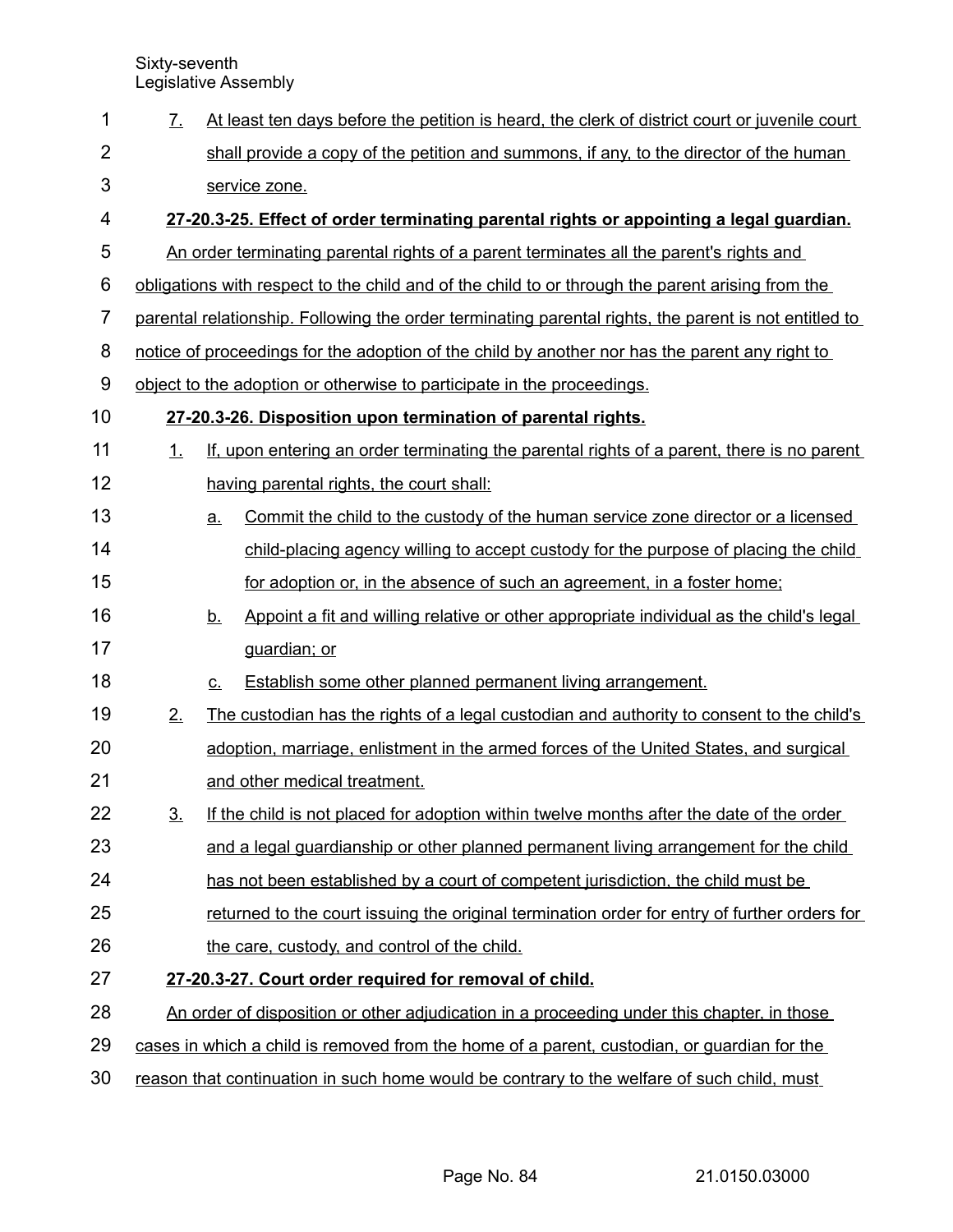7. At least ten days before the petition is heard, the clerk of district court or juvenile court shall provide a copy of the petition and summons, if any, to the director of the human service zone.

**27-20.3-25. Effect of order terminating parental rights or appointing a legal guardian.**

An order terminating parental rights of a parent terminates all the parent's rights and obligations with respect to the child and of the child to or through the parent arising from the parental relationship. Following the order terminating parental rights, the parent is not entitled to notice of proceedings for the adoption of the child by another nor has the parent any right to object to the adoption or otherwise to participate in the proceedings.

**27-20.3-26. Disposition upon termination of parental rights.**

1. If, upon entering an order terminating the parental rights of a parent, there is no parent having parental rights, the court shall:
   a. Commit the child to the custody of the human service zone director or a licensed child-placing agency willing to accept custody for the purpose of placing the child for adoption or, in the absence of such an agreement, in a foster home;
   b. Appoint a fit and willing relative or other appropriate individual as the child's legal guardian; or
   c. Establish some other planned permanent living arrangement.
2. The custodian has the rights of a legal custodian and authority to consent to the child's adoption, marriage, enlistment in the armed forces of the United States, and surgical and other medical treatment.
3. If the child is not placed for adoption within twelve months after the date of the order and a legal guardianship or other planned permanent living arrangement for the child has not been established by a court of competent jurisdiction, the child must be returned to the court issuing the original termination order for entry of further orders for the care, custody, and control of the child.

**27-20.3-27. Court order required for removal of child.**

An order of disposition or other adjudication in a proceeding under this chapter, in those cases in which a child is removed from the home of a parent, custodian, or guardian for the reason that continuation in such home would be contrary to the welfare of such child, must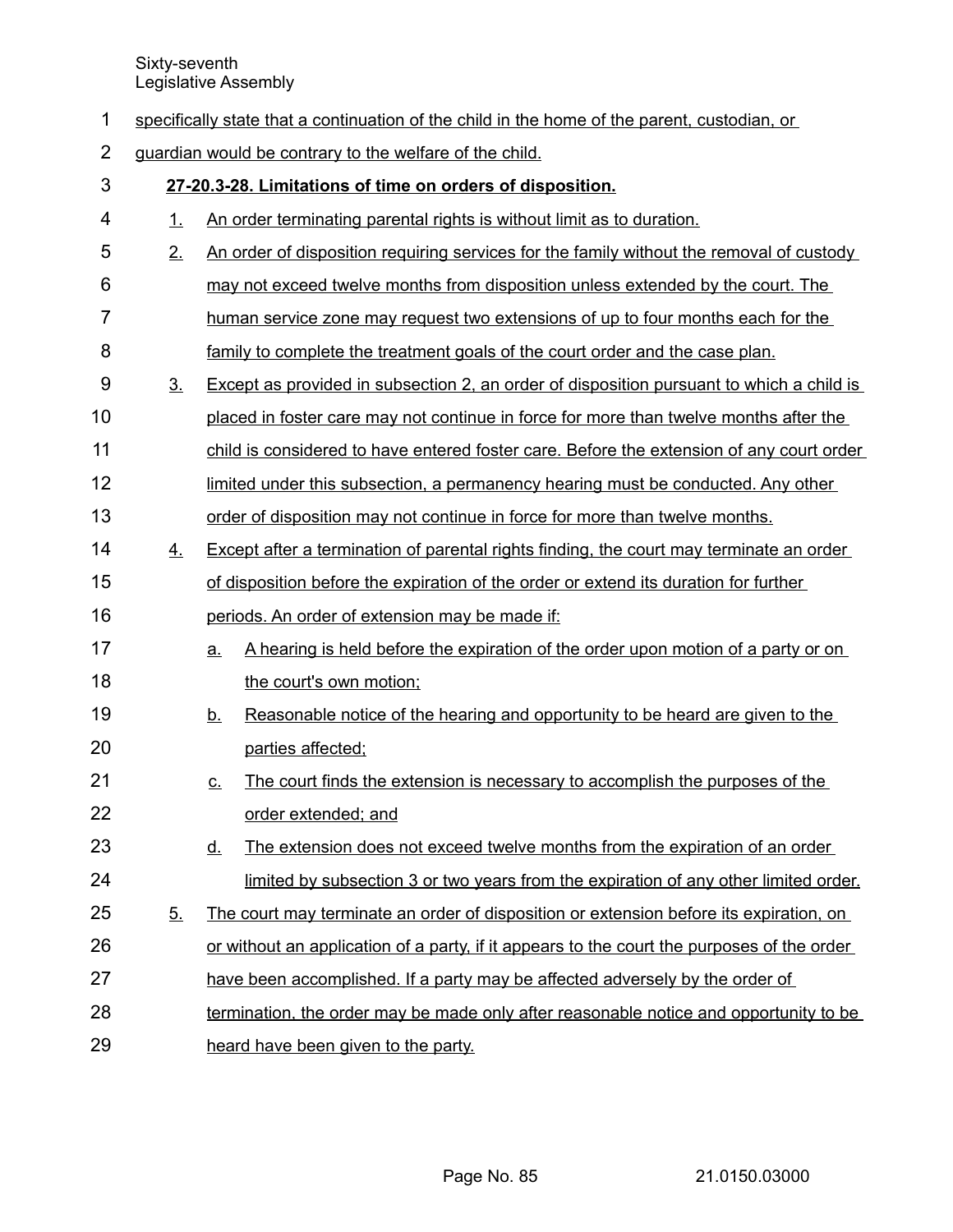specifically state that a continuation of the child in the home of the parent, custodian, or guardian would be contrary to the welfare of the child.

**27-20.3-28. Limitations of time on orders of disposition.**

1. An order terminating parental rights is without limit as to duration.
2. An order of disposition requiring services for the family without the removal of custody may not exceed twelve months from disposition unless extended by the court. The human service zone may request two extensions of up to four months each for the family to complete the treatment goals of the court order and the case plan.
3. Except as provided in subsection 2, an order of disposition pursuant to which a child is placed in foster care may not continue in force for more than twelve months after the child is considered to have entered foster care. Before the extension of any court order limited under this subsection, a permanency hearing must be conducted. Any other order of disposition may not continue in force for more than twelve months.
4. Except after a termination of parental rights finding, the court may terminate an order of disposition before the expiration of the order or extend its duration for further periods. An order of extension may be made if:
   a. A hearing is held before the expiration of the order upon motion of a party or on the court's own motion;
   b. Reasonable notice of the hearing and opportunity to be heard are given to the parties affected;
   c. The court finds the extension is necessary to accomplish the purposes of the order extended; and
   d. The extension does not exceed twelve months from the expiration of an order limited by subsection 3 or two years from the expiration of any other limited order.
5. The court may terminate an order of disposition or extension before its expiration, on or without an application of a party, if it appears to the court the purposes of the order have been accomplished. If a party may be affected adversely by the order of termination, the order may be made only after reasonable notice and opportunity to be heard have been given to the party.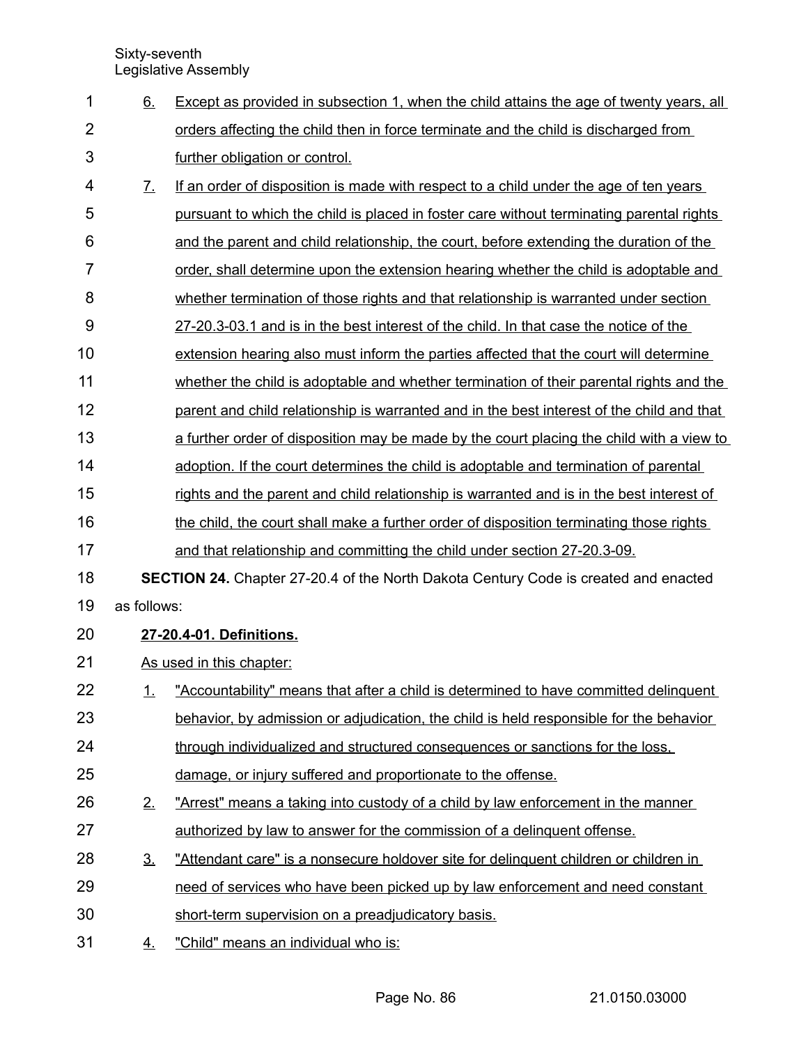6. Except as provided in subsection 1, when the child attains the age of twenty years, all orders affecting the child then in force terminate and the child is discharged from further obligation or control.

7. If an order of disposition is made with respect to a child under the age of ten years pursuant to which the child is placed in foster care without terminating parental rights and the parent and child relationship, the court, before extending the duration of the order, shall determine upon the extension hearing whether the child is adoptable and whether termination of those rights and that relationship is warranted under section 27-20.3-03.1 and is in the best interest of the child. In that case the notice of the extension hearing also must inform the parties affected that the court will determine whether the child is adoptable and whether termination of their parental rights and the parent and child relationship is warranted and in the best interest of the child and that a further order of disposition may be made by the court placing the child with a view to adoption. If the court determines the child is adoptable and termination of parental rights and the parent and child relationship is warranted and is in the best interest of the child, the court shall make a further order of disposition terminating those rights and that relationship and committing the child under section 27-20.3-09.

**SECTION 24.** Chapter 27-20.4 of the North Dakota Century Code is created and enacted as follows:

**27-20.4-01. Definitions.**

As used in this chapter:

1. "Accountability" means that after a child is determined to have committed delinquent behavior, by admission or adjudication, the child is held responsible for the behavior through individualized and structured consequences or sanctions for the loss, damage, or injury suffered and proportionate to the offense.

2. "Arrest" means a taking into custody of a child by law enforcement in the manner authorized by law to answer for the commission of a delinquent offense.

3. "Attendant care" is a nonsecure holdover site for delinquent children or children in need of services who have been picked up by law enforcement and need constant short-term supervision on a preadjudicatory basis.

4. "Child" means an individual who is: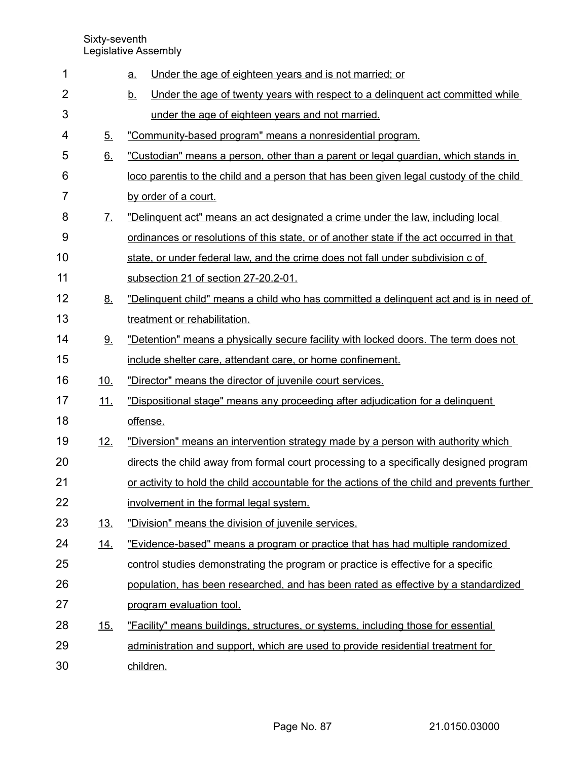a. Under the age of eighteen years and is not married; or

b. Under the age of twenty years with respect to a delinquent act committed while under the age of eighteen years and not married.

5. "Community-based program" means a nonresidential program.

6. "Custodian" means a person, other than a parent or legal guardian, which stands in loco parentis to the child and a person that has been given legal custody of the child by order of a court.

7. "Delinquent act" means an act designated a crime under the law, including local ordinances or resolutions of this state, or of another state if the act occurred in that state, or under federal law, and the crime does not fall under subdivision c of subsection 21 of section 27-20.2-01.

8. "Delinquent child" means a child who has committed a delinquent act and is in need of treatment or rehabilitation.

9. "Detention" means a physically secure facility with locked doors. The term does not include shelter care, attendant care, or home confinement.

10. "Director" means the director of juvenile court services.

11. "Dispositional stage" means any proceeding after adjudication for a delinquent offense.

12. "Diversion" means an intervention strategy made by a person with authority which directs the child away from formal court processing to a specifically designed program or activity to hold the child accountable for the actions of the child and prevents further involvement in the formal legal system.

13. "Division" means the division of juvenile services.

14. "Evidence-based" means a program or practice that has had multiple randomized control studies demonstrating the program or practice is effective for a specific population, has been researched, and has been rated as effective by a standardized program evaluation tool.

15. "Facility" means buildings, structures, or systems, including those for essential administration and support, which are used to provide residential treatment for children.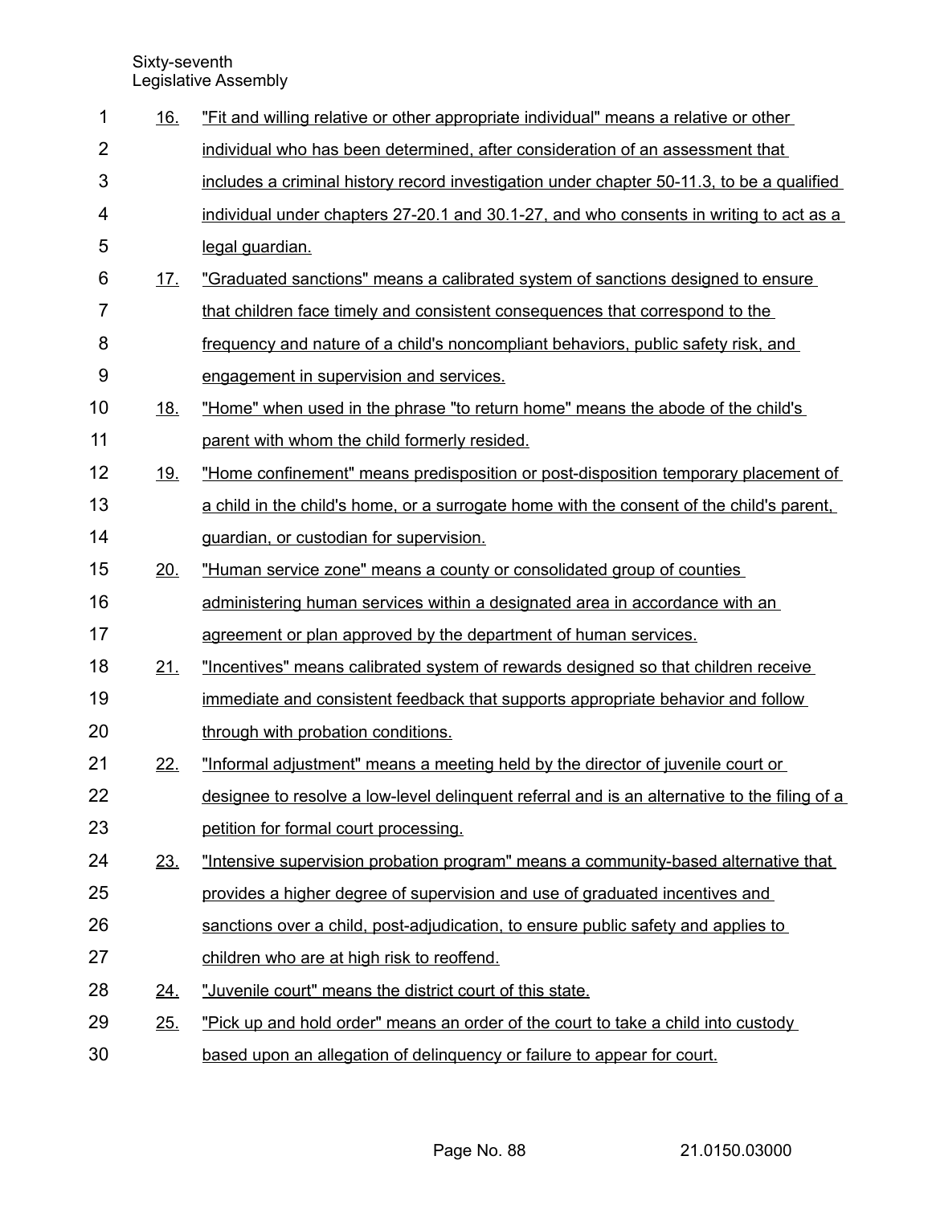16. "Fit and willing relative or other appropriate individual" means a relative or other individual who has been determined, after consideration of an assessment that includes a criminal history record investigation under chapter 50-11.3, to be a qualified individual under chapters 27-20.1 and 30.1-27, and who consents in writing to act as a legal guardian.

17. "Graduated sanctions" means a calibrated system of sanctions designed to ensure that children face timely and consistent consequences that correspond to the frequency and nature of a child's noncompliant behaviors, public safety risk, and engagement in supervision and services.

18. "Home" when used in the phrase "to return home" means the abode of the child's parent with whom the child formerly resided.

19. "Home confinement" means predisposition or post-disposition temporary placement of a child in the child's home, or a surrogate home with the consent of the child's parent, guardian, or custodian for supervision.

20. "Human service zone" means a county or consolidated group of counties administering human services within a designated area in accordance with an agreement or plan approved by the department of human services.

21. "Incentives" means calibrated system of rewards designed so that children receive immediate and consistent feedback that supports appropriate behavior and follow through with probation conditions.

22. "Informal adjustment" means a meeting held by the director of juvenile court or designee to resolve a low-level delinquent referral and is an alternative to the filing of a petition for formal court processing.

23. "Intensive supervision probation program" means a community-based alternative that provides a higher degree of supervision and use of graduated incentives and sanctions over a child, post-adjudication, to ensure public safety and applies to children who are at high risk to reoffend.

24. "Juvenile court" means the district court of this state.

25. "Pick up and hold order" means an order of the court to take a child into custody based upon an allegation of delinquency or failure to appear for court.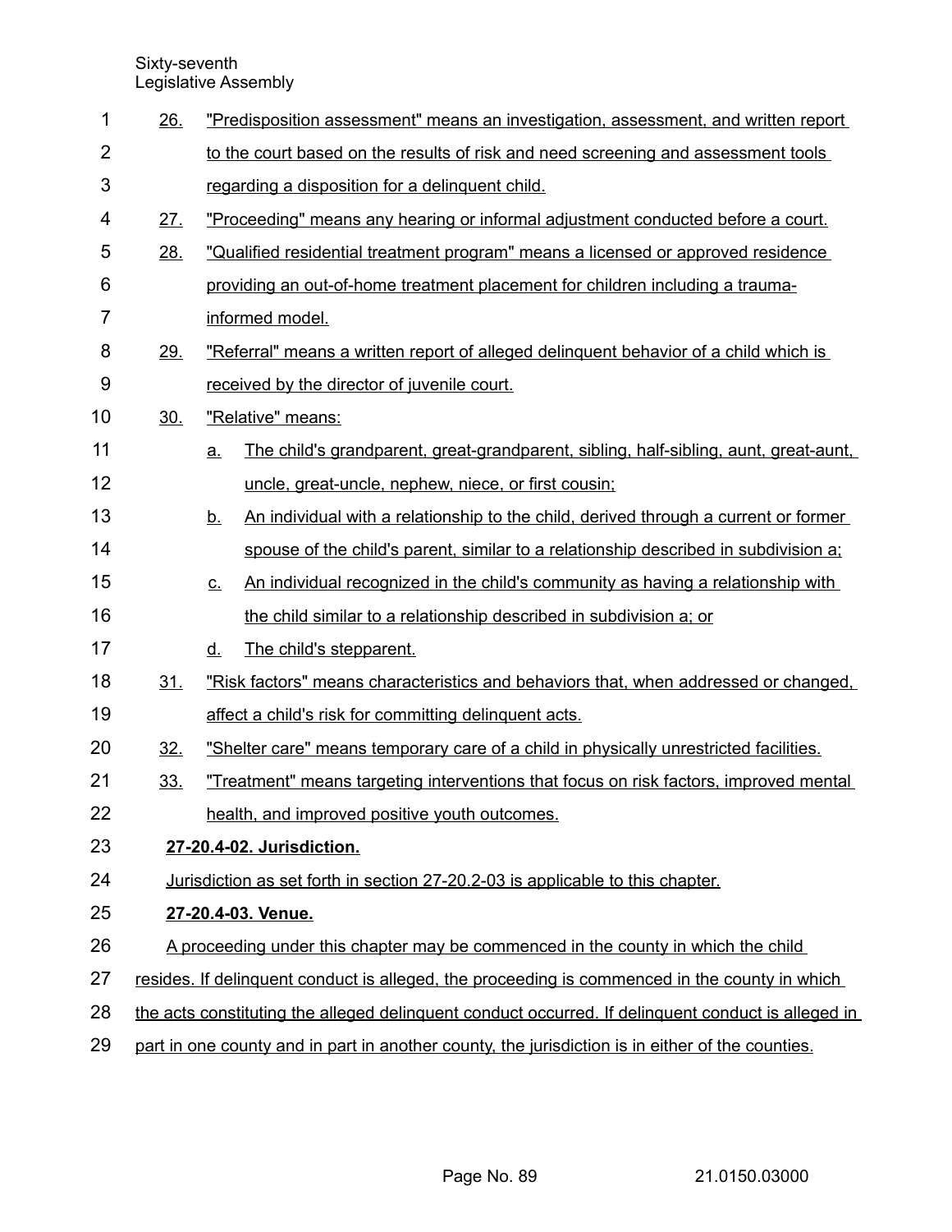26. "Predisposition assessment" means an investigation, assessment, and written report to the court based on the results of risk and need screening and assessment tools regarding a disposition for a delinquent child.

27. "Proceeding" means any hearing or informal adjustment conducted before a court.

28. "Qualified residential treatment program" means a licensed or approved residence providing an out-of-home treatment placement for children including a trauma-informed model.

29. "Referral" means a written report of alleged delinquent behavior of a child which is received by the director of juvenile court.

30. "Relative" means:

    a. The child's grandparent, great-grandparent, sibling, half-sibling, aunt, great-aunt, uncle, great-uncle, nephew, niece, or first cousin;

    b. An individual with a relationship to the child, derived through a current or former spouse of the child's parent, similar to a relationship described in subdivision a;

    c. An individual recognized in the child's community as having a relationship with the child similar to a relationship described in subdivision a; or

    d. The child's stepparent.

31. "Risk factors" means characteristics and behaviors that, when addressed or changed, affect a child's risk for committing delinquent acts.

32. "Shelter care" means temporary care of a child in physically unrestricted facilities.

33. "Treatment" means targeting interventions that focus on risk factors, improved mental health, and improved positive youth outcomes.

**27-20.4-02. Jurisdiction.**

Jurisdiction as set forth in section 27-20.2-03 is applicable to this chapter.

**27-20.4-03. Venue.**

A proceeding under this chapter may be commenced in the county in which the child resides. If delinquent conduct is alleged, the proceeding is commenced in the county in which the acts constituting the alleged delinquent conduct occurred. If delinquent conduct is alleged in part in one county and in part in another county, the jurisdiction is in either of the counties.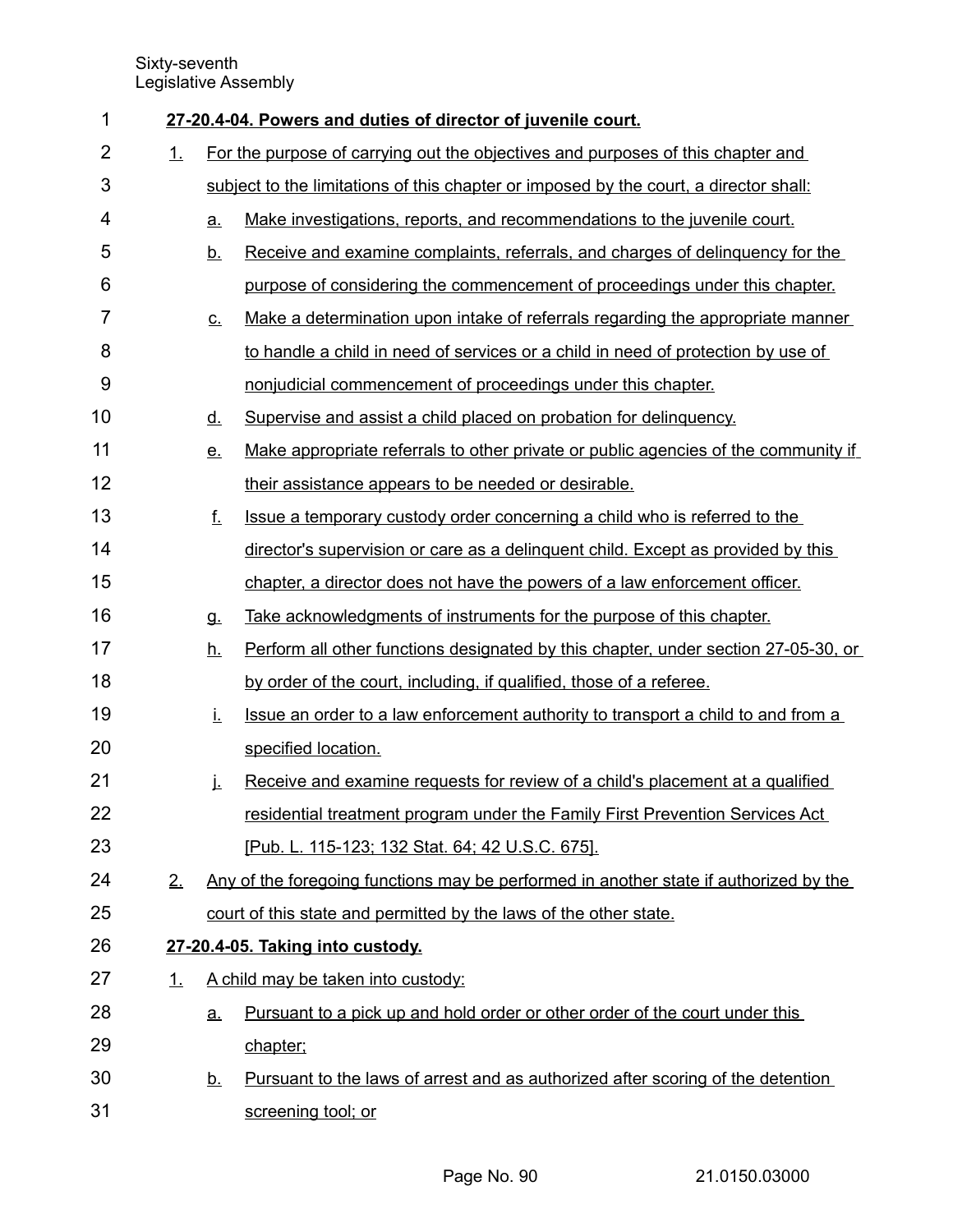**27-20.4-04. Powers and duties of director of juvenile court.**

1. For the purpose of carrying out the objectives and purposes of this chapter and subject to the limitations of this chapter or imposed by the court, a director shall:
   a. Make investigations, reports, and recommendations to the juvenile court.
   b. Receive and examine complaints, referrals, and charges of delinquency for the purpose of considering the commencement of proceedings under this chapter.
   c. Make a determination upon intake of referrals regarding the appropriate manner to handle a child in need of services or a child in need of protection by use of nonjudicial commencement of proceedings under this chapter.
   d. Supervise and assist a child placed on probation for delinquency.
   e. Make appropriate referrals to other private or public agencies of the community if their assistance appears to be needed or desirable.
   f. Issue a temporary custody order concerning a child who is referred to the director's supervision or care as a delinquent child. Except as provided by this chapter, a director does not have the powers of a law enforcement officer.
   g. Take acknowledgments of instruments for the purpose of this chapter.
   h. Perform all other functions designated by this chapter, under section 27-05-30, or by order of the court, including, if qualified, those of a referee.
   i. Issue an order to a law enforcement authority to transport a child to and from a specified location.
   j. Receive and examine requests for review of a child's placement at a qualified residential treatment program under the Family First Prevention Services Act [Pub. L. 115-123; 132 Stat. 64; 42 U.S.C. 675].
2. Any of the foregoing functions may be performed in another state if authorized by the court of this state and permitted by the laws of the other state.

**27-20.4-05. Taking into custody.**

1. A child may be taken into custody:
   a. Pursuant to a pick up and hold order or other order of the court under this chapter;
   b. Pursuant to the laws of arrest and as authorized after scoring of the detention screening tool; or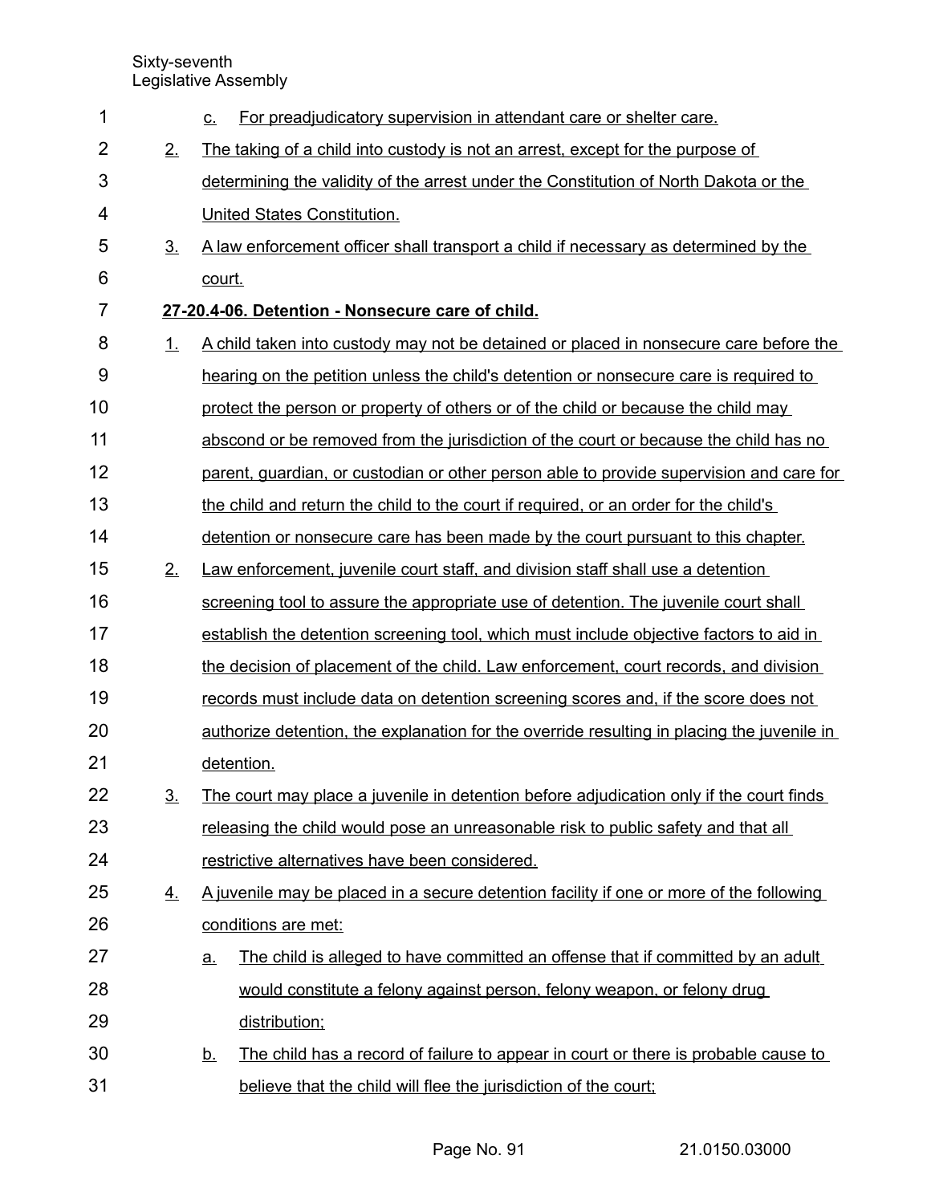c. For preadjudicatory supervision in attendant care or shelter care.

2. The taking of a child into custody is not an arrest, except for the purpose of determining the validity of the arrest under the Constitution of North Dakota or the United States Constitution.

3. A law enforcement officer shall transport a child if necessary as determined by the court.

**27-20.4-06. Detention - Nonsecure care of child.**

1. A child taken into custody may not be detained or placed in nonsecure care before the hearing on the petition unless the child's detention or nonsecure care is required to protect the person or property of others or of the child or because the child may abscond or be removed from the jurisdiction of the court or because the child has no parent, guardian, or custodian or other person able to provide supervision and care for the child and return the child to the court if required, or an order for the child's detention or nonsecure care has been made by the court pursuant to this chapter.

2. Law enforcement, juvenile court staff, and division staff shall use a detention screening tool to assure the appropriate use of detention. The juvenile court shall establish the detention screening tool, which must include objective factors to aid in the decision of placement of the child. Law enforcement, court records, and division records must include data on detention screening scores and, if the score does not authorize detention, the explanation for the override resulting in placing the juvenile in detention.

3. The court may place a juvenile in detention before adjudication only if the court finds releasing the child would pose an unreasonable risk to public safety and that all restrictive alternatives have been considered.

4. A juvenile may be placed in a secure detention facility if one or more of the following conditions are met:

   a. The child is alleged to have committed an offense that if committed by an adult would constitute a felony against person, felony weapon, or felony drug distribution;

   b. The child has a record of failure to appear in court or there is probable cause to believe that the child will flee the jurisdiction of the court;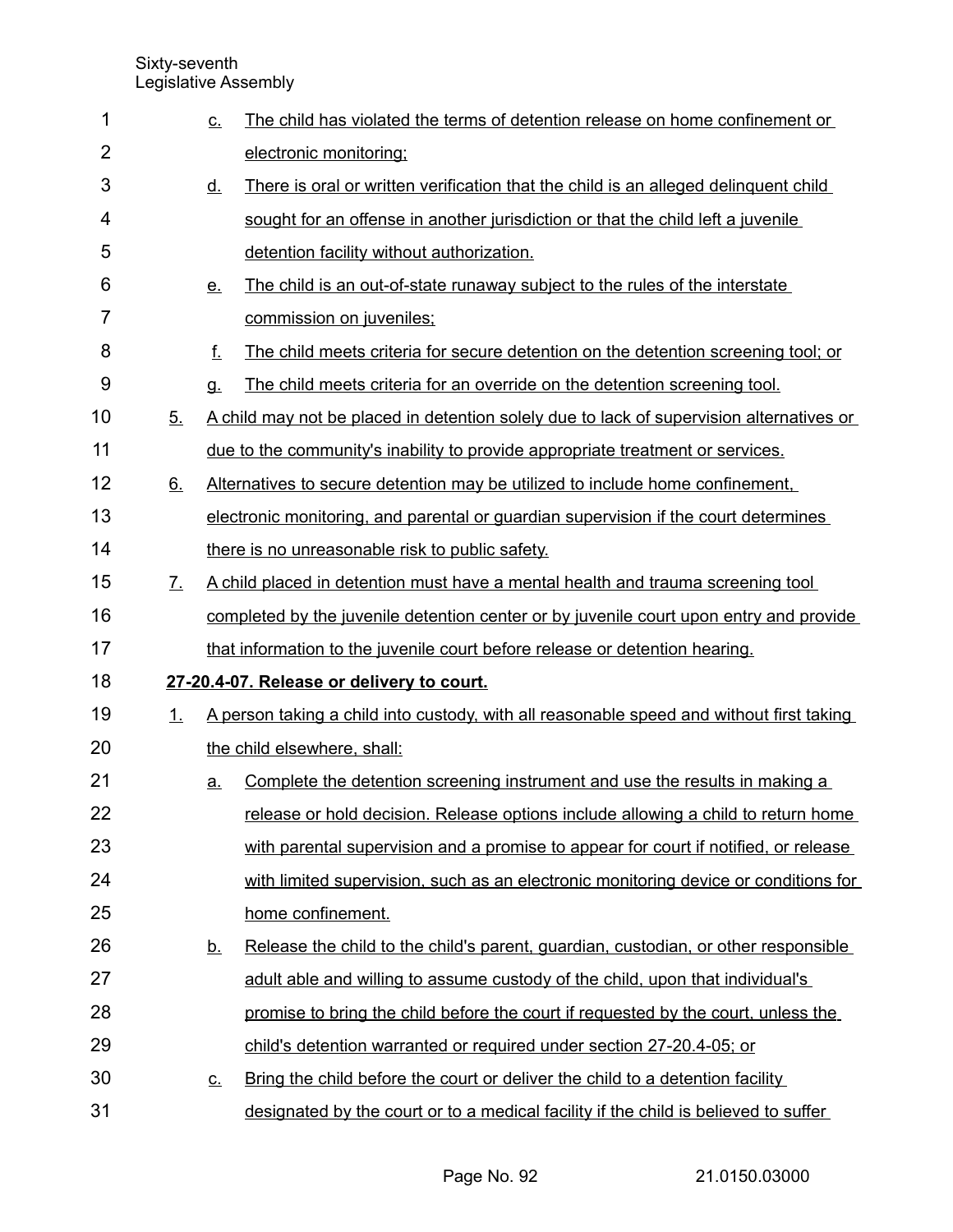c. The child has violated the terms of detention release on home confinement or electronic monitoring;

d. There is oral or written verification that the child is an alleged delinquent child sought for an offense in another jurisdiction or that the child left a juvenile detention facility without authorization.

e. The child is an out-of-state runaway subject to the rules of the interstate commission on juveniles;

f. The child meets criteria for secure detention on the detention screening tool; or

g. The child meets criteria for an override on the detention screening tool.

5. A child may not be placed in detention solely due to lack of supervision alternatives or due to the community's inability to provide appropriate treatment or services.

6. Alternatives to secure detention may be utilized to include home confinement, electronic monitoring, and parental or guardian supervision if the court determines there is no unreasonable risk to public safety.

7. A child placed in detention must have a mental health and trauma screening tool completed by the juvenile detention center or by juvenile court upon entry and provide that information to the juvenile court before release or detention hearing.

**27-20.4-07. Release or delivery to court.**

1. A person taking a child into custody, with all reasonable speed and without first taking the child elsewhere, shall:

   a. Complete the detention screening instrument and use the results in making a release or hold decision. Release options include allowing a child to return home with parental supervision and a promise to appear for court if notified, or release with limited supervision, such as an electronic monitoring device or conditions for home confinement.

   b. Release the child to the child's parent, guardian, custodian, or other responsible adult able and willing to assume custody of the child, upon that individual's promise to bring the child before the court if requested by the court, unless the child's detention warranted or required under section 27-20.4-05; or

   c. Bring the child before the court or deliver the child to a detention facility designated by the court or to a medical facility if the child is believed to suffer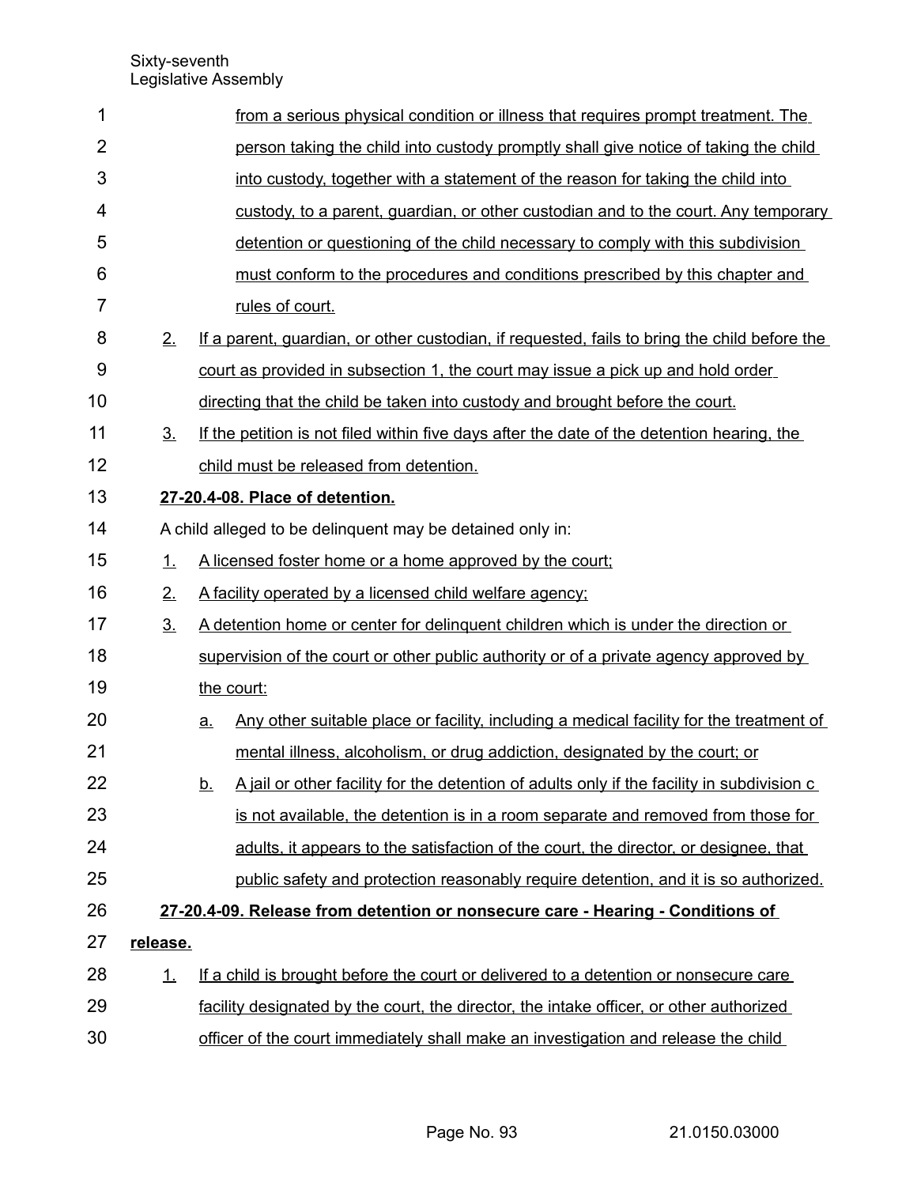from a serious physical condition or illness that requires prompt treatment. The person taking the child into custody promptly shall give notice of taking the child into custody, together with a statement of the reason for taking the child into custody, to a parent, guardian, or other custodian and to the court. Any temporary detention or questioning of the child necessary to comply with this subdivision must conform to the procedures and conditions prescribed by this chapter and rules of court.

2. If a parent, guardian, or other custodian, if requested, fails to bring the child before the court as provided in subsection 1, the court may issue a pick up and hold order directing that the child be taken into custody and brought before the court.

3. If the petition is not filed within five days after the date of the detention hearing, the child must be released from detention.

**27-20.4-08. Place of detention.**

A child alleged to be delinquent may be detained only in:

1. A licensed foster home or a home approved by the court;
2. A facility operated by a licensed child welfare agency;
3. A detention home or center for delinquent children which is under the direction or supervision of the court or other public authority or of a private agency approved by the court:
   a. Any other suitable place or facility, including a medical facility for the treatment of mental illness, alcoholism, or drug addiction, designated by the court; or
   b. A jail or other facility for the detention of adults only if the facility in subdivision c is not available, the detention is in a room separate and removed from those for adults, it appears to the satisfaction of the court, the director, or designee, that public safety and protection reasonably require detention, and it is so authorized.

**27-20.4-09. Release from detention or nonsecure care - Hearing - Conditions of release.**

1. If a child is brought before the court or delivered to a detention or nonsecure care facility designated by the court, the director, the intake officer, or other authorized officer of the court immediately shall make an investigation and release the child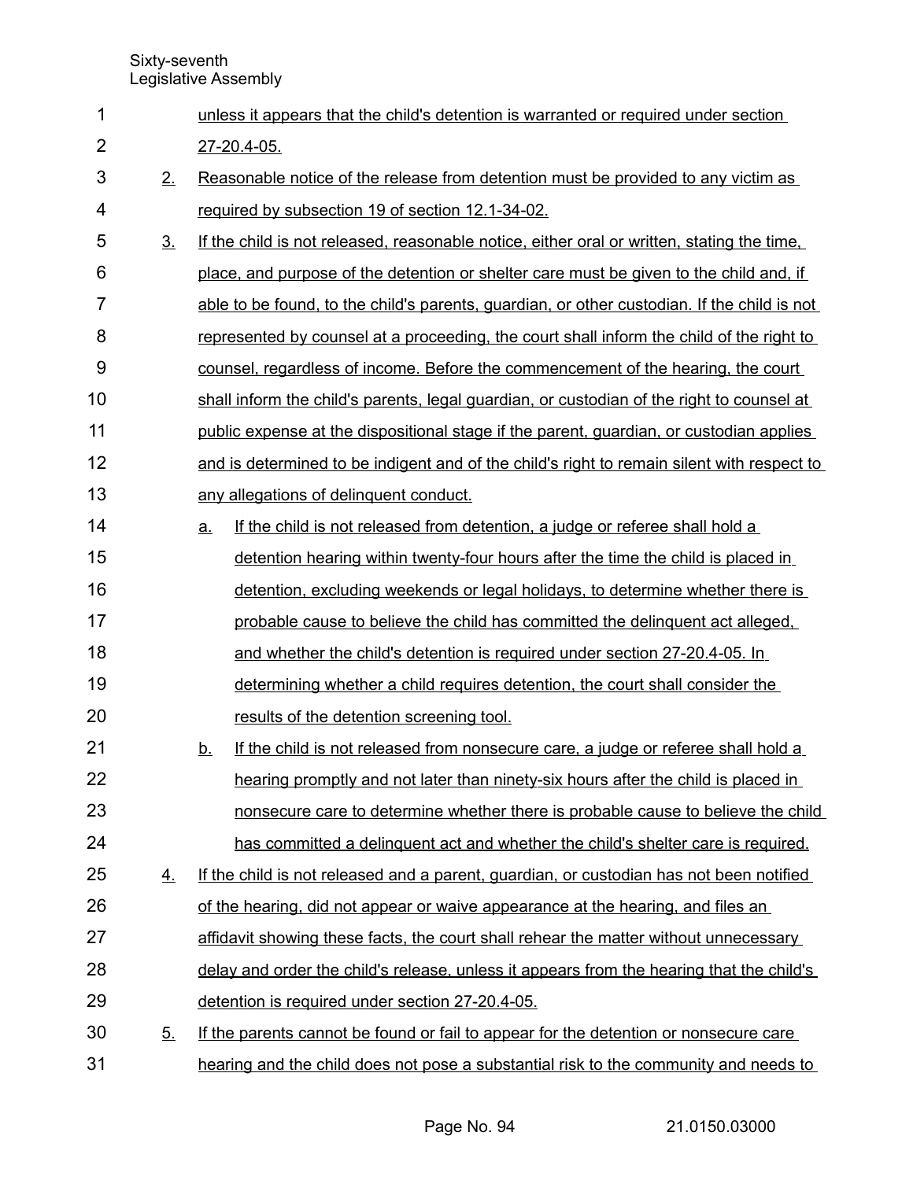unless it appears that the child's detention is warranted or required under section 27-20.4-05.

2. Reasonable notice of the release from detention must be provided to any victim as required by subsection 19 of section 12.1-34-02.

3. If the child is not released, reasonable notice, either oral or written, stating the time, place, and purpose of the detention or shelter care must be given to the child and, if able to be found, to the child's parents, guardian, or other custodian. If the child is not represented by counsel at a proceeding, the court shall inform the child of the right to counsel, regardless of income. Before the commencement of the hearing, the court shall inform the child's parents, legal guardian, or custodian of the right to counsel at public expense at the dispositional stage if the parent, guardian, or custodian applies and is determined to be indigent and of the child's right to remain silent with respect to any allegations of delinquent conduct.

   a. If the child is not released from detention, a judge or referee shall hold a detention hearing within twenty-four hours after the time the child is placed in detention, excluding weekends or legal holidays, to determine whether there is probable cause to believe the child has committed the delinquent act alleged, and whether the child's detention is required under section 27-20.4-05. In determining whether a child requires detention, the court shall consider the results of the detention screening tool.

   b. If the child is not released from nonsecure care, a judge or referee shall hold a hearing promptly and not later than ninety-six hours after the child is placed in nonsecure care to determine whether there is probable cause to believe the child has committed a delinquent act and whether the child's shelter care is required.

4. If the child is not released and a parent, guardian, or custodian has not been notified of the hearing, did not appear or waive appearance at the hearing, and files an affidavit showing these facts, the court shall rehear the matter without unnecessary delay and order the child's release, unless it appears from the hearing that the child's detention is required under section 27-20.4-05.

5. If the parents cannot be found or fail to appear for the detention or nonsecure care hearing and the child does not pose a substantial risk to the community and needs to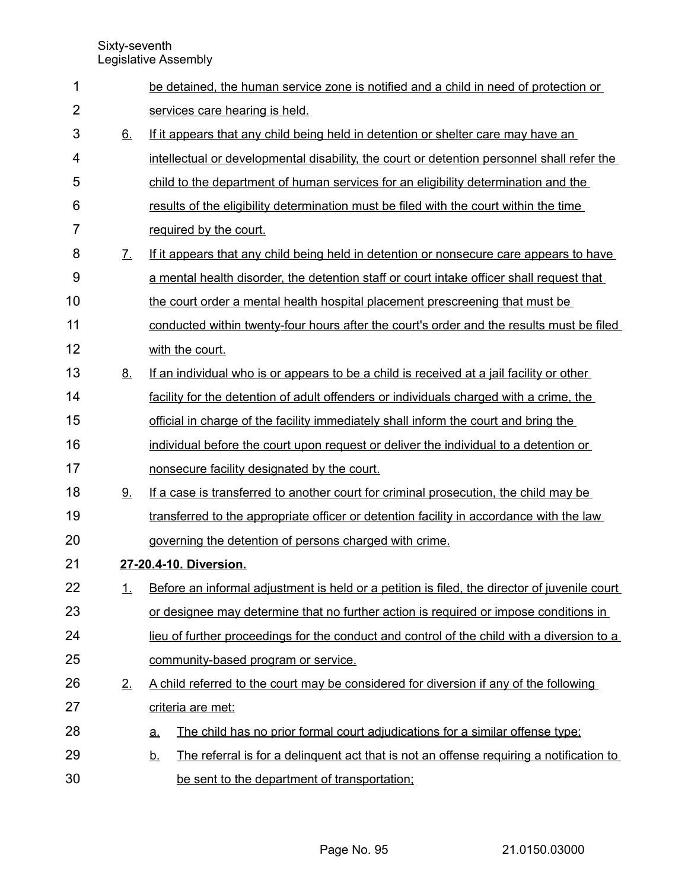be detained, the human service zone is notified and a child in need of protection or services care hearing is held.

6. If it appears that any child being held in detention or shelter care may have an intellectual or developmental disability, the court or detention personnel shall refer the child to the department of human services for an eligibility determination and the results of the eligibility determination must be filed with the court within the time required by the court.

7. If it appears that any child being held in detention or nonsecure care appears to have a mental health disorder, the detention staff or court intake officer shall request that the court order a mental health hospital placement prescreening that must be conducted within twenty-four hours after the court's order and the results must be filed with the court.

8. If an individual who is or appears to be a child is received at a jail facility or other facility for the detention of adult offenders or individuals charged with a crime, the official in charge of the facility immediately shall inform the court and bring the individual before the court upon request or deliver the individual to a detention or nonsecure facility designated by the court.

9. If a case is transferred to another court for criminal prosecution, the child may be transferred to the appropriate officer or detention facility in accordance with the law governing the detention of persons charged with crime.

**27-20.4-10. Diversion.**

1. Before an informal adjustment is held or a petition is filed, the director of juvenile court or designee may determine that no further action is required or impose conditions in lieu of further proceedings for the conduct and control of the child with a diversion to a community-based program or service.

2. A child referred to the court may be considered for diversion if any of the following criteria are met:

   a. The child has no prior formal court adjudications for a similar offense type;

   b. The referral is for a delinquent act that is not an offense requiring a notification to be sent to the department of transportation;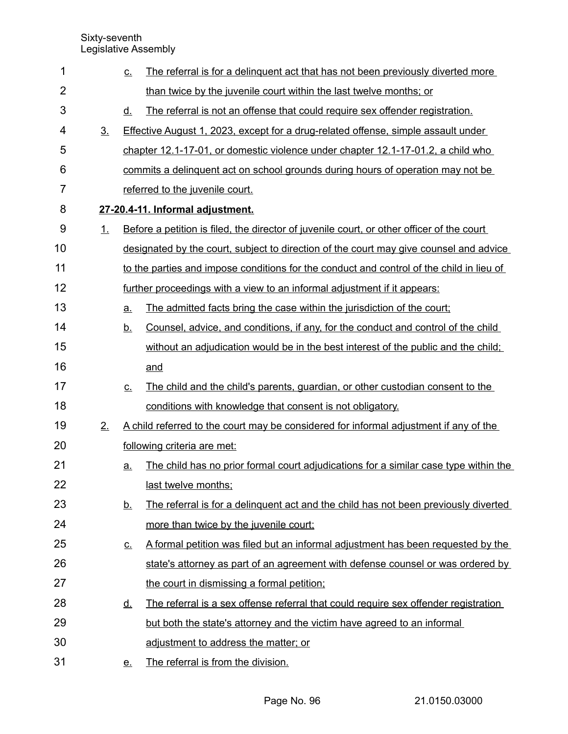c. The referral is for a delinquent act that has not been previously diverted more than twice by the juvenile court within the last twelve months; or

d. The referral is not an offense that could require sex offender registration.

3. Effective August 1, 2023, except for a drug-related offense, simple assault under chapter 12.1-17-01, or domestic violence under chapter 12.1-17-01.2, a child who commits a delinquent act on school grounds during hours of operation may not be referred to the juvenile court.

**27-20.4-11. Informal adjustment.**

1. Before a petition is filed, the director of juvenile court, or other officer of the court designated by the court, subject to direction of the court may give counsel and advice to the parties and impose conditions for the conduct and control of the child in lieu of further proceedings with a view to an informal adjustment if it appears:

   a. The admitted facts bring the case within the jurisdiction of the court;

   b. Counsel, advice, and conditions, if any, for the conduct and control of the child without an adjudication would be in the best interest of the public and the child; and

   c. The child and the child's parents, guardian, or other custodian consent to the conditions with knowledge that consent is not obligatory.

2. A child referred to the court may be considered for informal adjustment if any of the following criteria are met:

   a. The child has no prior formal court adjudications for a similar case type within the last twelve months;

   b. The referral is for a delinquent act and the child has not been previously diverted more than twice by the juvenile court;

   c. A formal petition was filed but an informal adjustment has been requested by the state's attorney as part of an agreement with defense counsel or was ordered by the court in dismissing a formal petition;

   d. The referral is a sex offense referral that could require sex offender registration but both the state's attorney and the victim have agreed to an informal adjustment to address the matter; or

   e. The referral is from the division.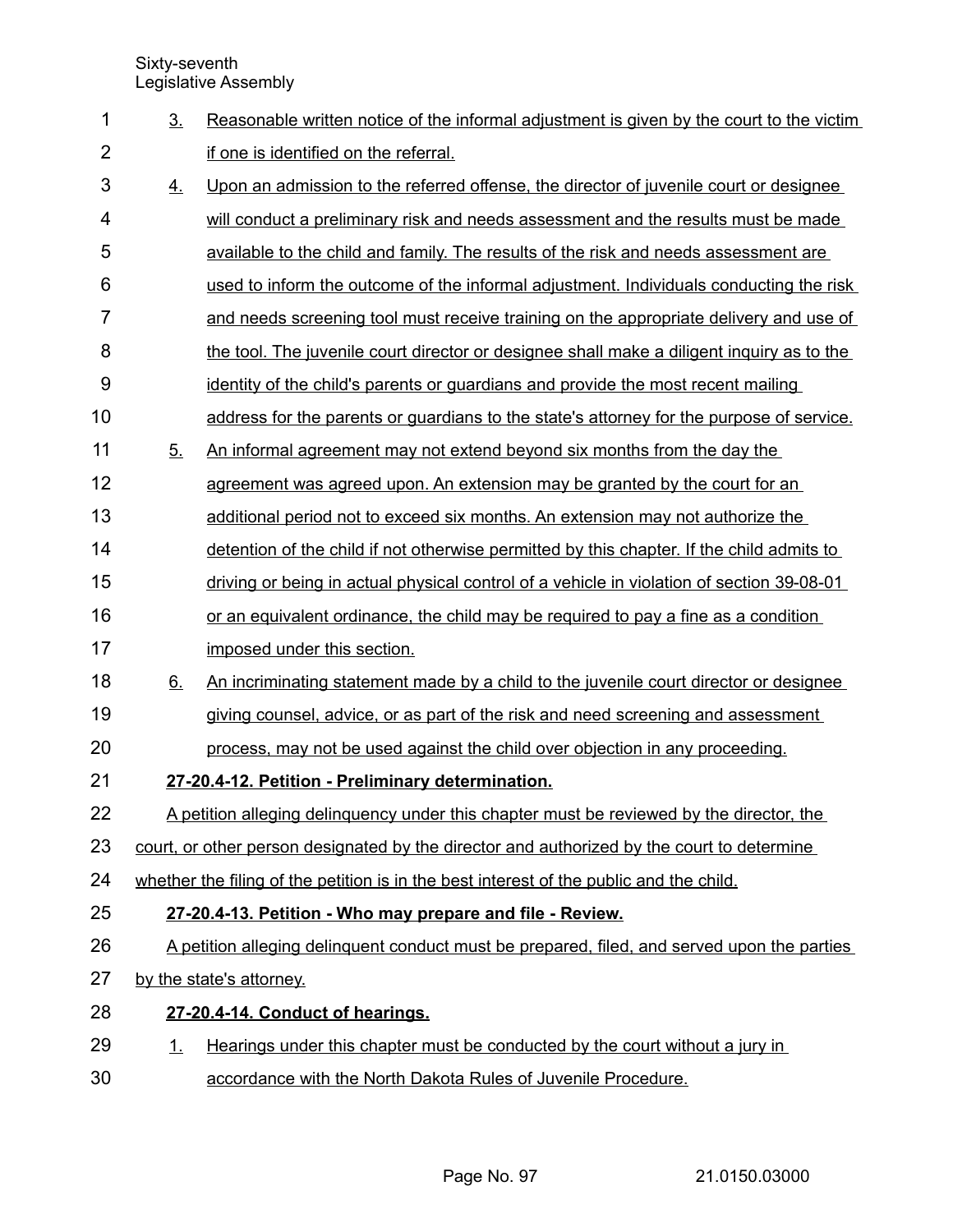3. Reasonable written notice of the informal adjustment is given by the court to the victim if one is identified on the referral.
4. Upon an admission to the referred offense, the director of juvenile court or designee will conduct a preliminary risk and needs assessment and the results must be made available to the child and family. The results of the risk and needs assessment are used to inform the outcome of the informal adjustment. Individuals conducting the risk and needs screening tool must receive training on the appropriate delivery and use of the tool. The juvenile court director or designee shall make a diligent inquiry as to the identity of the child's parents or guardians and provide the most recent mailing address for the parents or guardians to the state's attorney for the purpose of service.
5. An informal agreement may not extend beyond six months from the day the agreement was agreed upon. An extension may be granted by the court for an additional period not to exceed six months. An extension may not authorize the detention of the child if not otherwise permitted by this chapter. If the child admits to driving or being in actual physical control of a vehicle in violation of section 39-08-01 or an equivalent ordinance, the child may be required to pay a fine as a condition imposed under this section.
6. An incriminating statement made by a child to the juvenile court director or designee giving counsel, advice, or as part of the risk and need screening and assessment process, may not be used against the child over objection in any proceeding.

**27-20.4-12. Petition - Preliminary determination.**

A petition alleging delinquency under this chapter must be reviewed by the director, the court, or other person designated by the director and authorized by the court to determine whether the filing of the petition is in the best interest of the public and the child.

**27-20.4-13. Petition - Who may prepare and file - Review.**

A petition alleging delinquent conduct must be prepared, filed, and served upon the parties by the state's attorney.

**27-20.4-14. Conduct of hearings.**

1. Hearings under this chapter must be conducted by the court without a jury in accordance with the North Dakota Rules of Juvenile Procedure.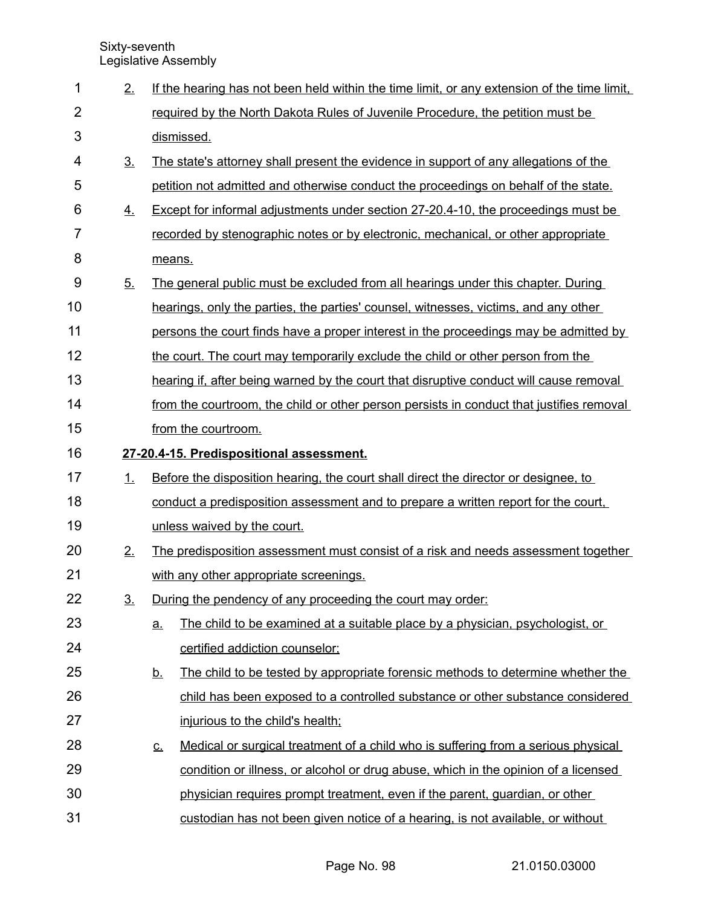2. If the hearing has not been held within the time limit, or any extension of the time limit, required by the North Dakota Rules of Juvenile Procedure, the petition must be dismissed.

3. The state's attorney shall present the evidence in support of any allegations of the petition not admitted and otherwise conduct the proceedings on behalf of the state.

4. Except for informal adjustments under section 27-20.4-10, the proceedings must be recorded by stenographic notes or by electronic, mechanical, or other appropriate means.

5. The general public must be excluded from all hearings under this chapter. During hearings, only the parties, the parties' counsel, witnesses, victims, and any other persons the court finds have a proper interest in the proceedings may be admitted by the court. The court may temporarily exclude the child or other person from the hearing if, after being warned by the court that disruptive conduct will cause removal from the courtroom, the child or other person persists in conduct that justifies removal from the courtroom.

**27-20.4-15. Predispositional assessment.**

1. Before the disposition hearing, the court shall direct the director or designee, to conduct a predisposition assessment and to prepare a written report for the court, unless waived by the court.

2. The predisposition assessment must consist of a risk and needs assessment together with any other appropriate screenings.

3. During the pendency of any proceeding the court may order:

   a. The child to be examined at a suitable place by a physician, psychologist, or certified addiction counselor;

   b. The child to be tested by appropriate forensic methods to determine whether the child has been exposed to a controlled substance or other substance considered injurious to the child's health;

   c. Medical or surgical treatment of a child who is suffering from a serious physical condition or illness, or alcohol or drug abuse, which in the opinion of a licensed physician requires prompt treatment, even if the parent, guardian, or other custodian has not been given notice of a hearing, is not available, or without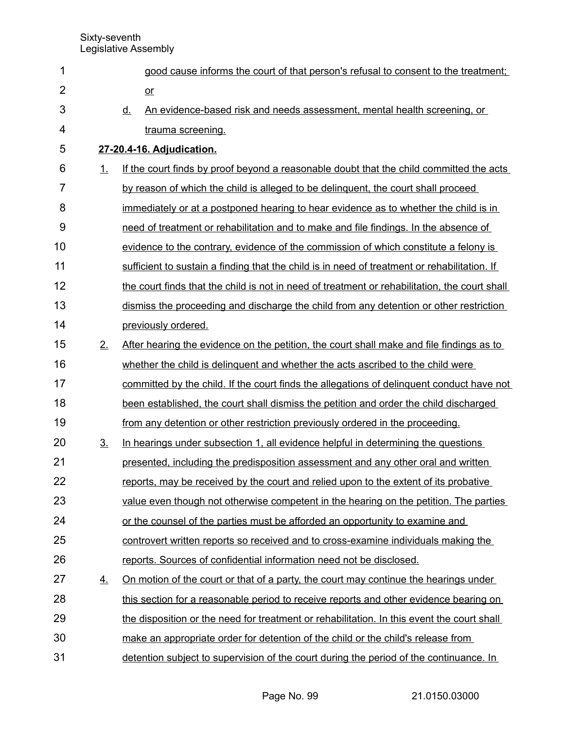good cause informs the court of that person's refusal to consent to the treatment; or

d. An evidence-based risk and needs assessment, mental health screening, or trauma screening.

**27-20.4-16. Adjudication.**

1. If the court finds by proof beyond a reasonable doubt that the child committed the acts by reason of which the child is alleged to be delinquent, the court shall proceed immediately or at a postponed hearing to hear evidence as to whether the child is in need of treatment or rehabilitation and to make and file findings. In the absence of evidence to the contrary, evidence of the commission of which constitute a felony is sufficient to sustain a finding that the child is in need of treatment or rehabilitation. If the court finds that the child is not in need of treatment or rehabilitation, the court shall dismiss the proceeding and discharge the child from any detention or other restriction previously ordered.

2. After hearing the evidence on the petition, the court shall make and file findings as to whether the child is delinquent and whether the acts ascribed to the child were committed by the child. If the court finds the allegations of delinquent conduct have not been established, the court shall dismiss the petition and order the child discharged from any detention or other restriction previously ordered in the proceeding.

3. In hearings under subsection 1, all evidence helpful in determining the questions presented, including the predisposition assessment and any other oral and written reports, may be received by the court and relied upon to the extent of its probative value even though not otherwise competent in the hearing on the petition. The parties or the counsel of the parties must be afforded an opportunity to examine and controvert written reports so received and to cross-examine individuals making the reports. Sources of confidential information need not be disclosed.

4. On motion of the court or that of a party, the court may continue the hearings under this section for a reasonable period to receive reports and other evidence bearing on the disposition or the need for treatment or rehabilitation. In this event the court shall make an appropriate order for detention of the child or the child's release from detention subject to supervision of the court during the period of the continuance. In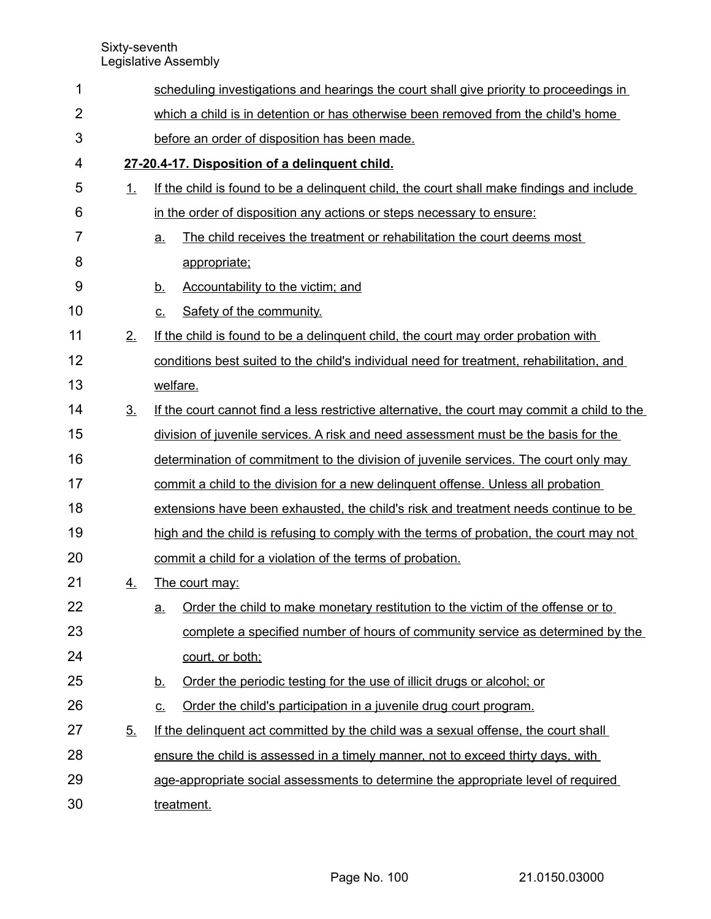scheduling investigations and hearings the court shall give priority to proceedings in which a child is in detention or has otherwise been removed from the child's home before an order of disposition has been made.

**27-20.4-17. Disposition of a delinquent child.**

1. If the child is found to be a delinquent child, the court shall make findings and include in the order of disposition any actions or steps necessary to ensure:
   a. The child receives the treatment or rehabilitation the court deems most appropriate;
   b. Accountability to the victim; and
   c. Safety of the community.
2. If the child is found to be a delinquent child, the court may order probation with conditions best suited to the child's individual need for treatment, rehabilitation, and welfare.
3. If the court cannot find a less restrictive alternative, the court may commit a child to the division of juvenile services. A risk and need assessment must be the basis for the determination of commitment to the division of juvenile services. The court only may commit a child to the division for a new delinquent offense. Unless all probation extensions have been exhausted, the child's risk and treatment needs continue to be high and the child is refusing to comply with the terms of probation, the court may not commit a child for a violation of the terms of probation.
4. The court may:
   a. Order the child to make monetary restitution to the victim of the offense or to complete a specified number of hours of community service as determined by the court, or both;
   b. Order the periodic testing for the use of illicit drugs or alcohol; or
   c. Order the child's participation in a juvenile drug court program.
5. If the delinquent act committed by the child was a sexual offense, the court shall ensure the child is assessed in a timely manner, not to exceed thirty days, with age-appropriate social assessments to determine the appropriate level of required treatment.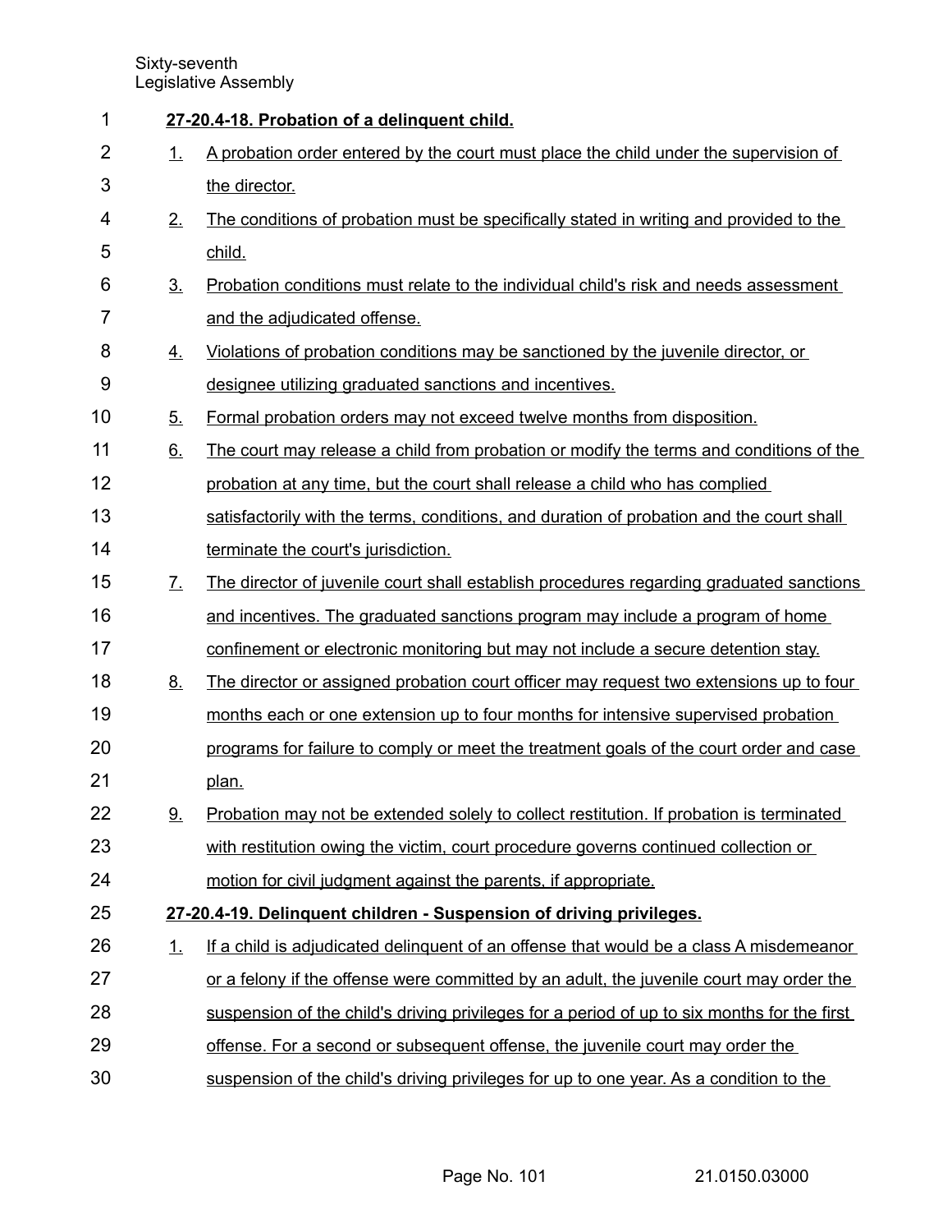**27-20.4-18. Probation of a delinquent child.**

1. A probation order entered by the court must place the child under the supervision of the director.
2. The conditions of probation must be specifically stated in writing and provided to the child.
3. Probation conditions must relate to the individual child's risk and needs assessment and the adjudicated offense.
4. Violations of probation conditions may be sanctioned by the juvenile director, or designee utilizing graduated sanctions and incentives.
5. Formal probation orders may not exceed twelve months from disposition.
6. The court may release a child from probation or modify the terms and conditions of the probation at any time, but the court shall release a child who has complied satisfactorily with the terms, conditions, and duration of probation and the court shall terminate the court's jurisdiction.
7. The director of juvenile court shall establish procedures regarding graduated sanctions and incentives. The graduated sanctions program may include a program of home confinement or electronic monitoring but may not include a secure detention stay.
8. The director or assigned probation court officer may request two extensions up to four months each or one extension up to four months for intensive supervised probation programs for failure to comply or meet the treatment goals of the court order and case plan.
9. Probation may not be extended solely to collect restitution. If probation is terminated with restitution owing the victim, court procedure governs continued collection or motion for civil judgment against the parents, if appropriate.

**27-20.4-19. Delinquent children - Suspension of driving privileges.**

1. If a child is adjudicated delinquent of an offense that would be a class A misdemeanor or a felony if the offense were committed by an adult, the juvenile court may order the suspension of the child's driving privileges for a period of up to six months for the first offense. For a second or subsequent offense, the juvenile court may order the suspension of the child's driving privileges for up to one year. As a condition to the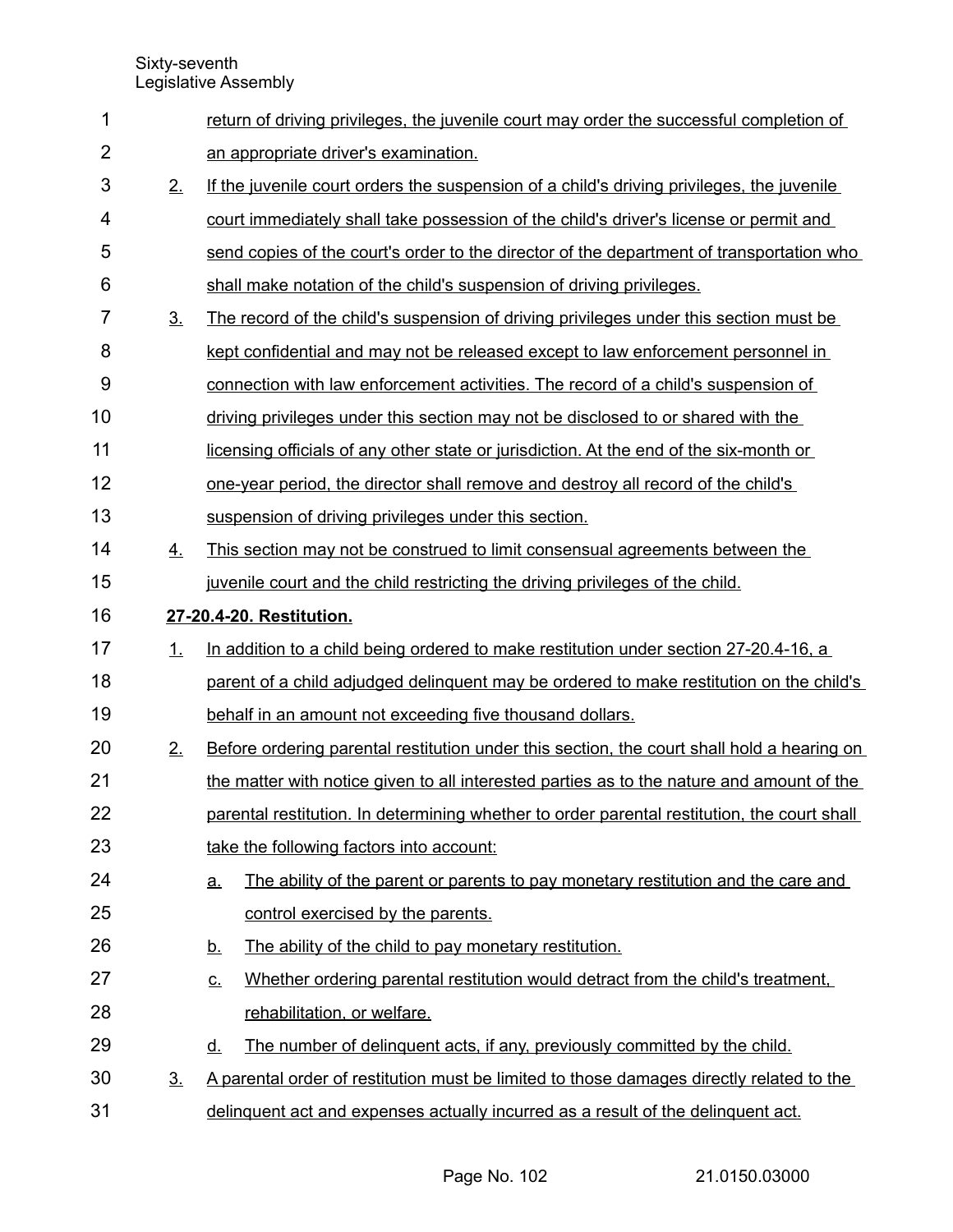return of driving privileges, the juvenile court may order the successful completion of an appropriate driver's examination.

2. If the juvenile court orders the suspension of a child's driving privileges, the juvenile court immediately shall take possession of the child's driver's license or permit and send copies of the court's order to the director of the department of transportation who shall make notation of the child's suspension of driving privileges.

3. The record of the child's suspension of driving privileges under this section must be kept confidential and may not be released except to law enforcement personnel in connection with law enforcement activities. The record of a child's suspension of driving privileges under this section may not be disclosed to or shared with the licensing officials of any other state or jurisdiction. At the end of the six-month or one-year period, the director shall remove and destroy all record of the child's suspension of driving privileges under this section.

4. This section may not be construed to limit consensual agreements between the juvenile court and the child restricting the driving privileges of the child.

**27-20.4-20. Restitution.**

1. In addition to a child being ordered to make restitution under section 27-20.4-16, a parent of a child adjudged delinquent may be ordered to make restitution on the child's behalf in an amount not exceeding five thousand dollars.

2. Before ordering parental restitution under this section, the court shall hold a hearing on the matter with notice given to all interested parties as to the nature and amount of the parental restitution. In determining whether to order parental restitution, the court shall take the following factors into account:

   a. The ability of the parent or parents to pay monetary restitution and the care and control exercised by the parents.

   b. The ability of the child to pay monetary restitution.

   c. Whether ordering parental restitution would detract from the child's treatment, rehabilitation, or welfare.

   d. The number of delinquent acts, if any, previously committed by the child.

3. A parental order of restitution must be limited to those damages directly related to the delinquent act and expenses actually incurred as a result of the delinquent act.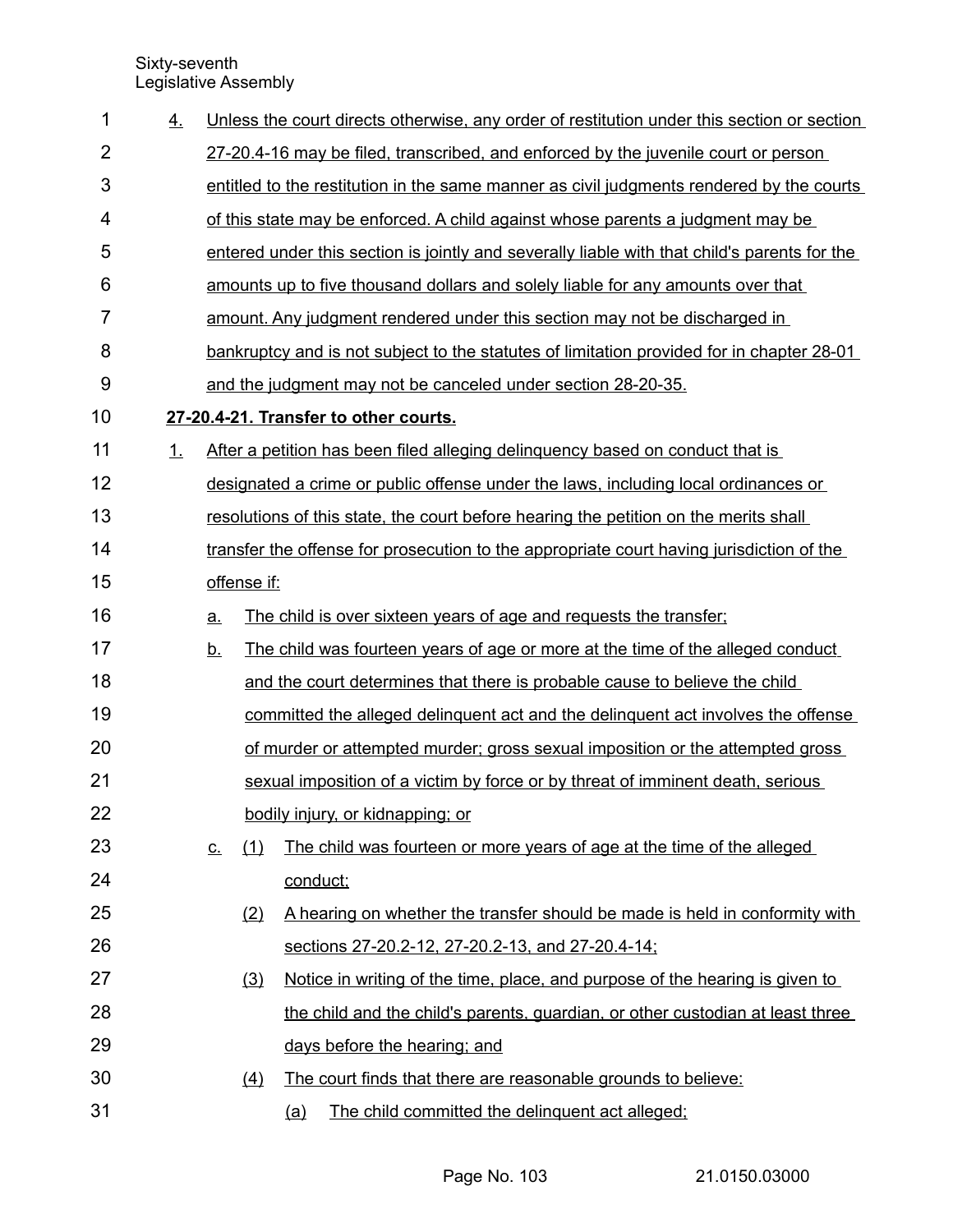4. Unless the court directs otherwise, any order of restitution under this section or section 27-20.4-16 may be filed, transcribed, and enforced by the juvenile court or person entitled to the restitution in the same manner as civil judgments rendered by the courts of this state may be enforced. A child against whose parents a judgment may be entered under this section is jointly and severally liable with that child's parents for the amounts up to five thousand dollars and solely liable for any amounts over that amount. Any judgment rendered under this section may not be discharged in bankruptcy and is not subject to the statutes of limitation provided for in chapter 28-01 and the judgment may not be canceled under section 28-20-35.

**27-20.4-21. Transfer to other courts.**

1. After a petition has been filed alleging delinquency based on conduct that is designated a crime or public offense under the laws, including local ordinances or resolutions of this state, the court before hearing the petition on the merits shall transfer the offense for prosecution to the appropriate court having jurisdiction of the offense if:
   a. The child is over sixteen years of age and requests the transfer;
   b. The child was fourteen years of age or more at the time of the alleged conduct and the court determines that there is probable cause to believe the child committed the alleged delinquent act and the delinquent act involves the offense of murder or attempted murder; gross sexual imposition or the attempted gross sexual imposition of a victim by force or by threat of imminent death, serious bodily injury, or kidnapping; or
   c. (1) The child was fourteen or more years of age at the time of the alleged conduct;
      (2) A hearing on whether the transfer should be made is held in conformity with sections 27-20.2-12, 27-20.2-13, and 27-20.4-14;
      (3) Notice in writing of the time, place, and purpose of the hearing is given to the child and the child's parents, guardian, or other custodian at least three days before the hearing; and
      (4) The court finds that there are reasonable grounds to believe:
         (a) The child committed the delinquent act alleged;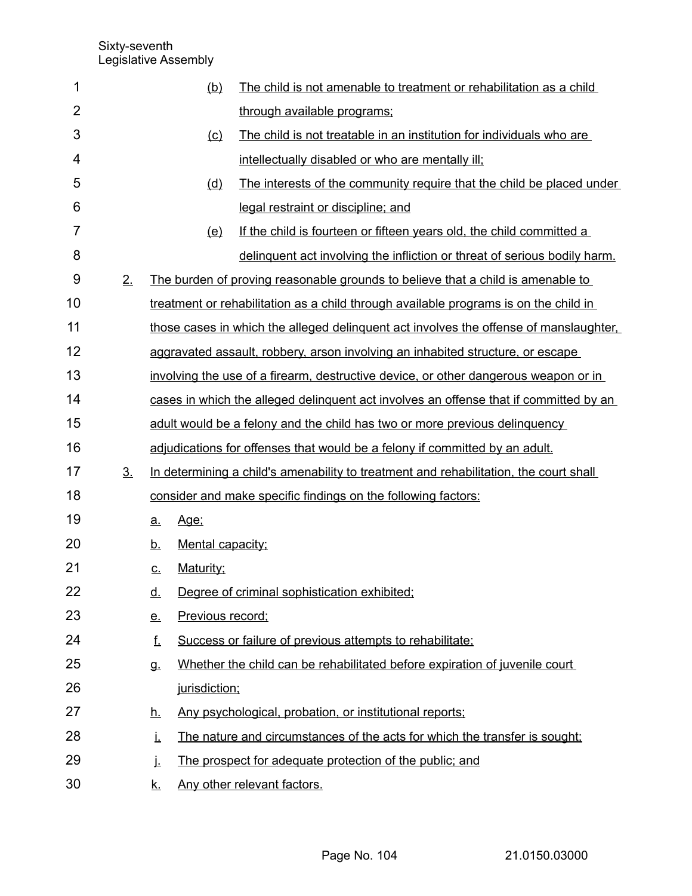(b) The child is not amenable to treatment or rehabilitation as a child through available programs;

(c) The child is not treatable in an institution for individuals who are intellectually disabled or who are mentally ill;

(d) The interests of the community require that the child be placed under legal restraint or discipline; and

(e) If the child is fourteen or fifteen years old, the child committed a delinquent act involving the infliction or threat of serious bodily harm.

2. The burden of proving reasonable grounds to believe that a child is amenable to treatment or rehabilitation as a child through available programs is on the child in those cases in which the alleged delinquent act involves the offense of manslaughter, aggravated assault, robbery, arson involving an inhabited structure, or escape involving the use of a firearm, destructive device, or other dangerous weapon or in cases in which the alleged delinquent act involves an offense that if committed by an adult would be a felony and the child has two or more previous delinquency adjudications for offenses that would be a felony if committed by an adult.

3. In determining a child's amenability to treatment and rehabilitation, the court shall consider and make specific findings on the following factors:

a. Age;

b. Mental capacity;

c. Maturity;

d. Degree of criminal sophistication exhibited;

e. Previous record;

f. Success or failure of previous attempts to rehabilitate;

g. Whether the child can be rehabilitated before expiration of juvenile court jurisdiction;

h. Any psychological, probation, or institutional reports;

i. The nature and circumstances of the acts for which the transfer is sought;

j. The prospect for adequate protection of the public; and

k. Any other relevant factors.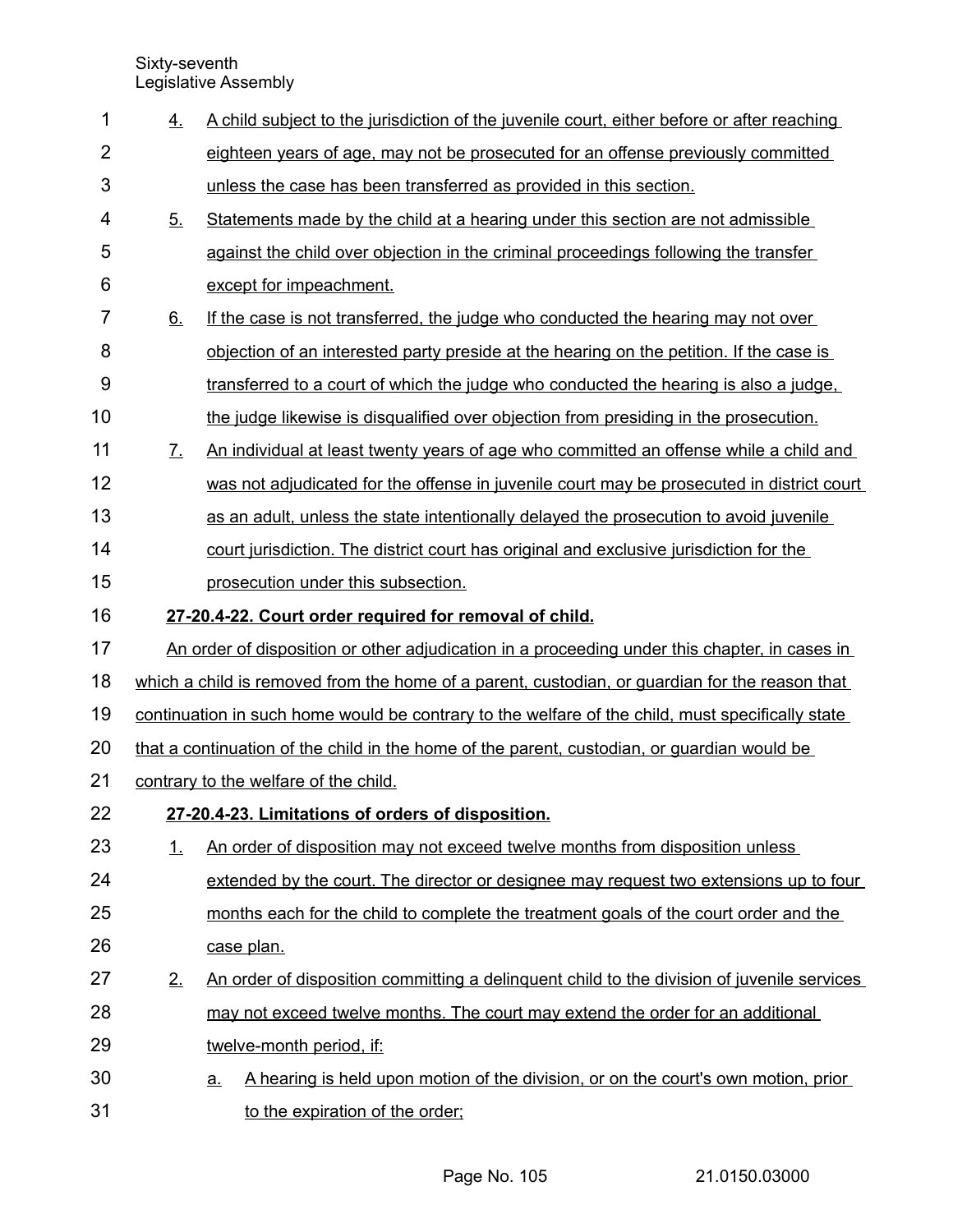4. A child subject to the jurisdiction of the juvenile court, either before or after reaching eighteen years of age, may not be prosecuted for an offense previously committed unless the case has been transferred as provided in this section.

5. Statements made by the child at a hearing under this section are not admissible against the child over objection in the criminal proceedings following the transfer except for impeachment.

6. If the case is not transferred, the judge who conducted the hearing may not over objection of an interested party preside at the hearing on the petition. If the case is transferred to a court of which the judge who conducted the hearing is also a judge, the judge likewise is disqualified over objection from presiding in the prosecution.

7. An individual at least twenty years of age who committed an offense while a child and was not adjudicated for the offense in juvenile court may be prosecuted in district court as an adult, unless the state intentionally delayed the prosecution to avoid juvenile court jurisdiction. The district court has original and exclusive jurisdiction for the prosecution under this subsection.

**27-20.4-22. Court order required for removal of child.**

An order of disposition or other adjudication in a proceeding under this chapter, in cases in which a child is removed from the home of a parent, custodian, or guardian for the reason that continuation in such home would be contrary to the welfare of the child, must specifically state that a continuation of the child in the home of the parent, custodian, or guardian would be contrary to the welfare of the child.

**27-20.4-23. Limitations of orders of disposition.**

1. An order of disposition may not exceed twelve months from disposition unless extended by the court. The director or designee may request two extensions up to four months each for the child to complete the treatment goals of the court order and the case plan.

2. An order of disposition committing a delinquent child to the division of juvenile services may not exceed twelve months. The court may extend the order for an additional twelve-month period, if:

   a. A hearing is held upon motion of the division, or on the court's own motion, prior to the expiration of the order;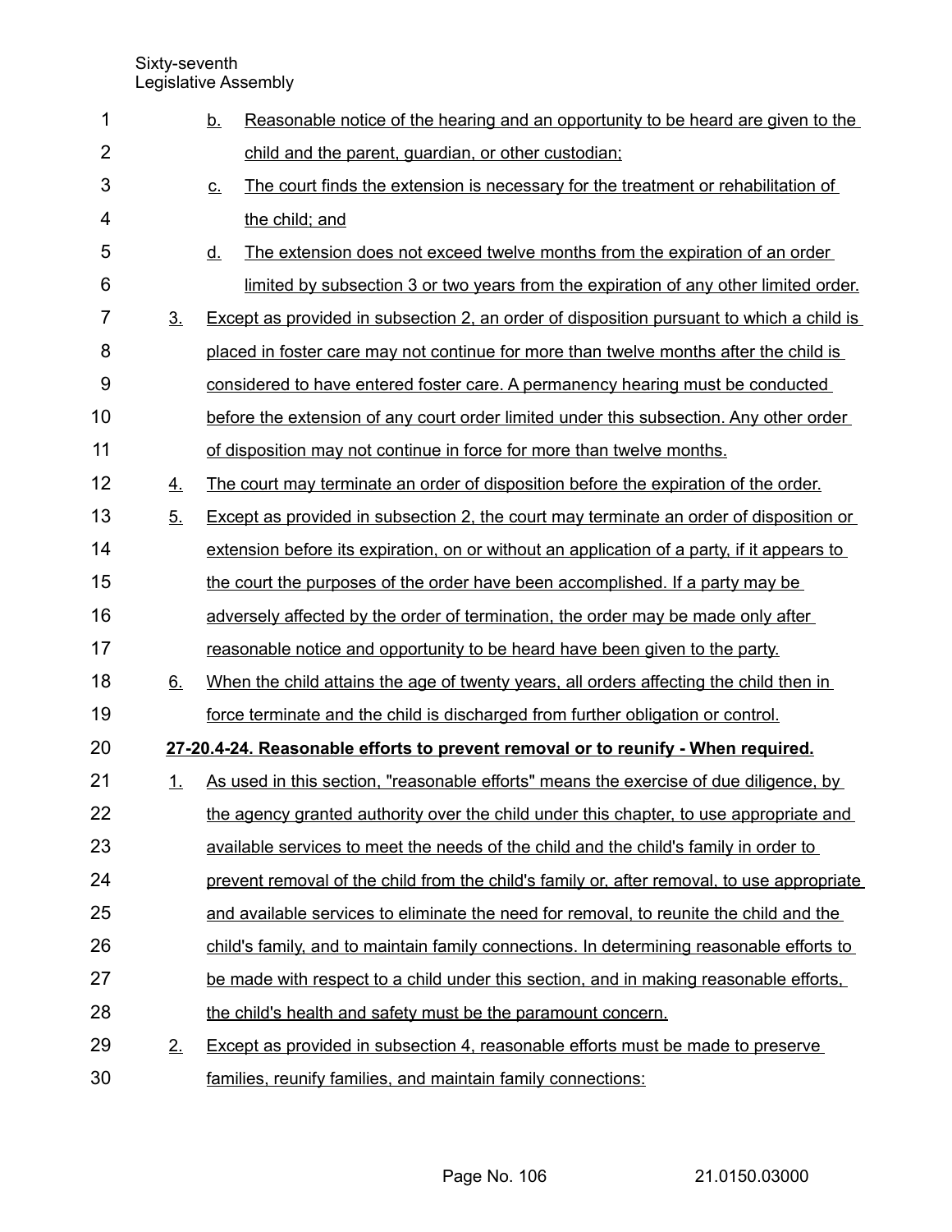b. Reasonable notice of the hearing and an opportunity to be heard are given to the child and the parent, guardian, or other custodian;

c. The court finds the extension is necessary for the treatment or rehabilitation of the child; and

d. The extension does not exceed twelve months from the expiration of an order limited by subsection 3 or two years from the expiration of any other limited order.

3. Except as provided in subsection 2, an order of disposition pursuant to which a child is placed in foster care may not continue for more than twelve months after the child is considered to have entered foster care. A permanency hearing must be conducted before the extension of any court order limited under this subsection. Any other order of disposition may not continue in force for more than twelve months.

4. The court may terminate an order of disposition before the expiration of the order.

5. Except as provided in subsection 2, the court may terminate an order of disposition or extension before its expiration, on or without an application of a party, if it appears to the court the purposes of the order have been accomplished. If a party may be adversely affected by the order of termination, the order may be made only after reasonable notice and opportunity to be heard have been given to the party.

6. When the child attains the age of twenty years, all orders affecting the child then in force terminate and the child is discharged from further obligation or control.

**27-20.4-24. Reasonable efforts to prevent removal or to reunify - When required.**

1. As used in this section, "reasonable efforts" means the exercise of due diligence, by the agency granted authority over the child under this chapter, to use appropriate and available services to meet the needs of the child and the child's family in order to prevent removal of the child from the child's family or, after removal, to use appropriate and available services to eliminate the need for removal, to reunite the child and the child's family, and to maintain family connections. In determining reasonable efforts to be made with respect to a child under this section, and in making reasonable efforts, the child's health and safety must be the paramount concern.

2. Except as provided in subsection 4, reasonable efforts must be made to preserve families, reunify families, and maintain family connections: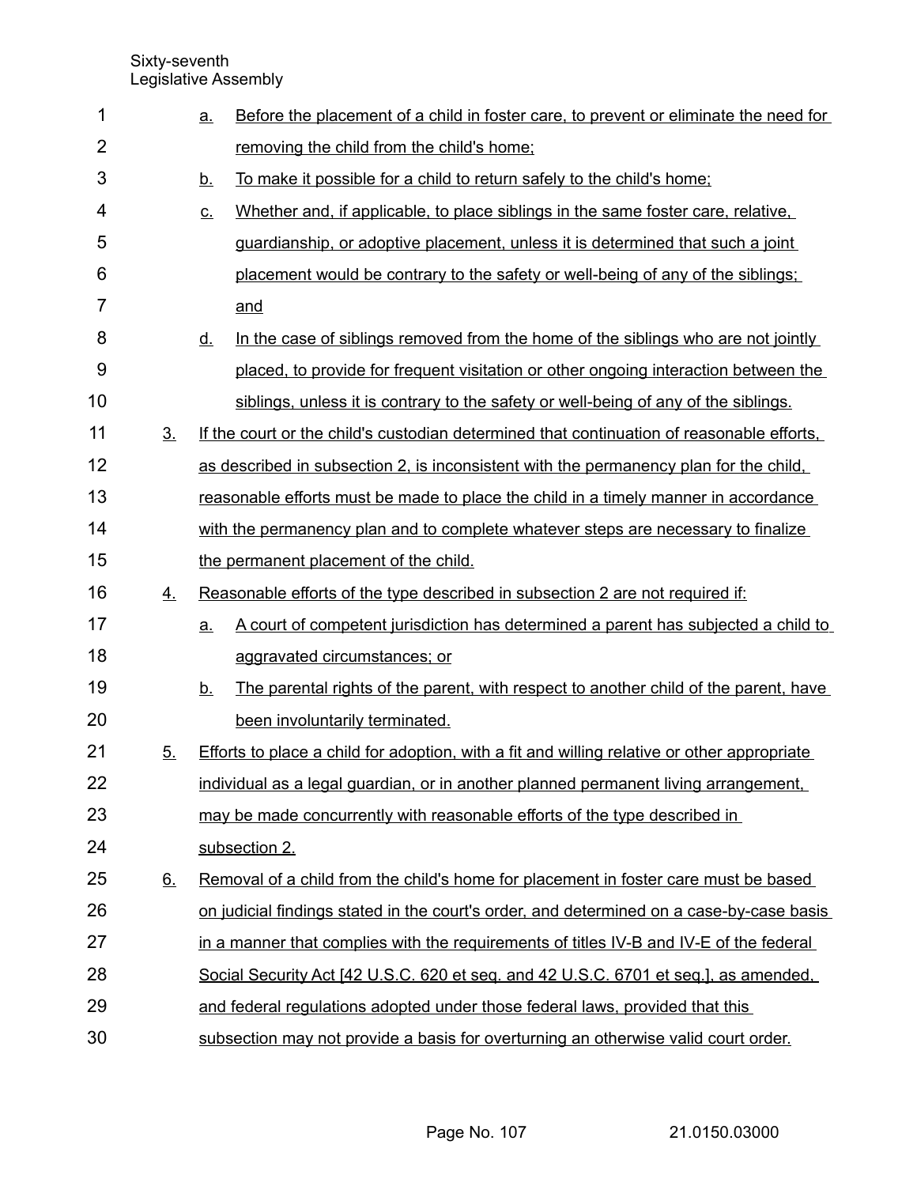a. Before the placement of a child in foster care, to prevent or eliminate the need for removing the child from the child's home;

b. To make it possible for a child to return safely to the child's home;

c. Whether and, if applicable, to place siblings in the same foster care, relative, guardianship, or adoptive placement, unless it is determined that such a joint placement would be contrary to the safety or well-being of any of the siblings; and

d. In the case of siblings removed from the home of the siblings who are not jointly placed, to provide for frequent visitation or other ongoing interaction between the siblings, unless it is contrary to the safety or well-being of any of the siblings.

3. If the court or the child's custodian determined that continuation of reasonable efforts, as described in subsection 2, is inconsistent with the permanency plan for the child, reasonable efforts must be made to place the child in a timely manner in accordance with the permanency plan and to complete whatever steps are necessary to finalize the permanent placement of the child.

4. Reasonable efforts of the type described in subsection 2 are not required if:

a. A court of competent jurisdiction has determined a parent has subjected a child to aggravated circumstances; or

b. The parental rights of the parent, with respect to another child of the parent, have been involuntarily terminated.

5. Efforts to place a child for adoption, with a fit and willing relative or other appropriate individual as a legal guardian, or in another planned permanent living arrangement, may be made concurrently with reasonable efforts of the type described in subsection 2.

6. Removal of a child from the child's home for placement in foster care must be based on judicial findings stated in the court's order, and determined on a case-by-case basis in a manner that complies with the requirements of titles IV-B and IV-E of the federal Social Security Act [42 U.S.C. 620 et seq. and 42 U.S.C. 6701 et seq.], as amended, and federal regulations adopted under those federal laws, provided that this subsection may not provide a basis for overturning an otherwise valid court order.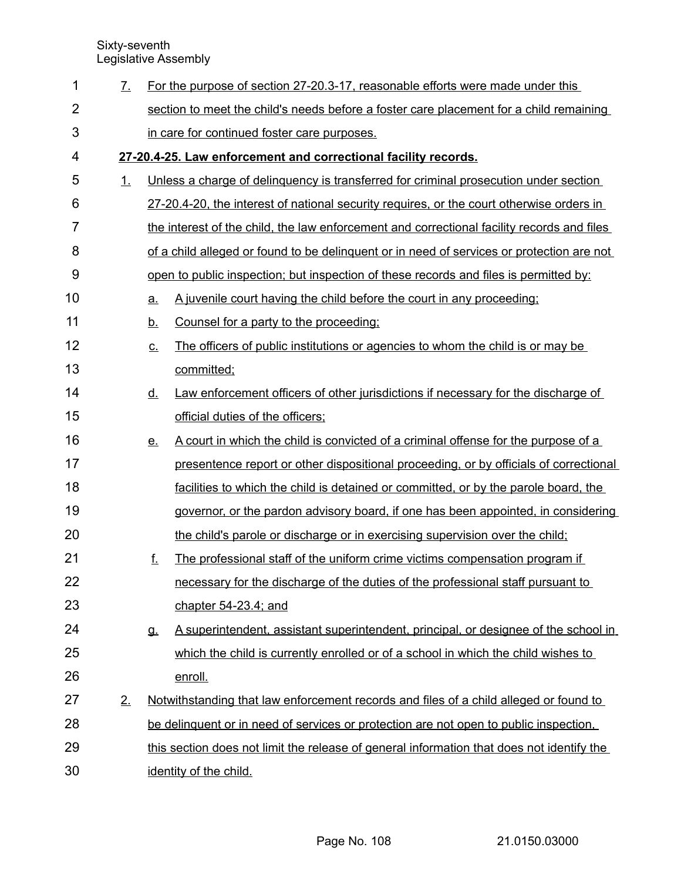7. For the purpose of section 27-20.3-17, reasonable efforts were made under this section to meet the child's needs before a foster care placement for a child remaining in care for continued foster care purposes.

**27-20.4-25. Law enforcement and correctional facility records.**

1. Unless a charge of delinquency is transferred for criminal prosecution under section 27-20.4-20, the interest of national security requires, or the court otherwise orders in the interest of the child, the law enforcement and correctional facility records and files of a child alleged or found to be delinquent or in need of services or protection are not open to public inspection; but inspection of these records and files is permitted by:
   a. A juvenile court having the child before the court in any proceeding;
   b. Counsel for a party to the proceeding;
   c. The officers of public institutions or agencies to whom the child is or may be committed;
   d. Law enforcement officers of other jurisdictions if necessary for the discharge of official duties of the officers;
   e. A court in which the child is convicted of a criminal offense for the purpose of a presentence report or other dispositional proceeding, or by officials of correctional facilities to which the child is detained or committed, or by the parole board, the governor, or the pardon advisory board, if one has been appointed, in considering the child's parole or discharge or in exercising supervision over the child;
   f. The professional staff of the uniform crime victims compensation program if necessary for the discharge of the duties of the professional staff pursuant to chapter 54-23.4; and
   g. A superintendent, assistant superintendent, principal, or designee of the school in which the child is currently enrolled or of a school in which the child wishes to enroll.
2. Notwithstanding that law enforcement records and files of a child alleged or found to be delinquent or in need of services or protection are not open to public inspection, this section does not limit the release of general information that does not identify the identity of the child.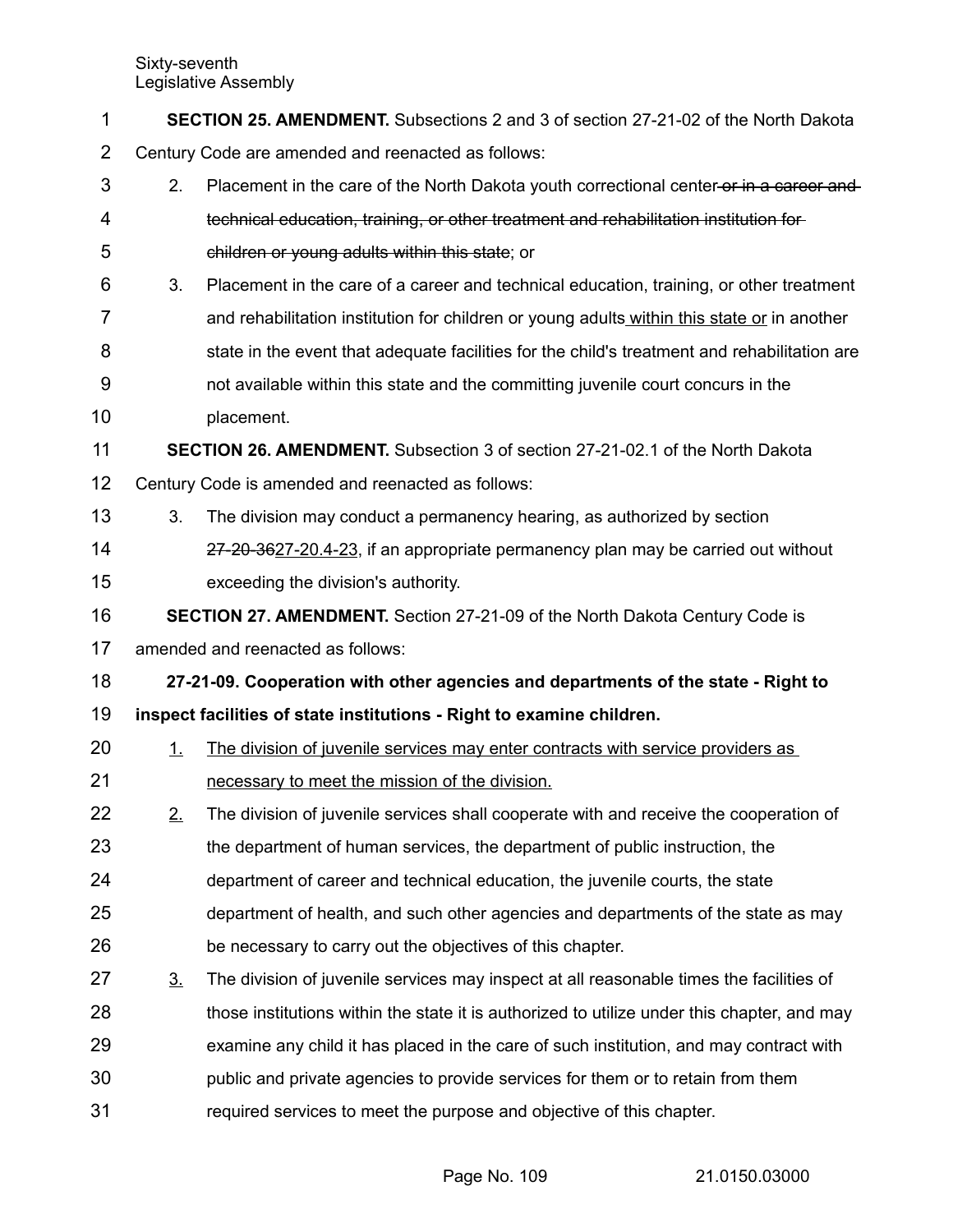**SECTION 25. AMENDMENT.** Subsections 2 and 3 of section 27-21-02 of the North Dakota Century Code are amended and reenacted as follows:

2. Placement in the care of the North Dakota youth correctional center ~~or in a career and technical education, training, or other treatment and rehabilitation institution for children or young adults within this state~~; or

3. Placement in the care of a career and technical education, training, or other treatment and rehabilitation institution for children or young adults <u>within this state or</u> in another state in the event that adequate facilities for the child's treatment and rehabilitation are not available within this state and the committing juvenile court concurs in the placement.

**SECTION 26. AMENDMENT.** Subsection 3 of section 27-21-02.1 of the North Dakota Century Code is amended and reenacted as follows:

3. The division may conduct a permanency hearing, as authorized by section ~~27-20-36~~<u>27-20.4-23</u>, if an appropriate permanency plan may be carried out without exceeding the division's authority.

**SECTION 27. AMENDMENT.** Section 27-21-09 of the North Dakota Century Code is amended and reenacted as follows:

**27-21-09. Cooperation with other agencies and departments of the state - Right to inspect facilities of state institutions - Right to examine children.**

<u>1.</u> <u>The division of juvenile services may enter contracts with service providers as necessary to meet the mission of the division.</u>

<u>2.</u> The division of juvenile services shall cooperate with and receive the cooperation of the department of human services, the department of public instruction, the department of career and technical education, the juvenile courts, the state department of health, and such other agencies and departments of the state as may be necessary to carry out the objectives of this chapter.

<u>3.</u> The division of juvenile services may inspect at all reasonable times the facilities of those institutions within the state it is authorized to utilize under this chapter, and may examine any child it has placed in the care of such institution, and may contract with public and private agencies to provide services for them or to retain from them required services to meet the purpose and objective of this chapter.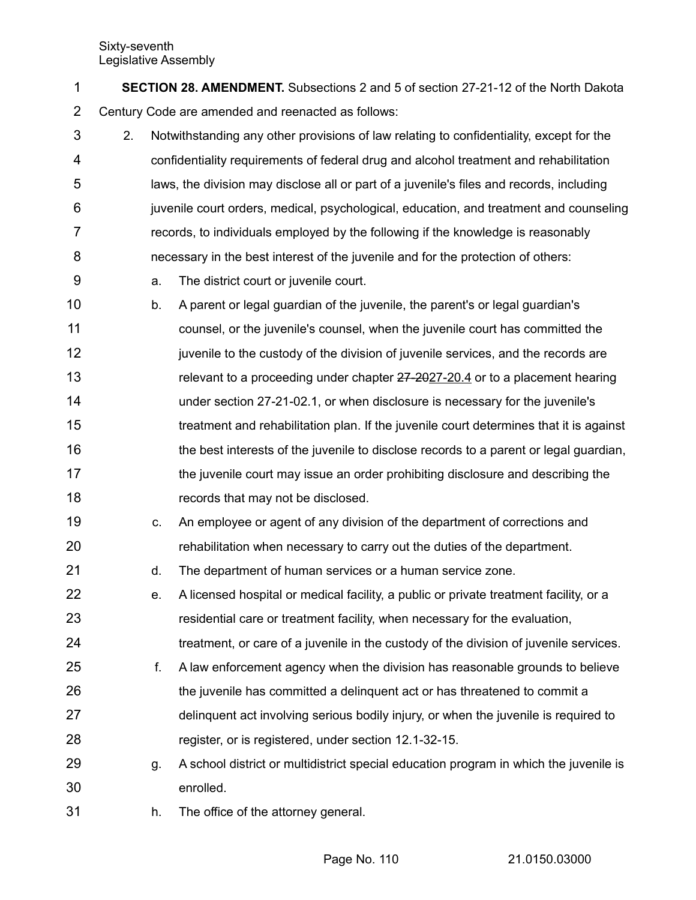**SECTION 28. AMENDMENT.** Subsections 2 and 5 of section 27-21-12 of the North Dakota Century Code are amended and reenacted as follows:

2. Notwithstanding any other provisions of law relating to confidentiality, except for the confidentiality requirements of federal drug and alcohol treatment and rehabilitation laws, the division may disclose all or part of a juvenile's files and records, including juvenile court orders, medical, psychological, education, and treatment and counseling records, to individuals employed by the following if the knowledge is reasonably necessary in the best interest of the juvenile and for the protection of others:

   a. The district court or juvenile court.

   b. A parent or legal guardian of the juvenile, the parent's or legal guardian's counsel, or the juvenile's counsel, when the juvenile court has committed the juvenile to the custody of the division of juvenile services, and the records are relevant to a proceeding under chapter ~~27-20~~27-20.4 or to a placement hearing under section 27-21-02.1, or when disclosure is necessary for the juvenile's treatment and rehabilitation plan. If the juvenile court determines that it is against the best interests of the juvenile to disclose records to a parent or legal guardian, the juvenile court may issue an order prohibiting disclosure and describing the records that may not be disclosed.

   c. An employee or agent of any division of the department of corrections and rehabilitation when necessary to carry out the duties of the department.

   d. The department of human services or a human service zone.

   e. A licensed hospital or medical facility, a public or private treatment facility, or a residential care or treatment facility, when necessary for the evaluation, treatment, or care of a juvenile in the custody of the division of juvenile services.

   f. A law enforcement agency when the division has reasonable grounds to believe the juvenile has committed a delinquent act or has threatened to commit a delinquent act involving serious bodily injury, or when the juvenile is required to register, or is registered, under section 12.1-32-15.

   g. A school district or multidistrict special education program in which the juvenile is enrolled.

   h. The office of the attorney general.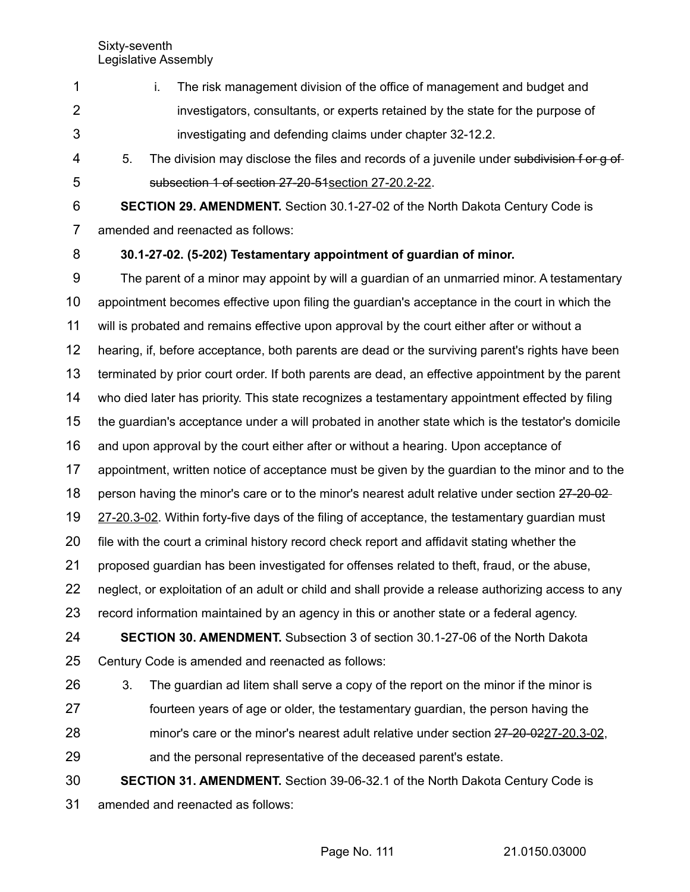i. The risk management division of the office of management and budget and investigators, consultants, or experts retained by the state for the purpose of investigating and defending claims under chapter 32-12.2.

5. The division may disclose the files and records of a juvenile under ~~subdivision f or g of subsection 1 of section 27-20-51~~section 27-20.2-22.

**SECTION 29. AMENDMENT.** Section 30.1-27-02 of the North Dakota Century Code is amended and reenacted as follows:

**30.1-27-02. (5-202) Testamentary appointment of guardian of minor.**

The parent of a minor may appoint by will a guardian of an unmarried minor. A testamentary appointment becomes effective upon filing the guardian's acceptance in the court in which the will is probated and remains effective upon approval by the court either after or without a hearing, if, before acceptance, both parents are dead or the surviving parent's rights have been terminated by prior court order. If both parents are dead, an effective appointment by the parent who died later has priority. This state recognizes a testamentary appointment effected by filing the guardian's acceptance under a will probated in another state which is the testator's domicile and upon approval by the court either after or without a hearing. Upon acceptance of appointment, written notice of acceptance must be given by the guardian to the minor and to the person having the minor's care or to the minor's nearest adult relative under section ~~27-20-02~~ 27-20.3-02. Within forty-five days of the filing of acceptance, the testamentary guardian must file with the court a criminal history record check report and affidavit stating whether the proposed guardian has been investigated for offenses related to theft, fraud, or the abuse, neglect, or exploitation of an adult or child and shall provide a release authorizing access to any record information maintained by an agency in this or another state or a federal agency.

**SECTION 30. AMENDMENT.** Subsection 3 of section 30.1-27-06 of the North Dakota Century Code is amended and reenacted as follows:

3. The guardian ad litem shall serve a copy of the report on the minor if the minor is fourteen years of age or older, the testamentary guardian, the person having the minor's care or the minor's nearest adult relative under section ~~27-20-02~~27-20.3-02, and the personal representative of the deceased parent's estate.

**SECTION 31. AMENDMENT.** Section 39-06-32.1 of the North Dakota Century Code is amended and reenacted as follows: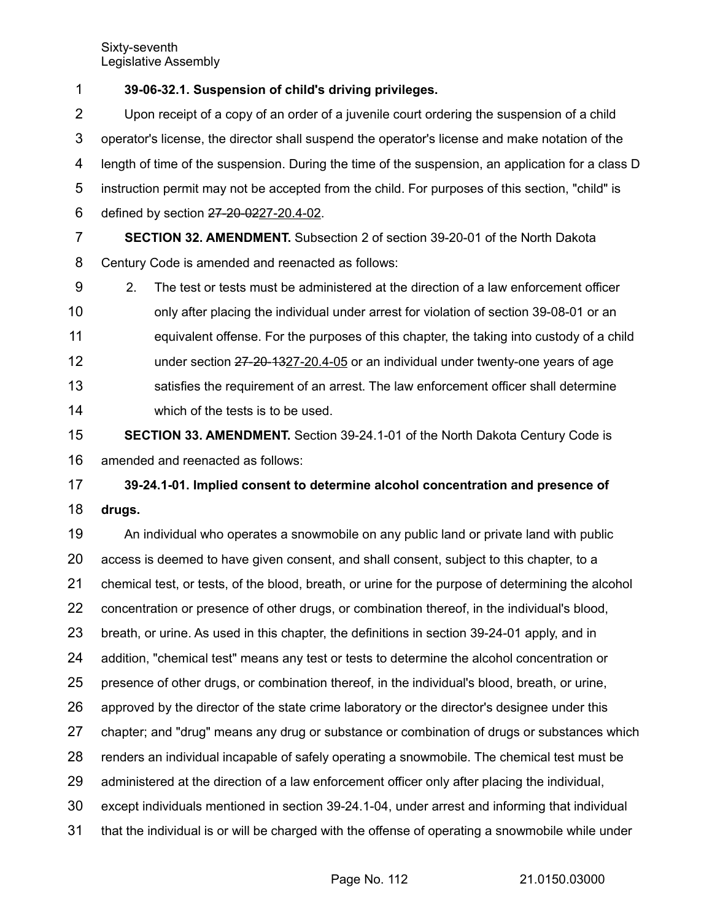**39-06-32.1. Suspension of child's driving privileges.**

Upon receipt of a copy of an order of a juvenile court ordering the suspension of a child operator's license, the director shall suspend the operator's license and make notation of the length of time of the suspension. During the time of the suspension, an application for a class D instruction permit may not be accepted from the child. For purposes of this section, "child" is defined by section ~~27-20-02~~27-20.4-02.

**SECTION 32. AMENDMENT.** Subsection 2 of section 39-20-01 of the North Dakota Century Code is amended and reenacted as follows:

2. The test or tests must be administered at the direction of a law enforcement officer only after placing the individual under arrest for violation of section 39-08-01 or an equivalent offense. For the purposes of this chapter, the taking into custody of a child under section ~~27-20-13~~27-20.4-05 or an individual under twenty-one years of age satisfies the requirement of an arrest. The law enforcement officer shall determine which of the tests is to be used.

**SECTION 33. AMENDMENT.** Section 39-24.1-01 of the North Dakota Century Code is amended and reenacted as follows:

**39-24.1-01. Implied consent to determine alcohol concentration and presence of drugs.**

An individual who operates a snowmobile on any public land or private land with public access is deemed to have given consent, and shall consent, subject to this chapter, to a chemical test, or tests, of the blood, breath, or urine for the purpose of determining the alcohol concentration or presence of other drugs, or combination thereof, in the individual's blood, breath, or urine. As used in this chapter, the definitions in section 39-24-01 apply, and in addition, "chemical test" means any test or tests to determine the alcohol concentration or presence of other drugs, or combination thereof, in the individual's blood, breath, or urine, approved by the director of the state crime laboratory or the director's designee under this chapter; and "drug" means any drug or substance or combination of drugs or substances which renders an individual incapable of safely operating a snowmobile. The chemical test must be administered at the direction of a law enforcement officer only after placing the individual, except individuals mentioned in section 39-24.1-04, under arrest and informing that individual that the individual is or will be charged with the offense of operating a snowmobile while under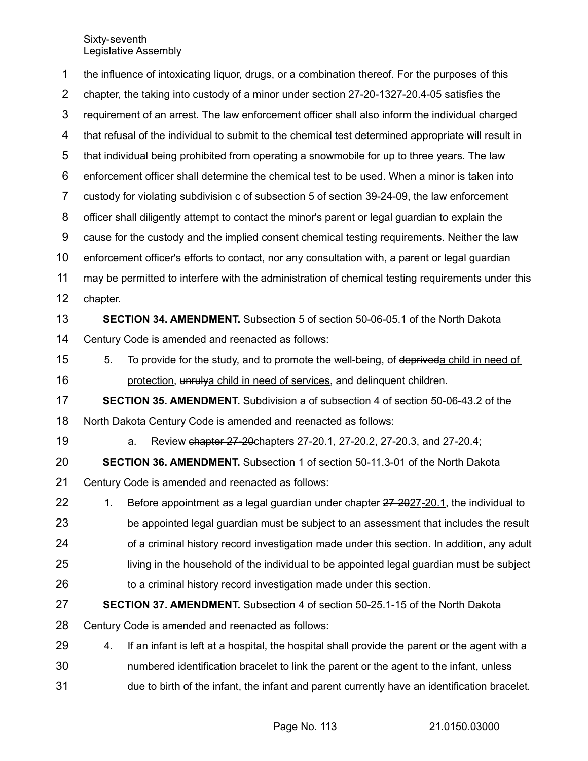the influence of intoxicating liquor, drugs, or a combination thereof. For the purposes of this chapter, the taking into custody of a minor under section ~~27-20-13~~<u>27-20.4-05</u> satisfies the requirement of an arrest. The law enforcement officer shall also inform the individual charged that refusal of the individual to submit to the chemical test determined appropriate will result in that individual being prohibited from operating a snowmobile for up to three years. The law enforcement officer shall determine the chemical test to be used. When a minor is taken into custody for violating subdivision c of subsection 5 of section 39-24-09, the law enforcement officer shall diligently attempt to contact the minor's parent or legal guardian to explain the cause for the custody and the implied consent chemical testing requirements. Neither the law enforcement officer's efforts to contact, nor any consultation with, a parent or legal guardian may be permitted to interfere with the administration of chemical testing requirements under this chapter.

**SECTION 34. AMENDMENT.** Subsection 5 of section 50-06-05.1 of the North Dakota Century Code is amended and reenacted as follows:

5. To provide for the study, and to promote the well-being, of ~~deprived~~<u>a child in need of protection</u>, ~~unruly~~<u>a child in need of services</u>, and delinquent children.

**SECTION 35. AMENDMENT.** Subdivision a of subsection 4 of section 50-06-43.2 of the North Dakota Century Code is amended and reenacted as follows:

a. Review ~~chapter 27-20~~<u>chapters 27-20.1, 27-20.2, 27-20.3, and 27-20.4</u>;

**SECTION 36. AMENDMENT.** Subsection 1 of section 50-11.3-01 of the North Dakota Century Code is amended and reenacted as follows:

1. Before appointment as a legal guardian under chapter ~~27-20~~<u>27-20.1</u>, the individual to be appointed legal guardian must be subject to an assessment that includes the result of a criminal history record investigation made under this section. In addition, any adult living in the household of the individual to be appointed legal guardian must be subject to a criminal history record investigation made under this section.

**SECTION 37. AMENDMENT.** Subsection 4 of section 50-25.1-15 of the North Dakota Century Code is amended and reenacted as follows:

4. If an infant is left at a hospital, the hospital shall provide the parent or the agent with a numbered identification bracelet to link the parent or the agent to the infant, unless due to birth of the infant, the infant and parent currently have an identification bracelet.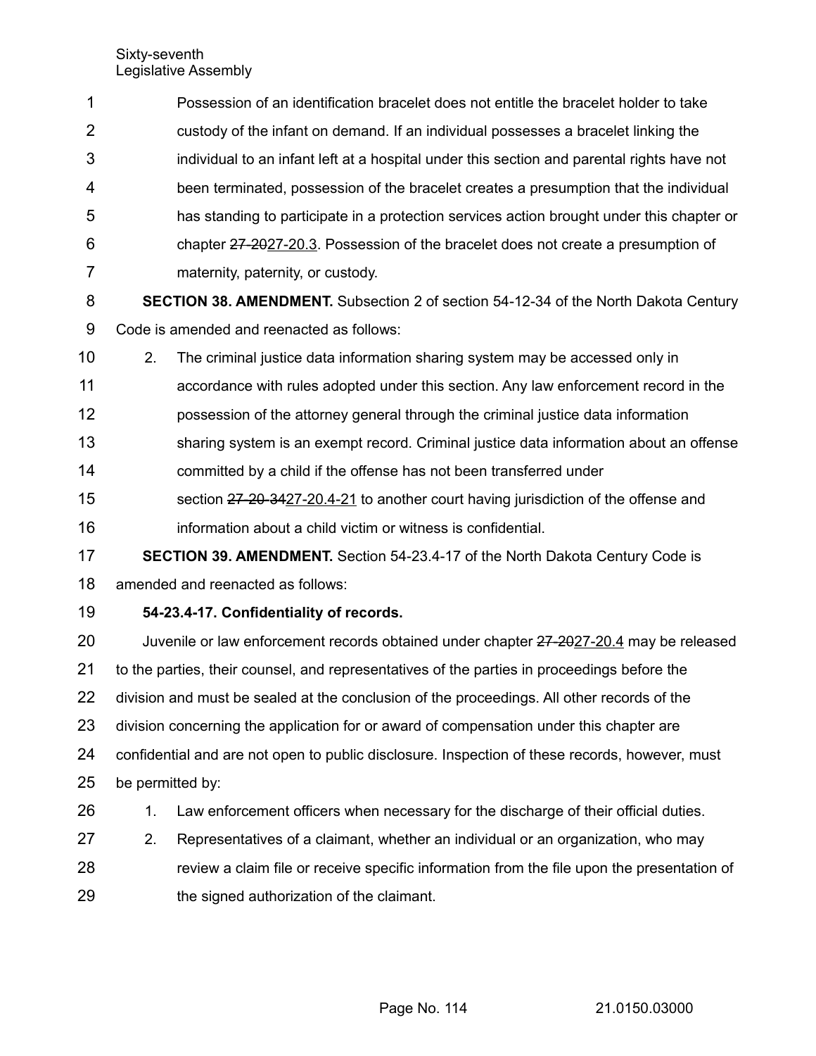Possession of an identification bracelet does not entitle the bracelet holder to take custody of the infant on demand. If an individual possesses a bracelet linking the individual to an infant left at a hospital under this section and parental rights have not been terminated, possession of the bracelet creates a presumption that the individual has standing to participate in a protection services action brought under this chapter or chapter ~~27-20~~27-20.3. Possession of the bracelet does not create a presumption of maternity, paternity, or custody.

**SECTION 38. AMENDMENT.** Subsection 2 of section 54-12-34 of the North Dakota Century Code is amended and reenacted as follows:

2. The criminal justice data information sharing system may be accessed only in accordance with rules adopted under this section. Any law enforcement record in the possession of the attorney general through the criminal justice data information sharing system is an exempt record. Criminal justice data information about an offense committed by a child if the offense has not been transferred under section ~~27-20-34~~27-20.4-21 to another court having jurisdiction of the offense and information about a child victim or witness is confidential.

**SECTION 39. AMENDMENT.** Section 54-23.4-17 of the North Dakota Century Code is amended and reenacted as follows:

**54-23.4-17. Confidentiality of records.**

Juvenile or law enforcement records obtained under chapter ~~27-20~~27-20.4 may be released to the parties, their counsel, and representatives of the parties in proceedings before the division and must be sealed at the conclusion of the proceedings. All other records of the division concerning the application for or award of compensation under this chapter are confidential and are not open to public disclosure. Inspection of these records, however, must be permitted by:

1. Law enforcement officers when necessary for the discharge of their official duties.
2. Representatives of a claimant, whether an individual or an organization, who may review a claim file or receive specific information from the file upon the presentation of the signed authorization of the claimant.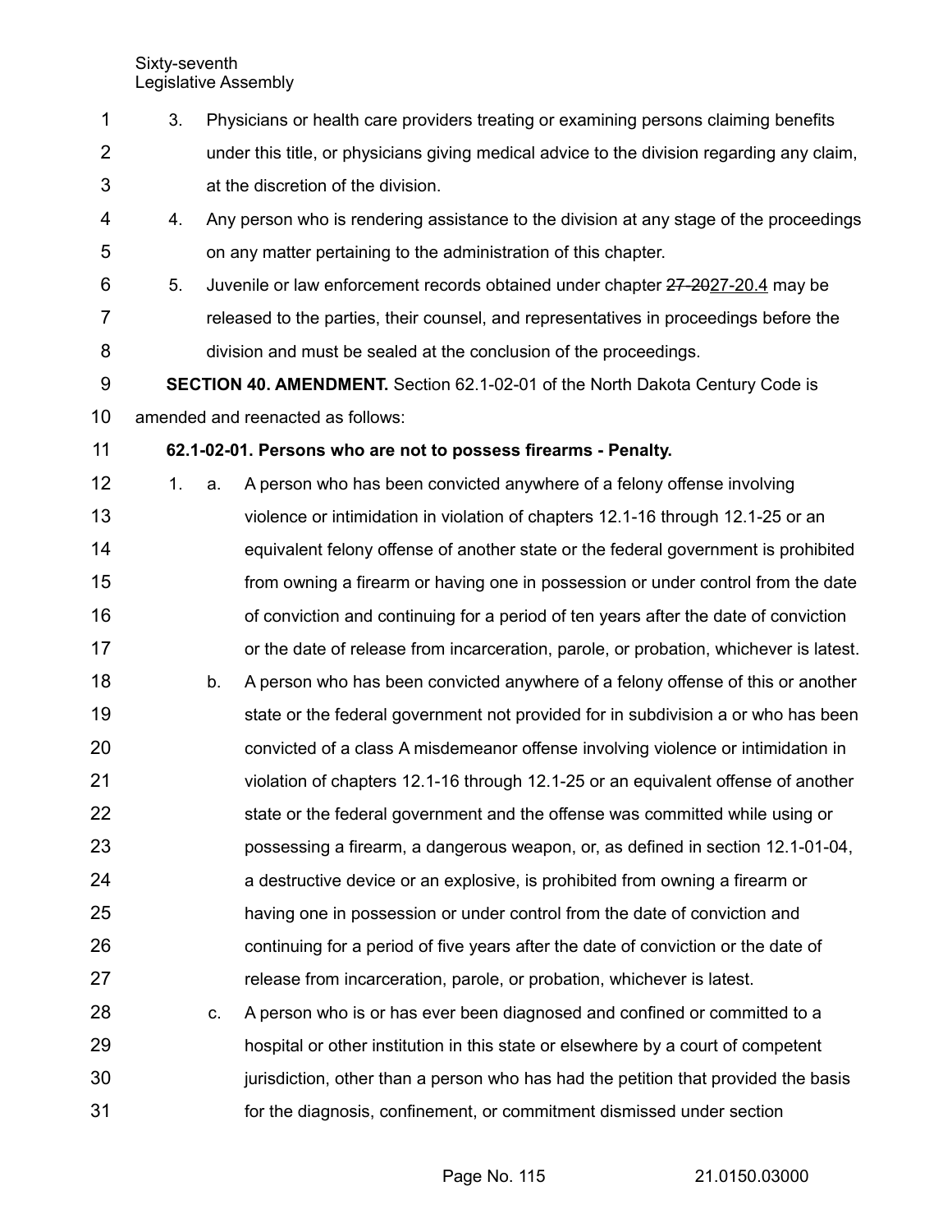3. Physicians or health care providers treating or examining persons claiming benefits under this title, or physicians giving medical advice to the division regarding any claim, at the discretion of the division.

4. Any person who is rendering assistance to the division at any stage of the proceedings on any matter pertaining to the administration of this chapter.

5. Juvenile or law enforcement records obtained under chapter ~~27-20~~27-20.4 may be released to the parties, their counsel, and representatives in proceedings before the division and must be sealed at the conclusion of the proceedings.

**SECTION 40. AMENDMENT.** Section 62.1-02-01 of the North Dakota Century Code is amended and reenacted as follows:

**62.1-02-01. Persons who are not to possess firearms - Penalty.**

1. a. A person who has been convicted anywhere of a felony offense involving violence or intimidation in violation of chapters 12.1-16 through 12.1-25 or an equivalent felony offense of another state or the federal government is prohibited from owning a firearm or having one in possession or under control from the date of conviction and continuing for a period of ten years after the date of conviction or the date of release from incarceration, parole, or probation, whichever is latest.

   b. A person who has been convicted anywhere of a felony offense of this or another state or the federal government not provided for in subdivision a or who has been convicted of a class A misdemeanor offense involving violence or intimidation in violation of chapters 12.1-16 through 12.1-25 or an equivalent offense of another state or the federal government and the offense was committed while using or possessing a firearm, a dangerous weapon, or, as defined in section 12.1-01-04, a destructive device or an explosive, is prohibited from owning a firearm or having one in possession or under control from the date of conviction and continuing for a period of five years after the date of conviction or the date of release from incarceration, parole, or probation, whichever is latest.

   c. A person who is or has ever been diagnosed and confined or committed to a hospital or other institution in this state or elsewhere by a court of competent jurisdiction, other than a person who has had the petition that provided the basis for the diagnosis, confinement, or commitment dismissed under section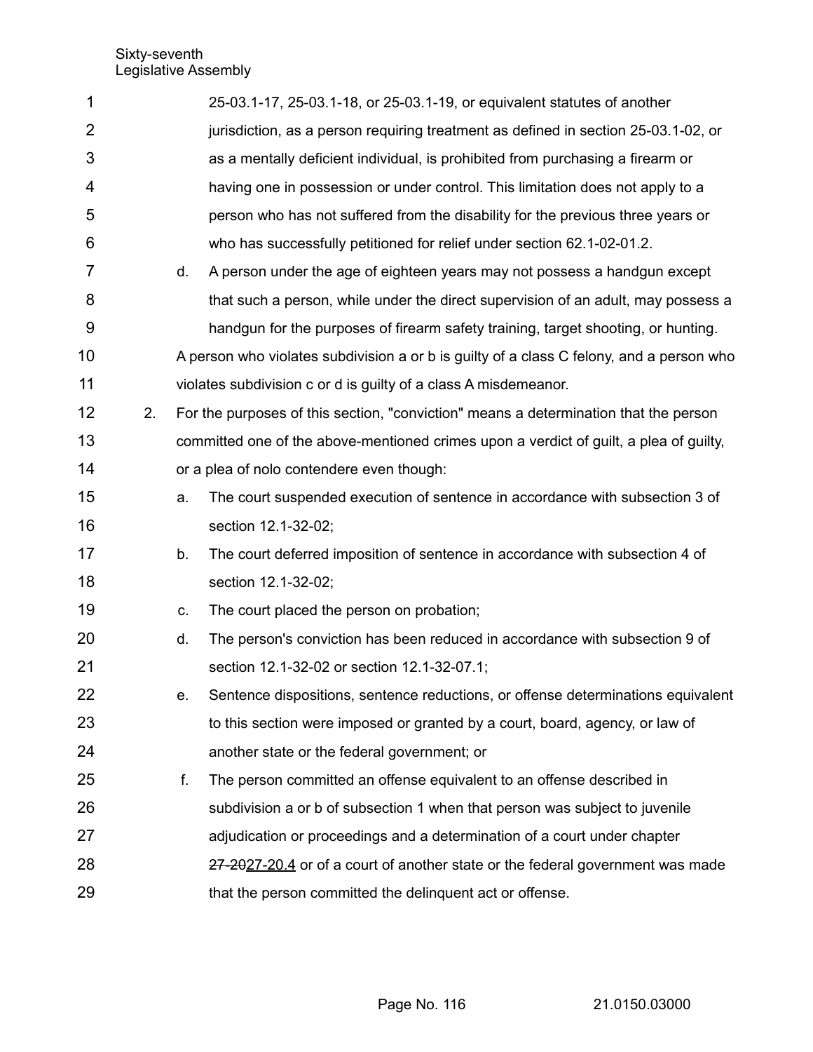25-03.1-17, 25-03.1-18, or 25-03.1-19, or equivalent statutes of another jurisdiction, as a person requiring treatment as defined in section 25-03.1-02, or as a mentally deficient individual, is prohibited from purchasing a firearm or having one in possession or under control. This limitation does not apply to a person who has not suffered from the disability for the previous three years or who has successfully petitioned for relief under section 62.1-02-01.2.

d. A person under the age of eighteen years may not possess a handgun except that such a person, while under the direct supervision of an adult, may possess a handgun for the purposes of firearm safety training, target shooting, or hunting.

A person who violates subdivision a or b is guilty of a class C felony, and a person who violates subdivision c or d is guilty of a class A misdemeanor.

2. For the purposes of this section, "conviction" means a determination that the person committed one of the above-mentioned crimes upon a verdict of guilt, a plea of guilty, or a plea of nolo contendere even though:

   a. The court suspended execution of sentence in accordance with subsection 3 of section 12.1-32-02;

   b. The court deferred imposition of sentence in accordance with subsection 4 of section 12.1-32-02;

   c. The court placed the person on probation;

   d. The person's conviction has been reduced in accordance with subsection 9 of section 12.1-32-02 or section 12.1-32-07.1;

   e. Sentence dispositions, sentence reductions, or offense determinations equivalent to this section were imposed or granted by a court, board, agency, or law of another state or the federal government; or

   f. The person committed an offense equivalent to an offense described in subdivision a or b of subsection 1 when that person was subject to juvenile adjudication or proceedings and a determination of a court under chapter ~~27-20~~27-20.4 or of a court of another state or the federal government was made that the person committed the delinquent act or offense.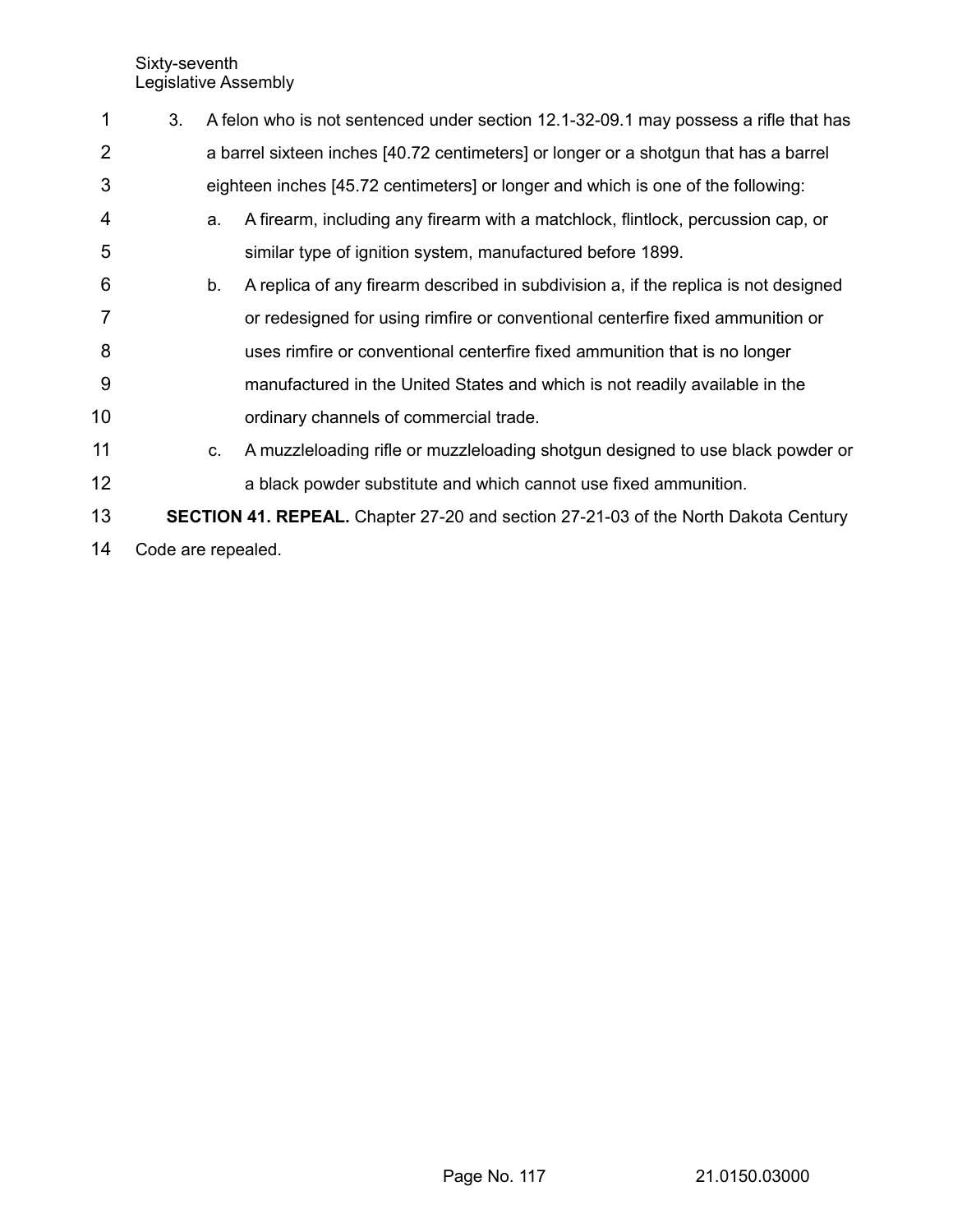3. A felon who is not sentenced under section 12.1-32-09.1 may possess a rifle that has a barrel sixteen inches [40.72 centimeters] or longer or a shotgun that has a barrel eighteen inches [45.72 centimeters] or longer and which is one of the following:

   a. A firearm, including any firearm with a matchlock, flintlock, percussion cap, or similar type of ignition system, manufactured before 1899.

   b. A replica of any firearm described in subdivision a, if the replica is not designed or redesigned for using rimfire or conventional centerfire fixed ammunition or uses rimfire or conventional centerfire fixed ammunition that is no longer manufactured in the United States and which is not readily available in the ordinary channels of commercial trade.

   c. A muzzleloading rifle or muzzleloading shotgun designed to use black powder or a black powder substitute and which cannot use fixed ammunition.

**SECTION 41. REPEAL.** Chapter 27-20 and section 27-21-03 of the North Dakota Century Code are repealed.